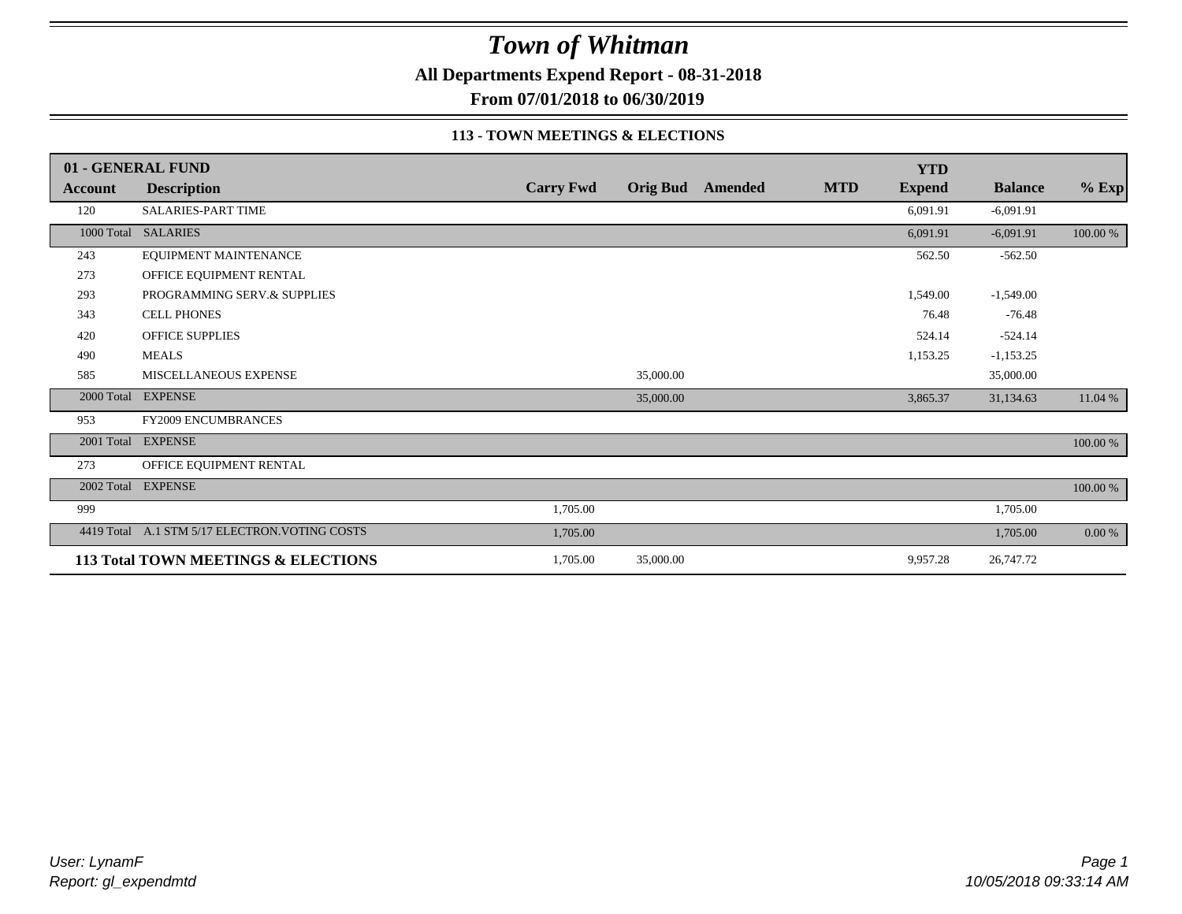# Town of Whitman

**All Departments Expend Report - 08-31-2018**

**From 07/01/2018 to 06/30/2019**

**113 - TOWN MEETINGS & ELECTIONS**

| 01 - GENERAL FUND | | | | | | YTD | | |
|---|---|---|---|---|---|---|---|---|
| **Account** | **Description** | **Carry Fwd** | **Orig Bud** | **Amended** | **MTD** | **Expend** | **Balance** | **% Exp** |
| 120 | SALARIES-PART TIME | | | | | 6,091.91 | -6,091.91 | |
| 1000 Total | SALARIES | | | | | 6,091.91 | -6,091.91 | 100.00 % |
| 243 | EQUIPMENT MAINTENANCE | | | | | 562.50 | -562.50 | |
| 273 | OFFICE EQUIPMENT RENTAL | | | | | | | |
| 293 | PROGRAMMING SERV.& SUPPLIES | | | | | 1,549.00 | -1,549.00 | |
| 343 | CELL PHONES | | | | | 76.48 | -76.48 | |
| 420 | OFFICE SUPPLIES | | | | | 524.14 | -524.14 | |
| 490 | MEALS | | | | | 1,153.25 | -1,153.25 | |
| 585 | MISCELLANEOUS EXPENSE | | 35,000.00 | | | | 35,000.00 | |
| 2000 Total | EXPENSE | | 35,000.00 | | | 3,865.37 | 31,134.63 | 11.04 % |
| 953 | FY2009 ENCUMBRANCES | | | | | | | |
| 2001 Total | EXPENSE | | | | | | | 100.00 % |
| 273 | OFFICE EQUIPMENT RENTAL | | | | | | | |
| 2002 Total | EXPENSE | | | | | | | 100.00 % |
| 999 | | 1,705.00 | | | | | 1,705.00 | |
| 4419 Total | A.1 STM 5/17 ELECTRON.VOTING COSTS | 1,705.00 | | | | | 1,705.00 | 0.00 % |
| **113 Total TOWN MEETINGS & ELECTIONS** | | 1,705.00 | 35,000.00 | | | 9,957.28 | 26,747.72 | |

*User: LynamF*
*Report: gl_expendmtd*

*10/05/2018 09:33:14 AM*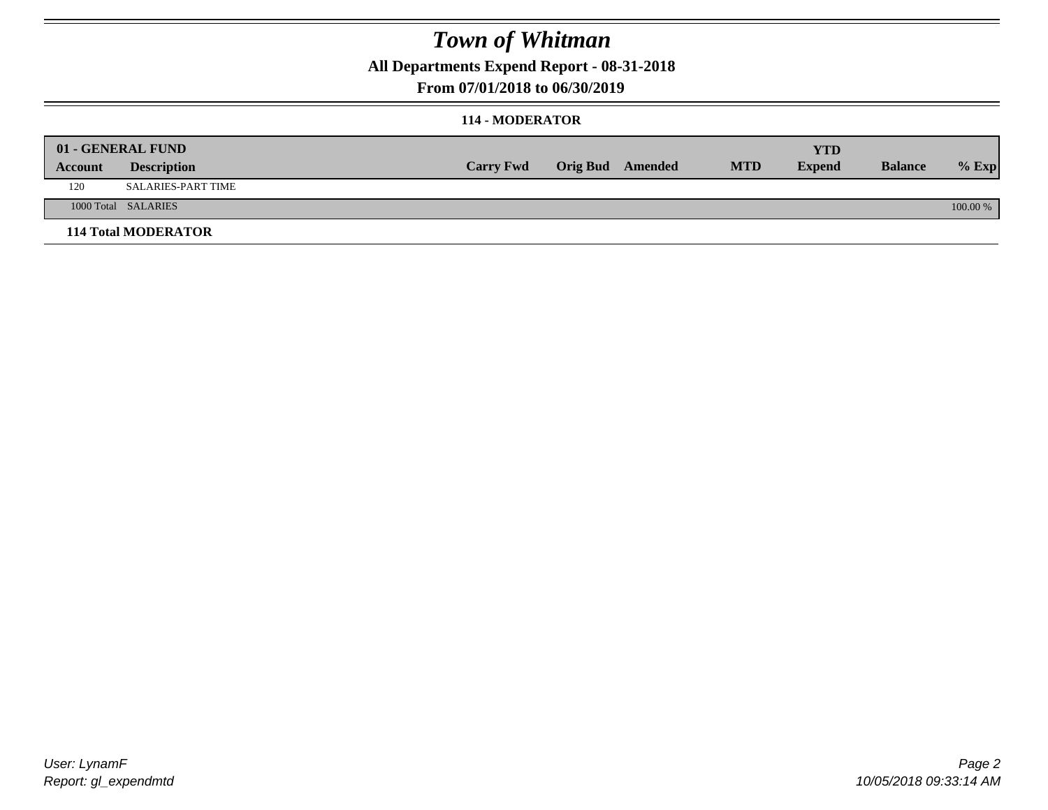# Town of Whitman

**All Departments Expend Report - 08-31-2018**

**From 07/01/2018 to 06/30/2019**

### 114 - MODERATOR

| 01 - GENERAL FUND | | | | | | YTD | | |
|---|---|---|---|---|---|---|---|---|
| **Account** | **Description** | **Carry Fwd** | **Orig Bud** | **Amended** | **MTD** | **Expend** | **Balance** | **% Exp** |
| 120 | SALARIES-PART TIME | | | | | | | |
| 1000 Total | SALARIES | | | | | | | 100.00 % |
| **114 Total MODERATOR** | | | | | | | | |

*User: LynamF*
*Report: gl_expendmtd*

*10/05/2018 09:33:14 AM*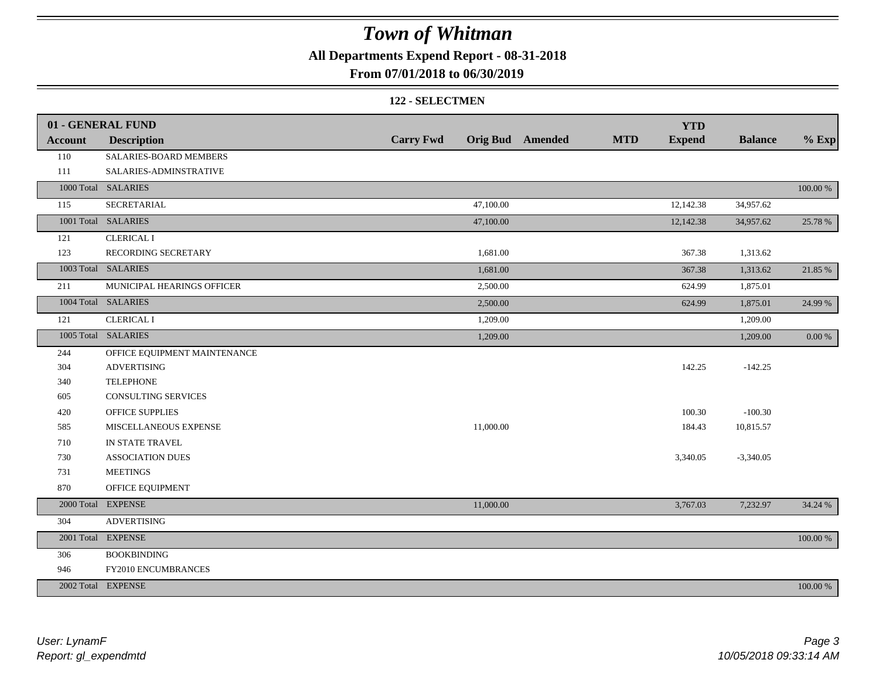# Town of Whitman

**All Departments Expend Report - 08-31-2018**

**From 07/01/2018 to 06/30/2019**

**122 - SELECTMEN**

| 01 - GENERAL FUND | | | | | | | | |
|---|---|---|---|---|---|---|---|---|
| **Account** | **Description** | **Carry Fwd** | **Orig Bud** | **Amended** | **MTD** | **YTD Expend** | **Balance** | **% Exp** |
| 110 | SALARIES-BOARD MEMBERS | | | | | | | |
| 111 | SALARIES-ADMINSTRATIVE | | | | | | | |
| 1000 Total | SALARIES | | | | | | | 100.00 % |
| 115 | SECRETARIAL | | 47,100.00 | | | 12,142.38 | 34,957.62 | |
| 1001 Total | SALARIES | | 47,100.00 | | | 12,142.38 | 34,957.62 | 25.78 % |
| 121 | CLERICAL I | | | | | | | |
| 123 | RECORDING SECRETARY | | 1,681.00 | | | 367.38 | 1,313.62 | |
| 1003 Total | SALARIES | | 1,681.00 | | | 367.38 | 1,313.62 | 21.85 % |
| 211 | MUNICIPAL HEARINGS OFFICER | | 2,500.00 | | | 624.99 | 1,875.01 | |
| 1004 Total | SALARIES | | 2,500.00 | | | 624.99 | 1,875.01 | 24.99 % |
| 121 | CLERICAL I | | 1,209.00 | | | | 1,209.00 | |
| 1005 Total | SALARIES | | 1,209.00 | | | | 1,209.00 | 0.00 % |
| 244 | OFFICE EQUIPMENT MAINTENANCE | | | | | | | |
| 304 | ADVERTISING | | | | | 142.25 | -142.25 | |
| 340 | TELEPHONE | | | | | | | |
| 605 | CONSULTING SERVICES | | | | | | | |
| 420 | OFFICE SUPPLIES | | | | | 100.30 | -100.30 | |
| 585 | MISCELLANEOUS EXPENSE | | 11,000.00 | | | 184.43 | 10,815.57 | |
| 710 | IN STATE TRAVEL | | | | | | | |
| 730 | ASSOCIATION DUES | | | | | 3,340.05 | -3,340.05 | |
| 731 | MEETINGS | | | | | | | |
| 870 | OFFICE EQUIPMENT | | | | | | | |
| 2000 Total | EXPENSE | | 11,000.00 | | | 3,767.03 | 7,232.97 | 34.24 % |
| 304 | ADVERTISING | | | | | | | |
| 2001 Total | EXPENSE | | | | | | | 100.00 % |
| 306 | BOOKBINDING | | | | | | | |
| 946 | FY2010 ENCUMBRANCES | | | | | | | |
| 2002 Total | EXPENSE | | | | | | | 100.00 % |

*User: LynamF*
*Report: gl_expendmtd*

*10/05/2018 09:33:14 AM*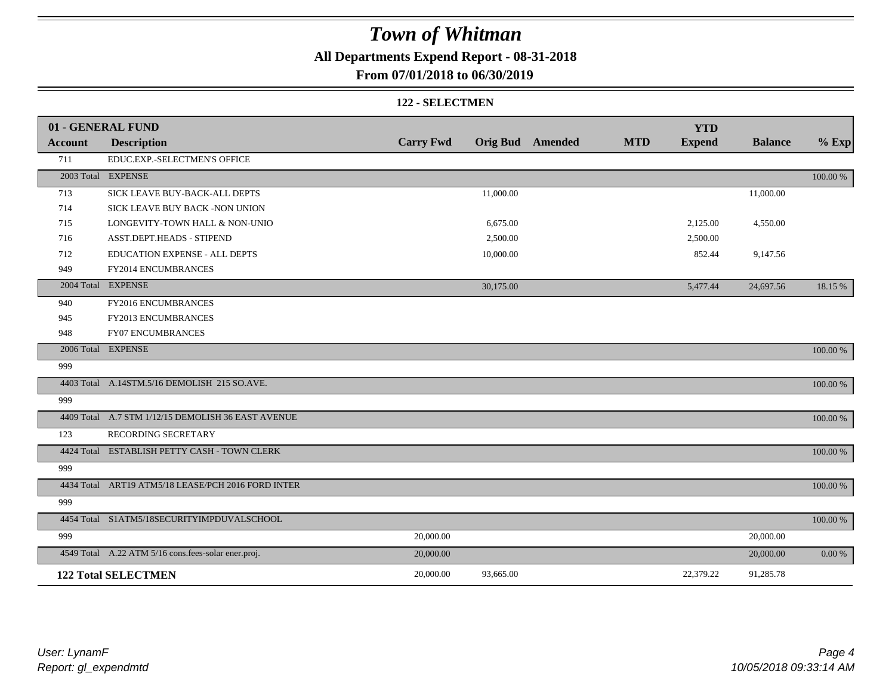# Town of Whitman

## All Departments Expend Report - 08-31-2018

## From 07/01/2018 to 06/30/2019

### 122 - SELECTMEN

| 01 - GENERAL FUND | | | | | | YTD | | |
|---|---|---|---|---|---|---|---|---|
| **Account** | **Description** | **Carry Fwd** | **Orig Bud** | **Amended** | **MTD** | **Expend** | **Balance** | **% Exp** |
| 711 | EDUC.EXP.-SELECTMEN'S OFFICE | | | | | | | |
| 2003 Total | EXPENSE | | | | | | | 100.00 % |
| 713 | SICK LEAVE BUY-BACK-ALL DEPTS | | 11,000.00 | | | | 11,000.00 | |
| 714 | SICK LEAVE BUY BACK -NON UNION | | | | | | | |
| 715 | LONGEVITY-TOWN HALL & NON-UNIO | | 6,675.00 | | | 2,125.00 | 4,550.00 | |
| 716 | ASST.DEPT.HEADS - STIPEND | | 2,500.00 | | | 2,500.00 | | |
| 712 | EDUCATION EXPENSE - ALL DEPTS | | 10,000.00 | | | 852.44 | 9,147.56 | |
| 949 | FY2014 ENCUMBRANCES | | | | | | | |
| 2004 Total | EXPENSE | | 30,175.00 | | | 5,477.44 | 24,697.56 | 18.15 % |
| 940 | FY2016 ENCUMBRANCES | | | | | | | |
| 945 | FY2013 ENCUMBRANCES | | | | | | | |
| 948 | FY07 ENCUMBRANCES | | | | | | | |
| 2006 Total | EXPENSE | | | | | | | 100.00 % |
| 999 | | | | | | | | |
| 4403 Total | A.14STM.5/16 DEMOLISH 215 SO.AVE. | | | | | | | 100.00 % |
| 999 | | | | | | | | |
| 4409 Total | A.7 STM 1/12/15 DEMOLISH 36 EAST AVENUE | | | | | | | 100.00 % |
| 123 | RECORDING SECRETARY | | | | | | | |
| 4424 Total | ESTABLISH PETTY CASH - TOWN CLERK | | | | | | | 100.00 % |
| 999 | | | | | | | | |
| 4434 Total | ART19 ATM5/18 LEASE/PCH 2016 FORD INTER | | | | | | | 100.00 % |
| 999 | | | | | | | | |
| 4454 Total | S1ATM5/18SECURITYIMPDUVALSCHOOL | | | | | | | 100.00 % |
| 999 | | 20,000.00 | | | | | 20,000.00 | |
| 4549 Total | A.22 ATM 5/16 cons.fees-solar ener.proj. | 20,000.00 | | | | | 20,000.00 | 0.00 % |
| **122 Total SELECTMEN** | | 20,000.00 | 93,665.00 | | | 22,379.22 | 91,285.78 | |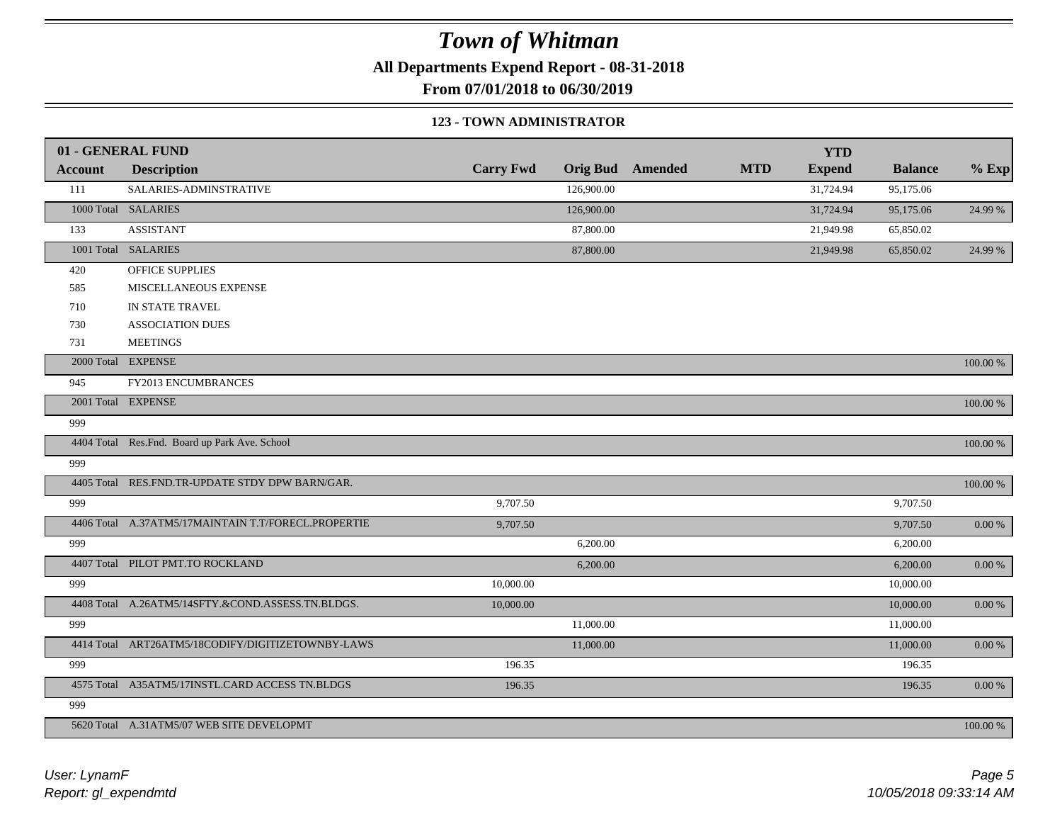# Town of Whitman

**All Departments Expend Report - 08-31-2018**

**From 07/01/2018 to 06/30/2019**

### 123 - TOWN ADMINISTRATOR

| 01 - GENERAL FUND | | | | | | YTD | | |
|---|---|---|---|---|---|---|---|---|
| **Account** | **Description** | **Carry Fwd** | **Orig Bud** | **Amended** | **MTD** | **Expend** | **Balance** | **% Exp** |
| 111 | SALARIES-ADMINSTRATIVE | | 126,900.00 | | | 31,724.94 | 95,175.06 | |
| 1000 Total | SALARIES | | 126,900.00 | | | 31,724.94 | 95,175.06 | 24.99 % |
| 133 | ASSISTANT | | 87,800.00 | | | 21,949.98 | 65,850.02 | |
| 1001 Total | SALARIES | | 87,800.00 | | | 21,949.98 | 65,850.02 | 24.99 % |
| 420 | OFFICE SUPPLIES | | | | | | | |
| 585 | MISCELLANEOUS EXPENSE | | | | | | | |
| 710 | IN STATE TRAVEL | | | | | | | |
| 730 | ASSOCIATION DUES | | | | | | | |
| 731 | MEETINGS | | | | | | | |
| 2000 Total | EXPENSE | | | | | | | 100.00 % |
| 945 | FY2013 ENCUMBRANCES | | | | | | | |
| 2001 Total | EXPENSE | | | | | | | 100.00 % |
| 999 | | | | | | | | |
| 4404 Total | Res.Fnd. Board up Park Ave. School | | | | | | | 100.00 % |
| 999 | | | | | | | | |
| 4405 Total | RES.FND.TR-UPDATE STDY DPW BARN/GAR. | | | | | | | 100.00 % |
| 999 | | 9,707.50 | | | | | 9,707.50 | |
| 4406 Total | A.37ATM5/17MAINTAIN T.T/FORECL.PROPERTIE | 9,707.50 | | | | | 9,707.50 | 0.00 % |
| 999 | | | 6,200.00 | | | | 6,200.00 | |
| 4407 Total | PILOT PMT.TO ROCKLAND | | 6,200.00 | | | | 6,200.00 | 0.00 % |
| 999 | | 10,000.00 | | | | | 10,000.00 | |
| 4408 Total | A.26ATM5/14SFTY.&COND.ASSESS.TN.BLDGS. | 10,000.00 | | | | | 10,000.00 | 0.00 % |
| 999 | | | 11,000.00 | | | | 11,000.00 | |
| 4414 Total | ART26ATM5/18CODIFY/DIGITIZETOWNBY-LAWS | | 11,000.00 | | | | 11,000.00 | 0.00 % |
| 999 | | 196.35 | | | | | 196.35 | |
| 4575 Total | A35ATM5/17INSTL.CARD ACCESS TN.BLDGS | 196.35 | | | | | 196.35 | 0.00 % |
| 999 | | | | | | | | |
| 5620 Total | A.31ATM5/07 WEB SITE DEVELOPMT | | | | | | | 100.00 % |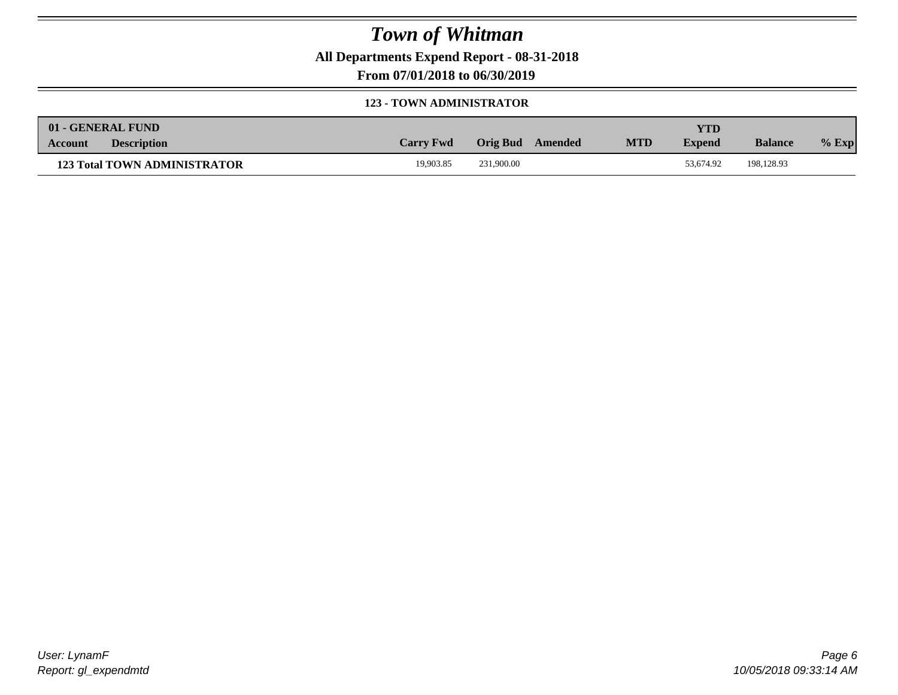# Town of Whitman

**All Departments Expend Report - 08-31-2018**

**From 07/01/2018 to 06/30/2019**

### 123 - TOWN ADMINISTRATOR

| 01 - GENERAL FUND Account | Description | Carry Fwd | Orig Bud | Amended | MTD | YTD Expend | Balance | % Exp |
|---|---|---|---|---|---|---|---|---|
| **123 Total TOWN ADMINISTRATOR** | | 19,903.85 | 231,900.00 | | | 53,674.92 | 198,128.93 | |

*User: LynamF*
*Report: gl_expendmtd*

*10/05/2018 09:33:14 AM*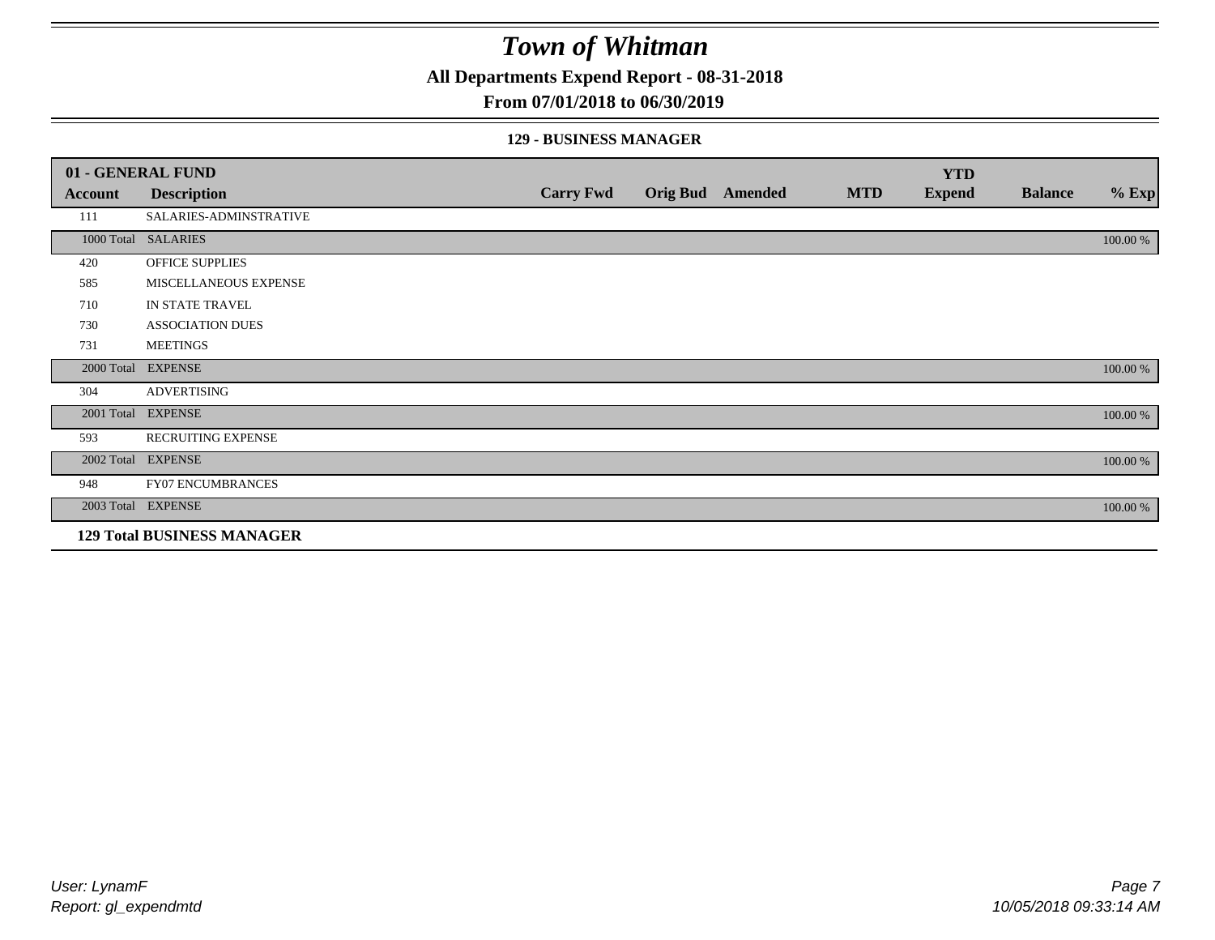# Town of Whitman

**All Departments Expend Report - 08-31-2018**

**From 07/01/2018 to 06/30/2019**

### 129 - BUSINESS MANAGER

| 01 - GENERAL FUND | | | | | | YTD | | |
|---|---|---|---|---|---|---|---|---|
| **Account** | **Description** | **Carry Fwd** | **Orig Bud** | **Amended** | **MTD** | **Expend** | **Balance** | **% Exp** |
| 111 | SALARIES-ADMINSTRATIVE | | | | | | | |
| 1000 Total | SALARIES | | | | | | | 100.00 % |
| 420 | OFFICE SUPPLIES | | | | | | | |
| 585 | MISCELLANEOUS EXPENSE | | | | | | | |
| 710 | IN STATE TRAVEL | | | | | | | |
| 730 | ASSOCIATION DUES | | | | | | | |
| 731 | MEETINGS | | | | | | | |
| 2000 Total | EXPENSE | | | | | | | 100.00 % |
| 304 | ADVERTISING | | | | | | | |
| 2001 Total | EXPENSE | | | | | | | 100.00 % |
| 593 | RECRUITING EXPENSE | | | | | | | |
| 2002 Total | EXPENSE | | | | | | | 100.00 % |
| 948 | FY07 ENCUMBRANCES | | | | | | | |
| 2003 Total | EXPENSE | | | | | | | 100.00 % |
| **129 Total BUSINESS MANAGER** | | | | | | | | |

*User: LynamF*
*Report: gl_expendmtd*

*10/05/2018 09:33:14 AM*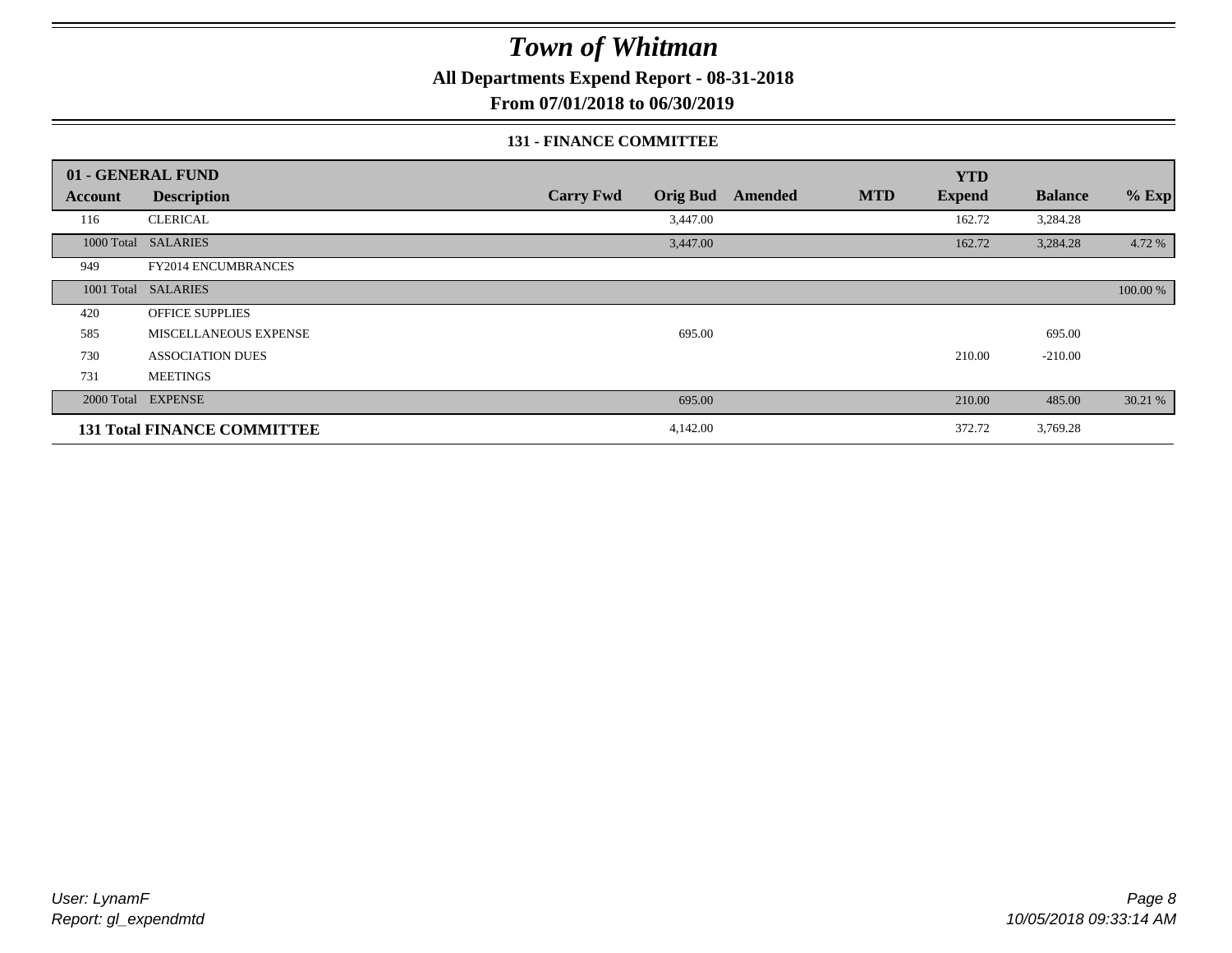# Town of Whitman

**All Departments Expend Report - 08-31-2018**

**From 07/01/2018 to 06/30/2019**

### 131 - FINANCE COMMITTEE

| 01 - GENERAL FUND | | | | | | | | |
|---|---|---|---|---|---|---|---|---|
| **Account** | **Description** | **Carry Fwd** | **Orig Bud** | **Amended** | **MTD** | **YTD Expend** | **Balance** | **% Exp** |
| 116 | CLERICAL | | 3,447.00 | | | 162.72 | 3,284.28 | |
| 1000 Total | SALARIES | | 3,447.00 | | | 162.72 | 3,284.28 | 4.72 % |
| 949 | FY2014 ENCUMBRANCES | | | | | | | |
| 1001 Total | SALARIES | | | | | | | 100.00 % |
| 420 | OFFICE SUPPLIES | | | | | | | |
| 585 | MISCELLANEOUS EXPENSE | | 695.00 | | | | 695.00 | |
| 730 | ASSOCIATION DUES | | | | | 210.00 | -210.00 | |
| 731 | MEETINGS | | | | | | | |
| 2000 Total | EXPENSE | | 695.00 | | | 210.00 | 485.00 | 30.21 % |
| **131 Total FINANCE COMMITTEE** | | | 4,142.00 | | | 372.72 | 3,769.28 | |

*User: LynamF*
*Report: gl_expendmtd*

*10/05/2018 09:33:14 AM*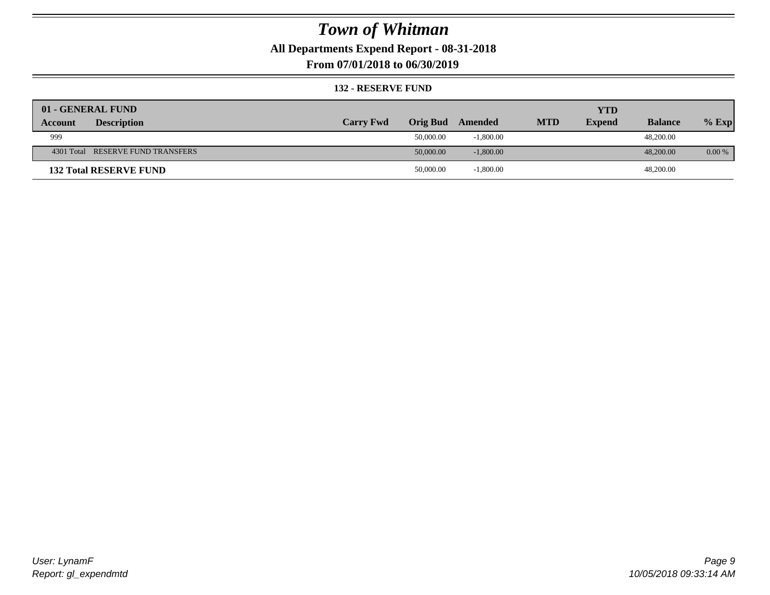# Town of Whitman

**All Departments Expend Report - 08-31-2018**

**From 07/01/2018 to 06/30/2019**

**132 - RESERVE FUND**

| 01 - GENERAL FUND | | | | | | | | |
|---|---|---|---|---|---|---|---|---|
| **Account** | **Description** | **Carry Fwd** | **Orig Bud** | **Amended** | **MTD** | **YTD Expend** | **Balance** | **% Exp** |
| 999 | | | 50,000.00 | -1,800.00 | | | 48,200.00 | |
| 4301 Total | RESERVE FUND TRANSFERS | | 50,000.00 | -1,800.00 | | | 48,200.00 | 0.00 % |
| **132 Total RESERVE FUND** | | | 50,000.00 | -1,800.00 | | | 48,200.00 | |

*User: LynamF*
*Report: gl_expendmtd*

*10/05/2018 09:33:14 AM*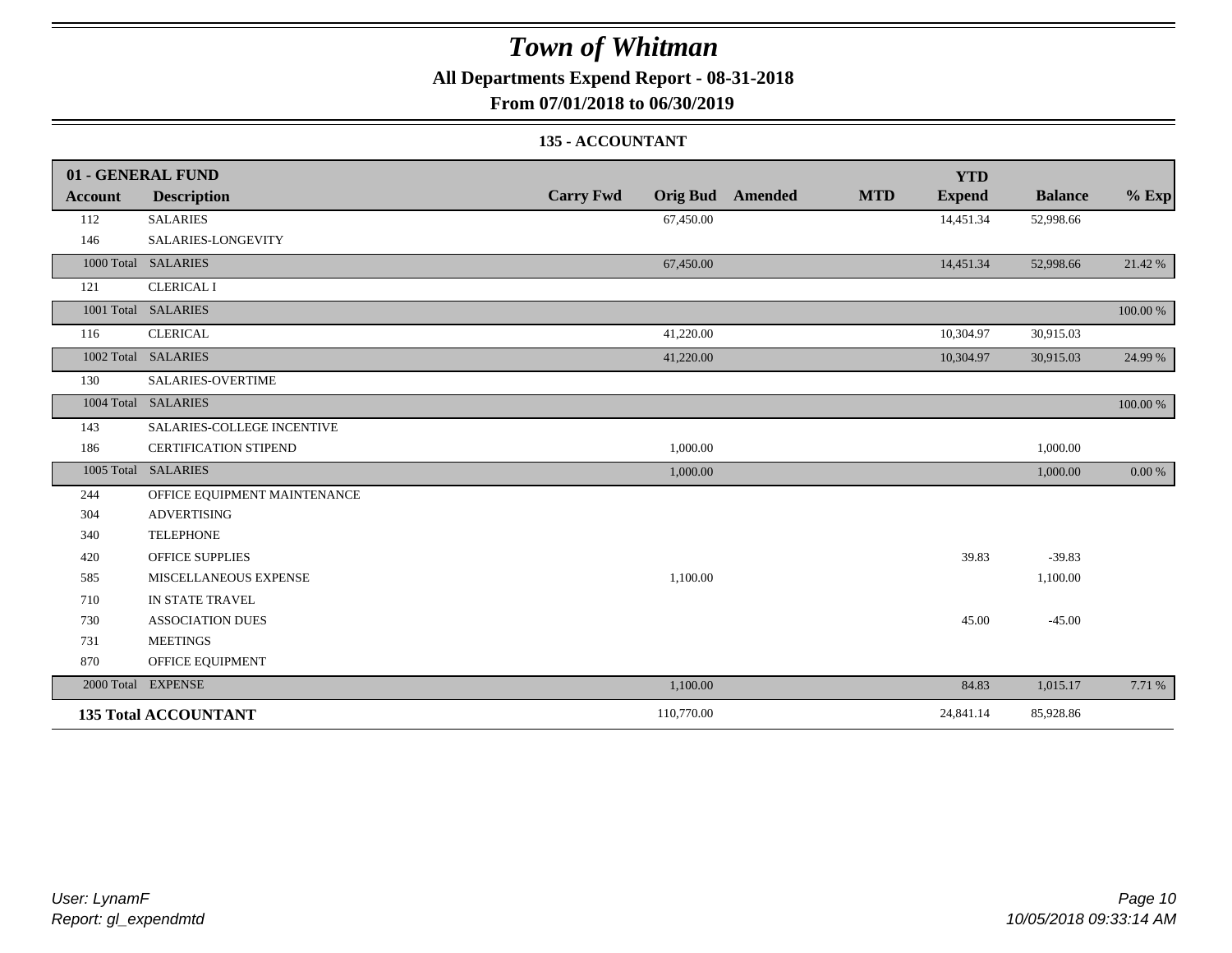# Town of Whitman

**All Departments Expend Report - 08-31-2018**

**From 07/01/2018 to 06/30/2019**

### 135 - ACCOUNTANT

| 01 - GENERAL FUND | | | | | | | | |
|---|---|---|---|---|---|---|---|---|
| **Account** | **Description** | **Carry Fwd** | **Orig Bud** | **Amended** | **MTD** | **YTD Expend** | **Balance** | **% Exp** |
| 112 | SALARIES | | 67,450.00 | | | 14,451.34 | 52,998.66 | |
| 146 | SALARIES-LONGEVITY | | | | | | | |
| 1000 Total | SALARIES | | 67,450.00 | | | 14,451.34 | 52,998.66 | 21.42 % |
| 121 | CLERICAL I | | | | | | | |
| 1001 Total | SALARIES | | | | | | | 100.00 % |
| 116 | CLERICAL | | 41,220.00 | | | 10,304.97 | 30,915.03 | |
| 1002 Total | SALARIES | | 41,220.00 | | | 10,304.97 | 30,915.03 | 24.99 % |
| 130 | SALARIES-OVERTIME | | | | | | | |
| 1004 Total | SALARIES | | | | | | | 100.00 % |
| 143 | SALARIES-COLLEGE INCENTIVE | | | | | | | |
| 186 | CERTIFICATION STIPEND | | 1,000.00 | | | | 1,000.00 | |
| 1005 Total | SALARIES | | 1,000.00 | | | | 1,000.00 | 0.00 % |
| 244 | OFFICE EQUIPMENT MAINTENANCE | | | | | | | |
| 304 | ADVERTISING | | | | | | | |
| 340 | TELEPHONE | | | | | | | |
| 420 | OFFICE SUPPLIES | | | | | 39.83 | -39.83 | |
| 585 | MISCELLANEOUS EXPENSE | | 1,100.00 | | | | 1,100.00 | |
| 710 | IN STATE TRAVEL | | | | | | | |
| 730 | ASSOCIATION DUES | | | | | 45.00 | -45.00 | |
| 731 | MEETINGS | | | | | | | |
| 870 | OFFICE EQUIPMENT | | | | | | | |
| 2000 Total | EXPENSE | | 1,100.00 | | | 84.83 | 1,015.17 | 7.71 % |
| **135 Total ACCOUNTANT** | | | 110,770.00 | | | 24,841.14 | 85,928.86 | |

*User: LynamF*
*Report: gl_expendmtd*

*10/05/2018 09:33:14 AM*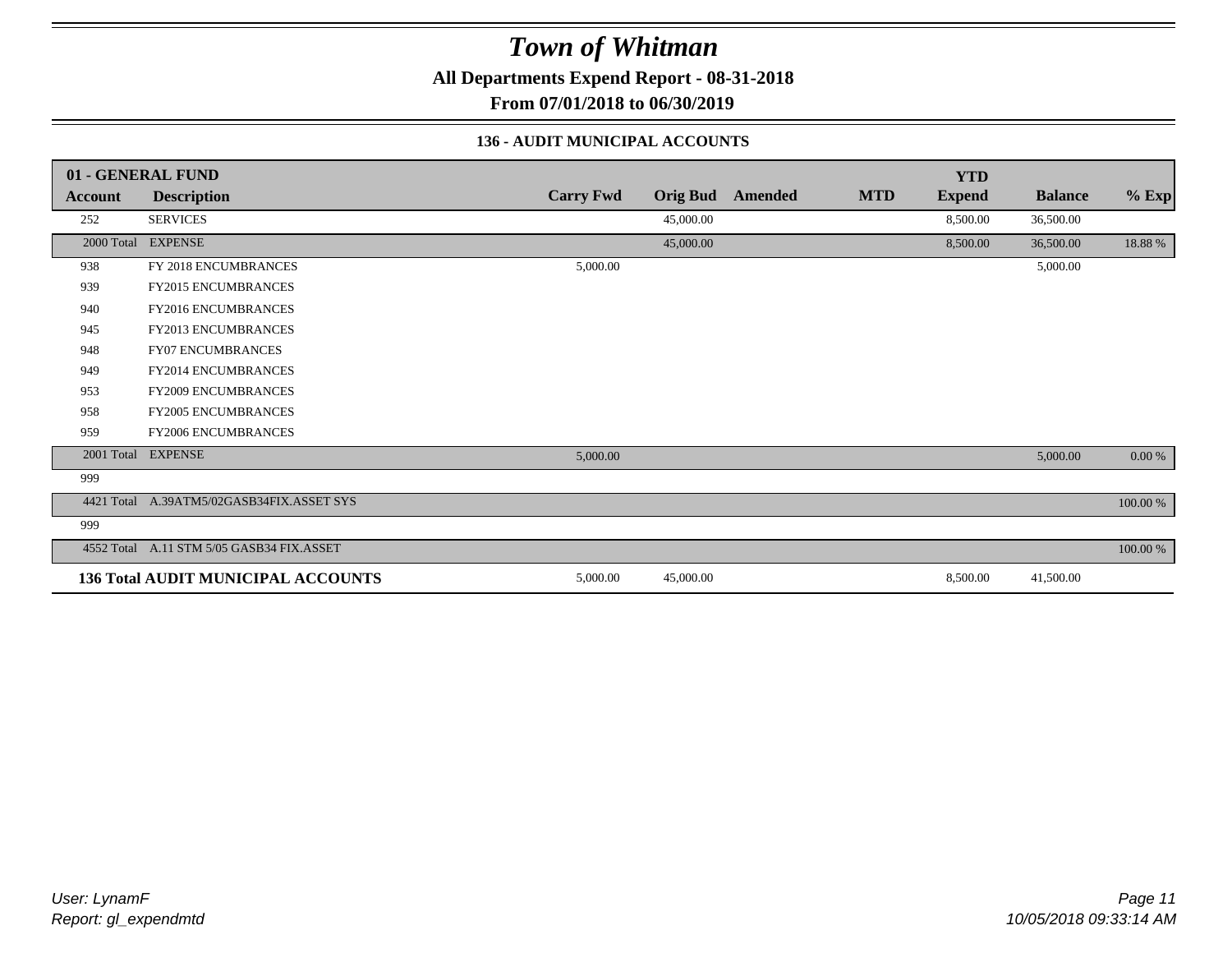# Town of Whitman

**All Departments Expend Report - 08-31-2018**

**From 07/01/2018 to 06/30/2019**

**136 - AUDIT MUNICIPAL ACCOUNTS**

| 01 - GENERAL FUND | | | | | | YTD | | |
|---|---|---|---|---|---|---|---|---|
| **Account** | **Description** | **Carry Fwd** | **Orig Bud** | **Amended** | **MTD** | **Expend** | **Balance** | **% Exp** |
| 252 | SERVICES | | 45,000.00 | | | 8,500.00 | 36,500.00 | |
| 2000 Total | EXPENSE | | 45,000.00 | | | 8,500.00 | 36,500.00 | 18.88 % |
| 938 | FY 2018 ENCUMBRANCES | 5,000.00 | | | | | 5,000.00 | |
| 939 | FY2015 ENCUMBRANCES | | | | | | | |
| 940 | FY2016 ENCUMBRANCES | | | | | | | |
| 945 | FY2013 ENCUMBRANCES | | | | | | | |
| 948 | FY07 ENCUMBRANCES | | | | | | | |
| 949 | FY2014 ENCUMBRANCES | | | | | | | |
| 953 | FY2009 ENCUMBRANCES | | | | | | | |
| 958 | FY2005 ENCUMBRANCES | | | | | | | |
| 959 | FY2006 ENCUMBRANCES | | | | | | | |
| 2001 Total | EXPENSE | 5,000.00 | | | | | 5,000.00 | 0.00 % |
| 999 | | | | | | | | |
| 4421 Total | A.39ATM5/02GASB34FIX.ASSET SYS | | | | | | | 100.00 % |
| 999 | | | | | | | | |
| 4552 Total | A.11 STM 5/05 GASB34 FIX.ASSET | | | | | | | 100.00 % |
| **136 Total** | **AUDIT MUNICIPAL ACCOUNTS** | 5,000.00 | 45,000.00 | | | 8,500.00 | 41,500.00 | |

*User: LynamF*
*Report: gl_expendmtd*

*10/05/2018 09:33:14 AM*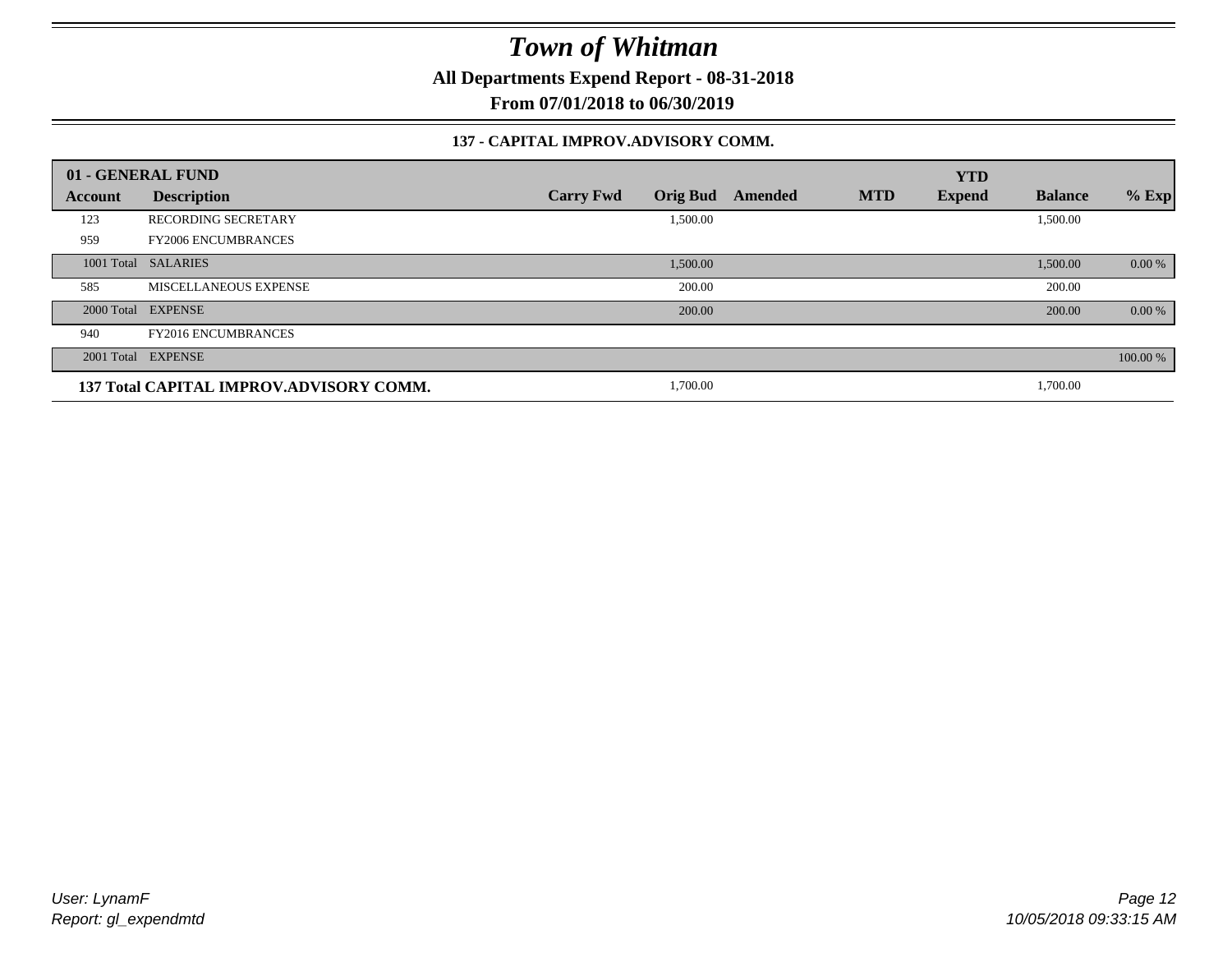# *Town of Whitman*

**All Departments Expend Report - 08-31-2018**

**From 07/01/2018 to 06/30/2019**

### 137 - CAPITAL IMPROV.ADVISORY COMM.

| 01 - GENERAL FUND<br>Account | Description | Carry Fwd | Orig Bud | Amended | MTD | YTD Expend | Balance | % Exp |
|---|---|---|---|---|---|---|---|---|
| 123 | RECORDING SECRETARY | | 1,500.00 | | | | 1,500.00 | |
| 959 | FY2006 ENCUMBRANCES | | | | | | | |
| 1001 Total | SALARIES | | 1,500.00 | | | | 1,500.00 | 0.00 % |
| 585 | MISCELLANEOUS EXPENSE | | 200.00 | | | | 200.00 | |
| 2000 Total | EXPENSE | | 200.00 | | | | 200.00 | 0.00 % |
| 940 | FY2016 ENCUMBRANCES | | | | | | | |
| 2001 Total | EXPENSE | | | | | | | 100.00 % |
| **137 Total CAPITAL IMPROV.ADVISORY COMM.** | | | 1,700.00 | | | | 1,700.00 | |

*User: LynamF*
*Report: gl_expendmtd*

*10/05/2018 09:33:15 AM*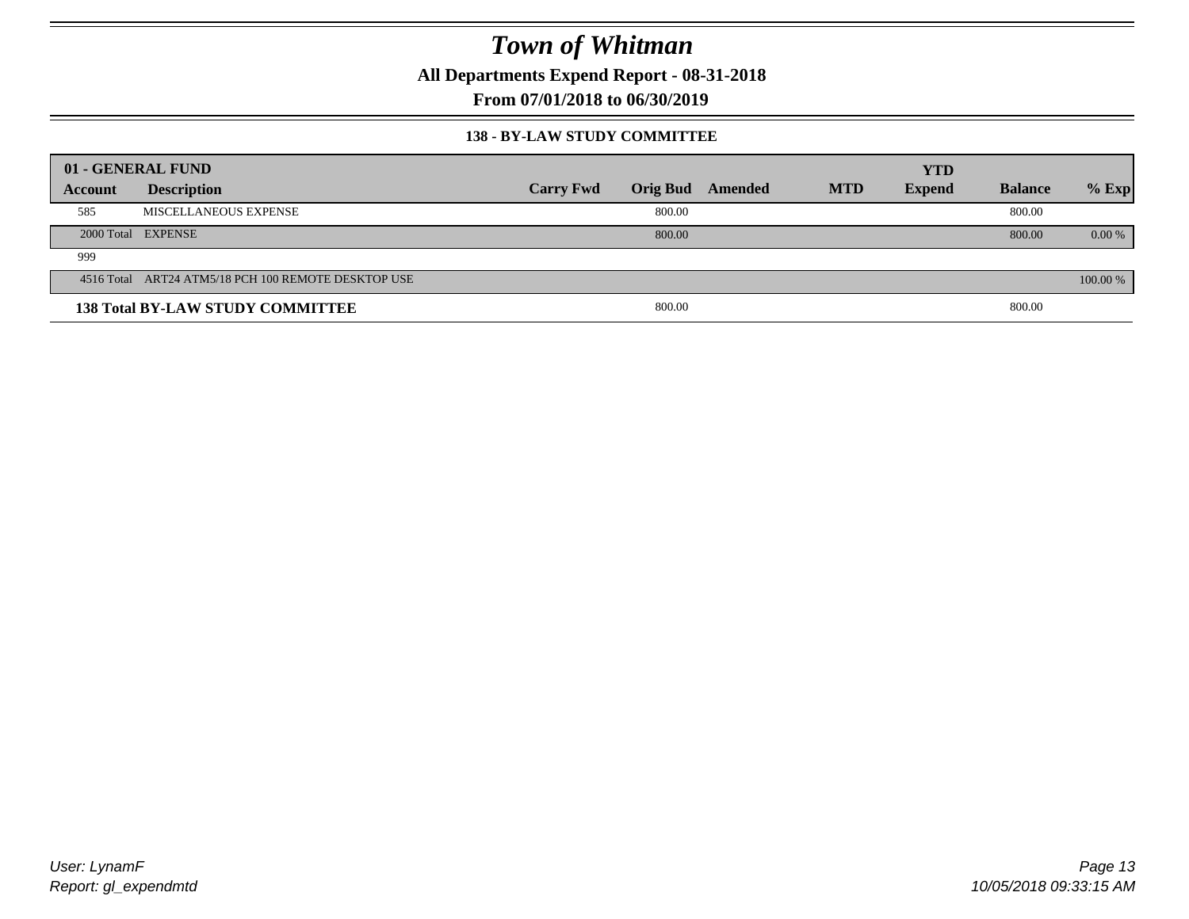# Town of Whitman

**All Departments Expend Report - 08-31-2018**

**From 07/01/2018 to 06/30/2019**

### 138 - BY-LAW STUDY COMMITTEE

| 01 - GENERAL FUND | | | | | | | | |
|---|---|---|---|---|---|---|---|---|
| **Account** | **Description** | **Carry Fwd** | **Orig Bud** | **Amended** | **MTD** | **YTD Expend** | **Balance** | **% Exp** |
| 585 | MISCELLANEOUS EXPENSE | | 800.00 | | | | 800.00 | |
| 2000 Total | EXPENSE | | 800.00 | | | | 800.00 | 0.00 % |
| 999 | | | | | | | | |
| 4516 Total | ART24 ATM5/18 PCH 100 REMOTE DESKTOP USE | | | | | | | 100.00 % |
| **138 Total BY-LAW STUDY COMMITTEE** | | | 800.00 | | | | 800.00 | |

User: LynamF
Report: gl_expendmtd

10/05/2018 09:33:15 AM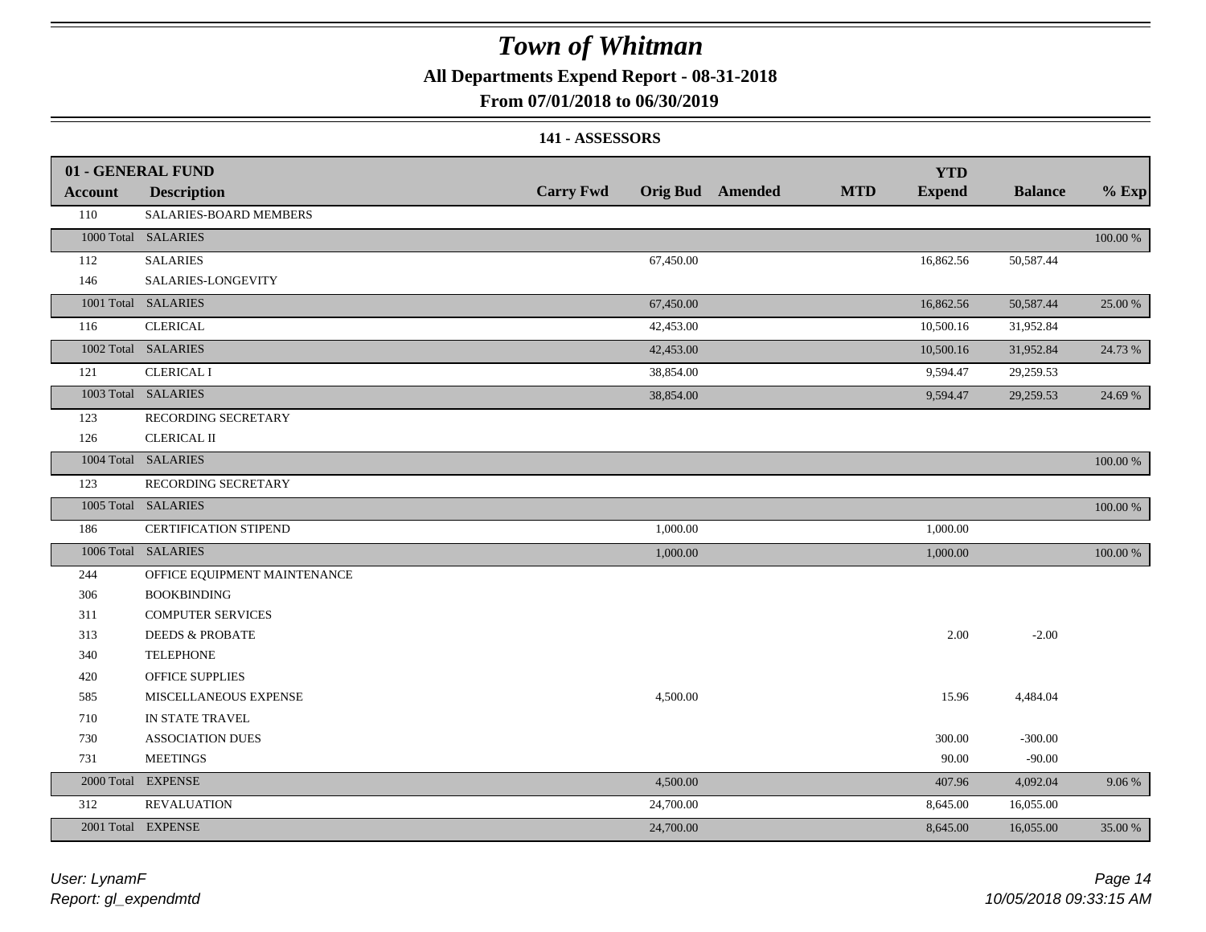# Town of Whitman

**All Departments Expend Report - 08-31-2018**

**From 07/01/2018 to 06/30/2019**

**141 - ASSESSORS**

| 01 - GENERAL FUND | | | | | | YTD | | |
|---|---|---|---|---|---|---|---|---|
| **Account** | **Description** | **Carry Fwd** | **Orig Bud** | **Amended** | **MTD** | **Expend** | **Balance** | **% Exp** |
| 110 | SALARIES-BOARD MEMBERS | | | | | | | |
| 1000 Total | SALARIES | | | | | | | 100.00 % |
| 112 | SALARIES | | 67,450.00 | | | 16,862.56 | 50,587.44 | |
| 146 | SALARIES-LONGEVITY | | | | | | | |
| 1001 Total | SALARIES | | 67,450.00 | | | 16,862.56 | 50,587.44 | 25.00 % |
| 116 | CLERICAL | | 42,453.00 | | | 10,500.16 | 31,952.84 | |
| 1002 Total | SALARIES | | 42,453.00 | | | 10,500.16 | 31,952.84 | 24.73 % |
| 121 | CLERICAL I | | 38,854.00 | | | 9,594.47 | 29,259.53 | |
| 1003 Total | SALARIES | | 38,854.00 | | | 9,594.47 | 29,259.53 | 24.69 % |
| 123 | RECORDING SECRETARY | | | | | | | |
| 126 | CLERICAL II | | | | | | | |
| 1004 Total | SALARIES | | | | | | | 100.00 % |
| 123 | RECORDING SECRETARY | | | | | | | |
| 1005 Total | SALARIES | | | | | | | 100.00 % |
| 186 | CERTIFICATION STIPEND | | 1,000.00 | | | 1,000.00 | | |
| 1006 Total | SALARIES | | 1,000.00 | | | 1,000.00 | | 100.00 % |
| 244 | OFFICE EQUIPMENT MAINTENANCE | | | | | | | |
| 306 | BOOKBINDING | | | | | | | |
| 311 | COMPUTER SERVICES | | | | | | | |
| 313 | DEEDS & PROBATE | | | | | 2.00 | -2.00 | |
| 340 | TELEPHONE | | | | | | | |
| 420 | OFFICE SUPPLIES | | | | | | | |
| 585 | MISCELLANEOUS EXPENSE | | 4,500.00 | | | 15.96 | 4,484.04 | |
| 710 | IN STATE TRAVEL | | | | | | | |
| 730 | ASSOCIATION DUES | | | | | 300.00 | -300.00 | |
| 731 | MEETINGS | | | | | 90.00 | -90.00 | |
| 2000 Total | EXPENSE | | 4,500.00 | | | 407.96 | 4,092.04 | 9.06 % |
| 312 | REVALUATION | | 24,700.00 | | | 8,645.00 | 16,055.00 | |
| 2001 Total | EXPENSE | | 24,700.00 | | | 8,645.00 | 16,055.00 | 35.00 % |

*User: LynamF*
*Report: gl_expendmtd*

*10/05/2018 09:33:15 AM*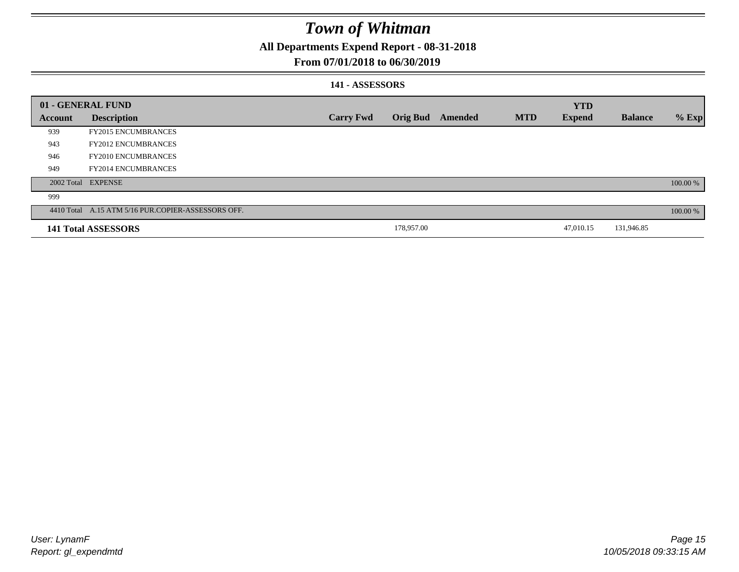# Town of Whitman

## All Departments Expend Report - 08-31-2018

## From 07/01/2018 to 06/30/2019

### 141 - ASSESSORS

| 01 - GENERAL FUND | | | | | | | YTD | | |
|---|---|---|---|---|---|---|---|---|---|
| Account | Description | Carry Fwd | Orig Bud | Amended | MTD | | Expend | Balance | % Exp |
| 939 | FY2015 ENCUMBRANCES | | | | | | | | |
| 943 | FY2012 ENCUMBRANCES | | | | | | | | |
| 946 | FY2010 ENCUMBRANCES | | | | | | | | |
| 949 | FY2014 ENCUMBRANCES | | | | | | | | |
| 2002 Total | EXPENSE | | | | | | | | 100.00 % |
| 999 | | | | | | | | | |
| 4410 Total | A.15 ATM 5/16 PUR.COPIER-ASSESSORS OFF. | | | | | | | | 100.00 % |
| **141 Total ASSESSORS** | | | 178,957.00 | | | | 47,010.15 | 131,946.85 | |

User: LynamF
Report: gl_expendmtd

10/05/2018 09:33:15 AM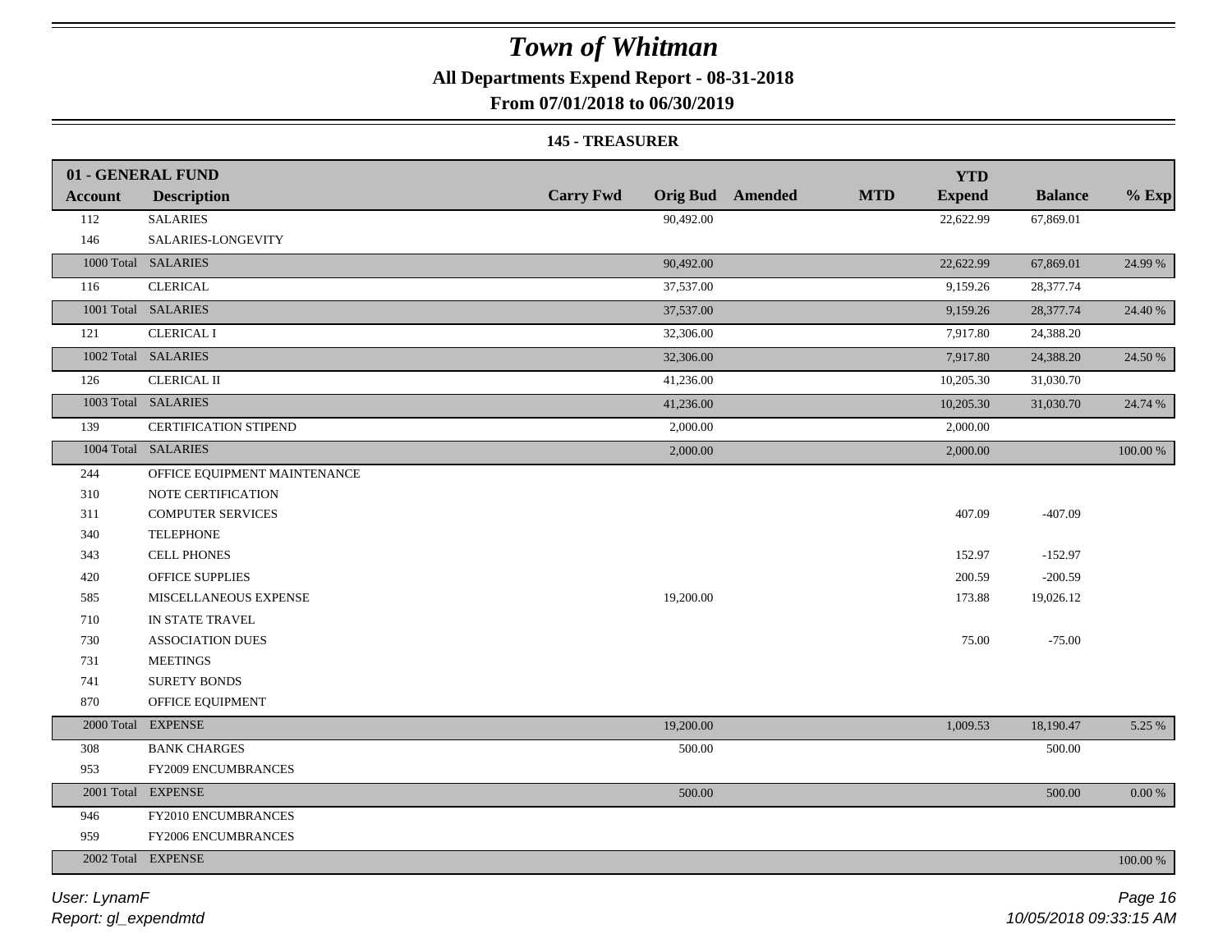# Town of Whitman

**All Departments Expend Report - 08-31-2018**

**From 07/01/2018 to 06/30/2019**

**145 - TREASURER**

| 01 - GENERAL FUND | | | | | | | | |
|---|---|---|---|---|---|---|---|---|
| **Account** | **Description** | **Carry Fwd** | **Orig Bud** | **Amended** | **MTD** | **YTD Expend** | **Balance** | **% Exp** |
| 112 | SALARIES | | 90,492.00 | | | 22,622.99 | 67,869.01 | |
| 146 | SALARIES-LONGEVITY | | | | | | | |
| 1000 Total | SALARIES | | 90,492.00 | | | 22,622.99 | 67,869.01 | 24.99 % |
| 116 | CLERICAL | | 37,537.00 | | | 9,159.26 | 28,377.74 | |
| 1001 Total | SALARIES | | 37,537.00 | | | 9,159.26 | 28,377.74 | 24.40 % |
| 121 | CLERICAL I | | 32,306.00 | | | 7,917.80 | 24,388.20 | |
| 1002 Total | SALARIES | | 32,306.00 | | | 7,917.80 | 24,388.20 | 24.50 % |
| 126 | CLERICAL II | | 41,236.00 | | | 10,205.30 | 31,030.70 | |
| 1003 Total | SALARIES | | 41,236.00 | | | 10,205.30 | 31,030.70 | 24.74 % |
| 139 | CERTIFICATION STIPEND | | 2,000.00 | | | 2,000.00 | | |
| 1004 Total | SALARIES | | 2,000.00 | | | 2,000.00 | | 100.00 % |
| 244 | OFFICE EQUIPMENT MAINTENANCE | | | | | | | |
| 310 | NOTE CERTIFICATION | | | | | | | |
| 311 | COMPUTER SERVICES | | | | | 407.09 | -407.09 | |
| 340 | TELEPHONE | | | | | | | |
| 343 | CELL PHONES | | | | | 152.97 | -152.97 | |
| 420 | OFFICE SUPPLIES | | | | | 200.59 | -200.59 | |
| 585 | MISCELLANEOUS EXPENSE | | 19,200.00 | | | 173.88 | 19,026.12 | |
| 710 | IN STATE TRAVEL | | | | | | | |
| 730 | ASSOCIATION DUES | | | | | 75.00 | -75.00 | |
| 731 | MEETINGS | | | | | | | |
| 741 | SURETY BONDS | | | | | | | |
| 870 | OFFICE EQUIPMENT | | | | | | | |
| 2000 Total | EXPENSE | | 19,200.00 | | | 1,009.53 | 18,190.47 | 5.25 % |
| 308 | BANK CHARGES | | 500.00 | | | | 500.00 | |
| 953 | FY2009 ENCUMBRANCES | | | | | | | |
| 2001 Total | EXPENSE | | 500.00 | | | | 500.00 | 0.00 % |
| 946 | FY2010 ENCUMBRANCES | | | | | | | |
| 959 | FY2006 ENCUMBRANCES | | | | | | | |
| 2002 Total | EXPENSE | | | | | | | 100.00 % |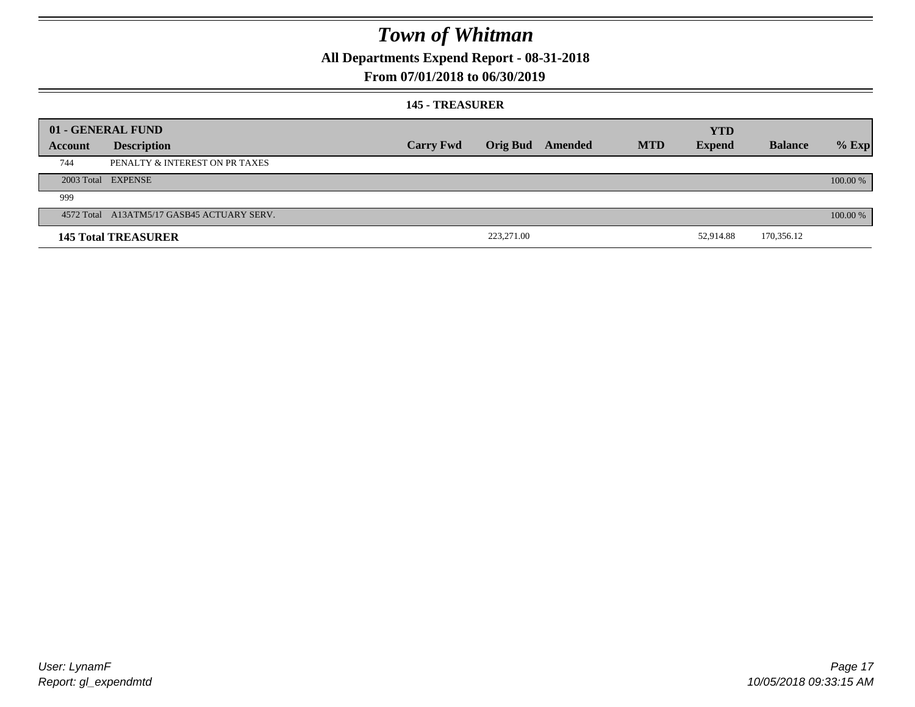# Town of Whitman

**All Departments Expend Report - 08-31-2018**

**From 07/01/2018 to 06/30/2019**

**145 - TREASURER**

| 01 - GENERAL FUND | | | | | | YTD | | |
|---|---|---|---|---|---|---|---|---|
| **Account** | **Description** | **Carry Fwd** | **Orig Bud** | **Amended** | **MTD** | **Expend** | **Balance** | **% Exp** |
| 744 | PENALTY & INTEREST ON PR TAXES | | | | | | | |
| 2003 Total | EXPENSE | | | | | | | 100.00 % |
| 999 | | | | | | | | |
| 4572 Total | A13ATM5/17 GASB45 ACTUARY SERV. | | | | | | | 100.00 % |
| **145 Total TREASURER** | | | 223,271.00 | | | 52,914.88 | 170,356.12 | |

*User: LynamF*
*Report: gl_expendmtd*

*10/05/2018 09:33:15 AM*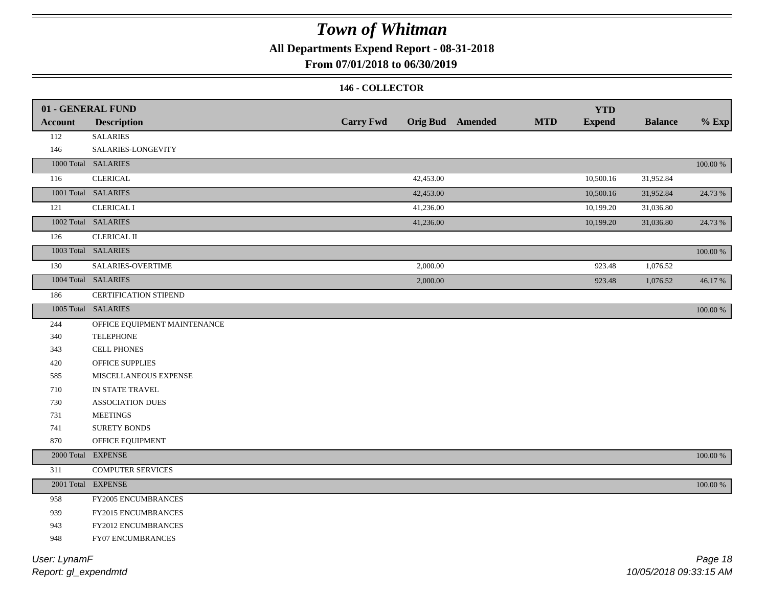# Town of Whitman

**All Departments Expend Report - 08-31-2018**

**From 07/01/2018 to 06/30/2019**

**146 - COLLECTOR**

| 01 - GENERAL FUND | | | | | | | | |
|---|---|---|---|---|---|---|---|---|
| **Account** | **Description** | **Carry Fwd** | **Orig Bud** | **Amended** | **MTD** | **YTD Expend** | **Balance** | **% Exp** |
| 112 | SALARIES | | | | | | | |
| 146 | SALARIES-LONGEVITY | | | | | | | |
| 1000 Total | SALARIES | | | | | | | 100.00 % |
| 116 | CLERICAL | | 42,453.00 | | | 10,500.16 | 31,952.84 | |
| 1001 Total | SALARIES | | 42,453.00 | | | 10,500.16 | 31,952.84 | 24.73 % |
| 121 | CLERICAL I | | 41,236.00 | | | 10,199.20 | 31,036.80 | |
| 1002 Total | SALARIES | | 41,236.00 | | | 10,199.20 | 31,036.80 | 24.73 % |
| 126 | CLERICAL II | | | | | | | |
| 1003 Total | SALARIES | | | | | | | 100.00 % |
| 130 | SALARIES-OVERTIME | | 2,000.00 | | | 923.48 | 1,076.52 | |
| 1004 Total | SALARIES | | 2,000.00 | | | 923.48 | 1,076.52 | 46.17 % |
| 186 | CERTIFICATION STIPEND | | | | | | | |
| 1005 Total | SALARIES | | | | | | | 100.00 % |
| 244 | OFFICE EQUIPMENT MAINTENANCE | | | | | | | |
| 340 | TELEPHONE | | | | | | | |
| 343 | CELL PHONES | | | | | | | |
| 420 | OFFICE SUPPLIES | | | | | | | |
| 585 | MISCELLANEOUS EXPENSE | | | | | | | |
| 710 | IN STATE TRAVEL | | | | | | | |
| 730 | ASSOCIATION DUES | | | | | | | |
| 731 | MEETINGS | | | | | | | |
| 741 | SURETY BONDS | | | | | | | |
| 870 | OFFICE EQUIPMENT | | | | | | | |
| 2000 Total | EXPENSE | | | | | | | 100.00 % |
| 311 | COMPUTER SERVICES | | | | | | | |
| 2001 Total | EXPENSE | | | | | | | 100.00 % |
| 958 | FY2005 ENCUMBRANCES | | | | | | | |
| 939 | FY2015 ENCUMBRANCES | | | | | | | |
| 943 | FY2012 ENCUMBRANCES | | | | | | | |
| 948 | FY07 ENCUMBRANCES | | | | | | | |

User: LynamF
Report: gl_expendmtd

10/05/2018 09:33:15 AM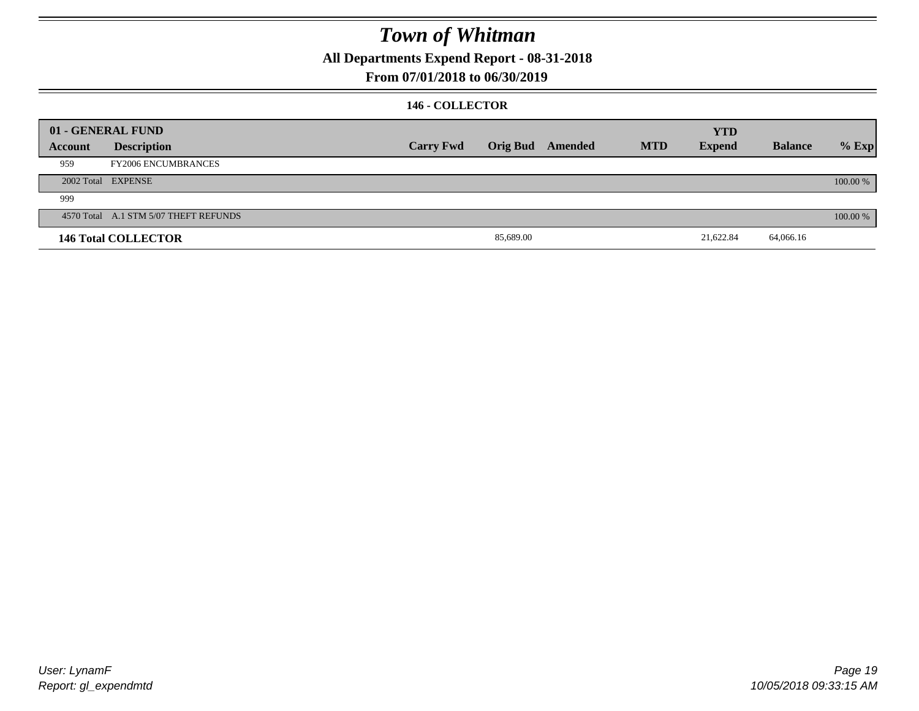# Town of Whitman

## All Departments Expend Report - 08-31-2018

## From 07/01/2018 to 06/30/2019

### 146 - COLLECTOR

| 01 - GENERAL FUND | | | | | | | | | |
|---|---|---|---|---|---|---|---|---|---|
| **Account** | **Description** | **Carry Fwd** | **Orig Bud** | **Amended** | **MTD** | **YTD Expend** | **Balance** | **% Exp** |
| 959 | FY2006 ENCUMBRANCES | | | | | | | |
| 2002 Total | EXPENSE | | | | | | | 100.00 % |
| 999 | | | | | | | | |
| 4570 Total | A.1 STM 5/07 THEFT REFUNDS | | | | | | | 100.00 % |
| **146 Total COLLECTOR** | | | 85,689.00 | | | 21,622.84 | 64,066.16 | |

User: LynamF
Report: gl_expendmtd

10/05/2018 09:33:15 AM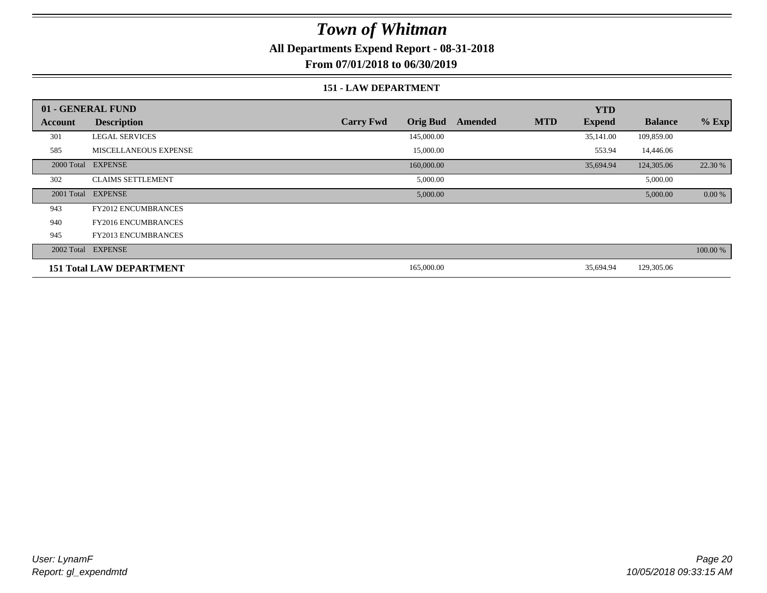# Town of Whitman

**All Departments Expend Report - 08-31-2018**

**From 07/01/2018 to 06/30/2019**

### 151 - LAW DEPARTMENT

| 01 - GENERAL FUND | | | | | | YTD | | |
|---|---|---|---|---|---|---|---|---|
| **Account** | **Description** | **Carry Fwd** | **Orig Bud** | **Amended** | **MTD** | **Expend** | **Balance** | **% Exp** |
| 301 | LEGAL SERVICES | | 145,000.00 | | | 35,141.00 | 109,859.00 | |
| 585 | MISCELLANEOUS EXPENSE | | 15,000.00 | | | 553.94 | 14,446.06 | |
| 2000 Total | EXPENSE | | 160,000.00 | | | 35,694.94 | 124,305.06 | 22.30 % |
| 302 | CLAIMS SETTLEMENT | | 5,000.00 | | | | 5,000.00 | |
| 2001 Total | EXPENSE | | 5,000.00 | | | | 5,000.00 | 0.00 % |
| 943 | FY2012 ENCUMBRANCES | | | | | | | |
| 940 | FY2016 ENCUMBRANCES | | | | | | | |
| 945 | FY2013 ENCUMBRANCES | | | | | | | |
| 2002 Total | EXPENSE | | | | | | | 100.00 % |
| **151 Total LAW DEPARTMENT** | | | 165,000.00 | | | 35,694.94 | 129,305.06 | |

*User: LynamF*
*Report: gl_expendmtd*

*10/05/2018 09:33:15 AM*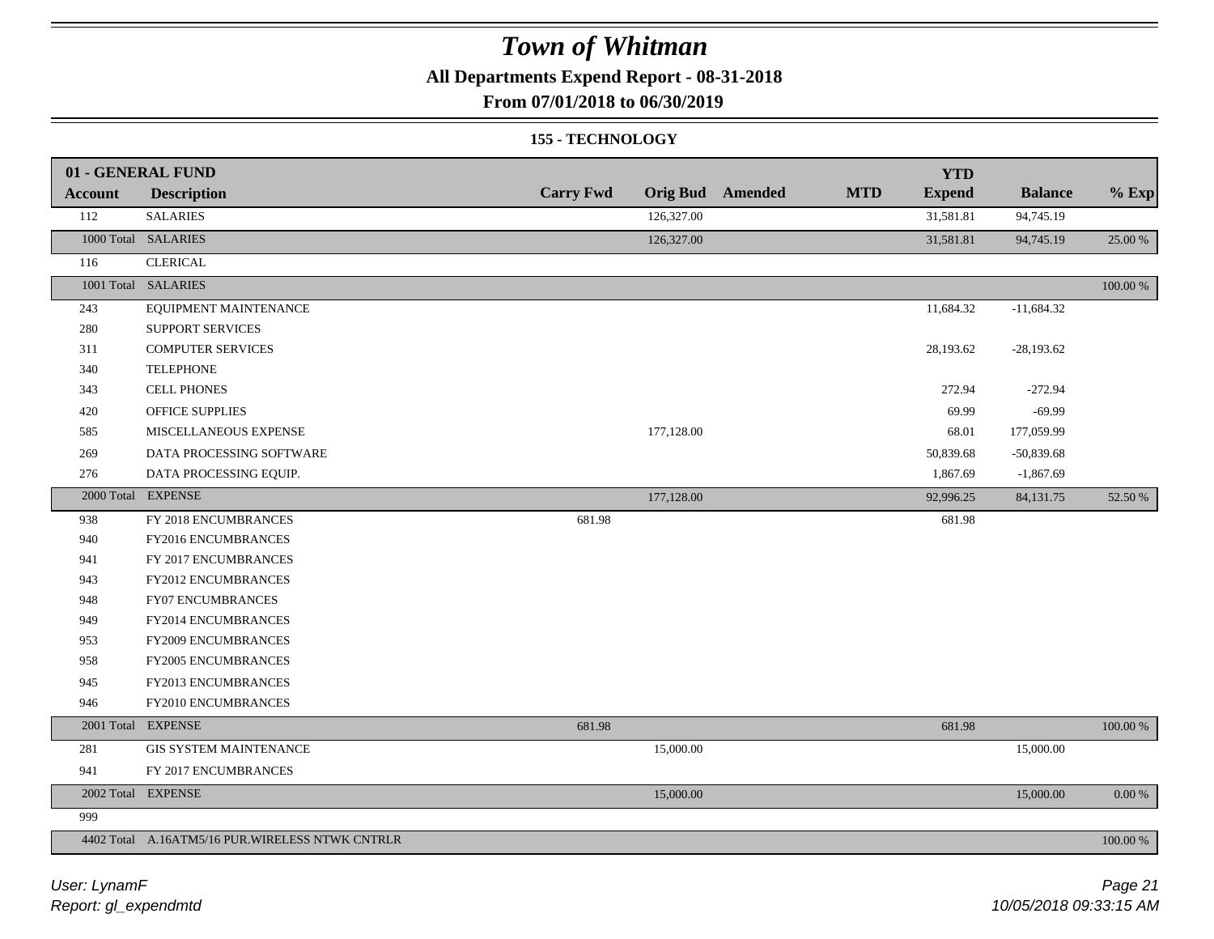# Town of Whitman

**All Departments Expend Report - 08-31-2018**

**From 07/01/2018 to 06/30/2019**

**155 - TECHNOLOGY**

| Account | Description | Carry Fwd | Orig Bud | Amended | MTD | YTD Expend | Balance | % Exp |
|---|---|---|---|---|---|---|---|---|
| **01 - GENERAL FUND** | | | | | | | | |
| 112 | SALARIES | | 126,327.00 | | | 31,581.81 | 94,745.19 | |
| 1000 Total | SALARIES | | 126,327.00 | | | 31,581.81 | 94,745.19 | 25.00 % |
| 116 | CLERICAL | | | | | | | |
| 1001 Total | SALARIES | | | | | | | 100.00 % |
| 243 | EQUIPMENT MAINTENANCE | | | | | 11,684.32 | -11,684.32 | |
| 280 | SUPPORT SERVICES | | | | | | | |
| 311 | COMPUTER SERVICES | | | | | 28,193.62 | -28,193.62 | |
| 340 | TELEPHONE | | | | | | | |
| 343 | CELL PHONES | | | | | 272.94 | -272.94 | |
| 420 | OFFICE SUPPLIES | | | | | 69.99 | -69.99 | |
| 585 | MISCELLANEOUS EXPENSE | | 177,128.00 | | | 68.01 | 177,059.99 | |
| 269 | DATA PROCESSING SOFTWARE | | | | | 50,839.68 | -50,839.68 | |
| 276 | DATA PROCESSING EQUIP. | | | | | 1,867.69 | -1,867.69 | |
| 2000 Total | EXPENSE | | 177,128.00 | | | 92,996.25 | 84,131.75 | 52.50 % |
| 938 | FY 2018 ENCUMBRANCES | 681.98 | | | | 681.98 | | |
| 940 | FY2016 ENCUMBRANCES | | | | | | | |
| 941 | FY 2017 ENCUMBRANCES | | | | | | | |
| 943 | FY2012 ENCUMBRANCES | | | | | | | |
| 948 | FY07 ENCUMBRANCES | | | | | | | |
| 949 | FY2014 ENCUMBRANCES | | | | | | | |
| 953 | FY2009 ENCUMBRANCES | | | | | | | |
| 958 | FY2005 ENCUMBRANCES | | | | | | | |
| 945 | FY2013 ENCUMBRANCES | | | | | | | |
| 946 | FY2010 ENCUMBRANCES | | | | | | | |
| 2001 Total | EXPENSE | 681.98 | | | | 681.98 | | 100.00 % |
| 281 | GIS SYSTEM MAINTENANCE | | 15,000.00 | | | | 15,000.00 | |
| 941 | FY 2017 ENCUMBRANCES | | | | | | | |
| 2002 Total | EXPENSE | | 15,000.00 | | | | 15,000.00 | 0.00 % |
| 999 | | | | | | | | |
| 4402 Total | A.16ATM5/16 PUR.WIRELESS NTWK CNTRLR | | | | | | | 100.00 % |

*User: LynamF*
*Report: gl_expendmtd*
*10/05/2018 09:33:15 AM*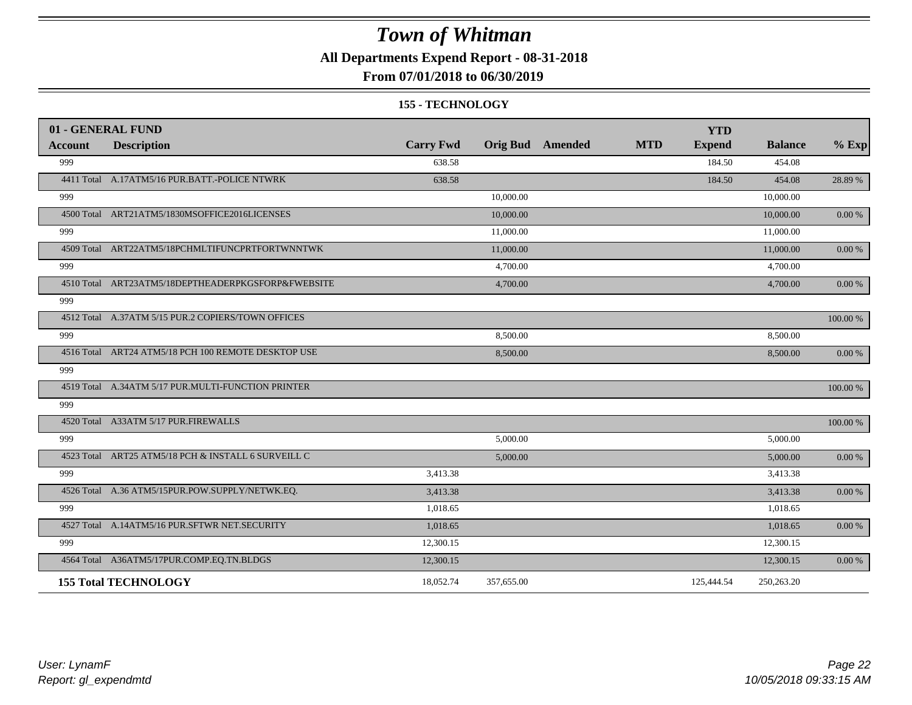# Town of Whitman

**All Departments Expend Report - 08-31-2018**

**From 07/01/2018 to 06/30/2019**

**155 - TECHNOLOGY**

| 01 - GENERAL FUND | | | | | | | | |
|---|---|---|---|---|---|---|---|---|
| **Account** | **Description** | **Carry Fwd** | **Orig Bud** | **Amended** | **MTD** | **YTD Expend** | **Balance** | **% Exp** |
| 999 | | 638.58 | | | | 184.50 | 454.08 | |
| 4411 Total | A.17ATM5/16 PUR.BATT.-POLICE NTWRK | 638.58 | | | | 184.50 | 454.08 | 28.89 % |
| 999 | | | 10,000.00 | | | | 10,000.00 | |
| 4500 Total | ART21ATM5/1830MSOFFICE2016LICENSES | | 10,000.00 | | | | 10,000.00 | 0.00 % |
| 999 | | | 11,000.00 | | | | 11,000.00 | |
| 4509 Total | ART22ATM5/18PCHMLTIFUNCPRTFORTWNNTWK | | 11,000.00 | | | | 11,000.00 | 0.00 % |
| 999 | | | 4,700.00 | | | | 4,700.00 | |
| 4510 Total | ART23ATM5/18DEPTHEADERPKGSFORP&FWEBSITE | | 4,700.00 | | | | 4,700.00 | 0.00 % |
| 999 | | | | | | | | |
| 4512 Total | A.37ATM 5/15 PUR.2 COPIERS/TOWN OFFICES | | | | | | | 100.00 % |
| 999 | | | 8,500.00 | | | | 8,500.00 | |
| 4516 Total | ART24 ATM5/18 PCH 100 REMOTE DESKTOP USE | | 8,500.00 | | | | 8,500.00 | 0.00 % |
| 999 | | | | | | | | |
| 4519 Total | A.34ATM 5/17 PUR.MULTI-FUNCTION PRINTER | | | | | | | 100.00 % |
| 999 | | | | | | | | |
| 4520 Total | A33ATM 5/17 PUR.FIREWALLS | | | | | | | 100.00 % |
| 999 | | | 5,000.00 | | | | 5,000.00 | |
| 4523 Total | ART25 ATM5/18 PCH & INSTALL 6 SURVEILL C | | 5,000.00 | | | | 5,000.00 | 0.00 % |
| 999 | | 3,413.38 | | | | | 3,413.38 | |
| 4526 Total | A.36 ATM5/15PUR.POW.SUPPLY/NETWK.EQ. | 3,413.38 | | | | | 3,413.38 | 0.00 % |
| 999 | | 1,018.65 | | | | | 1,018.65 | |
| 4527 Total | A.14ATM5/16 PUR.SFTWR NET.SECURITY | 1,018.65 | | | | | 1,018.65 | 0.00 % |
| 999 | | 12,300.15 | | | | | 12,300.15 | |
| 4564 Total | A36ATM5/17PUR.COMP.EQ.TN.BLDGS | 12,300.15 | | | | | 12,300.15 | 0.00 % |
| **155 Total TECHNOLOGY** | | 18,052.74 | 357,655.00 | | | 125,444.54 | 250,263.20 | |

User: LynamF
Report: gl_expendmtd

10/05/2018 09:33:15 AM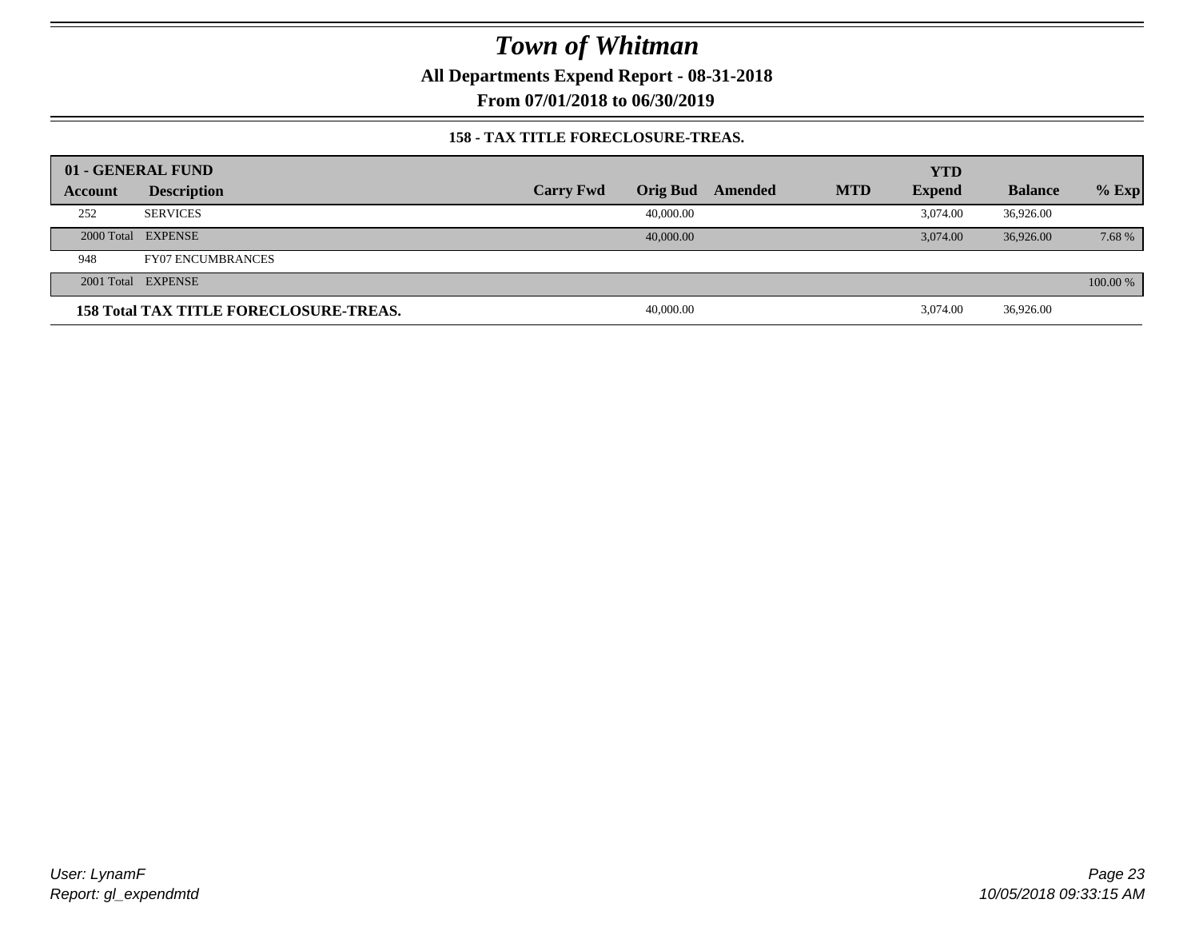# Town of Whitman

**All Departments Expend Report - 08-31-2018**

**From 07/01/2018 to 06/30/2019**

**158 - TAX TITLE FORECLOSURE-TREAS.**

| 01 - GENERAL FUND | | | | | | YTD | | |
|---|---|---|---|---|---|---|---|---|
| **Account** | **Description** | **Carry Fwd** | **Orig Bud** | **Amended** | **MTD** | **Expend** | **Balance** | **% Exp** |
| 252 | SERVICES | | 40,000.00 | | | 3,074.00 | 36,926.00 | |
| 2000 Total | EXPENSE | | 40,000.00 | | | 3,074.00 | 36,926.00 | 7.68 % |
| 948 | FY07 ENCUMBRANCES | | | | | | | |
| 2001 Total | EXPENSE | | | | | | | 100.00 % |
| **158 Total TAX TITLE FORECLOSURE-TREAS.** | | | 40,000.00 | | | 3,074.00 | 36,926.00 | |

*User: LynamF*
*Report: gl_expendmtd*

*10/05/2018 09:33:15 AM*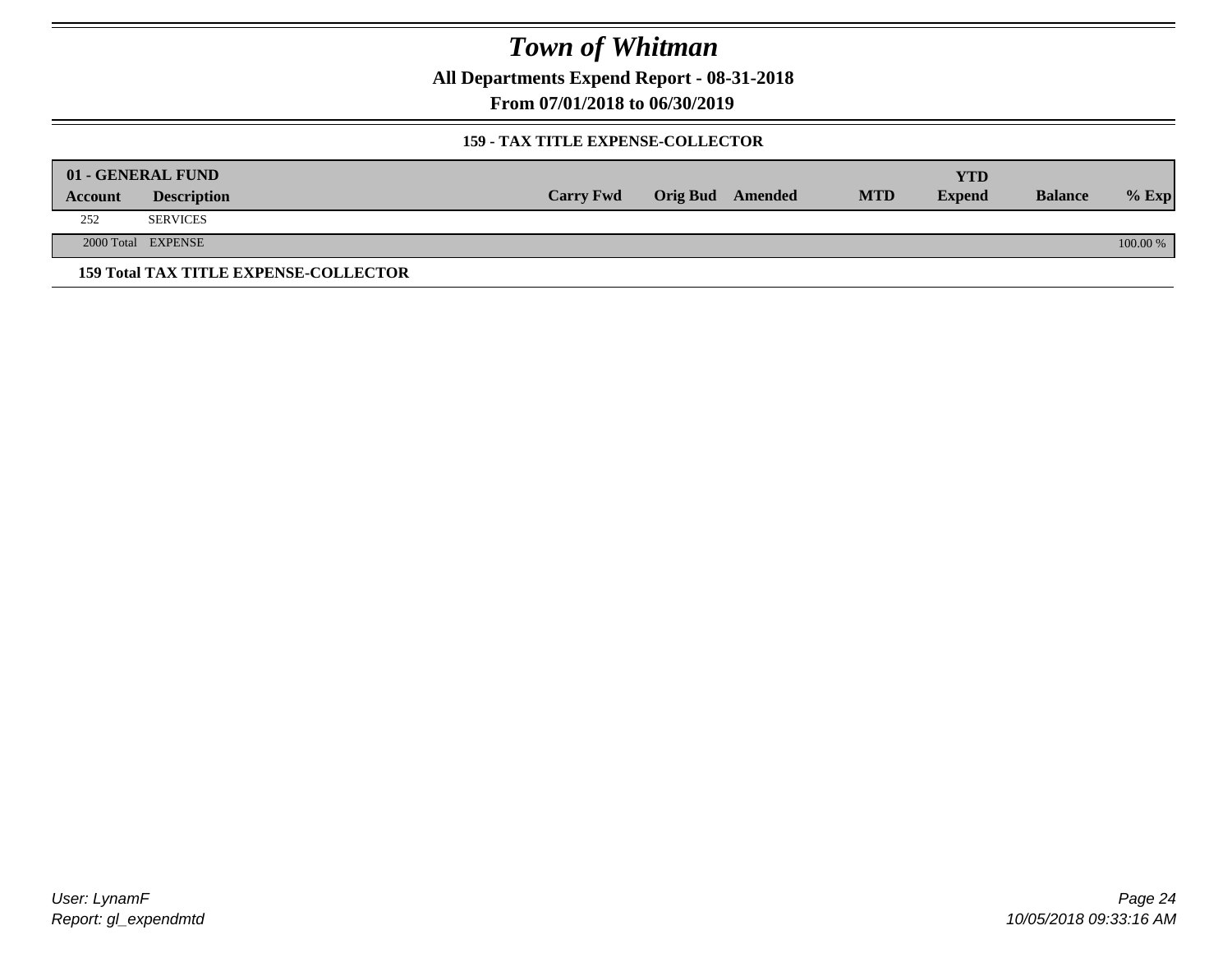# Town of Whitman

**All Departments Expend Report - 08-31-2018**

**From 07/01/2018 to 06/30/2019**

**159 - TAX TITLE EXPENSE-COLLECTOR**

| 01 - GENERAL FUND | | | | | | | | |
|---|---|---|---|---|---|---|---|---|
| **Account** | **Description** | **Carry Fwd** | **Orig Bud** | **Amended** | **MTD** | **YTD Expend** | **Balance** | **% Exp** |
| 252 | SERVICES | | | | | | | |
| 2000 Total | EXPENSE | | | | | | | 100.00 % |

**159 Total TAX TITLE EXPENSE-COLLECTOR**

User: LynamF
Report: gl_expendmtd

10/05/2018 09:33:16 AM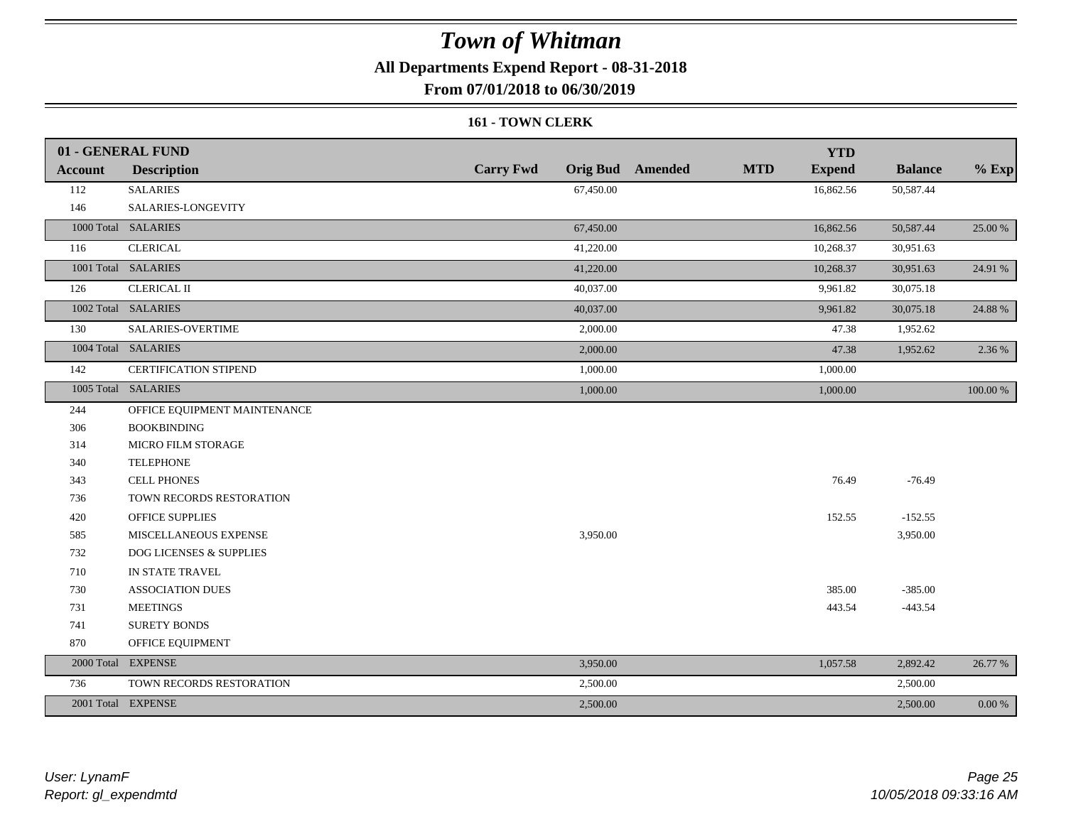# Town of Whitman

**All Departments Expend Report - 08-31-2018**

**From 07/01/2018 to 06/30/2019**

### 161 - TOWN CLERK

| 01 - GENERAL FUND | | | | | | | | |
|---|---|---|---|---|---|---|---|---|
| **Account** | **Description** | **Carry Fwd** | **Orig Bud** | **Amended** | **MTD** | **YTD Expend** | **Balance** | **% Exp** |
| 112 | SALARIES | | 67,450.00 | | | 16,862.56 | 50,587.44 | |
| 146 | SALARIES-LONGEVITY | | | | | | | |
| 1000 Total | SALARIES | | 67,450.00 | | | 16,862.56 | 50,587.44 | 25.00 % |
| 116 | CLERICAL | | 41,220.00 | | | 10,268.37 | 30,951.63 | |
| 1001 Total | SALARIES | | 41,220.00 | | | 10,268.37 | 30,951.63 | 24.91 % |
| 126 | CLERICAL II | | 40,037.00 | | | 9,961.82 | 30,075.18 | |
| 1002 Total | SALARIES | | 40,037.00 | | | 9,961.82 | 30,075.18 | 24.88 % |
| 130 | SALARIES-OVERTIME | | 2,000.00 | | | 47.38 | 1,952.62 | |
| 1004 Total | SALARIES | | 2,000.00 | | | 47.38 | 1,952.62 | 2.36 % |
| 142 | CERTIFICATION STIPEND | | 1,000.00 | | | 1,000.00 | | |
| 1005 Total | SALARIES | | 1,000.00 | | | 1,000.00 | | 100.00 % |
| 244 | OFFICE EQUIPMENT MAINTENANCE | | | | | | | |
| 306 | BOOKBINDING | | | | | | | |
| 314 | MICRO FILM STORAGE | | | | | | | |
| 340 | TELEPHONE | | | | | | | |
| 343 | CELL PHONES | | | | | 76.49 | -76.49 | |
| 736 | TOWN RECORDS RESTORATION | | | | | | | |
| 420 | OFFICE SUPPLIES | | | | | 152.55 | -152.55 | |
| 585 | MISCELLANEOUS EXPENSE | | 3,950.00 | | | | 3,950.00 | |
| 732 | DOG LICENSES & SUPPLIES | | | | | | | |
| 710 | IN STATE TRAVEL | | | | | | | |
| 730 | ASSOCIATION DUES | | | | | 385.00 | -385.00 | |
| 731 | MEETINGS | | | | | 443.54 | -443.54 | |
| 741 | SURETY BONDS | | | | | | | |
| 870 | OFFICE EQUIPMENT | | | | | | | |
| 2000 Total | EXPENSE | | 3,950.00 | | | 1,057.58 | 2,892.42 | 26.77 % |
| 736 | TOWN RECORDS RESTORATION | | 2,500.00 | | | | 2,500.00 | |
| 2001 Total | EXPENSE | | 2,500.00 | | | | 2,500.00 | 0.00 % |

*User: LynamF*
*Report: gl_expendmtd*

*10/05/2018 09:33:16 AM*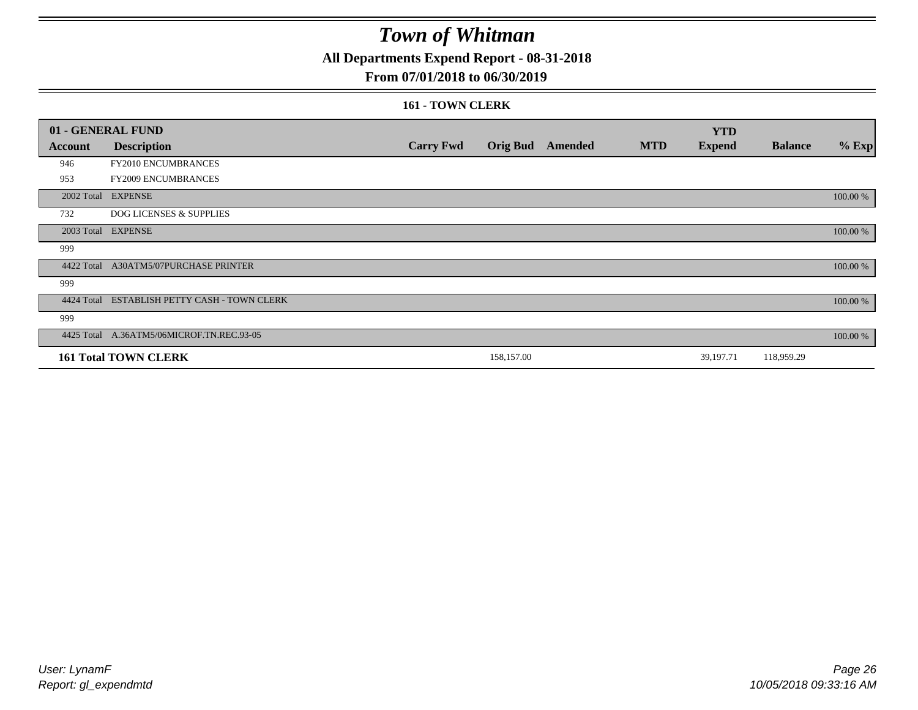# Town of Whitman

## All Departments Expend Report - 08-31-2018

## From 07/01/2018 to 06/30/2019

### 161 - TOWN CLERK

| 01 - GENERAL FUND | | | | | | YTD | | |
|---|---|---|---|---|---|---|---|---|
| **Account** | **Description** | **Carry Fwd** | **Orig Bud** | **Amended** | **MTD** | **Expend** | **Balance** | **% Exp** |
| 946 | FY2010 ENCUMBRANCES | | | | | | | |
| 953 | FY2009 ENCUMBRANCES | | | | | | | |
| 2002 Total | EXPENSE | | | | | | | 100.00 % |
| 732 | DOG LICENSES & SUPPLIES | | | | | | | |
| 2003 Total | EXPENSE | | | | | | | 100.00 % |
| 999 | | | | | | | | |
| 4422 Total | A30ATM5/07PURCHASE PRINTER | | | | | | | 100.00 % |
| 999 | | | | | | | | |
| 4424 Total | ESTABLISH PETTY CASH - TOWN CLERK | | | | | | | 100.00 % |
| 999 | | | | | | | | |
| 4425 Total | A.36ATM5/06MICROF.TN.REC.93-05 | | | | | | | 100.00 % |
| **161 Total TOWN CLERK** | | | 158,157.00 | | | 39,197.71 | 118,959.29 | |

User: LynamF
Report: gl_expendmtd

10/05/2018 09:33:16 AM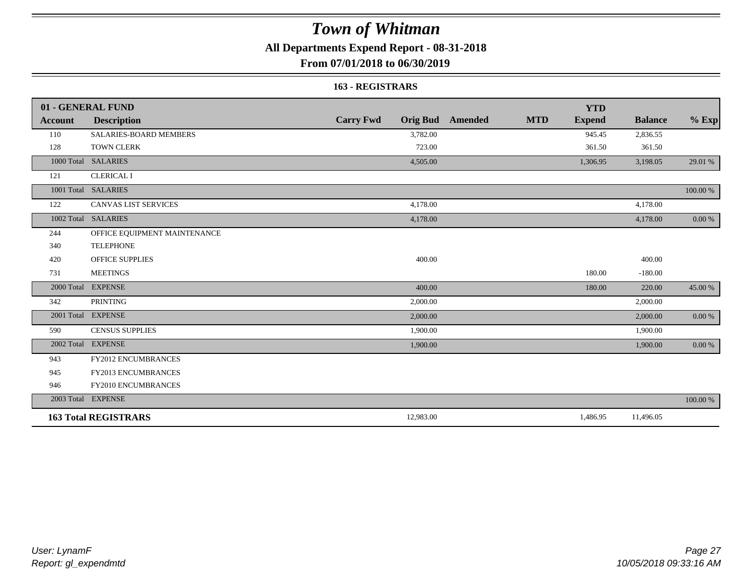# Town of Whitman

**All Departments Expend Report - 08-31-2018**

**From 07/01/2018 to 06/30/2019**

**163 - REGISTRARS**

| 01 - GENERAL FUND | | | | | | | | |
|---|---|---|---|---|---|---|---|---|
| **Account** | **Description** | **Carry Fwd** | **Orig Bud** | **Amended** | **MTD** | **YTD Expend** | **Balance** | **% Exp** |
| 110 | SALARIES-BOARD MEMBERS | | 3,782.00 | | | 945.45 | 2,836.55 | |
| 128 | TOWN CLERK | | 723.00 | | | 361.50 | 361.50 | |
| 1000 Total | SALARIES | | 4,505.00 | | | 1,306.95 | 3,198.05 | 29.01 % |
| 121 | CLERICAL I | | | | | | | |
| 1001 Total | SALARIES | | | | | | | 100.00 % |
| 122 | CANVAS LIST SERVICES | | 4,178.00 | | | | 4,178.00 | |
| 1002 Total | SALARIES | | 4,178.00 | | | | 4,178.00 | 0.00 % |
| 244 | OFFICE EQUIPMENT MAINTENANCE | | | | | | | |
| 340 | TELEPHONE | | | | | | | |
| 420 | OFFICE SUPPLIES | | 400.00 | | | | 400.00 | |
| 731 | MEETINGS | | | | | 180.00 | -180.00 | |
| 2000 Total | EXPENSE | | 400.00 | | | 180.00 | 220.00 | 45.00 % |
| 342 | PRINTING | | 2,000.00 | | | | 2,000.00 | |
| 2001 Total | EXPENSE | | 2,000.00 | | | | 2,000.00 | 0.00 % |
| 590 | CENSUS SUPPLIES | | 1,900.00 | | | | 1,900.00 | |
| 2002 Total | EXPENSE | | 1,900.00 | | | | 1,900.00 | 0.00 % |
| 943 | FY2012 ENCUMBRANCES | | | | | | | |
| 945 | FY2013 ENCUMBRANCES | | | | | | | |
| 946 | FY2010 ENCUMBRANCES | | | | | | | |
| 2003 Total | EXPENSE | | | | | | | 100.00 % |
| **163 Total REGISTRARS** | | | 12,983.00 | | | 1,486.95 | 11,496.05 | |

*User: LynamF*
*Report: gl_expendmtd*

*10/05/2018 09:33:16 AM*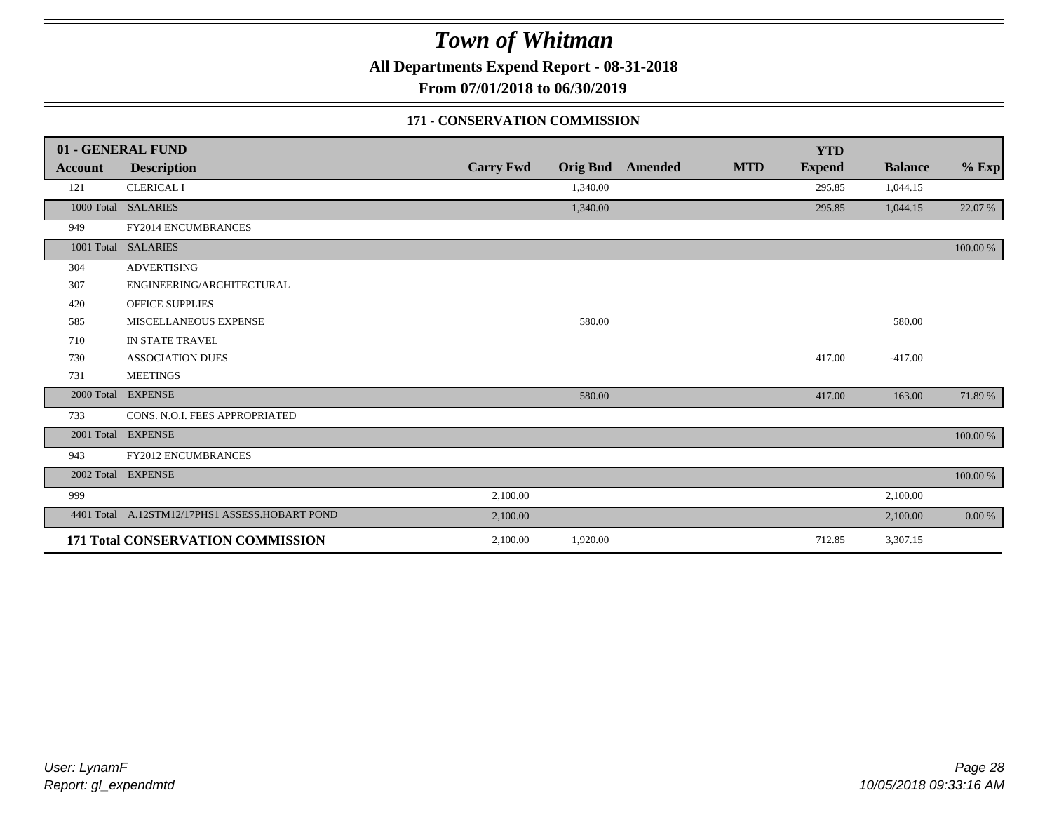# Town of Whitman

**All Departments Expend Report - 08-31-2018**

**From 07/01/2018 to 06/30/2019**

**171 - CONSERVATION COMMISSION**

| 01 - GENERAL FUND | | | | | | YTD | | |
|---|---|---|---|---|---|---|---|---|
| **Account** | **Description** | **Carry Fwd** | **Orig Bud** | **Amended** | **MTD** | **Expend** | **Balance** | **% Exp** |
| 121 | CLERICAL I | | 1,340.00 | | | 295.85 | 1,044.15 | |
| 1000 Total | SALARIES | | 1,340.00 | | | 295.85 | 1,044.15 | 22.07 % |
| 949 | FY2014 ENCUMBRANCES | | | | | | | |
| 1001 Total | SALARIES | | | | | | | 100.00 % |
| 304 | ADVERTISING | | | | | | | |
| 307 | ENGINEERING/ARCHITECTURAL | | | | | | | |
| 420 | OFFICE SUPPLIES | | | | | | | |
| 585 | MISCELLANEOUS EXPENSE | | 580.00 | | | | 580.00 | |
| 710 | IN STATE TRAVEL | | | | | | | |
| 730 | ASSOCIATION DUES | | | | | 417.00 | -417.00 | |
| 731 | MEETINGS | | | | | | | |
| 2000 Total | EXPENSE | | 580.00 | | | 417.00 | 163.00 | 71.89 % |
| 733 | CONS. N.O.I. FEES APPROPRIATED | | | | | | | |
| 2001 Total | EXPENSE | | | | | | | 100.00 % |
| 943 | FY2012 ENCUMBRANCES | | | | | | | |
| 2002 Total | EXPENSE | | | | | | | 100.00 % |
| 999 | | 2,100.00 | | | | | 2,100.00 | |
| 4401 Total | A.12STM12/17PHS1 ASSESS.HOBART POND | 2,100.00 | | | | | 2,100.00 | 0.00 % |
| **171 Total CONSERVATION COMMISSION** | | 2,100.00 | 1,920.00 | | | 712.85 | 3,307.15 | |

*User: LynamF*
*Report: gl_expendmtd*

*10/05/2018 09:33:16 AM*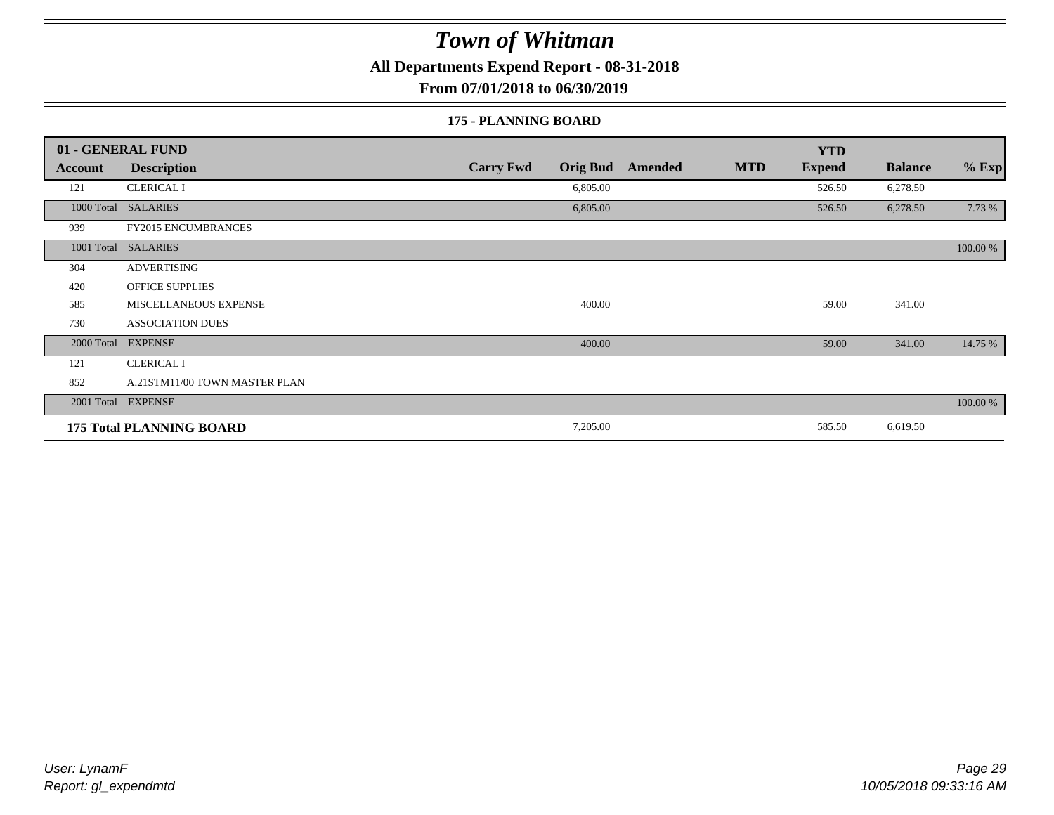# Town of Whitman

**All Departments Expend Report - 08-31-2018**

**From 07/01/2018 to 06/30/2019**

### 175 - PLANNING BOARD

| Account | Description | Carry Fwd | Orig Bud | Amended | MTD | YTD Expend | Balance | % Exp |
|---|---|---|---|---|---|---|---|---|
| **01 - GENERAL FUND** | | | | | | | | |
| 121 | CLERICAL I | | 6,805.00 | | | 526.50 | 6,278.50 | |
| 1000 Total | SALARIES | | 6,805.00 | | | 526.50 | 6,278.50 | 7.73 % |
| 939 | FY2015 ENCUMBRANCES | | | | | | | |
| 1001 Total | SALARIES | | | | | | | 100.00 % |
| 304 | ADVERTISING | | | | | | | |
| 420 | OFFICE SUPPLIES | | | | | | | |
| 585 | MISCELLANEOUS EXPENSE | | 400.00 | | | 59.00 | 341.00 | |
| 730 | ASSOCIATION DUES | | | | | | | |
| 2000 Total | EXPENSE | | 400.00 | | | 59.00 | 341.00 | 14.75 % |
| 121 | CLERICAL I | | | | | | | |
| 852 | A.21STM11/00 TOWN MASTER PLAN | | | | | | | |
| 2001 Total | EXPENSE | | | | | | | 100.00 % |
| **175 Total PLANNING BOARD** | | | 7,205.00 | | | 585.50 | 6,619.50 | |

*User: LynamF*
*Report: gl_expendmtd*

*10/05/2018 09:33:16 AM*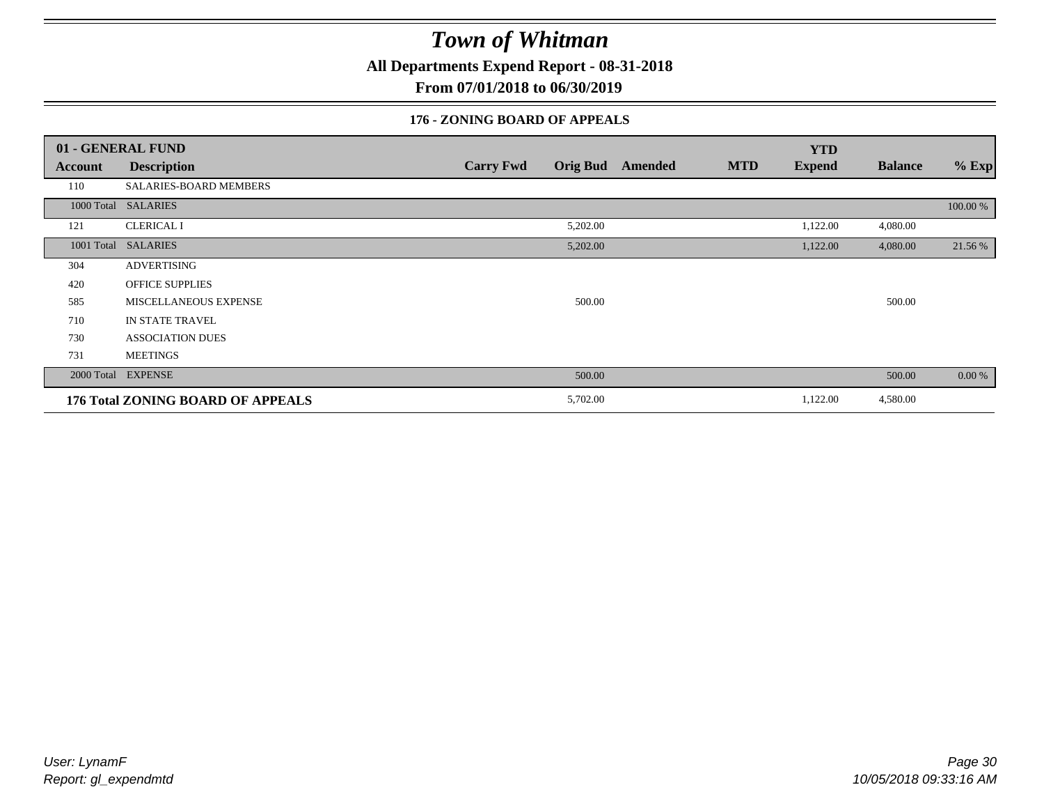# Town of Whitman

**All Departments Expend Report - 08-31-2018**

**From 07/01/2018 to 06/30/2019**

### 176 - ZONING BOARD OF APPEALS

| 01 - GENERAL FUND Account | Description | Carry Fwd | Orig Bud | Amended | MTD | YTD Expend | Balance | % Exp |
|---|---|---|---|---|---|---|---|---|
| 110 | SALARIES-BOARD MEMBERS | | | | | | | |
| 1000 Total | SALARIES | | | | | | | 100.00 % |
| 121 | CLERICAL I | | 5,202.00 | | | 1,122.00 | 4,080.00 | |
| 1001 Total | SALARIES | | 5,202.00 | | | 1,122.00 | 4,080.00 | 21.56 % |
| 304 | ADVERTISING | | | | | | | |
| 420 | OFFICE SUPPLIES | | | | | | | |
| 585 | MISCELLANEOUS EXPENSE | | 500.00 | | | | 500.00 | |
| 710 | IN STATE TRAVEL | | | | | | | |
| 730 | ASSOCIATION DUES | | | | | | | |
| 731 | MEETINGS | | | | | | | |
| 2000 Total | EXPENSE | | 500.00 | | | | 500.00 | 0.00 % |
| **176 Total ZONING BOARD OF APPEALS** | | | 5,702.00 | | | 1,122.00 | 4,580.00 | |

User: LynamF
Report: gl_expendmtd

10/05/2018 09:33:16 AM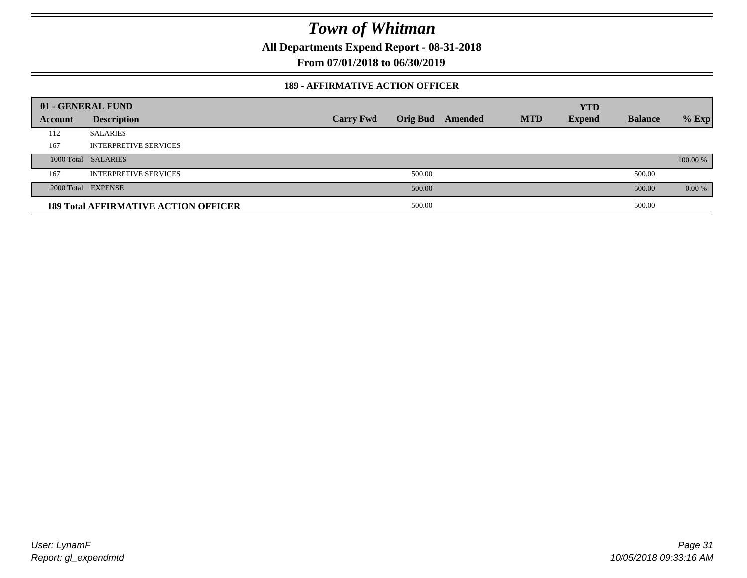# Town of Whitman

**All Departments Expend Report - 08-31-2018**

**From 07/01/2018 to 06/30/2019**

### 189 - AFFIRMATIVE ACTION OFFICER

| 01 - GENERAL FUND | | | | | | YTD | | |
|---|---|---|---|---|---|---|---|---|
| **Account** | **Description** | **Carry Fwd** | **Orig Bud** | **Amended** | **MTD** | **Expend** | **Balance** | **% Exp** |
| 112 | SALARIES | | | | | | | |
| 167 | INTERPRETIVE SERVICES | | | | | | | |
| 1000 Total | SALARIES | | | | | | | 100.00 % |
| 167 | INTERPRETIVE SERVICES | | 500.00 | | | | 500.00 | |
| 2000 Total | EXPENSE | | 500.00 | | | | 500.00 | 0.00 % |
| **189 Total AFFIRMATIVE ACTION OFFICER** | | | 500.00 | | | | 500.00 | |

*User: LynamF*
*Report: gl_expendmtd*
*10/05/2018 09:33:16 AM*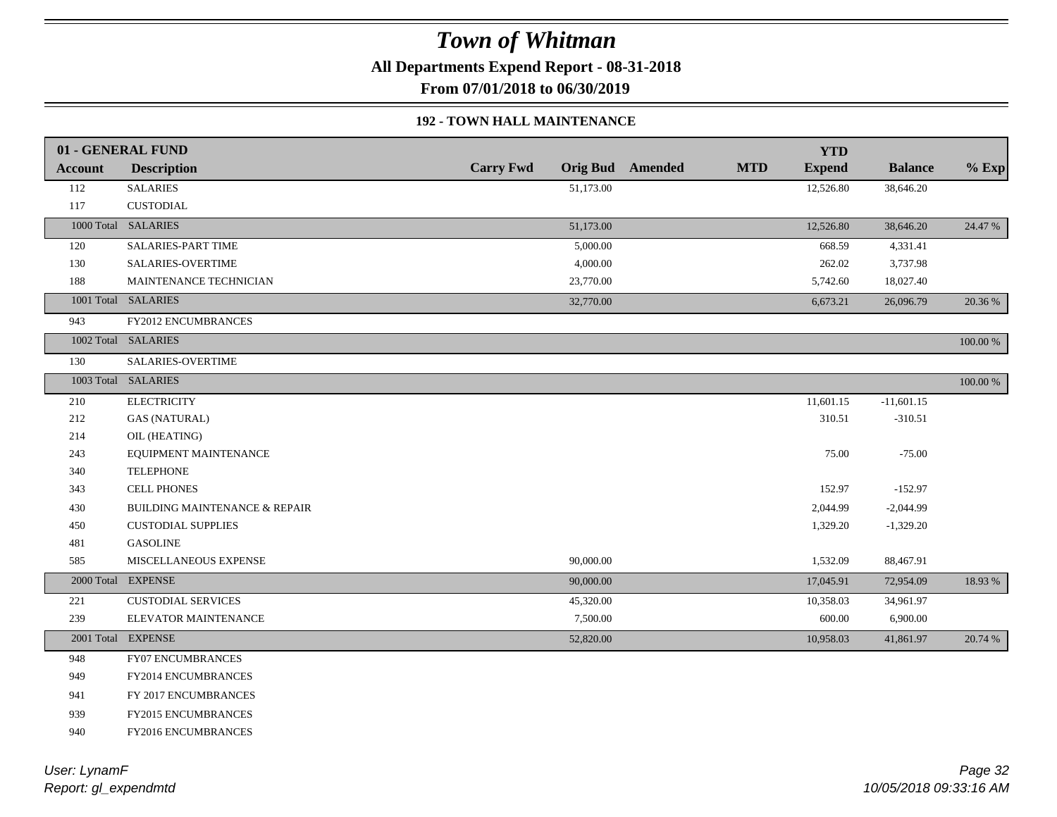# Town of Whitman

**All Departments Expend Report - 08-31-2018**

**From 07/01/2018 to 06/30/2019**

### 192 - TOWN HALL MAINTENANCE

| 01 - GENERAL FUND | | | | | | YTD | | |
|---|---|---|---|---|---|---|---|---|
| **Account** | **Description** | **Carry Fwd** | **Orig Bud** | **Amended** | **MTD** | **Expend** | **Balance** | **% Exp** |
| 112 | SALARIES | | 51,173.00 | | | 12,526.80 | 38,646.20 | |
| 117 | CUSTODIAL | | | | | | | |
| 1000 Total | SALARIES | | 51,173.00 | | | 12,526.80 | 38,646.20 | 24.47 % |
| 120 | SALARIES-PART TIME | | 5,000.00 | | | 668.59 | 4,331.41 | |
| 130 | SALARIES-OVERTIME | | 4,000.00 | | | 262.02 | 3,737.98 | |
| 188 | MAINTENANCE TECHNICIAN | | 23,770.00 | | | 5,742.60 | 18,027.40 | |
| 1001 Total | SALARIES | | 32,770.00 | | | 6,673.21 | 26,096.79 | 20.36 % |
| 943 | FY2012 ENCUMBRANCES | | | | | | | |
| 1002 Total | SALARIES | | | | | | | 100.00 % |
| 130 | SALARIES-OVERTIME | | | | | | | |
| 1003 Total | SALARIES | | | | | | | 100.00 % |
| 210 | ELECTRICITY | | | | | 11,601.15 | -11,601.15 | |
| 212 | GAS (NATURAL) | | | | | 310.51 | -310.51 | |
| 214 | OIL (HEATING) | | | | | | | |
| 243 | EQUIPMENT MAINTENANCE | | | | | 75.00 | -75.00 | |
| 340 | TELEPHONE | | | | | | | |
| 343 | CELL PHONES | | | | | 152.97 | -152.97 | |
| 430 | BUILDING MAINTENANCE & REPAIR | | | | | 2,044.99 | -2,044.99 | |
| 450 | CUSTODIAL SUPPLIES | | | | | 1,329.20 | -1,329.20 | |
| 481 | GASOLINE | | | | | | | |
| 585 | MISCELLANEOUS EXPENSE | | 90,000.00 | | | 1,532.09 | 88,467.91 | |
| 2000 Total | EXPENSE | | 90,000.00 | | | 17,045.91 | 72,954.09 | 18.93 % |
| 221 | CUSTODIAL SERVICES | | 45,320.00 | | | 10,358.03 | 34,961.97 | |
| 239 | ELEVATOR MAINTENANCE | | 7,500.00 | | | 600.00 | 6,900.00 | |
| 2001 Total | EXPENSE | | 52,820.00 | | | 10,958.03 | 41,861.97 | 20.74 % |
| 948 | FY07 ENCUMBRANCES | | | | | | | |
| 949 | FY2014 ENCUMBRANCES | | | | | | | |
| 941 | FY 2017 ENCUMBRANCES | | | | | | | |
| 939 | FY2015 ENCUMBRANCES | | | | | | | |
| 940 | FY2016 ENCUMBRANCES | | | | | | | |

*User: LynamF*
*Report: gl_expendmtd*

*10/05/2018 09:33:16 AM*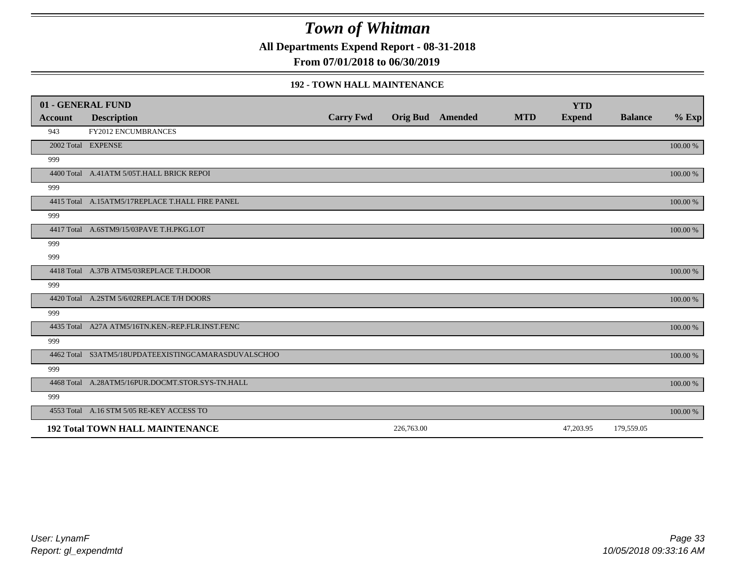# Town of Whitman

**All Departments Expend Report - 08-31-2018**

**From 07/01/2018 to 06/30/2019**

### 192 - TOWN HALL MAINTENANCE

| 01 - GENERAL FUND<br>Account | Description | Carry Fwd | Orig Bud | Amended | MTD | YTD<br>Expend | Balance | % Exp |
|---|---|---|---|---|---|---|---|---|
| 943 | FY2012 ENCUMBRANCES | | | | | | | |
| 2002 Total | EXPENSE | | | | | | | 100.00 % |
| 999 | | | | | | | | |
| 4400 Total | A.41ATM 5/05T.HALL BRICK REPOI | | | | | | | 100.00 % |
| 999 | | | | | | | | |
| 4415 Total | A.15ATM5/17REPLACE T.HALL FIRE PANEL | | | | | | | 100.00 % |
| 999 | | | | | | | | |
| 4417 Total | A.6STM9/15/03PAVE T.H.PKG.LOT | | | | | | | 100.00 % |
| 999 | | | | | | | | |
| 999 | | | | | | | | |
| 4418 Total | A.37B ATM5/03REPLACE T.H.DOOR | | | | | | | 100.00 % |
| 999 | | | | | | | | |
| 4420 Total | A.2STM 5/6/02REPLACE T/H DOORS | | | | | | | 100.00 % |
| 999 | | | | | | | | |
| 4435 Total | A27A ATM5/16TN.KEN.-REP.FLR.INST.FENC | | | | | | | 100.00 % |
| 999 | | | | | | | | |
| 4462 Total | S3ATM5/18UPDATEEXISTINGCAMARASDUVALSCHOO | | | | | | | 100.00 % |
| 999 | | | | | | | | |
| 4468 Total | A.28ATM5/16PUR.DOCMT.STOR.SYS-TN.HALL | | | | | | | 100.00 % |
| 999 | | | | | | | | |
| 4553 Total | A.16 STM 5/05 RE-KEY ACCESS TO | | | | | | | 100.00 % |
| **192 Total TOWN HALL MAINTENANCE** | | | 226,763.00 | | | 47,203.95 | 179,559.05 | |

*User: LynamF*
*Report: gl_expendmtd*

*10/05/2018 09:33:16 AM*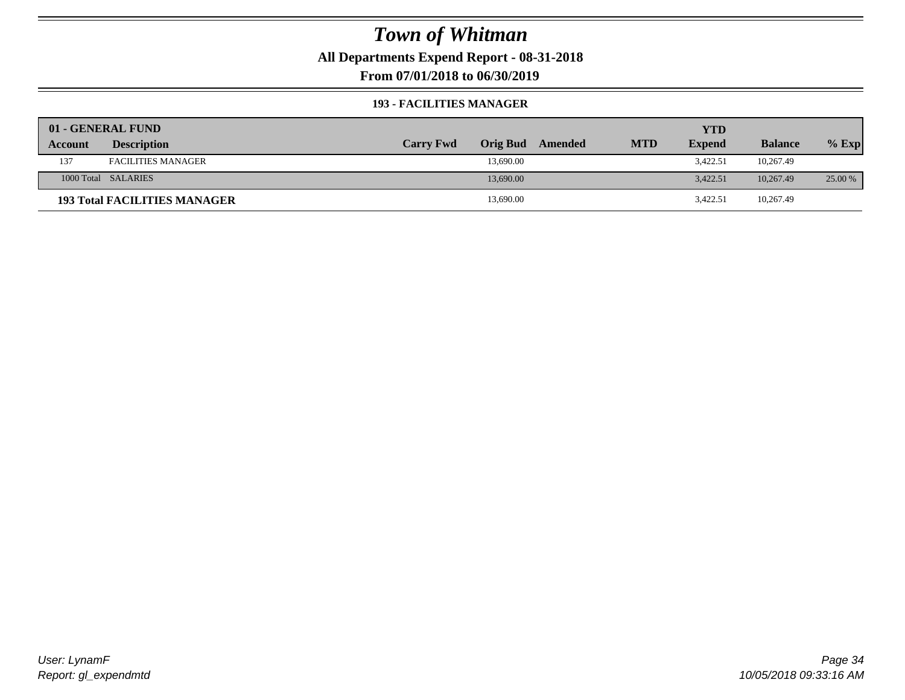# Town of Whitman

**All Departments Expend Report - 08-31-2018**

**From 07/01/2018 to 06/30/2019**

**193 - FACILITIES MANAGER**

| 01 - GENERAL FUND | | | | | | YTD | | |
|---|---|---|---|---|---|---|---|---|
| Account | Description | Carry Fwd | Orig Bud | Amended | MTD | Expend | Balance | % Exp |
| 137 | FACILITIES MANAGER | | 13,690.00 | | | 3,422.51 | 10,267.49 | |
| 1000 Total | SALARIES | | 13,690.00 | | | 3,422.51 | 10,267.49 | 25.00 % |
| **193 Total FACILITIES MANAGER** | | | 13,690.00 | | | 3,422.51 | 10,267.49 | |

User: LynamF
Report: gl_expendmtd

10/05/2018 09:33:16 AM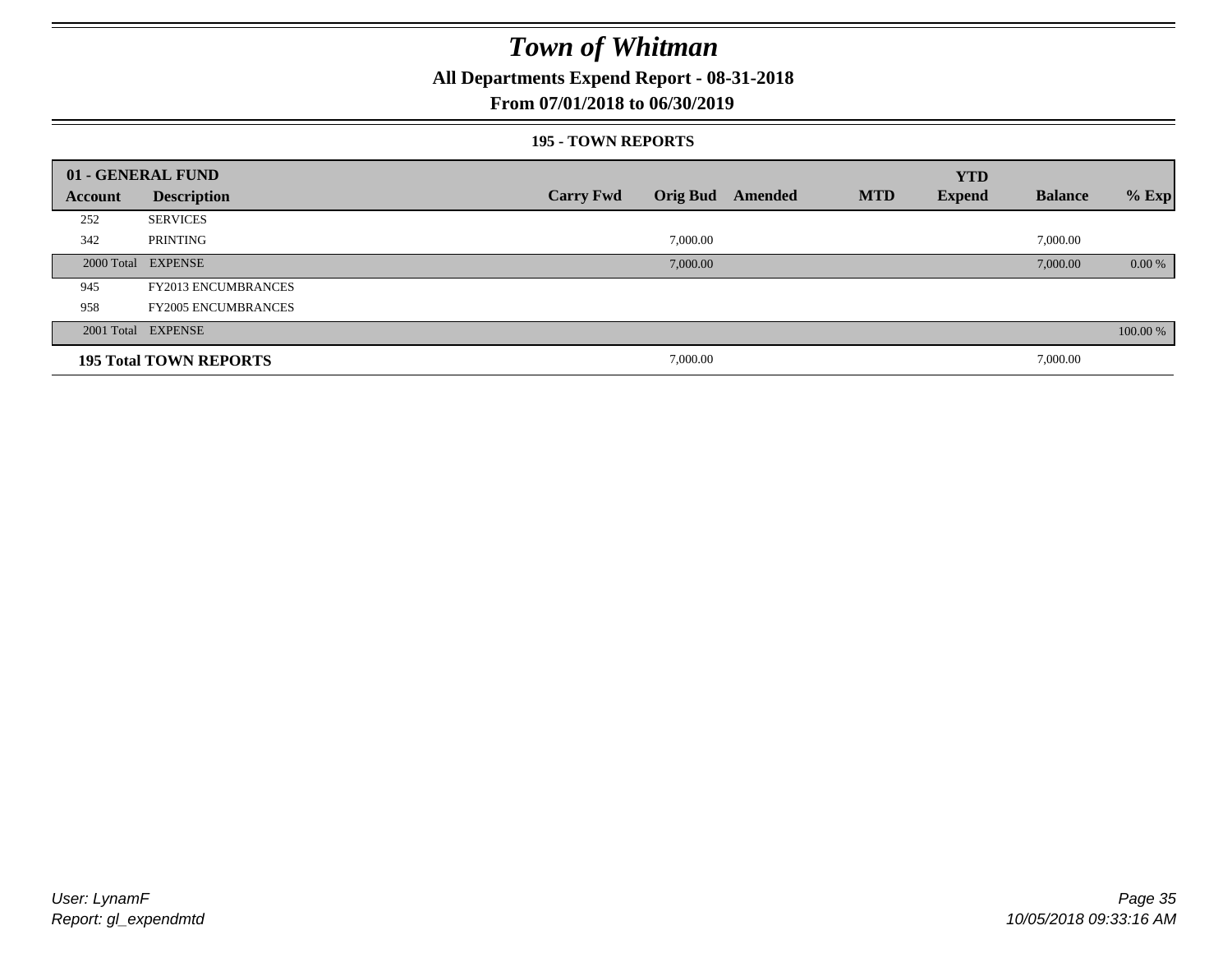# Town of Whitman

## All Departments Expend Report - 08-31-2018

## From 07/01/2018 to 06/30/2019

### 195 - TOWN REPORTS

| 01 - GENERAL FUND | | | | | | YTD | | |
|---|---|---|---|---|---|---|---|---|
| Account | Description | Carry Fwd | Orig Bud | Amended | MTD | Expend | Balance | % Exp |
| 252 | SERVICES | | | | | | | |
| 342 | PRINTING | | 7,000.00 | | | | 7,000.00 | |
| 2000 Total | EXPENSE | | 7,000.00 | | | | 7,000.00 | 0.00 % |
| 945 | FY2013 ENCUMBRANCES | | | | | | | |
| 958 | FY2005 ENCUMBRANCES | | | | | | | |
| 2001 Total | EXPENSE | | | | | | | 100.00 % |
| **195 Total TOWN REPORTS** | | | 7,000.00 | | | | 7,000.00 | |

*User: LynamF*
*Report: gl_expendmtd*

*10/05/2018 09:33:16 AM*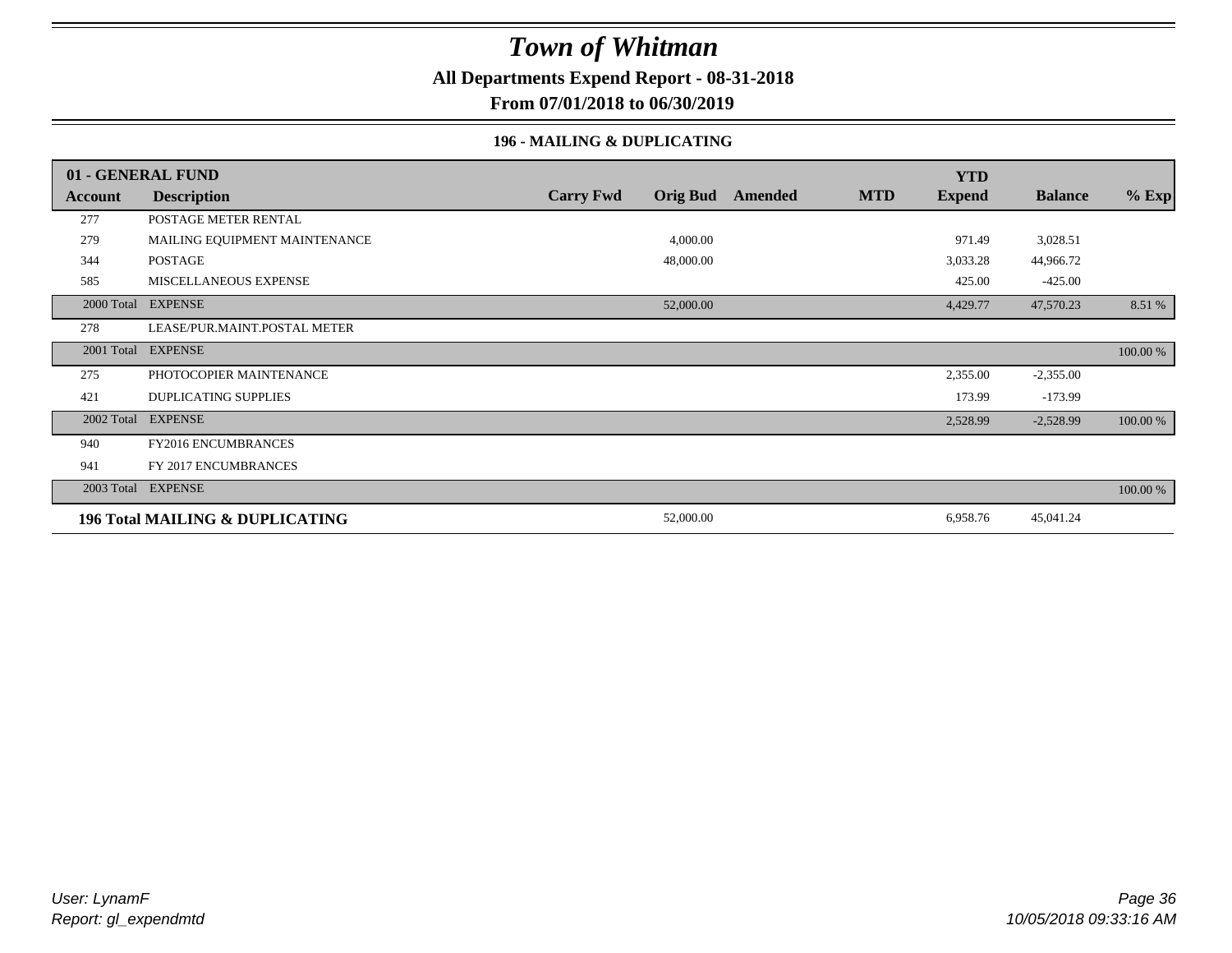# Town of Whitman

**All Departments Expend Report - 08-31-2018**

**From 07/01/2018 to 06/30/2019**

### 196 - MAILING & DUPLICATING

| 01 - GENERAL FUND | | | | | | YTD | | |
|---|---|---|---|---|---|---|---|---|
| **Account** | **Description** | **Carry Fwd** | **Orig Bud** | **Amended** | **MTD** | **Expend** | **Balance** | **% Exp** |
| 277 | POSTAGE METER RENTAL | | | | | | | |
| 279 | MAILING EQUIPMENT MAINTENANCE | | 4,000.00 | | | 971.49 | 3,028.51 | |
| 344 | POSTAGE | | 48,000.00 | | | 3,033.28 | 44,966.72 | |
| 585 | MISCELLANEOUS EXPENSE | | | | | 425.00 | -425.00 | |
| 2000 Total | EXPENSE | | 52,000.00 | | | 4,429.77 | 47,570.23 | 8.51 % |
| 278 | LEASE/PUR.MAINT.POSTAL METER | | | | | | | |
| 2001 Total | EXPENSE | | | | | | | 100.00 % |
| 275 | PHOTOCOPIER MAINTENANCE | | | | | 2,355.00 | -2,355.00 | |
| 421 | DUPLICATING SUPPLIES | | | | | 173.99 | -173.99 | |
| 2002 Total | EXPENSE | | | | | 2,528.99 | -2,528.99 | 100.00 % |
| 940 | FY2016 ENCUMBRANCES | | | | | | | |
| 941 | FY 2017 ENCUMBRANCES | | | | | | | |
| 2003 Total | EXPENSE | | | | | | | 100.00 % |
| **196 Total MAILING & DUPLICATING** | | | 52,000.00 | | | 6,958.76 | 45,041.24 | |

*User: LynamF*
*Report: gl_expendmtd*

*10/05/2018 09:33:16 AM*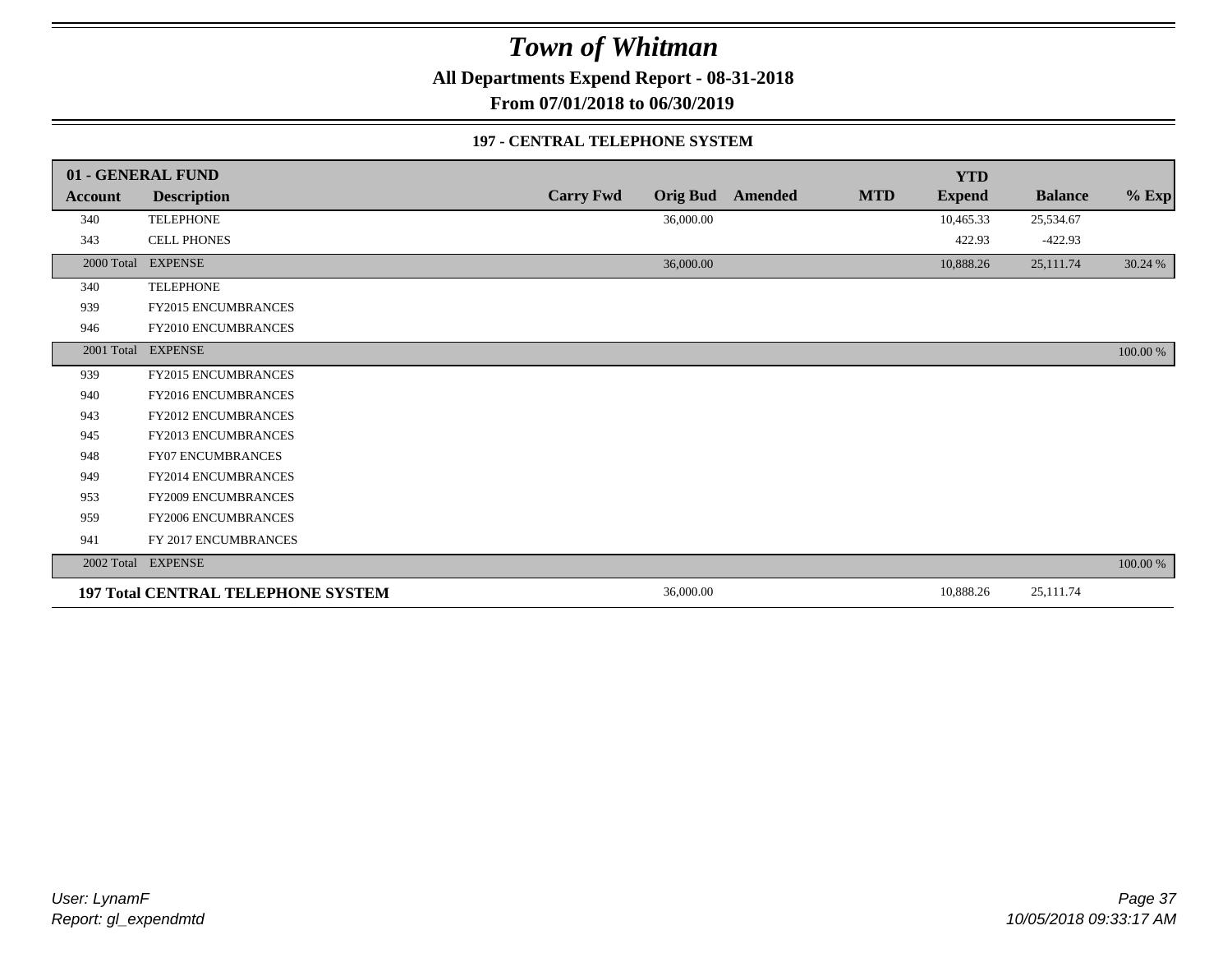# Town of Whitman

**All Departments Expend Report - 08-31-2018**

**From 07/01/2018 to 06/30/2019**

**197 - CENTRAL TELEPHONE SYSTEM**

| **01 - GENERAL FUND** | | | | | | | | |
|---|---|---|---|---|---|---|---|---|
| **Account** | **Description** | **Carry Fwd** | **Orig Bud** | **Amended** | **MTD** | **YTD Expend** | **Balance** | **% Exp** |
| 340 | TELEPHONE | | 36,000.00 | | | 10,465.33 | 25,534.67 | |
| 343 | CELL PHONES | | | | | 422.93 | -422.93 | |
| 2000 Total | EXPENSE | | 36,000.00 | | | 10,888.26 | 25,111.74 | 30.24 % |
| 340 | TELEPHONE | | | | | | | |
| 939 | FY2015 ENCUMBRANCES | | | | | | | |
| 946 | FY2010 ENCUMBRANCES | | | | | | | |
| 2001 Total | EXPENSE | | | | | | | 100.00 % |
| 939 | FY2015 ENCUMBRANCES | | | | | | | |
| 940 | FY2016 ENCUMBRANCES | | | | | | | |
| 943 | FY2012 ENCUMBRANCES | | | | | | | |
| 945 | FY2013 ENCUMBRANCES | | | | | | | |
| 948 | FY07 ENCUMBRANCES | | | | | | | |
| 949 | FY2014 ENCUMBRANCES | | | | | | | |
| 953 | FY2009 ENCUMBRANCES | | | | | | | |
| 959 | FY2006 ENCUMBRANCES | | | | | | | |
| 941 | FY 2017 ENCUMBRANCES | | | | | | | |
| 2002 Total | EXPENSE | | | | | | | 100.00 % |
| **197 Total CENTRAL TELEPHONE SYSTEM** | | | 36,000.00 | | | 10,888.26 | 25,111.74 | |

*User: LynamF*
*Report: gl_expendmtd*

*10/05/2018 09:33:17 AM*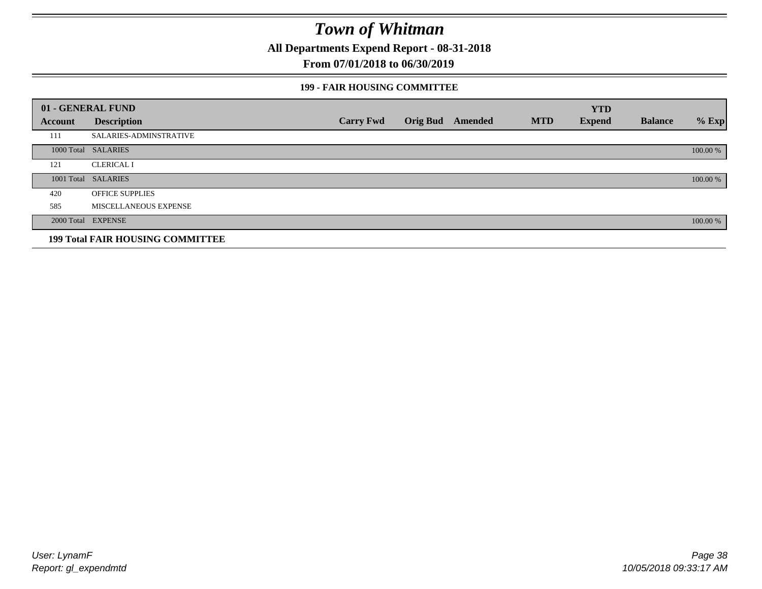# Town of Whitman

**All Departments Expend Report - 08-31-2018**

**From 07/01/2018 to 06/30/2019**

**199 - FAIR HOUSING COMMITTEE**

| 01 - GENERAL FUND | | | | | | YTD | | |
|---|---|---|---|---|---|---|---|---|
| **Account** | **Description** | **Carry Fwd** | **Orig Bud** | **Amended** | **MTD** | **Expend** | **Balance** | **% Exp** |
| 111 | SALARIES-ADMINSTRATIVE | | | | | | | |
| 1000 Total | SALARIES | | | | | | | 100.00 % |
| 121 | CLERICAL I | | | | | | | |
| 1001 Total | SALARIES | | | | | | | 100.00 % |
| 420 | OFFICE SUPPLIES | | | | | | | |
| 585 | MISCELLANEOUS EXPENSE | | | | | | | |
| 2000 Total | EXPENSE | | | | | | | 100.00 % |
| **199 Total FAIR HOUSING COMMITTEE** | | | | | | | | |

*User: LynamF*
*Report: gl_expendmtd*

*10/05/2018 09:33:17 AM*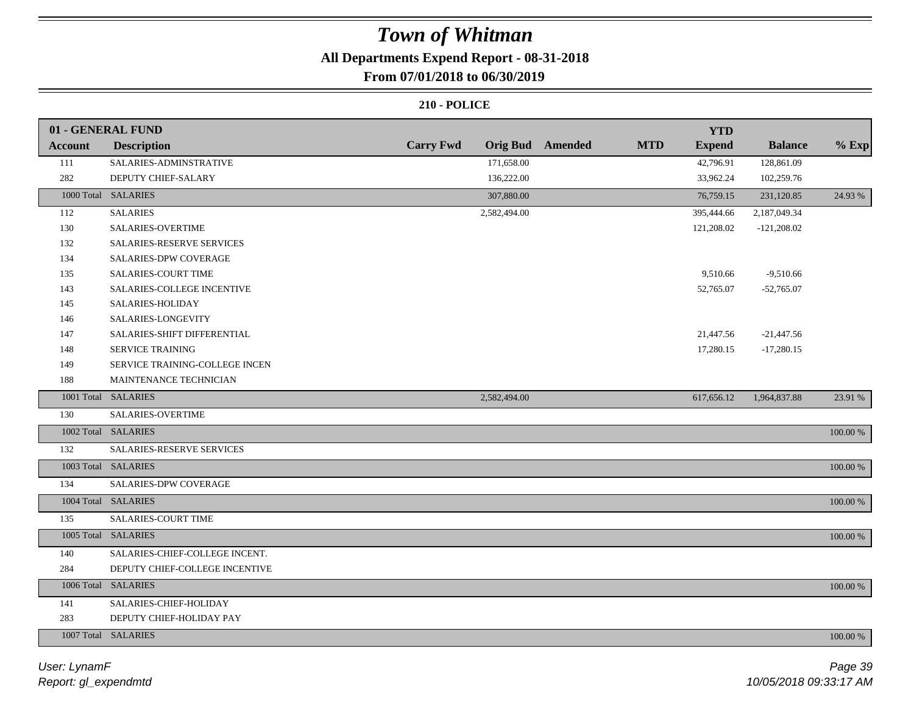# Town of Whitman

**All Departments Expend Report - 08-31-2018**

**From 07/01/2018 to 06/30/2019**

**210 - POLICE**

| Account | Description | Carry Fwd | Orig Bud | Amended | MTD | YTD Expend | Balance | % Exp |
|---|---|---|---|---|---|---|---|---|
| **01 - GENERAL FUND** | | | | | | | | |
| 111 | SALARIES-ADMINSTRATIVE | | 171,658.00 | | | 42,796.91 | 128,861.09 | |
| 282 | DEPUTY CHIEF-SALARY | | 136,222.00 | | | 33,962.24 | 102,259.76 | |
| 1000 Total | SALARIES | | 307,880.00 | | | 76,759.15 | 231,120.85 | 24.93 % |
| 112 | SALARIES | | 2,582,494.00 | | | 395,444.66 | 2,187,049.34 | |
| 130 | SALARIES-OVERTIME | | | | | 121,208.02 | -121,208.02 | |
| 132 | SALARIES-RESERVE SERVICES | | | | | | | |
| 134 | SALARIES-DPW COVERAGE | | | | | | | |
| 135 | SALARIES-COURT TIME | | | | | 9,510.66 | -9,510.66 | |
| 143 | SALARIES-COLLEGE INCENTIVE | | | | | 52,765.07 | -52,765.07 | |
| 145 | SALARIES-HOLIDAY | | | | | | | |
| 146 | SALARIES-LONGEVITY | | | | | | | |
| 147 | SALARIES-SHIFT DIFFERENTIAL | | | | | 21,447.56 | -21,447.56 | |
| 148 | SERVICE TRAINING | | | | | 17,280.15 | -17,280.15 | |
| 149 | SERVICE TRAINING-COLLEGE INCEN | | | | | | | |
| 188 | MAINTENANCE TECHNICIAN | | | | | | | |
| 1001 Total | SALARIES | | 2,582,494.00 | | | 617,656.12 | 1,964,837.88 | 23.91 % |
| 130 | SALARIES-OVERTIME | | | | | | | |
| 1002 Total | SALARIES | | | | | | | 100.00 % |
| 132 | SALARIES-RESERVE SERVICES | | | | | | | |
| 1003 Total | SALARIES | | | | | | | 100.00 % |
| 134 | SALARIES-DPW COVERAGE | | | | | | | |
| 1004 Total | SALARIES | | | | | | | 100.00 % |
| 135 | SALARIES-COURT TIME | | | | | | | |
| 1005 Total | SALARIES | | | | | | | 100.00 % |
| 140 | SALARIES-CHIEF-COLLEGE INCENT. | | | | | | | |
| 284 | DEPUTY CHIEF-COLLEGE INCENTIVE | | | | | | | |
| 1006 Total | SALARIES | | | | | | | 100.00 % |
| 141 | SALARIES-CHIEF-HOLIDAY | | | | | | | |
| 283 | DEPUTY CHIEF-HOLIDAY PAY | | | | | | | |
| 1007 Total | SALARIES | | | | | | | 100.00 % |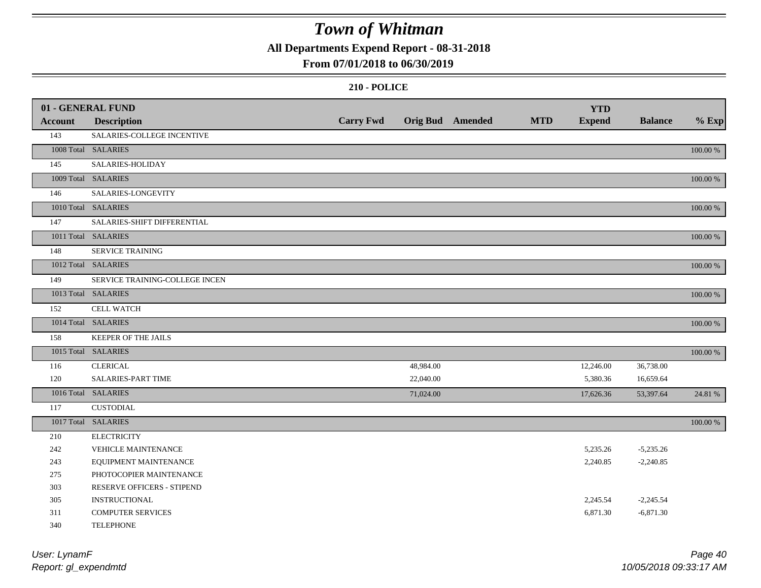# Town of Whitman

## All Departments Expend Report - 08-31-2018

## From 07/01/2018 to 06/30/2019

### 210 - POLICE

| Account | Description | Carry Fwd | Orig Bud | Amended | MTD | YTD Expend | Balance | % Exp |
|---|---|---|---|---|---|---|---|---|
| **01 - GENERAL FUND** | | | | | | | | |
| 143 | SALARIES-COLLEGE INCENTIVE | | | | | | | |
| 1008 Total | SALARIES | | | | | | | 100.00 % |
| 145 | SALARIES-HOLIDAY | | | | | | | |
| 1009 Total | SALARIES | | | | | | | 100.00 % |
| 146 | SALARIES-LONGEVITY | | | | | | | |
| 1010 Total | SALARIES | | | | | | | 100.00 % |
| 147 | SALARIES-SHIFT DIFFERENTIAL | | | | | | | |
| 1011 Total | SALARIES | | | | | | | 100.00 % |
| 148 | SERVICE TRAINING | | | | | | | |
| 1012 Total | SALARIES | | | | | | | 100.00 % |
| 149 | SERVICE TRAINING-COLLEGE INCEN | | | | | | | |
| 1013 Total | SALARIES | | | | | | | 100.00 % |
| 152 | CELL WATCH | | | | | | | |
| 1014 Total | SALARIES | | | | | | | 100.00 % |
| 158 | KEEPER OF THE JAILS | | | | | | | |
| 1015 Total | SALARIES | | | | | | | 100.00 % |
| 116 | CLERICAL | | 48,984.00 | | | 12,246.00 | 36,738.00 | |
| 120 | SALARIES-PART TIME | | 22,040.00 | | | 5,380.36 | 16,659.64 | |
| 1016 Total | SALARIES | | 71,024.00 | | | 17,626.36 | 53,397.64 | 24.81 % |
| 117 | CUSTODIAL | | | | | | | |
| 1017 Total | SALARIES | | | | | | | 100.00 % |
| 210 | ELECTRICITY | | | | | | | |
| 242 | VEHICLE MAINTENANCE | | | | | 5,235.26 | -5,235.26 | |
| 243 | EQUIPMENT MAINTENANCE | | | | | 2,240.85 | -2,240.85 | |
| 275 | PHOTOCOPIER MAINTENANCE | | | | | | | |
| 303 | RESERVE OFFICERS - STIPEND | | | | | | | |
| 305 | INSTRUCTIONAL | | | | | 2,245.54 | -2,245.54 | |
| 311 | COMPUTER SERVICES | | | | | 6,871.30 | -6,871.30 | |
| 340 | TELEPHONE | | | | | | | |

*User: LynamF*
*Report: gl_expendmtd*

*10/05/2018 09:33:17 AM*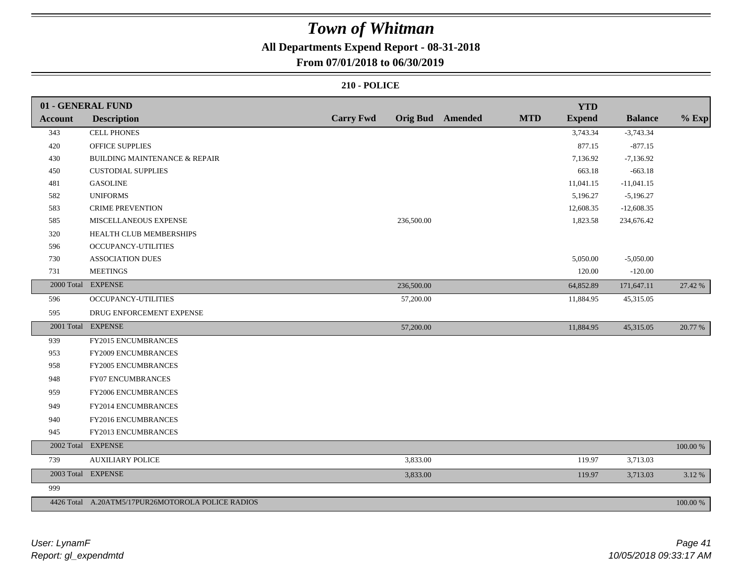# Town of Whitman

## All Departments Expend Report - 08-31-2018

### From 07/01/2018 to 06/30/2019

#### 210 - POLICE

| 01 - GENERAL FUND | | | | | | | | |
|---|---|---|---|---|---|---|---|---|
| **Account** | **Description** | **Carry Fwd** | **Orig Bud** | **Amended** | **MTD** | **YTD Expend** | **Balance** | **% Exp** |
| 343 | CELL PHONES | | | | | 3,743.34 | -3,743.34 | |
| 420 | OFFICE SUPPLIES | | | | | 877.15 | -877.15 | |
| 430 | BUILDING MAINTENANCE & REPAIR | | | | | 7,136.92 | -7,136.92 | |
| 450 | CUSTODIAL SUPPLIES | | | | | 663.18 | -663.18 | |
| 481 | GASOLINE | | | | | 11,041.15 | -11,041.15 | |
| 582 | UNIFORMS | | | | | 5,196.27 | -5,196.27 | |
| 583 | CRIME PREVENTION | | | | | 12,608.35 | -12,608.35 | |
| 585 | MISCELLANEOUS EXPENSE | | 236,500.00 | | | 1,823.58 | 234,676.42 | |
| 320 | HEALTH CLUB MEMBERSHIPS | | | | | | | |
| 596 | OCCUPANCY-UTILITIES | | | | | | | |
| 730 | ASSOCIATION DUES | | | | | 5,050.00 | -5,050.00 | |
| 731 | MEETINGS | | | | | 120.00 | -120.00 | |
| 2000 Total | EXPENSE | | 236,500.00 | | | 64,852.89 | 171,647.11 | 27.42 % |
| 596 | OCCUPANCY-UTILITIES | | 57,200.00 | | | 11,884.95 | 45,315.05 | |
| 595 | DRUG ENFORCEMENT EXPENSE | | | | | | | |
| 2001 Total | EXPENSE | | 57,200.00 | | | 11,884.95 | 45,315.05 | 20.77 % |
| 939 | FY2015 ENCUMBRANCES | | | | | | | |
| 953 | FY2009 ENCUMBRANCES | | | | | | | |
| 958 | FY2005 ENCUMBRANCES | | | | | | | |
| 948 | FY07 ENCUMBRANCES | | | | | | | |
| 959 | FY2006 ENCUMBRANCES | | | | | | | |
| 949 | FY2014 ENCUMBRANCES | | | | | | | |
| 940 | FY2016 ENCUMBRANCES | | | | | | | |
| 945 | FY2013 ENCUMBRANCES | | | | | | | |
| 2002 Total | EXPENSE | | | | | | | 100.00 % |
| 739 | AUXILIARY POLICE | | 3,833.00 | | | 119.97 | 3,713.03 | |
| 2003 Total | EXPENSE | | 3,833.00 | | | 119.97 | 3,713.03 | 3.12 % |
| 999 | | | | | | | | |
| 4426 Total | A.20ATM5/17PUR26MOTOROLA POLICE RADIOS | | | | | | | 100.00 % |

*User: LynamF*
*Report: gl_expendmtd*

*10/05/2018 09:33:17 AM*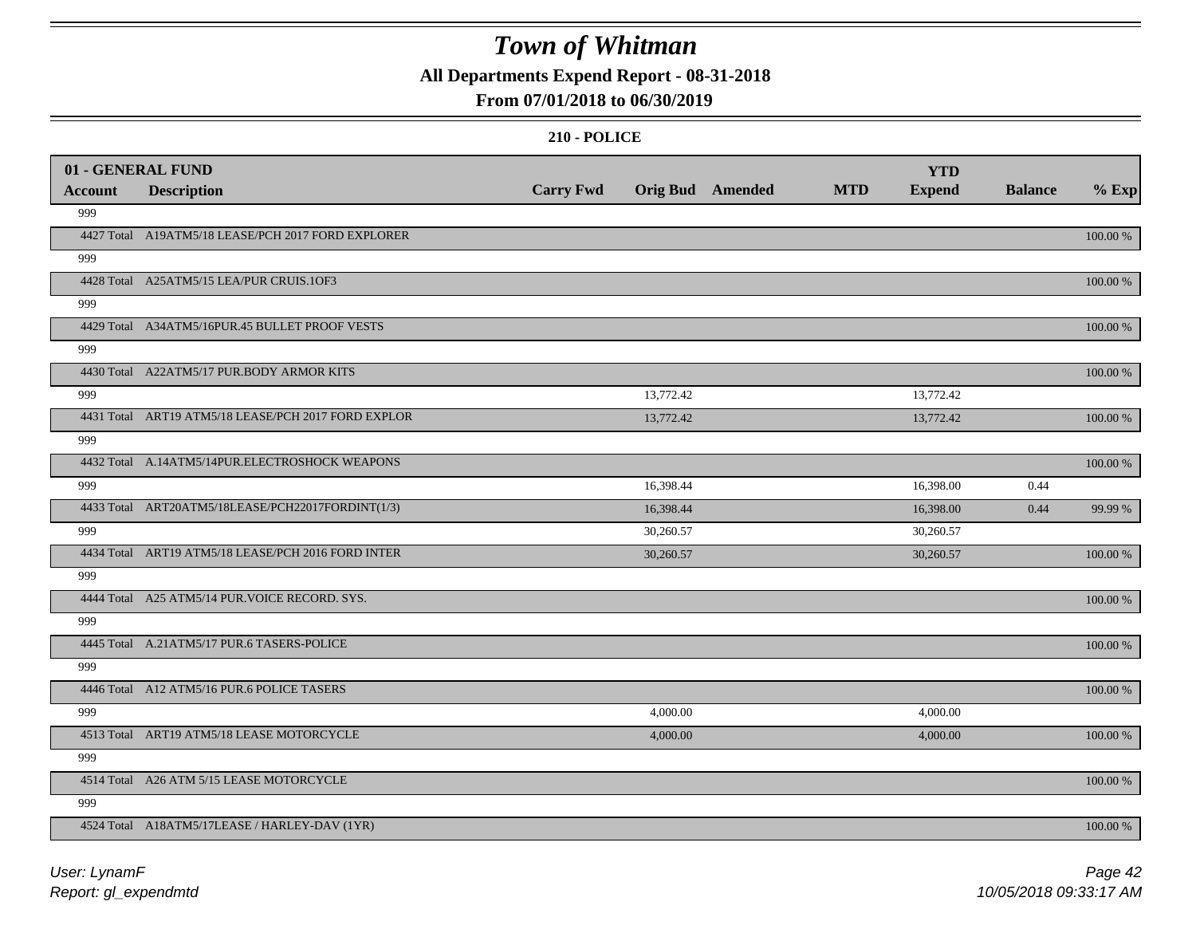# Town of Whitman

**All Departments Expend Report - 08-31-2018**

**From 07/01/2018 to 06/30/2019**

**210 - POLICE**

| 01 - GENERAL FUND Account | Description | Carry Fwd | Orig Bud | Amended | MTD | YTD Expend | Balance | % Exp |
|---|---|---|---|---|---|---|---|---|
| 999 | | | | | | | | |
| 4427 Total | A19ATM5/18 LEASE/PCH 2017 FORD EXPLORER | | | | | | | 100.00 % |
| 999 | | | | | | | | |
| 4428 Total | A25ATM5/15 LEA/PUR CRUIS.1OF3 | | | | | | | 100.00 % |
| 999 | | | | | | | | |
| 4429 Total | A34ATM5/16PUR.45 BULLET PROOF VESTS | | | | | | | 100.00 % |
| 999 | | | | | | | | |
| 4430 Total | A22ATM5/17 PUR.BODY ARMOR KITS | | | | | | | 100.00 % |
| 999 | | | 13,772.42 | | | 13,772.42 | | |
| 4431 Total | ART19 ATM5/18 LEASE/PCH 2017 FORD EXPLOR | | 13,772.42 | | | 13,772.42 | | 100.00 % |
| 999 | | | | | | | | |
| 4432 Total | A.14ATM5/14PUR.ELECTROSHOCK WEAPONS | | | | | | | 100.00 % |
| 999 | | | 16,398.44 | | | 16,398.00 | 0.44 | |
| 4433 Total | ART20ATM5/18LEASE/PCH22017FORDINT(1/3) | | 16,398.44 | | | 16,398.00 | 0.44 | 99.99 % |
| 999 | | | 30,260.57 | | | 30,260.57 | | |
| 4434 Total | ART19 ATM5/18 LEASE/PCH 2016 FORD INTER | | 30,260.57 | | | 30,260.57 | | 100.00 % |
| 999 | | | | | | | | |
| 4444 Total | A25 ATM5/14 PUR.VOICE RECORD. SYS. | | | | | | | 100.00 % |
| 999 | | | | | | | | |
| 4445 Total | A.21ATM5/17 PUR.6 TASERS-POLICE | | | | | | | 100.00 % |
| 999 | | | | | | | | |
| 4446 Total | A12 ATM5/16 PUR.6 POLICE TASERS | | | | | | | 100.00 % |
| 999 | | | 4,000.00 | | | 4,000.00 | | |
| 4513 Total | ART19 ATM5/18 LEASE MOTORCYCLE | | 4,000.00 | | | 4,000.00 | | 100.00 % |
| 999 | | | | | | | | |
| 4514 Total | A26 ATM 5/15 LEASE MOTORCYCLE | | | | | | | 100.00 % |
| 999 | | | | | | | | |
| 4524 Total | A18ATM5/17LEASE / HARLEY-DAV (1YR) | | | | | | | 100.00 % |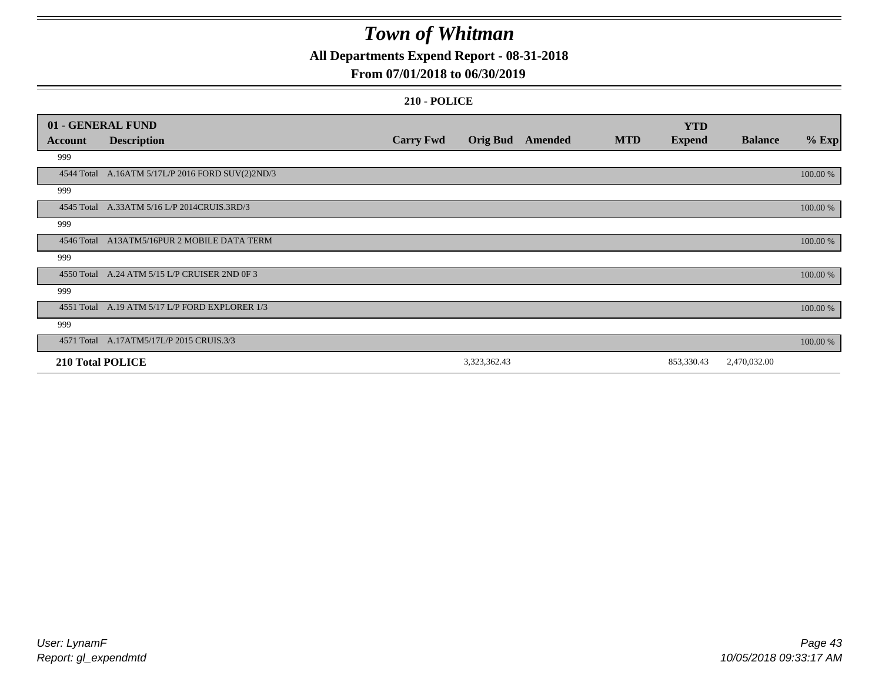# *Town of Whitman*

**All Departments Expend Report - 08-31-2018**

**From 07/01/2018 to 06/30/2019**

**210 - POLICE**

| 01 - GENERAL FUND | | | | | | | | |
|---|---|---|---|---|---|---|---|---|
| **Account** | **Description** | **Carry Fwd** | **Orig Bud** | **Amended** | **MTD** | **YTD Expend** | **Balance** | **% Exp** |
| 999 | | | | | | | | |
| 4544 Total | A.16ATM 5/17L/P 2016 FORD SUV(2)2ND/3 | | | | | | | 100.00 % |
| 999 | | | | | | | | |
| 4545 Total | A.33ATM 5/16 L/P 2014CRUIS.3RD/3 | | | | | | | 100.00 % |
| 999 | | | | | | | | |
| 4546 Total | A13ATM5/16PUR 2 MOBILE DATA TERM | | | | | | | 100.00 % |
| 999 | | | | | | | | |
| 4550 Total | A.24 ATM 5/15 L/P CRUISER 2ND 0F 3 | | | | | | | 100.00 % |
| 999 | | | | | | | | |
| 4551 Total | A.19 ATM 5/17 L/P FORD EXPLORER 1/3 | | | | | | | 100.00 % |
| 999 | | | | | | | | |
| 4571 Total | A.17ATM5/17L/P 2015 CRUIS.3/3 | | | | | | | 100.00 % |
| **210 Total POLICE** | | | 3,323,362.43 | | | 853,330.43 | 2,470,032.00 | |

*User: LynamF*
*Report: gl_expendmtd*

*10/05/2018 09:33:17 AM*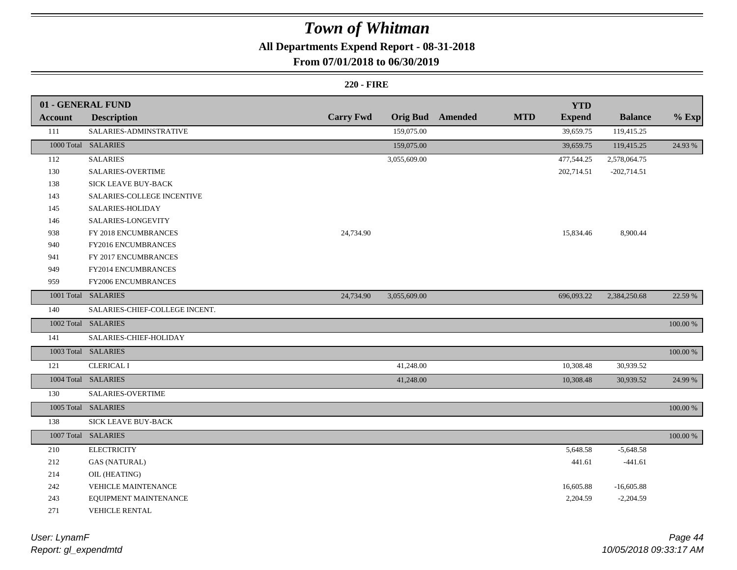# Town of Whitman

## All Departments Expend Report - 08-31-2018

### From 07/01/2018 to 06/30/2019

**220 - FIRE**

| 01 - GENERAL FUND<br>Account | Description | Carry Fwd | Orig Bud | Amended | MTD | YTD<br>Expend | Balance | % Exp |
|---|---|---|---|---|---|---|---|---|
| 111 | SALARIES-ADMINSTRATIVE | | 159,075.00 | | | 39,659.75 | 119,415.25 | |
| 1000 Total | SALARIES | | 159,075.00 | | | 39,659.75 | 119,415.25 | 24.93 % |
| 112 | SALARIES | | 3,055,609.00 | | | 477,544.25 | 2,578,064.75 | |
| 130 | SALARIES-OVERTIME | | | | | 202,714.51 | -202,714.51 | |
| 138 | SICK LEAVE BUY-BACK | | | | | | | |
| 143 | SALARIES-COLLEGE INCENTIVE | | | | | | | |
| 145 | SALARIES-HOLIDAY | | | | | | | |
| 146 | SALARIES-LONGEVITY | | | | | | | |
| 938 | FY 2018 ENCUMBRANCES | 24,734.90 | | | | 15,834.46 | 8,900.44 | |
| 940 | FY2016 ENCUMBRANCES | | | | | | | |
| 941 | FY 2017 ENCUMBRANCES | | | | | | | |
| 949 | FY2014 ENCUMBRANCES | | | | | | | |
| 959 | FY2006 ENCUMBRANCES | | | | | | | |
| 1001 Total | SALARIES | 24,734.90 | 3,055,609.00 | | | 696,093.22 | 2,384,250.68 | 22.59 % |
| 140 | SALARIES-CHIEF-COLLEGE INCENT. | | | | | | | |
| 1002 Total | SALARIES | | | | | | | 100.00 % |
| 141 | SALARIES-CHIEF-HOLIDAY | | | | | | | |
| 1003 Total | SALARIES | | | | | | | 100.00 % |
| 121 | CLERICAL I | | 41,248.00 | | | 10,308.48 | 30,939.52 | |
| 1004 Total | SALARIES | | 41,248.00 | | | 10,308.48 | 30,939.52 | 24.99 % |
| 130 | SALARIES-OVERTIME | | | | | | | |
| 1005 Total | SALARIES | | | | | | | 100.00 % |
| 138 | SICK LEAVE BUY-BACK | | | | | | | |
| 1007 Total | SALARIES | | | | | | | 100.00 % |
| 210 | ELECTRICITY | | | | | 5,648.58 | -5,648.58 | |
| 212 | GAS (NATURAL) | | | | | 441.61 | -441.61 | |
| 214 | OIL (HEATING) | | | | | | | |
| 242 | VEHICLE MAINTENANCE | | | | | 16,605.88 | -16,605.88 | |
| 243 | EQUIPMENT MAINTENANCE | | | | | 2,204.59 | -2,204.59 | |
| 271 | VEHICLE RENTAL | | | | | | | |

*User: LynamF*
*Report: gl_expendmtd*

*10/05/2018 09:33:17 AM*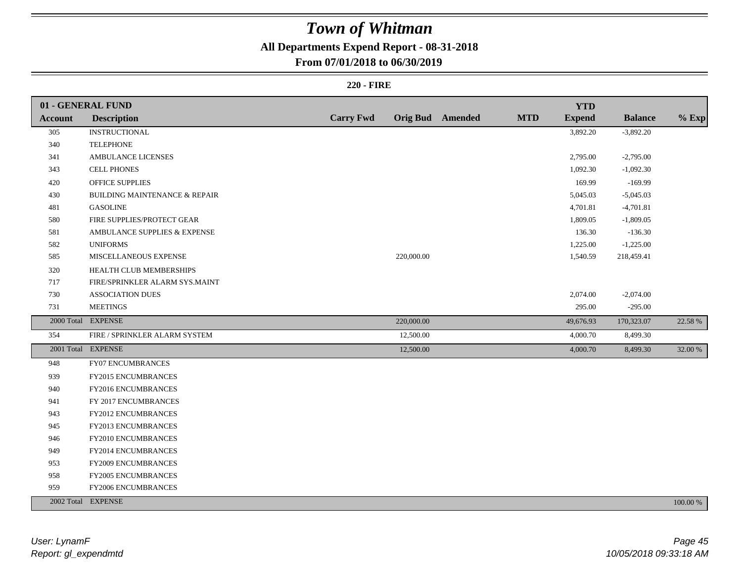# Town of Whitman

## All Departments Expend Report - 08-31-2018

## From 07/01/2018 to 06/30/2019

### 220 - FIRE

| 01 - GENERAL FUND | | | | | | YTD | | |
|---|---|---|---|---|---|---|---|---|
| Account | Description | Carry Fwd | Orig Bud | Amended | MTD | Expend | Balance | % Exp |
| 305 | INSTRUCTIONAL | | | | | 3,892.20 | -3,892.20 | |
| 340 | TELEPHONE | | | | | | | |
| 341 | AMBULANCE LICENSES | | | | | 2,795.00 | -2,795.00 | |
| 343 | CELL PHONES | | | | | 1,092.30 | -1,092.30 | |
| 420 | OFFICE SUPPLIES | | | | | 169.99 | -169.99 | |
| 430 | BUILDING MAINTENANCE & REPAIR | | | | | 5,045.03 | -5,045.03 | |
| 481 | GASOLINE | | | | | 4,701.81 | -4,701.81 | |
| 580 | FIRE SUPPLIES/PROTECT GEAR | | | | | 1,809.05 | -1,809.05 | |
| 581 | AMBULANCE SUPPLIES & EXPENSE | | | | | 136.30 | -136.30 | |
| 582 | UNIFORMS | | | | | 1,225.00 | -1,225.00 | |
| 585 | MISCELLANEOUS EXPENSE | | 220,000.00 | | | 1,540.59 | 218,459.41 | |
| 320 | HEALTH CLUB MEMBERSHIPS | | | | | | | |
| 717 | FIRE/SPRINKLER ALARM SYS.MAINT | | | | | | | |
| 730 | ASSOCIATION DUES | | | | | 2,074.00 | -2,074.00 | |
| 731 | MEETINGS | | | | | 295.00 | -295.00 | |
| 2000 Total | EXPENSE | | 220,000.00 | | | 49,676.93 | 170,323.07 | 22.58 % |
| 354 | FIRE / SPRINKLER ALARM SYSTEM | | 12,500.00 | | | 4,000.70 | 8,499.30 | |
| 2001 Total | EXPENSE | | 12,500.00 | | | 4,000.70 | 8,499.30 | 32.00 % |
| 948 | FY07 ENCUMBRANCES | | | | | | | |
| 939 | FY2015 ENCUMBRANCES | | | | | | | |
| 940 | FY2016 ENCUMBRANCES | | | | | | | |
| 941 | FY 2017 ENCUMBRANCES | | | | | | | |
| 943 | FY2012 ENCUMBRANCES | | | | | | | |
| 945 | FY2013 ENCUMBRANCES | | | | | | | |
| 946 | FY2010 ENCUMBRANCES | | | | | | | |
| 949 | FY2014 ENCUMBRANCES | | | | | | | |
| 953 | FY2009 ENCUMBRANCES | | | | | | | |
| 958 | FY2005 ENCUMBRANCES | | | | | | | |
| 959 | FY2006 ENCUMBRANCES | | | | | | | |
| 2002 Total | EXPENSE | | | | | | | 100.00 % |

*User: LynamF*
*Report: gl_expendmtd*

*10/05/2018 09:33:18 AM*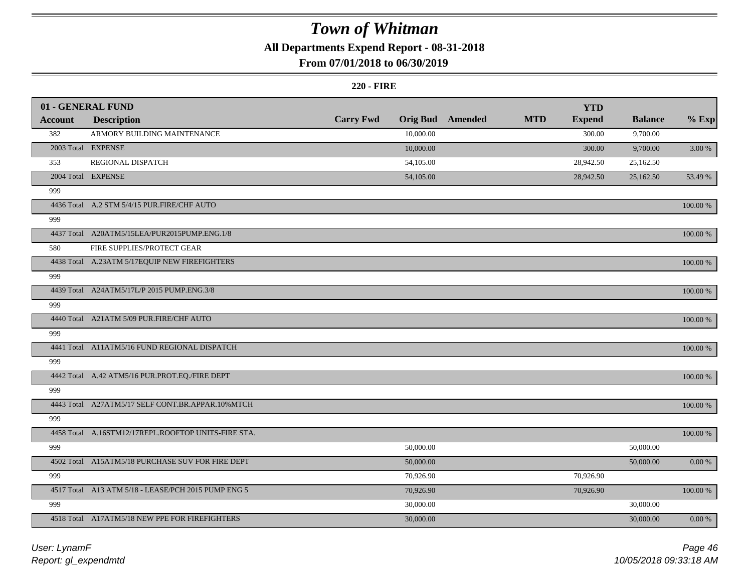# Town of Whitman

## All Departments Expend Report - 08-31-2018

## From 07/01/2018 to 06/30/2019

### 220 - FIRE

| 01 - GENERAL FUND | | | | | | | | |
|---|---|---|---|---|---|---|---|---|
| **Account** | **Description** | **Carry Fwd** | **Orig Bud** | **Amended** | **MTD** | **YTD Expend** | **Balance** | **% Exp** |
| 382 | ARMORY BUILDING MAINTENANCE | | 10,000.00 | | | 300.00 | 9,700.00 | |
| 2003 Total | EXPENSE | | 10,000.00 | | | 300.00 | 9,700.00 | 3.00 % |
| 353 | REGIONAL DISPATCH | | 54,105.00 | | | 28,942.50 | 25,162.50 | |
| 2004 Total | EXPENSE | | 54,105.00 | | | 28,942.50 | 25,162.50 | 53.49 % |
| 999 | | | | | | | | |
| 4436 Total | A.2 STM 5/4/15 PUR.FIRE/CHF AUTO | | | | | | | 100.00 % |
| 999 | | | | | | | | |
| 4437 Total | A20ATM5/15LEA/PUR2015PUMP.ENG.1/8 | | | | | | | 100.00 % |
| 580 | FIRE SUPPLIES/PROTECT GEAR | | | | | | | |
| 4438 Total | A.23ATM 5/17EQUIP NEW FIREFIGHTERS | | | | | | | 100.00 % |
| 999 | | | | | | | | |
| 4439 Total | A24ATM5/17L/P 2015 PUMP.ENG.3/8 | | | | | | | 100.00 % |
| 999 | | | | | | | | |
| 4440 Total | A21ATM 5/09 PUR.FIRE/CHF AUTO | | | | | | | 100.00 % |
| 999 | | | | | | | | |
| 4441 Total | A11ATM5/16 FUND REGIONAL DISPATCH | | | | | | | 100.00 % |
| 999 | | | | | | | | |
| 4442 Total | A.42 ATM5/16 PUR.PROT.EQ./FIRE DEPT | | | | | | | 100.00 % |
| 999 | | | | | | | | |
| 4443 Total | A27ATM5/17 SELF CONT.BR.APPAR.10%MTCH | | | | | | | 100.00 % |
| 999 | | | | | | | | |
| 4458 Total | A.16STM12/17REPL.ROOFTOP UNITS-FIRE STA. | | | | | | | 100.00 % |
| 999 | | | 50,000.00 | | | | 50,000.00 | |
| 4502 Total | A15ATM5/18 PURCHASE SUV FOR FIRE DEPT | | 50,000.00 | | | | 50,000.00 | 0.00 % |
| 999 | | | 70,926.90 | | | 70,926.90 | | |
| 4517 Total | A13 ATM 5/18 - LEASE/PCH 2015 PUMP ENG 5 | | 70,926.90 | | | 70,926.90 | | 100.00 % |
| 999 | | | 30,000.00 | | | | 30,000.00 | |
| 4518 Total | A17ATM5/18 NEW PPE FOR FIREFIGHTERS | | 30,000.00 | | | | 30,000.00 | 0.00 % |

*User: LynamF*
*Report: gl_expendmtd*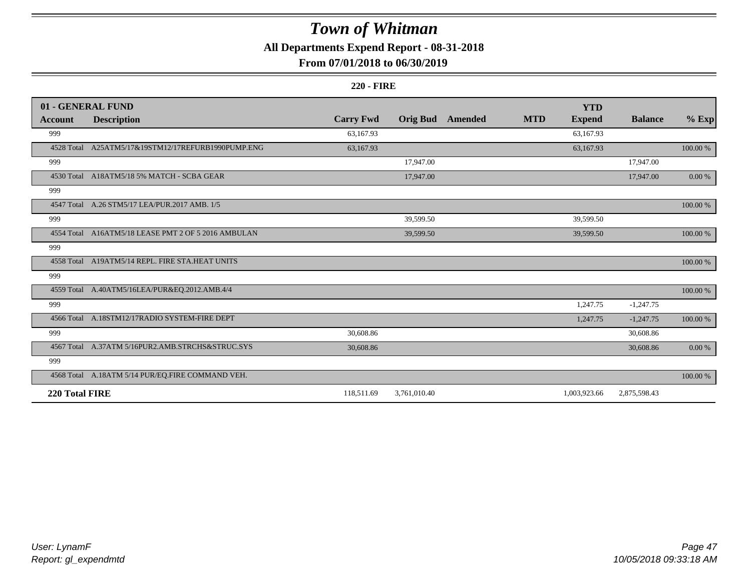# Town of Whitman

## All Departments Expend Report - 08-31-2018

### From 07/01/2018 to 06/30/2019

**220 - FIRE**

| 01 - GENERAL FUND Account | Description | Carry Fwd | Orig Bud | Amended | MTD | YTD Expend | Balance | % Exp |
|---|---|---|---|---|---|---|---|---|
| 999 | | 63,167.93 | | | | 63,167.93 | | |
| 4528 Total | A25ATM5/17&19STM12/17REFURB1990PUMP.ENG | 63,167.93 | | | | 63,167.93 | | 100.00 % |
| 999 | | | 17,947.00 | | | | 17,947.00 | |
| 4530 Total | A18ATM5/18 5% MATCH - SCBA GEAR | | 17,947.00 | | | | 17,947.00 | 0.00 % |
| 999 | | | | | | | | |
| 4547 Total | A.26 STM5/17 LEA/PUR.2017 AMB. 1/5 | | | | | | | 100.00 % |
| 999 | | | 39,599.50 | | | 39,599.50 | | |
| 4554 Total | A16ATM5/18 LEASE PMT 2 OF 5 2016 AMBULAN | | 39,599.50 | | | 39,599.50 | | 100.00 % |
| 999 | | | | | | | | |
| 4558 Total | A19ATM5/14 REPL. FIRE STA.HEAT UNITS | | | | | | | 100.00 % |
| 999 | | | | | | | | |
| 4559 Total | A.40ATM5/16LEA/PUR&EQ.2012.AMB.4/4 | | | | | | | 100.00 % |
| 999 | | | | | | 1,247.75 | -1,247.75 | |
| 4566 Total | A.18STM12/17RADIO SYSTEM-FIRE DEPT | | | | | 1,247.75 | -1,247.75 | 100.00 % |
| 999 | | 30,608.86 | | | | | 30,608.86 | |
| 4567 Total | A.37ATM 5/16PUR2.AMB.STRCHS&STRUC.SYS | 30,608.86 | | | | | 30,608.86 | 0.00 % |
| 999 | | | | | | | | |
| 4568 Total | A.18ATM 5/14 PUR/EQ.FIRE COMMAND VEH. | | | | | | | 100.00 % |
| **220 Total FIRE** | | 118,511.69 | 3,761,010.40 | | | 1,003,923.66 | 2,875,598.43 | |

*User: LynamF*
*Report: gl_expendmtd*
*10/05/2018 09:33:18 AM*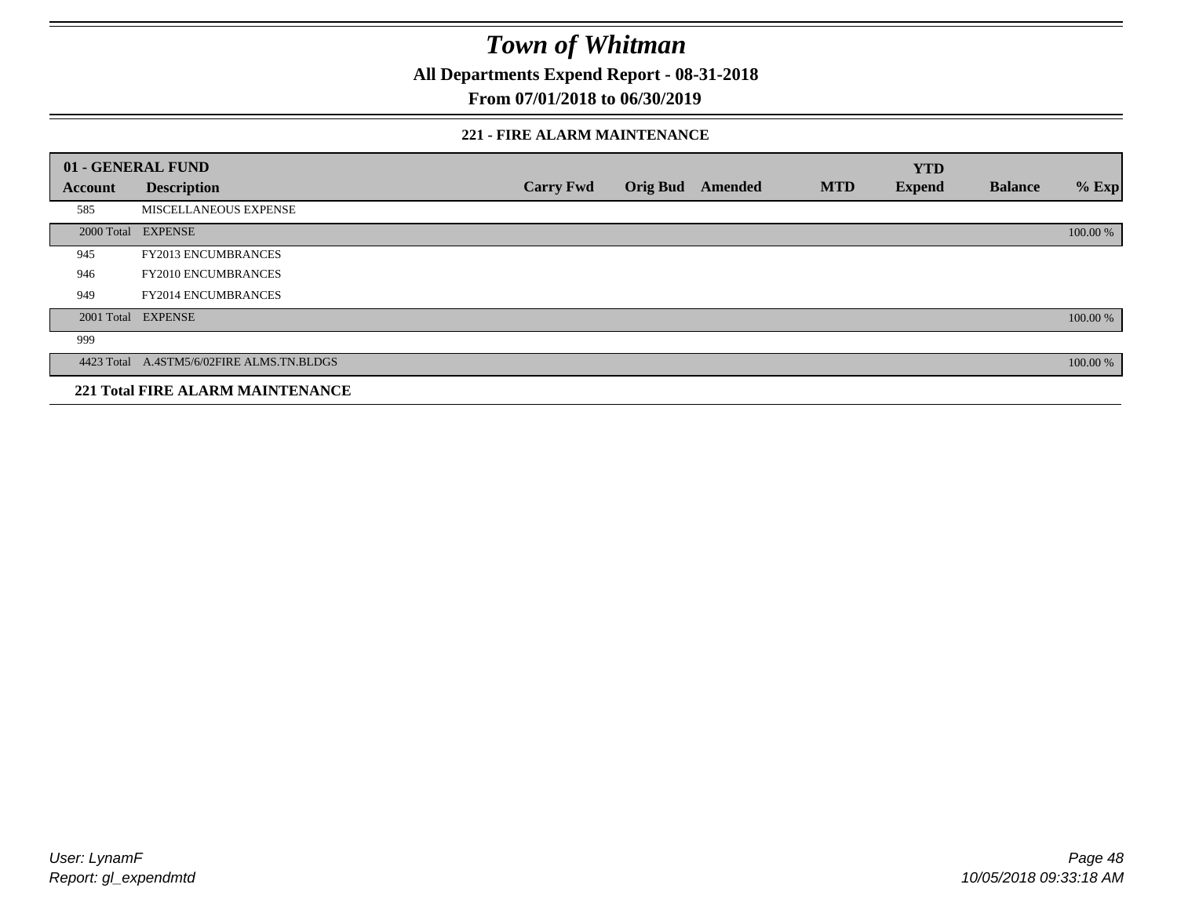# Town of Whitman

**All Departments Expend Report - 08-31-2018**

**From 07/01/2018 to 06/30/2019**

### 221 - FIRE ALARM MAINTENANCE

| 01 - GENERAL FUND | | | | | | YTD | | |
|---|---|---|---|---|---|---|---|---|
| Account | Description | Carry Fwd | Orig Bud | Amended | MTD | Expend | Balance | % Exp |
| 585 | MISCELLANEOUS EXPENSE | | | | | | | |
| 2000 Total | EXPENSE | | | | | | | 100.00 % |
| 945 | FY2013 ENCUMBRANCES | | | | | | | |
| 946 | FY2010 ENCUMBRANCES | | | | | | | |
| 949 | FY2014 ENCUMBRANCES | | | | | | | |
| 2001 Total | EXPENSE | | | | | | | 100.00 % |
| 999 | | | | | | | | |
| 4423 Total | A.4STM5/6/02FIRE ALMS.TN.BLDGS | | | | | | | 100.00 % |
| **221 Total FIRE ALARM MAINTENANCE** | | | | | | | | |

*User: LynamF*
*Report: gl_expendmtd*

*10/05/2018 09:33:18 AM*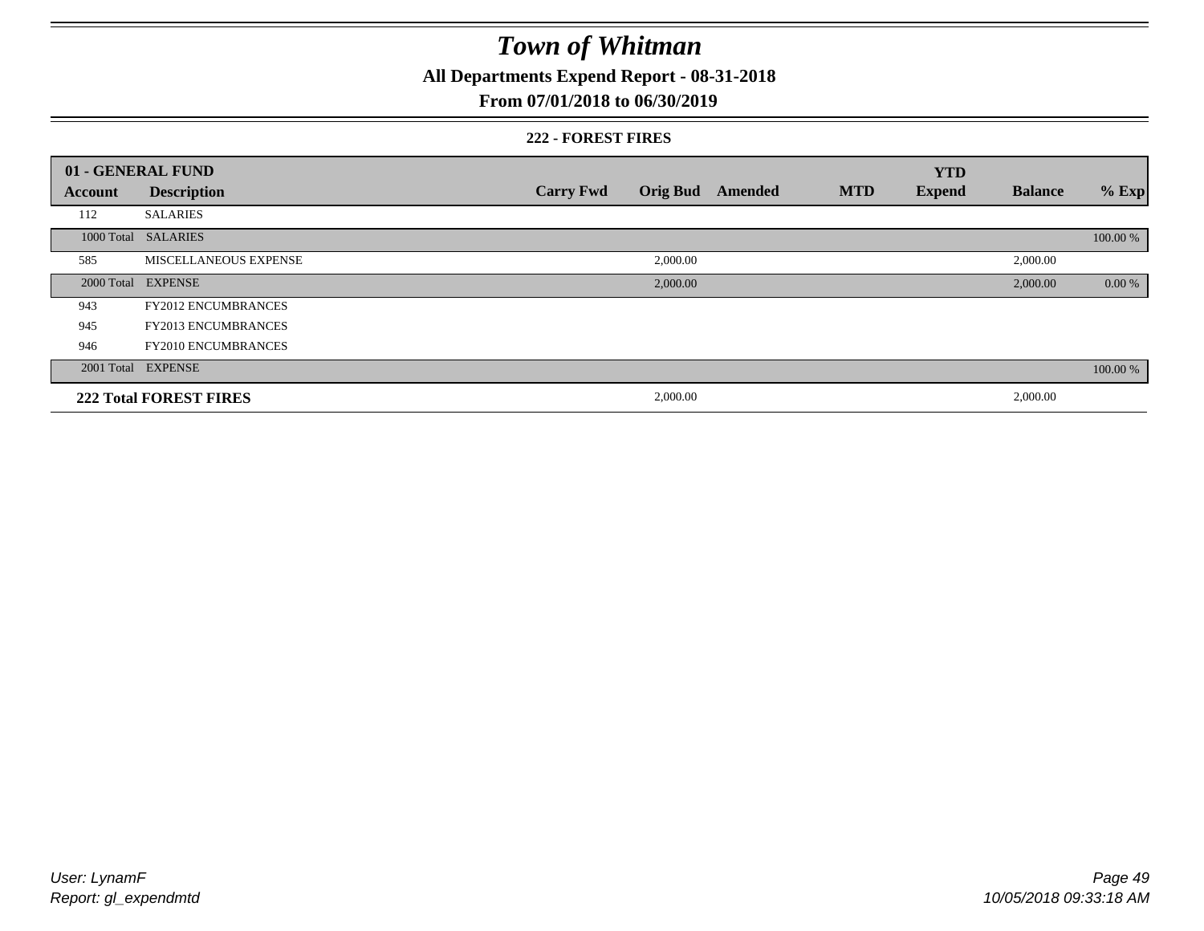# Town of Whitman

**All Departments Expend Report - 08-31-2018**

**From 07/01/2018 to 06/30/2019**

**222 - FOREST FIRES**

| Account | Description | Carry Fwd | Orig Bud | Amended | MTD | YTD Expend | Balance | % Exp |
|---|---|---|---|---|---|---|---|---|
| **01 - GENERAL FUND** | | | | | | | | |
| 112 | SALARIES | | | | | | | |
| 1000 Total | SALARIES | | | | | | | 100.00 % |
| 585 | MISCELLANEOUS EXPENSE | | 2,000.00 | | | | 2,000.00 | |
| 2000 Total | EXPENSE | | 2,000.00 | | | | 2,000.00 | 0.00 % |
| 943 | FY2012 ENCUMBRANCES | | | | | | | |
| 945 | FY2013 ENCUMBRANCES | | | | | | | |
| 946 | FY2010 ENCUMBRANCES | | | | | | | |
| 2001 Total | EXPENSE | | | | | | | 100.00 % |
| **222 Total FOREST FIRES** | | | 2,000.00 | | | | 2,000.00 | |

User: LynamF

Report: gl_expendmtd

10/05/2018 09:33:18 AM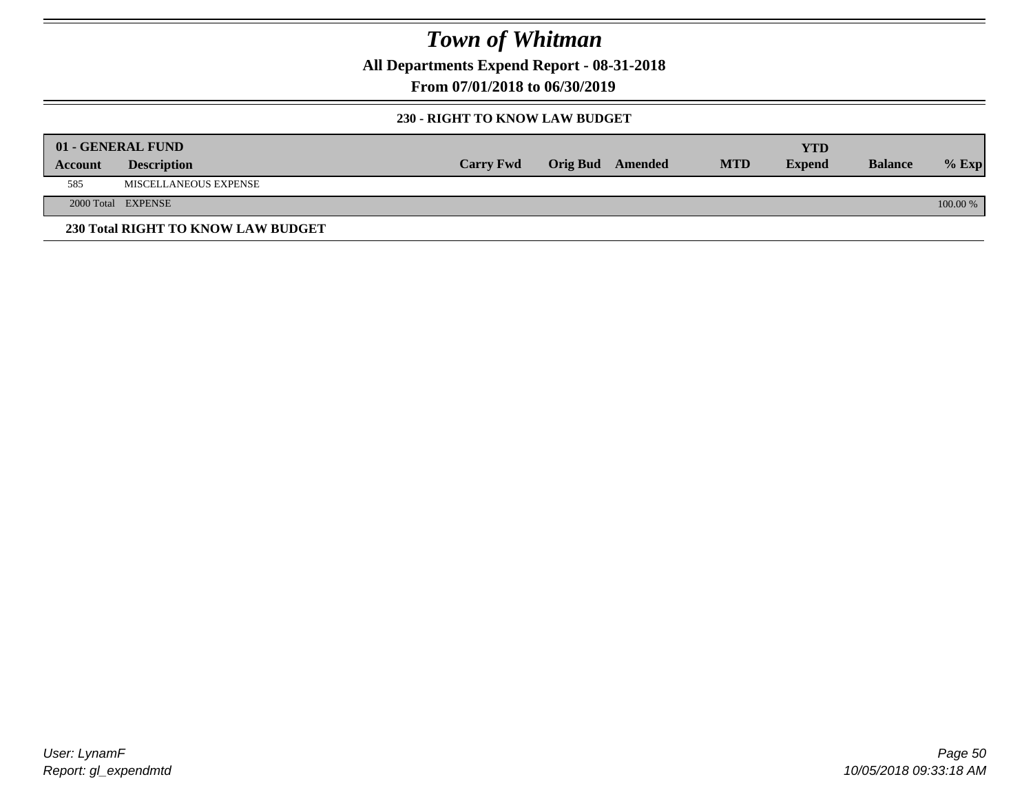# Town of Whitman

**All Departments Expend Report - 08-31-2018**

**From 07/01/2018 to 06/30/2019**

**230 - RIGHT TO KNOW LAW BUDGET**

| 01 - GENERAL FUND | | | | | | | | |
|---|---|---|---|---|---|---|---|---|
| **Account** | **Description** | **Carry Fwd** | **Orig Bud** | **Amended** | **MTD** | **YTD Expend** | **Balance** | **% Exp** |
| 585 | MISCELLANEOUS EXPENSE | | | | | | | |
| 2000 Total | EXPENSE | | | | | | | 100.00 % |

**230 Total RIGHT TO KNOW LAW BUDGET**

User: LynamF
Report: gl_expendmtd

10/05/2018 09:33:18 AM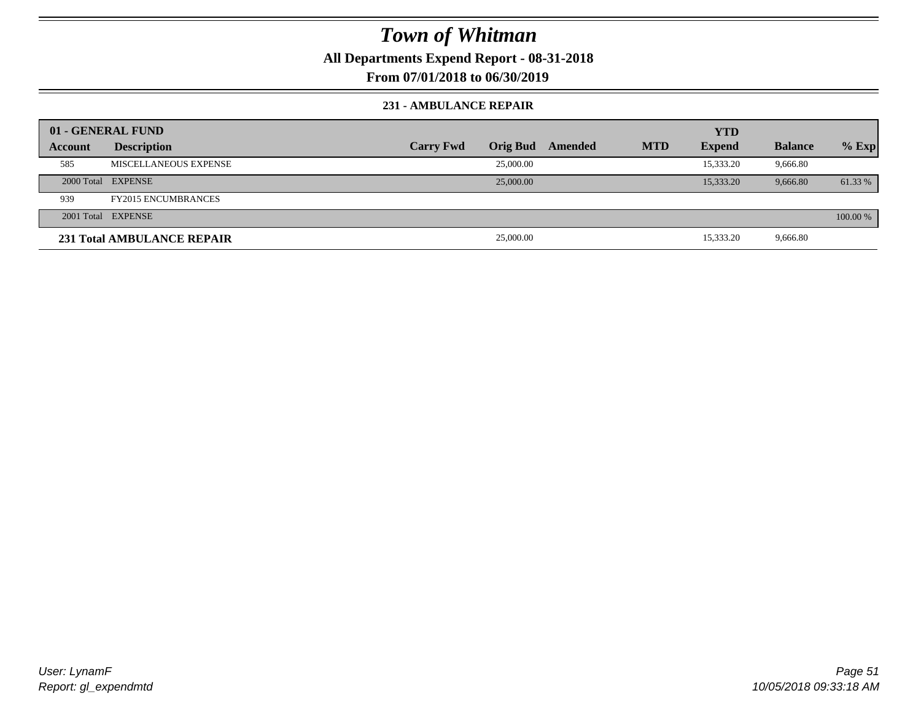# Town of Whitman

**All Departments Expend Report - 08-31-2018**

**From 07/01/2018 to 06/30/2019**

### 231 - AMBULANCE REPAIR

| 01 - GENERAL FUND | | | | | | | | |
|---|---|---|---|---|---|---|---|---|
| **Account** | **Description** | **Carry Fwd** | **Orig Bud** | **Amended** | **MTD** | **YTD Expend** | **Balance** | **% Exp** |
| 585 | MISCELLANEOUS EXPENSE | | 25,000.00 | | | 15,333.20 | 9,666.80 | |
| 2000 Total | EXPENSE | | 25,000.00 | | | 15,333.20 | 9,666.80 | 61.33 % |
| 939 | FY2015 ENCUMBRANCES | | | | | | | |
| 2001 Total | EXPENSE | | | | | | | 100.00 % |
| **231 Total AMBULANCE REPAIR** | | | 25,000.00 | | | 15,333.20 | 9,666.80 | |

User: LynamF
Report: gl_expendmtd

10/05/2018 09:33:18 AM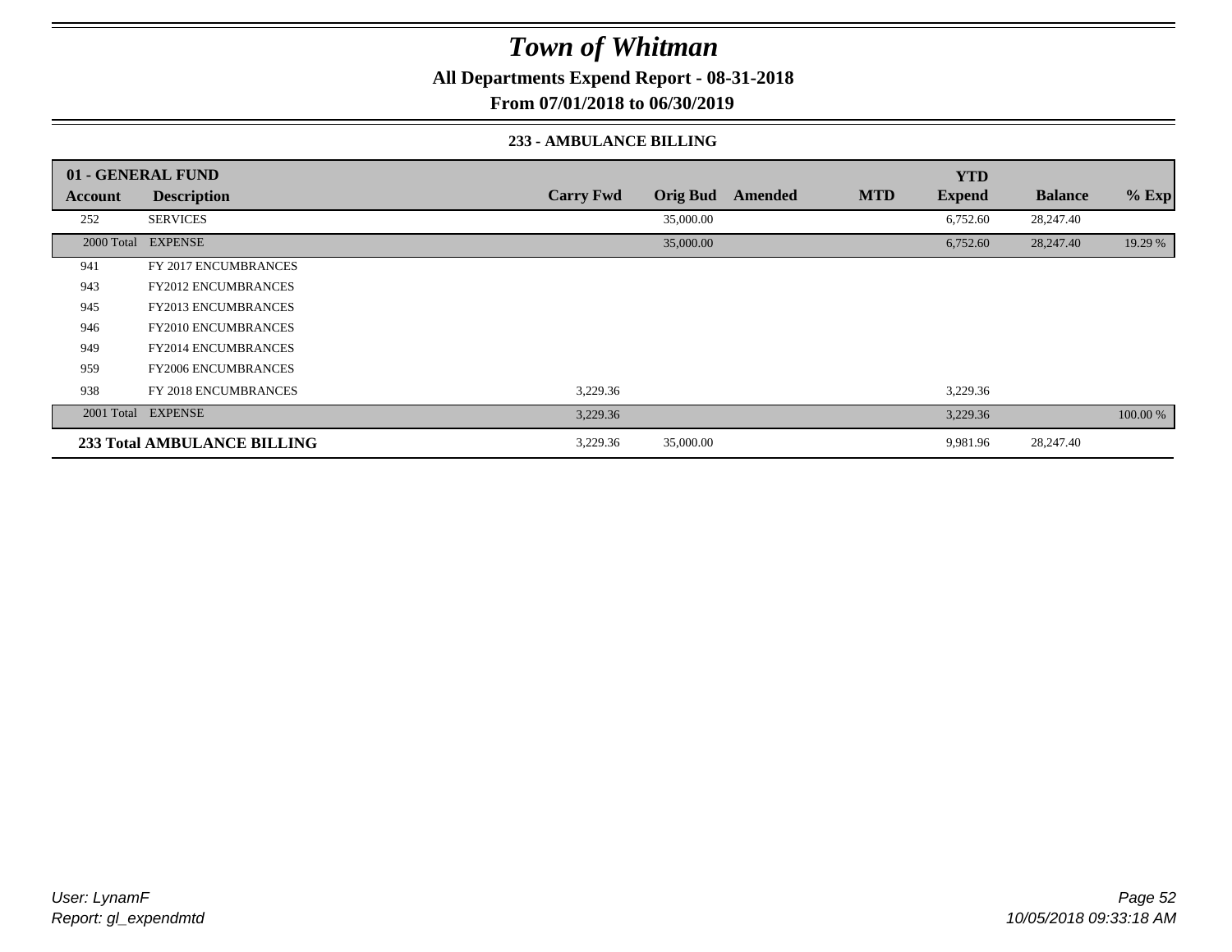# Town of Whitman

**All Departments Expend Report - 08-31-2018**

**From 07/01/2018 to 06/30/2019**

### 233 - AMBULANCE BILLING

| 01 - GENERAL FUND | | | | | | YTD | | |
|---|---|---|---|---|---|---|---|---|
| Account | Description | Carry Fwd | Orig Bud | Amended | MTD | Expend | Balance | % Exp |
| 252 | SERVICES | | 35,000.00 | | | 6,752.60 | 28,247.40 | |
| 2000 Total | EXPENSE | | 35,000.00 | | | 6,752.60 | 28,247.40 | 19.29 % |
| 941 | FY 2017 ENCUMBRANCES | | | | | | | |
| 943 | FY2012 ENCUMBRANCES | | | | | | | |
| 945 | FY2013 ENCUMBRANCES | | | | | | | |
| 946 | FY2010 ENCUMBRANCES | | | | | | | |
| 949 | FY2014 ENCUMBRANCES | | | | | | | |
| 959 | FY2006 ENCUMBRANCES | | | | | | | |
| 938 | FY 2018 ENCUMBRANCES | 3,229.36 | | | | 3,229.36 | | |
| 2001 Total | EXPENSE | 3,229.36 | | | | 3,229.36 | | 100.00 % |
| **233 Total AMBULANCE BILLING** | | 3,229.36 | 35,000.00 | | | 9,981.96 | 28,247.40 | |

*User: LynamF*
*Report: gl_expendmtd*

*10/05/2018 09:33:18 AM*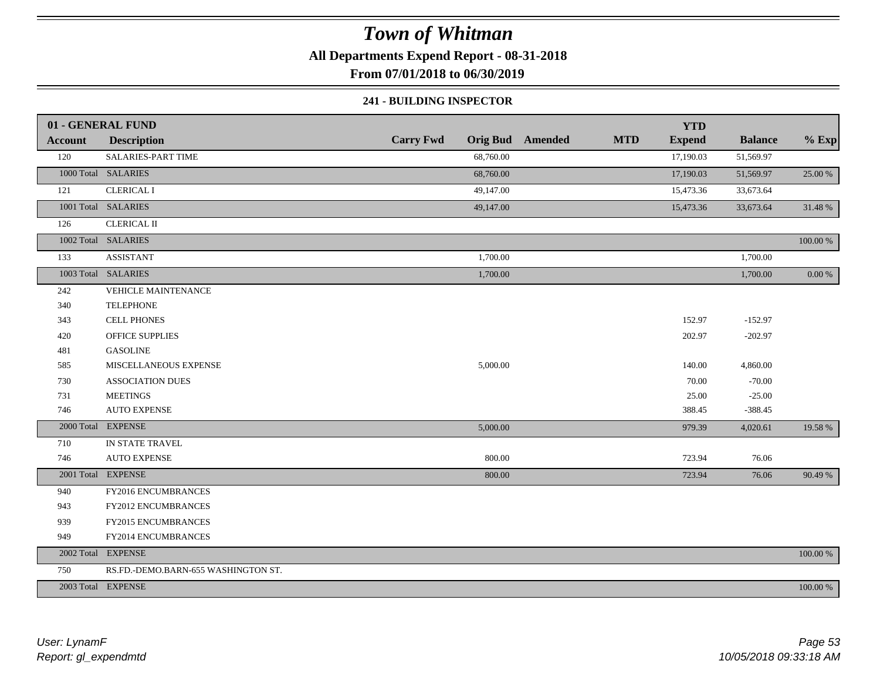# Town of Whitman

**All Departments Expend Report - 08-31-2018**

**From 07/01/2018 to 06/30/2019**

### 241 - BUILDING INSPECTOR

| 01 - GENERAL FUND | | | | | | YTD | | |
|---|---|---|---|---|---|---|---|---|
| **Account** | **Description** | **Carry Fwd** | **Orig Bud** | **Amended** | **MTD** | **Expend** | **Balance** | **% Exp** |
| 120 | SALARIES-PART TIME | | 68,760.00 | | | 17,190.03 | 51,569.97 | |
| 1000 Total | SALARIES | | 68,760.00 | | | 17,190.03 | 51,569.97 | 25.00 % |
| 121 | CLERICAL I | | 49,147.00 | | | 15,473.36 | 33,673.64 | |
| 1001 Total | SALARIES | | 49,147.00 | | | 15,473.36 | 33,673.64 | 31.48 % |
| 126 | CLERICAL II | | | | | | | |
| 1002 Total | SALARIES | | | | | | | 100.00 % |
| 133 | ASSISTANT | | 1,700.00 | | | | 1,700.00 | |
| 1003 Total | SALARIES | | 1,700.00 | | | | 1,700.00 | 0.00 % |
| 242 | VEHICLE MAINTENANCE | | | | | | | |
| 340 | TELEPHONE | | | | | | | |
| 343 | CELL PHONES | | | | | 152.97 | -152.97 | |
| 420 | OFFICE SUPPLIES | | | | | 202.97 | -202.97 | |
| 481 | GASOLINE | | | | | | | |
| 585 | MISCELLANEOUS EXPENSE | | 5,000.00 | | | 140.00 | 4,860.00 | |
| 730 | ASSOCIATION DUES | | | | | 70.00 | -70.00 | |
| 731 | MEETINGS | | | | | 25.00 | -25.00 | |
| 746 | AUTO EXPENSE | | | | | 388.45 | -388.45 | |
| 2000 Total | EXPENSE | | 5,000.00 | | | 979.39 | 4,020.61 | 19.58 % |
| 710 | IN STATE TRAVEL | | | | | | | |
| 746 | AUTO EXPENSE | | 800.00 | | | 723.94 | 76.06 | |
| 2001 Total | EXPENSE | | 800.00 | | | 723.94 | 76.06 | 90.49 % |
| 940 | FY2016 ENCUMBRANCES | | | | | | | |
| 943 | FY2012 ENCUMBRANCES | | | | | | | |
| 939 | FY2015 ENCUMBRANCES | | | | | | | |
| 949 | FY2014 ENCUMBRANCES | | | | | | | |
| 2002 Total | EXPENSE | | | | | | | 100.00 % |
| 750 | RS.FD.-DEMO.BARN-655 WASHINGTON ST. | | | | | | | |
| 2003 Total | EXPENSE | | | | | | | 100.00 % |

*User: LynamF*
*Report: gl_expendmtd*

*10/05/2018 09:33:18 AM*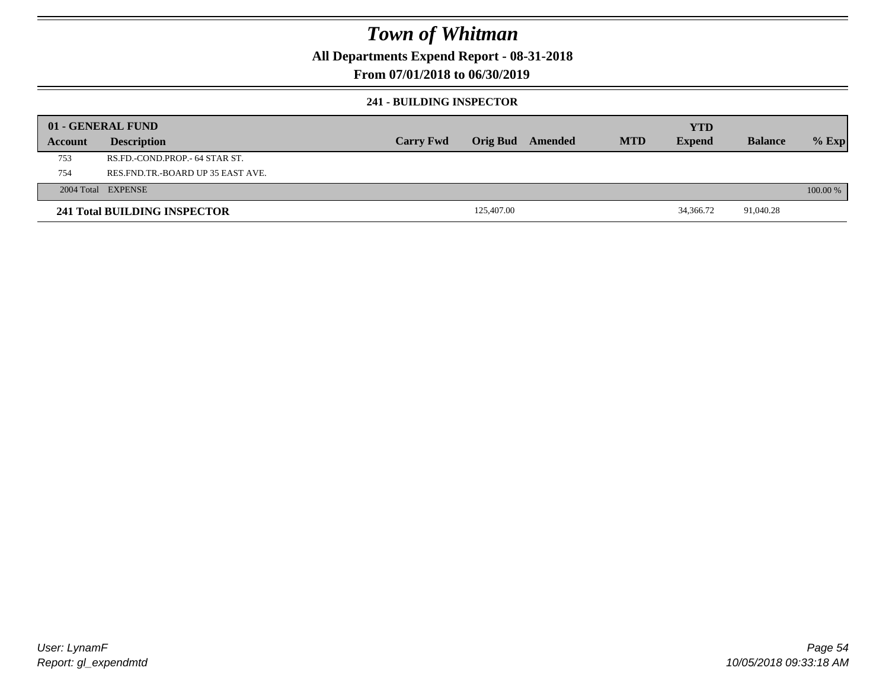# Town of Whitman

## All Departments Expend Report - 08-31-2018

## From 07/01/2018 to 06/30/2019

### 241 - BUILDING INSPECTOR

| 01 - GENERAL FUND | | | | | | YTD | | |
|---|---|---|---|---|---|---|---|---|
| Account | Description | Carry Fwd | Orig Bud | Amended | MTD | Expend | Balance | % Exp |
| 753 | RS.FD.-COND.PROP.- 64 STAR ST. | | | | | | | |
| 754 | RES.FND.TR.-BOARD UP 35 EAST AVE. | | | | | | | |
| 2004 Total | EXPENSE | | | | | | | 100.00 % |
| **241 Total BUILDING INSPECTOR** | | | 125,407.00 | | | 34,366.72 | 91,040.28 | |

User: LynamF
Report: gl_expendmtd
10/05/2018 09:33:18 AM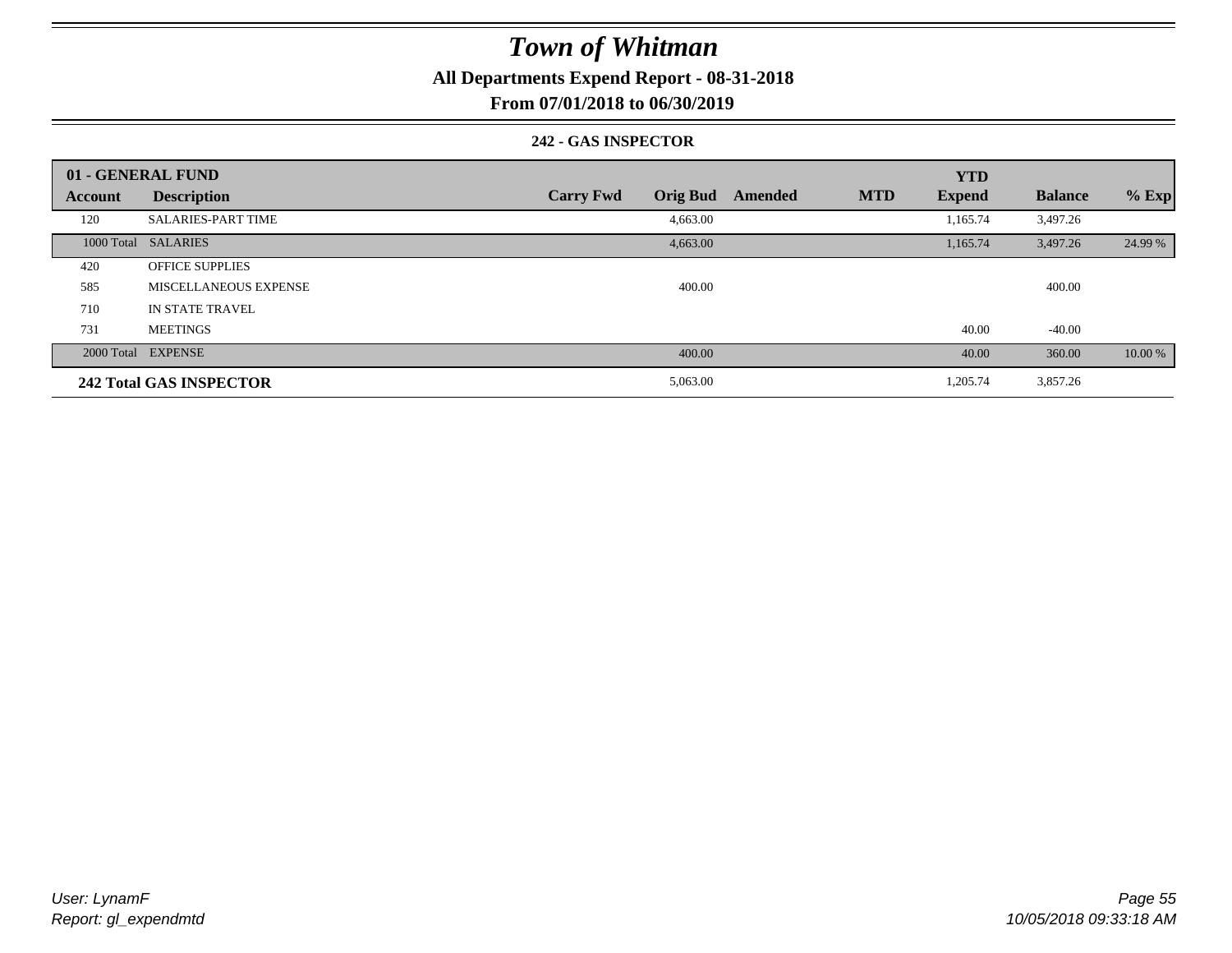# Town of Whitman

**All Departments Expend Report - 08-31-2018**

**From 07/01/2018 to 06/30/2019**

### 242 - GAS INSPECTOR

| 01 - GENERAL FUND | | | | | | | | | |
|---|---|---|---|---|---|---|---|---|---|
| Account | Description | Carry Fwd | Orig Bud | Amended | MTD | YTD Expend | Balance | % Exp |
| 120 | SALARIES-PART TIME | | 4,663.00 | | | 1,165.74 | 3,497.26 | |
| 1000 Total | SALARIES | | 4,663.00 | | | 1,165.74 | 3,497.26 | 24.99 % |
| 420 | OFFICE SUPPLIES | | | | | | | |
| 585 | MISCELLANEOUS EXPENSE | | 400.00 | | | | 400.00 | |
| 710 | IN STATE TRAVEL | | | | | | | |
| 731 | MEETINGS | | | | | 40.00 | -40.00 | |
| 2000 Total | EXPENSE | | 400.00 | | | 40.00 | 360.00 | 10.00 % |
| **242 Total GAS INSPECTOR** | | | 5,063.00 | | | 1,205.74 | 3,857.26 | |

User: LynamF

Report: gl_expendmtd

10/05/2018 09:33:18 AM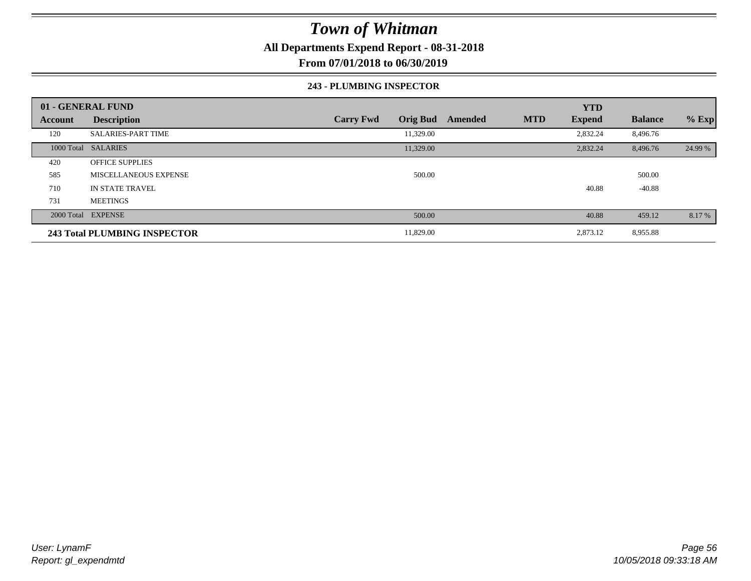# Town of Whitman

**All Departments Expend Report - 08-31-2018**

**From 07/01/2018 to 06/30/2019**

### 243 - PLUMBING INSPECTOR

| 01 - GENERAL FUND | | | | | | YTD | | |
|---|---|---|---|---|---|---|---|---|
| **Account** | **Description** | **Carry Fwd** | **Orig Bud** | **Amended** | **MTD** | **Expend** | **Balance** | **% Exp** |
| 120 | SALARIES-PART TIME | | 11,329.00 | | | 2,832.24 | 8,496.76 | |
| 1000 Total | SALARIES | | 11,329.00 | | | 2,832.24 | 8,496.76 | 24.99 % |
| 420 | OFFICE SUPPLIES | | | | | | | |
| 585 | MISCELLANEOUS EXPENSE | | 500.00 | | | | 500.00 | |
| 710 | IN STATE TRAVEL | | | | | 40.88 | -40.88 | |
| 731 | MEETINGS | | | | | | | |
| 2000 Total | EXPENSE | | 500.00 | | | 40.88 | 459.12 | 8.17 % |
| **243 Total PLUMBING INSPECTOR** | | | 11,829.00 | | | 2,873.12 | 8,955.88 | |

*User: LynamF*
*Report: gl_expendmtd*

*10/05/2018 09:33:18 AM*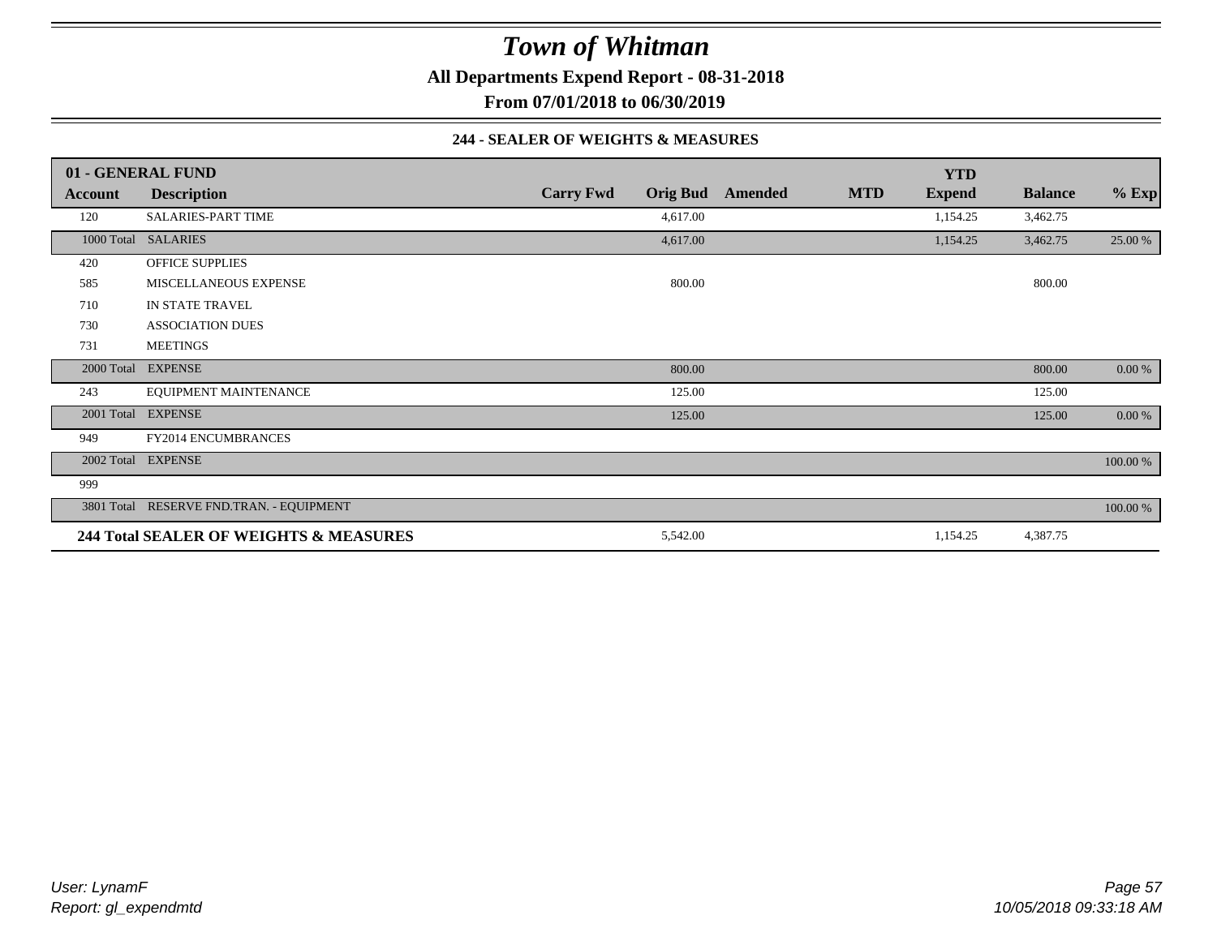# Town of Whitman

**All Departments Expend Report - 08-31-2018**

**From 07/01/2018 to 06/30/2019**

**244 - SEALER OF WEIGHTS & MEASURES**

| 01 - GENERAL FUND | | | | | | YTD | | |
|---|---|---|---|---|---|---|---|---|
| **Account** | **Description** | **Carry Fwd** | **Orig Bud** | **Amended** | **MTD** | **Expend** | **Balance** | **% Exp** |
| 120 | SALARIES-PART TIME | | 4,617.00 | | | 1,154.25 | 3,462.75 | |
| 1000 Total | SALARIES | | 4,617.00 | | | 1,154.25 | 3,462.75 | 25.00 % |
| 420 | OFFICE SUPPLIES | | | | | | | |
| 585 | MISCELLANEOUS EXPENSE | | 800.00 | | | | 800.00 | |
| 710 | IN STATE TRAVEL | | | | | | | |
| 730 | ASSOCIATION DUES | | | | | | | |
| 731 | MEETINGS | | | | | | | |
| 2000 Total | EXPENSE | | 800.00 | | | | 800.00 | 0.00 % |
| 243 | EQUIPMENT MAINTENANCE | | 125.00 | | | | 125.00 | |
| 2001 Total | EXPENSE | | 125.00 | | | | 125.00 | 0.00 % |
| 949 | FY2014 ENCUMBRANCES | | | | | | | |
| 2002 Total | EXPENSE | | | | | | | 100.00 % |
| 999 | | | | | | | | |
| 3801 Total | RESERVE FND.TRAN. - EQUIPMENT | | | | | | | 100.00 % |
| **244 Total SEALER OF WEIGHTS & MEASURES** | | | 5,542.00 | | | 1,154.25 | 4,387.75 | |

*User: LynamF*
*Report: gl_expendmtd*

*10/05/2018 09:33:18 AM*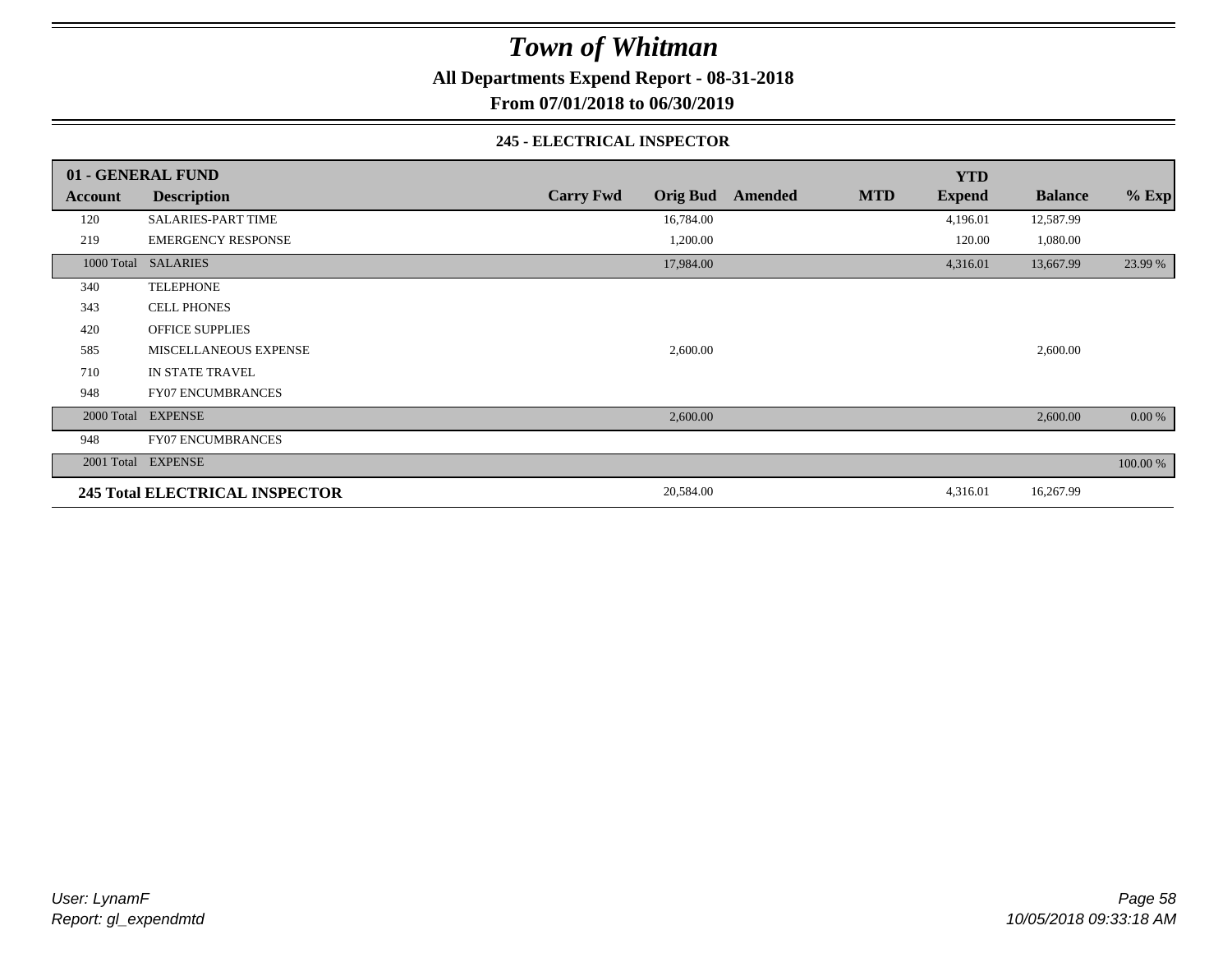# Town of Whitman

**All Departments Expend Report - 08-31-2018**

**From 07/01/2018 to 06/30/2019**

**245 - ELECTRICAL INSPECTOR**

| 01 - GENERAL FUND | | | | | | YTD | | |
|---|---|---|---|---|---|---|---|---|
| **Account** | **Description** | **Carry Fwd** | **Orig Bud** | **Amended** | **MTD** | **Expend** | **Balance** | **% Exp** |
| 120 | SALARIES-PART TIME | | 16,784.00 | | | 4,196.01 | 12,587.99 | |
| 219 | EMERGENCY RESPONSE | | 1,200.00 | | | 120.00 | 1,080.00 | |
| 1000 Total | SALARIES | | 17,984.00 | | | 4,316.01 | 13,667.99 | 23.99 % |
| 340 | TELEPHONE | | | | | | | |
| 343 | CELL PHONES | | | | | | | |
| 420 | OFFICE SUPPLIES | | | | | | | |
| 585 | MISCELLANEOUS EXPENSE | | 2,600.00 | | | | 2,600.00 | |
| 710 | IN STATE TRAVEL | | | | | | | |
| 948 | FY07 ENCUMBRANCES | | | | | | | |
| 2000 Total | EXPENSE | | 2,600.00 | | | | 2,600.00 | 0.00 % |
| 948 | FY07 ENCUMBRANCES | | | | | | | |
| 2001 Total | EXPENSE | | | | | | | 100.00 % |
| **245 Total ELECTRICAL INSPECTOR** | | | 20,584.00 | | | 4,316.01 | 16,267.99 | |

*User: LynamF*
*Report: gl_expendmtd*

*10/05/2018 09:33:18 AM*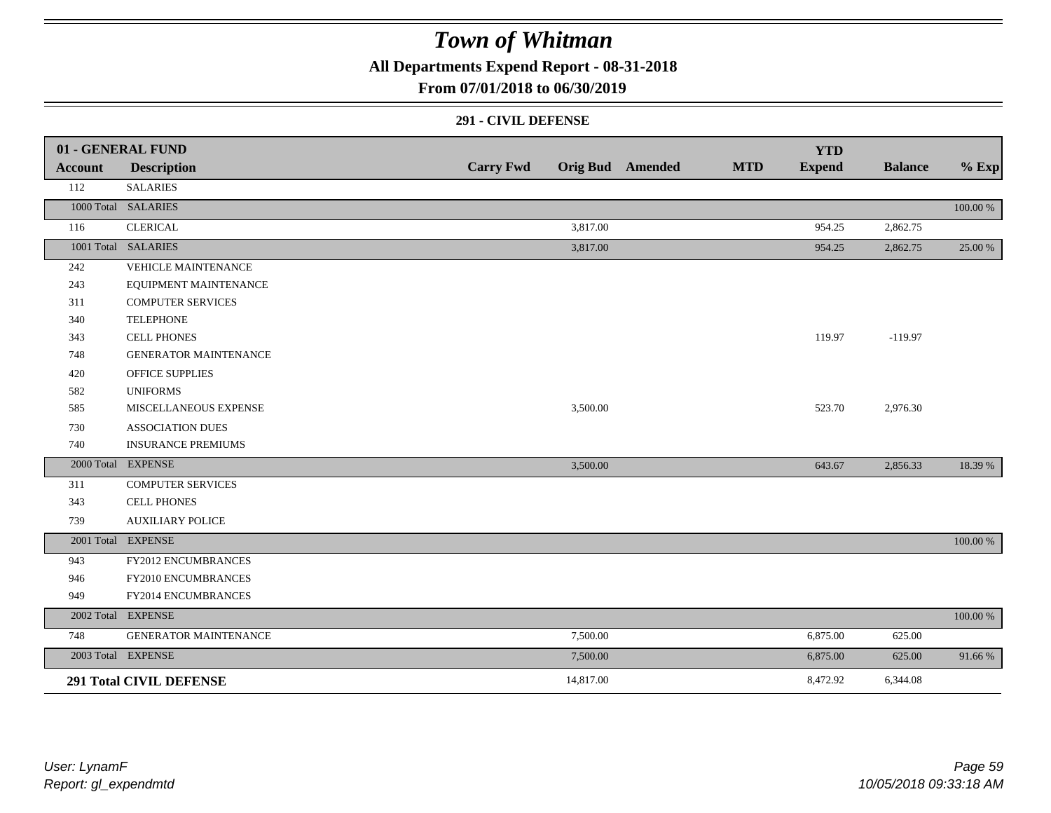# Town of Whitman

## All Departments Expend Report - 08-31-2018

## From 07/01/2018 to 06/30/2019

### 291 - CIVIL DEFENSE

| 01 - GENERAL FUND | | | | | | | | | |
|---|---|---|---|---|---|---|---|---|---|
| **Account** | **Description** | **Carry Fwd** | **Orig Bud** | **Amended** | **MTD** | **YTD Expend** | **Balance** | **% Exp** |
| 112 | SALARIES | | | | | | | |
| 1000 Total | SALARIES | | | | | | | 100.00 % |
| 116 | CLERICAL | | 3,817.00 | | | 954.25 | 2,862.75 | |
| 1001 Total | SALARIES | | 3,817.00 | | | 954.25 | 2,862.75 | 25.00 % |
| 242 | VEHICLE MAINTENANCE | | | | | | | |
| 243 | EQUIPMENT MAINTENANCE | | | | | | | |
| 311 | COMPUTER SERVICES | | | | | | | |
| 340 | TELEPHONE | | | | | | | |
| 343 | CELL PHONES | | | | | 119.97 | -119.97 | |
| 748 | GENERATOR MAINTENANCE | | | | | | | |
| 420 | OFFICE SUPPLIES | | | | | | | |
| 582 | UNIFORMS | | | | | | | |
| 585 | MISCELLANEOUS EXPENSE | | 3,500.00 | | | 523.70 | 2,976.30 | |
| 730 | ASSOCIATION DUES | | | | | | | |
| 740 | INSURANCE PREMIUMS | | | | | | | |
| 2000 Total | EXPENSE | | 3,500.00 | | | 643.67 | 2,856.33 | 18.39 % |
| 311 | COMPUTER SERVICES | | | | | | | |
| 343 | CELL PHONES | | | | | | | |
| 739 | AUXILIARY POLICE | | | | | | | |
| 2001 Total | EXPENSE | | | | | | | 100.00 % |
| 943 | FY2012 ENCUMBRANCES | | | | | | | |
| 946 | FY2010 ENCUMBRANCES | | | | | | | |
| 949 | FY2014 ENCUMBRANCES | | | | | | | |
| 2002 Total | EXPENSE | | | | | | | 100.00 % |
| 748 | GENERATOR MAINTENANCE | | 7,500.00 | | | 6,875.00 | 625.00 | |
| 2003 Total | EXPENSE | | 7,500.00 | | | 6,875.00 | 625.00 | 91.66 % |
| **291 Total CIVIL DEFENSE** | | | 14,817.00 | | | 8,472.92 | 6,344.08 | |

User: LynamF
Report: gl_expendmtd

10/05/2018 09:33:18 AM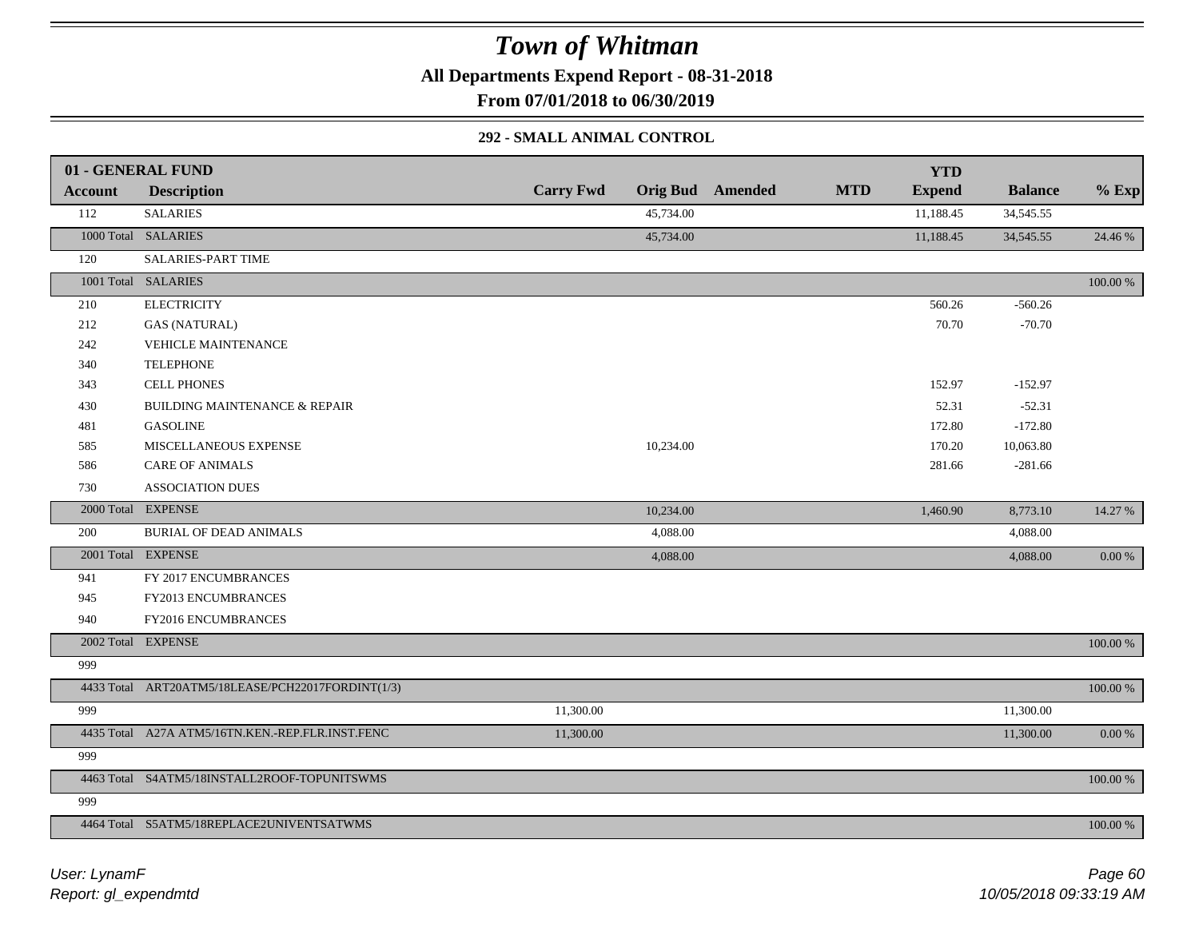# Town of Whitman

**All Departments Expend Report - 08-31-2018**

**From 07/01/2018 to 06/30/2019**

### 292 - SMALL ANIMAL CONTROL

| 01 - GENERAL FUND | | | | | | YTD | | |
|---|---|---|---|---|---|---|---|---|
| **Account** | **Description** | **Carry Fwd** | **Orig Bud** | **Amended** | **MTD** | **Expend** | **Balance** | **% Exp** |
| 112 | SALARIES | | 45,734.00 | | | 11,188.45 | 34,545.55 | |
| 1000 Total | SALARIES | | 45,734.00 | | | 11,188.45 | 34,545.55 | 24.46 % |
| 120 | SALARIES-PART TIME | | | | | | | |
| 1001 Total | SALARIES | | | | | | | 100.00 % |
| 210 | ELECTRICITY | | | | | 560.26 | -560.26 | |
| 212 | GAS (NATURAL) | | | | | 70.70 | -70.70 | |
| 242 | VEHICLE MAINTENANCE | | | | | | | |
| 340 | TELEPHONE | | | | | | | |
| 343 | CELL PHONES | | | | | 152.97 | -152.97 | |
| 430 | BUILDING MAINTENANCE & REPAIR | | | | | 52.31 | -52.31 | |
| 481 | GASOLINE | | | | | 172.80 | -172.80 | |
| 585 | MISCELLANEOUS EXPENSE | | 10,234.00 | | | 170.20 | 10,063.80 | |
| 586 | CARE OF ANIMALS | | | | | 281.66 | -281.66 | |
| 730 | ASSOCIATION DUES | | | | | | | |
| 2000 Total | EXPENSE | | 10,234.00 | | | 1,460.90 | 8,773.10 | 14.27 % |
| 200 | BURIAL OF DEAD ANIMALS | | 4,088.00 | | | | 4,088.00 | |
| 2001 Total | EXPENSE | | 4,088.00 | | | | 4,088.00 | 0.00 % |
| 941 | FY 2017 ENCUMBRANCES | | | | | | | |
| 945 | FY2013 ENCUMBRANCES | | | | | | | |
| 940 | FY2016 ENCUMBRANCES | | | | | | | |
| 2002 Total | EXPENSE | | | | | | | 100.00 % |
| 999 | | | | | | | | |
| 4433 Total | ART20ATM5/18LEASE/PCH22017FORDINT(1/3) | | | | | | | 100.00 % |
| 999 | | 11,300.00 | | | | | 11,300.00 | |
| 4435 Total | A27A ATM5/16TN.KEN.-REP.FLR.INST.FENC | 11,300.00 | | | | | 11,300.00 | 0.00 % |
| 999 | | | | | | | | |
| 4463 Total | S4ATM5/18INSTALL2ROOF-TOPUNITSWMS | | | | | | | 100.00 % |
| 999 | | | | | | | | |
| 4464 Total | S5ATM5/18REPLACE2UNIVENTSATWMS | | | | | | | 100.00 % |

*User: LynamF*
*Report: gl_expendmtd*

*10/05/2018 09:33:19 AM*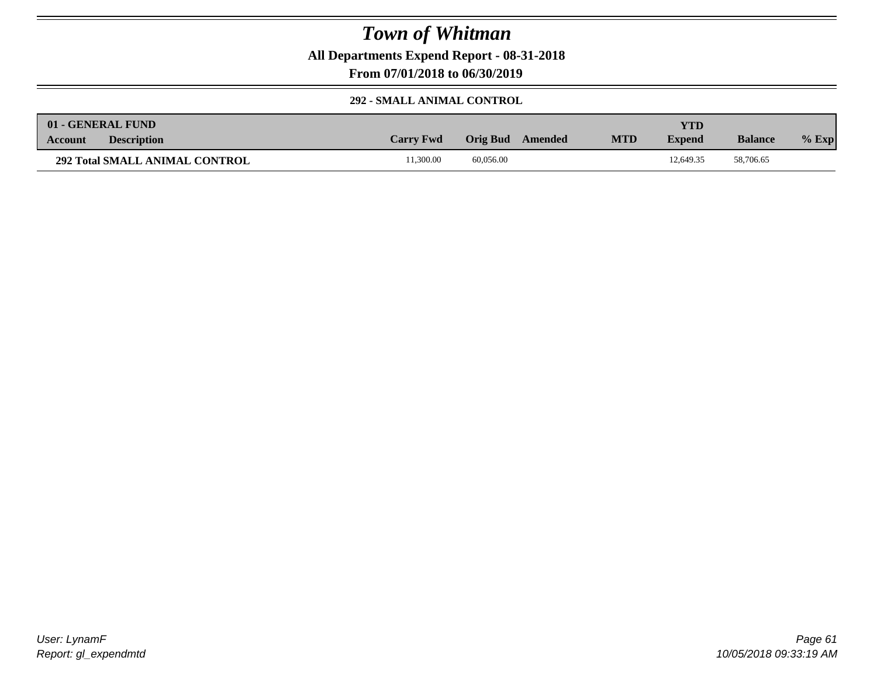# Town of Whitman

**All Departments Expend Report - 08-31-2018**

**From 07/01/2018 to 06/30/2019**

### 292 - SMALL ANIMAL CONTROL

| 01 - GENERAL FUND<br>Account Description | Carry Fwd | Orig Bud | Amended | MTD | YTD Expend | Balance | % Exp |
|---|---|---|---|---|---|---|---|
| **292 Total SMALL ANIMAL CONTROL** | 11,300.00 | 60,056.00 | | | 12,649.35 | 58,706.65 | |

*User: LynamF*
*Report: gl_expendmtd*

*10/05/2018 09:33:19 AM*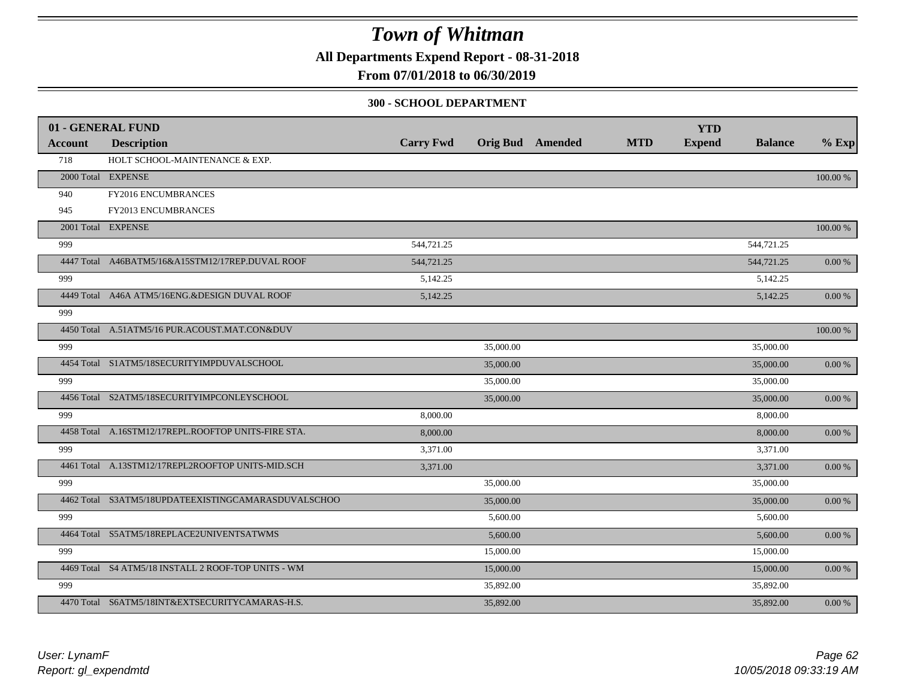# Town of Whitman

**All Departments Expend Report - 08-31-2018**

**From 07/01/2018 to 06/30/2019**

### 300 - SCHOOL DEPARTMENT

| 01 - GENERAL FUND | | | | | | YTD | | |
|---|---|---|---|---|---|---|---|---|
| **Account** | **Description** | **Carry Fwd** | **Orig Bud** | **Amended** | **MTD** | **Expend** | **Balance** | **% Exp** |
| 718 | HOLT SCHOOL-MAINTENANCE & EXP. | | | | | | | |
| 2000 Total | EXPENSE | | | | | | | 100.00 % |
| 940 | FY2016 ENCUMBRANCES | | | | | | | |
| 945 | FY2013 ENCUMBRANCES | | | | | | | |
| 2001 Total | EXPENSE | | | | | | | 100.00 % |
| 999 | | 544,721.25 | | | | | 544,721.25 | |
| 4447 Total | A46BATM5/16&A15STM12/17REP.DUVAL ROOF | 544,721.25 | | | | | 544,721.25 | 0.00 % |
| 999 | | 5,142.25 | | | | | 5,142.25 | |
| 4449 Total | A46A ATM5/16ENG.&DESIGN DUVAL ROOF | 5,142.25 | | | | | 5,142.25 | 0.00 % |
| 999 | | | | | | | | |
| 4450 Total | A.51ATM5/16 PUR.ACOUST.MAT.CON&DUV | | | | | | | 100.00 % |
| 999 | | | 35,000.00 | | | | 35,000.00 | |
| 4454 Total | S1ATM5/18SECURITYIMPDUVALSCHOOL | | 35,000.00 | | | | 35,000.00 | 0.00 % |
| 999 | | | 35,000.00 | | | | 35,000.00 | |
| 4456 Total | S2ATM5/18SECURITYIMPCONLEYSCHOOL | | 35,000.00 | | | | 35,000.00 | 0.00 % |
| 999 | | 8,000.00 | | | | | 8,000.00 | |
| 4458 Total | A.16STM12/17REPL.ROOFTOP UNITS-FIRE STA. | 8,000.00 | | | | | 8,000.00 | 0.00 % |
| 999 | | 3,371.00 | | | | | 3,371.00 | |
| 4461 Total | A.13STM12/17REPL2ROOFTOP UNITS-MID.SCH | 3,371.00 | | | | | 3,371.00 | 0.00 % |
| 999 | | | 35,000.00 | | | | 35,000.00 | |
| 4462 Total | S3ATM5/18UPDATEEXISTINGCAMARASDUVALSCHOO | | 35,000.00 | | | | 35,000.00 | 0.00 % |
| 999 | | | 5,600.00 | | | | 5,600.00 | |
| 4464 Total | S5ATM5/18REPLACE2UNIVENTSATWMS | | 5,600.00 | | | | 5,600.00 | 0.00 % |
| 999 | | | 15,000.00 | | | | 15,000.00 | |
| 4469 Total | S4 ATM5/18 INSTALL 2 ROOF-TOP UNITS - WM | | 15,000.00 | | | | 15,000.00 | 0.00 % |
| 999 | | | 35,892.00 | | | | 35,892.00 | |
| 4470 Total | S6ATM5/18INT&EXTSECURITYCAMARAS-H.S. | | 35,892.00 | | | | 35,892.00 | 0.00 % |

*User: LynamF*
*Report: gl_expendmtd*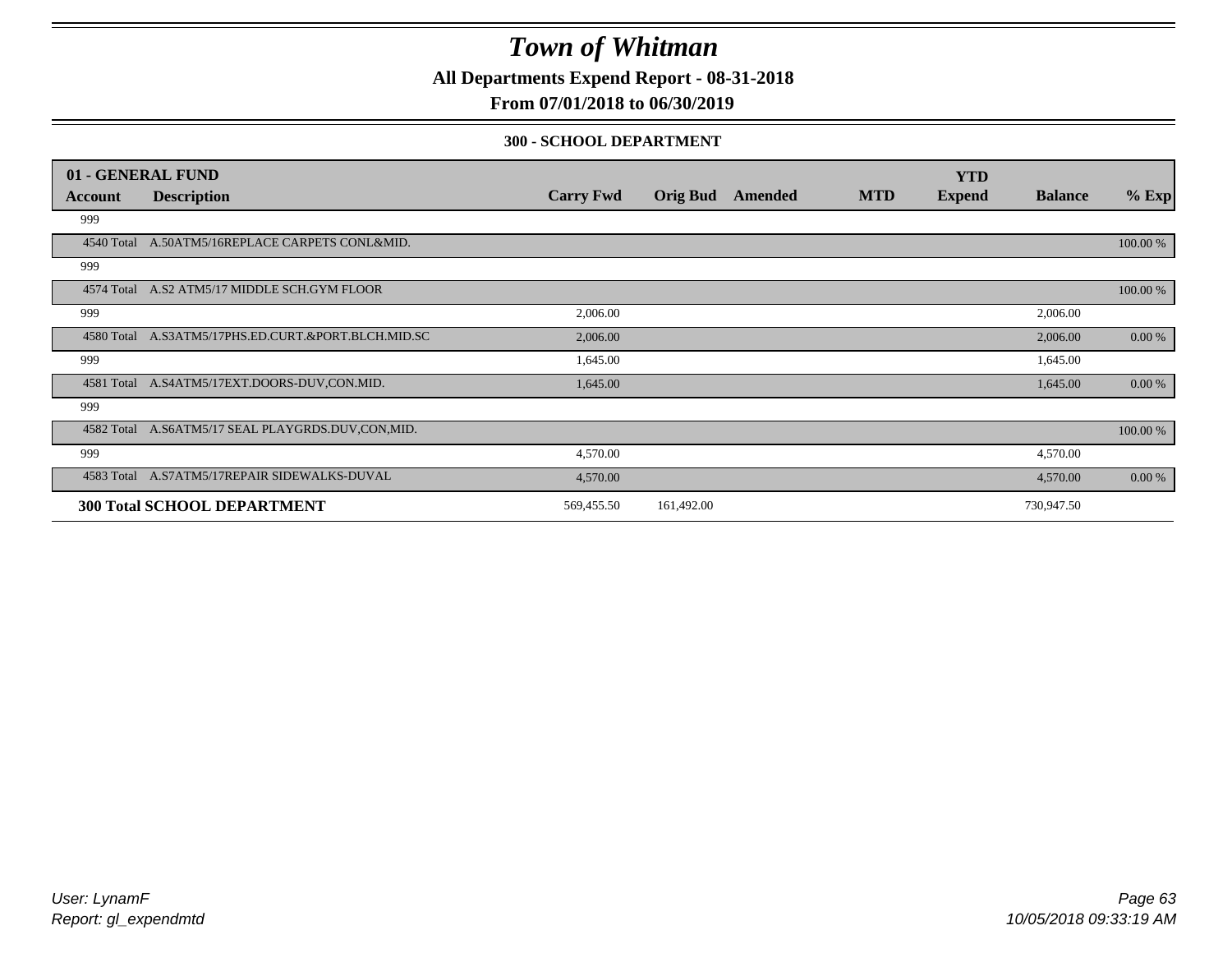# Town of Whitman

**All Departments Expend Report - 08-31-2018**

**From 07/01/2018 to 06/30/2019**

**300 - SCHOOL DEPARTMENT**

| 01 - GENERAL FUND | | | | | | YTD | | |
|---|---|---|---|---|---|---|---|---|
| **Account** | **Description** | **Carry Fwd** | **Orig Bud** | **Amended** | **MTD** | **Expend** | **Balance** | **% Exp** |
| 999 | | | | | | | | |
| 4540 Total | A.50ATM5/16REPLACE CARPETS CONL&MID. | | | | | | | 100.00 % |
| 999 | | | | | | | | |
| 4574 Total | A.S2 ATM5/17 MIDDLE SCH.GYM FLOOR | | | | | | | 100.00 % |
| 999 | | 2,006.00 | | | | | 2,006.00 | |
| 4580 Total | A.S3ATM5/17PHS.ED.CURT.&PORT.BLCH.MID.SC | 2,006.00 | | | | | 2,006.00 | 0.00 % |
| 999 | | 1,645.00 | | | | | 1,645.00 | |
| 4581 Total | A.S4ATM5/17EXT.DOORS-DUV,CON.MID. | 1,645.00 | | | | | 1,645.00 | 0.00 % |
| 999 | | | | | | | | |
| 4582 Total | A.S6ATM5/17 SEAL PLAYGRDS.DUV,CON,MID. | | | | | | | 100.00 % |
| 999 | | 4,570.00 | | | | | 4,570.00 | |
| 4583 Total | A.S7ATM5/17REPAIR SIDEWALKS-DUVAL | 4,570.00 | | | | | 4,570.00 | 0.00 % |
| **300 Total SCHOOL DEPARTMENT** | | 569,455.50 | 161,492.00 | | | | 730,947.50 | |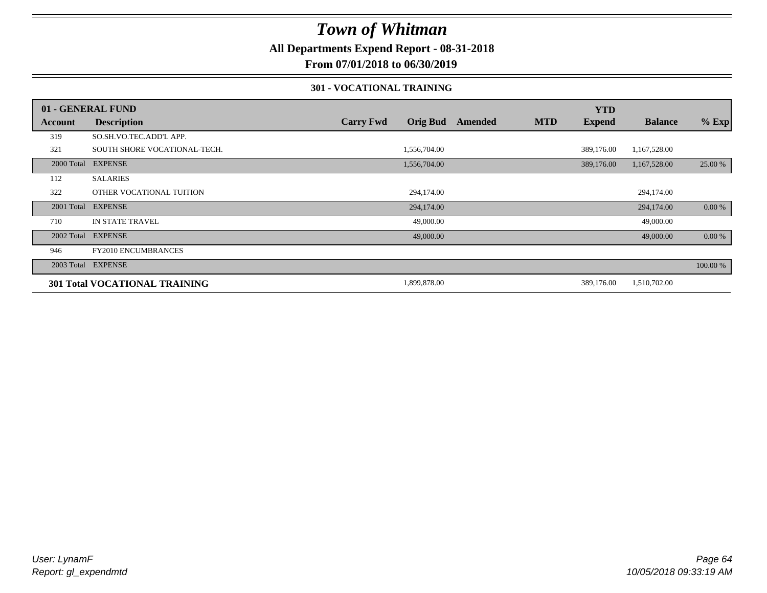# Town of Whitman

**All Departments Expend Report - 08-31-2018**

**From 07/01/2018 to 06/30/2019**

**301 - VOCATIONAL TRAINING**

| 01 - GENERAL FUND | | | | | | YTD | | |
|---|---|---|---|---|---|---|---|---|
| **Account** | **Description** | **Carry Fwd** | **Orig Bud** | **Amended** | **MTD** | **Expend** | **Balance** | **% Exp** |
| 319 | SO.SH.VO.TEC.ADD'L APP. | | | | | | | |
| 321 | SOUTH SHORE VOCATIONAL-TECH. | | 1,556,704.00 | | | 389,176.00 | 1,167,528.00 | |
| 2000 Total | EXPENSE | | 1,556,704.00 | | | 389,176.00 | 1,167,528.00 | 25.00 % |
| 112 | SALARIES | | | | | | | |
| 322 | OTHER VOCATIONAL TUITION | | 294,174.00 | | | | 294,174.00 | |
| 2001 Total | EXPENSE | | 294,174.00 | | | | 294,174.00 | 0.00 % |
| 710 | IN STATE TRAVEL | | 49,000.00 | | | | 49,000.00 | |
| 2002 Total | EXPENSE | | 49,000.00 | | | | 49,000.00 | 0.00 % |
| 946 | FY2010 ENCUMBRANCES | | | | | | | |
| 2003 Total | EXPENSE | | | | | | | 100.00 % |
| **301 Total VOCATIONAL TRAINING** | | | 1,899,878.00 | | | 389,176.00 | 1,510,702.00 | |

*User: LynamF*
*Report: gl_expendmtd*

*10/05/2018 09:33:19 AM*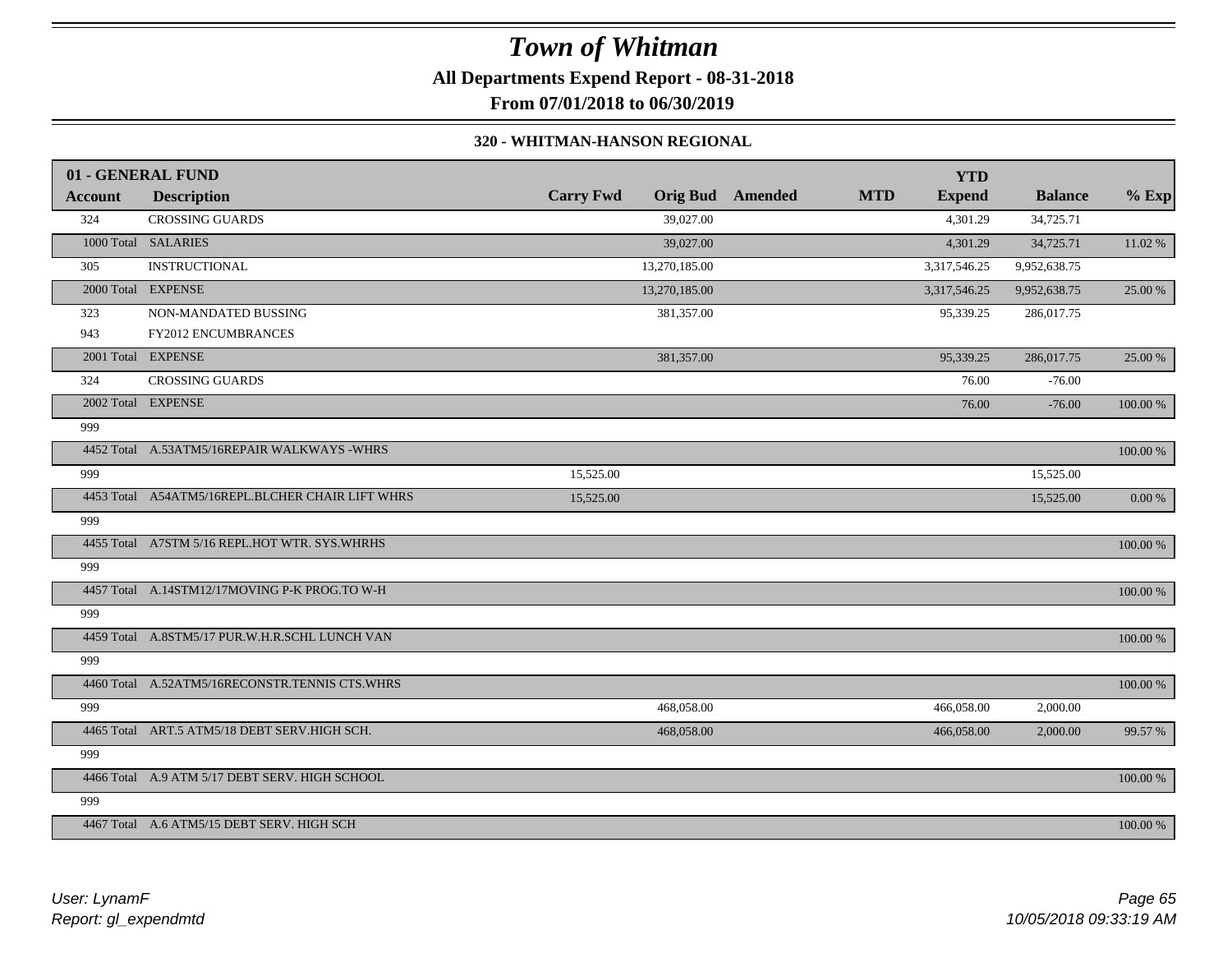# Town of Whitman

**All Departments Expend Report - 08-31-2018**

**From 07/01/2018 to 06/30/2019**

**320 - WHITMAN-HANSON REGIONAL**

| 01 - GENERAL FUND | | | | | | YTD | | |
|---|---|---|---|---|---|---|---|---|
| **Account** | **Description** | **Carry Fwd** | **Orig Bud** | **Amended** | **MTD** | **Expend** | **Balance** | **% Exp** |
| 324 | CROSSING GUARDS | | 39,027.00 | | | 4,301.29 | 34,725.71 | |
| 1000 Total | SALARIES | | 39,027.00 | | | 4,301.29 | 34,725.71 | 11.02 % |
| 305 | INSTRUCTIONAL | | 13,270,185.00 | | | 3,317,546.25 | 9,952,638.75 | |
| 2000 Total | EXPENSE | | 13,270,185.00 | | | 3,317,546.25 | 9,952,638.75 | 25.00 % |
| 323 | NON-MANDATED BUSSING | | 381,357.00 | | | 95,339.25 | 286,017.75 | |
| 943 | FY2012 ENCUMBRANCES | | | | | | | |
| 2001 Total | EXPENSE | | 381,357.00 | | | 95,339.25 | 286,017.75 | 25.00 % |
| 324 | CROSSING GUARDS | | | | | 76.00 | -76.00 | |
| 2002 Total | EXPENSE | | | | | 76.00 | -76.00 | 100.00 % |
| 999 | | | | | | | | |
| 4452 Total | A.53ATM5/16REPAIR WALKWAYS -WHRS | | | | | | | 100.00 % |
| 999 | | 15,525.00 | | | | | 15,525.00 | |
| 4453 Total | A54ATM5/16REPL.BLCHER CHAIR LIFT WHRS | 15,525.00 | | | | | 15,525.00 | 0.00 % |
| 999 | | | | | | | | |
| 4455 Total | A7STM 5/16 REPL.HOT WTR. SYS.WHRHS | | | | | | | 100.00 % |
| 999 | | | | | | | | |
| 4457 Total | A.14STM12/17MOVING P-K PROG.TO W-H | | | | | | | 100.00 % |
| 999 | | | | | | | | |
| 4459 Total | A.8STM5/17 PUR.W.H.R.SCHL LUNCH VAN | | | | | | | 100.00 % |
| 999 | | | | | | | | |
| 4460 Total | A.52ATM5/16RECONSTR.TENNIS CTS.WHRS | | | | | | | 100.00 % |
| 999 | | | 468,058.00 | | | 466,058.00 | 2,000.00 | |
| 4465 Total | ART.5 ATM5/18 DEBT SERV.HIGH SCH. | | 468,058.00 | | | 466,058.00 | 2,000.00 | 99.57 % |
| 999 | | | | | | | | |
| 4466 Total | A.9 ATM 5/17 DEBT SERV. HIGH SCHOOL | | | | | | | 100.00 % |
| 999 | | | | | | | | |
| 4467 Total | A.6 ATM5/15 DEBT SERV. HIGH SCH | | | | | | | 100.00 % |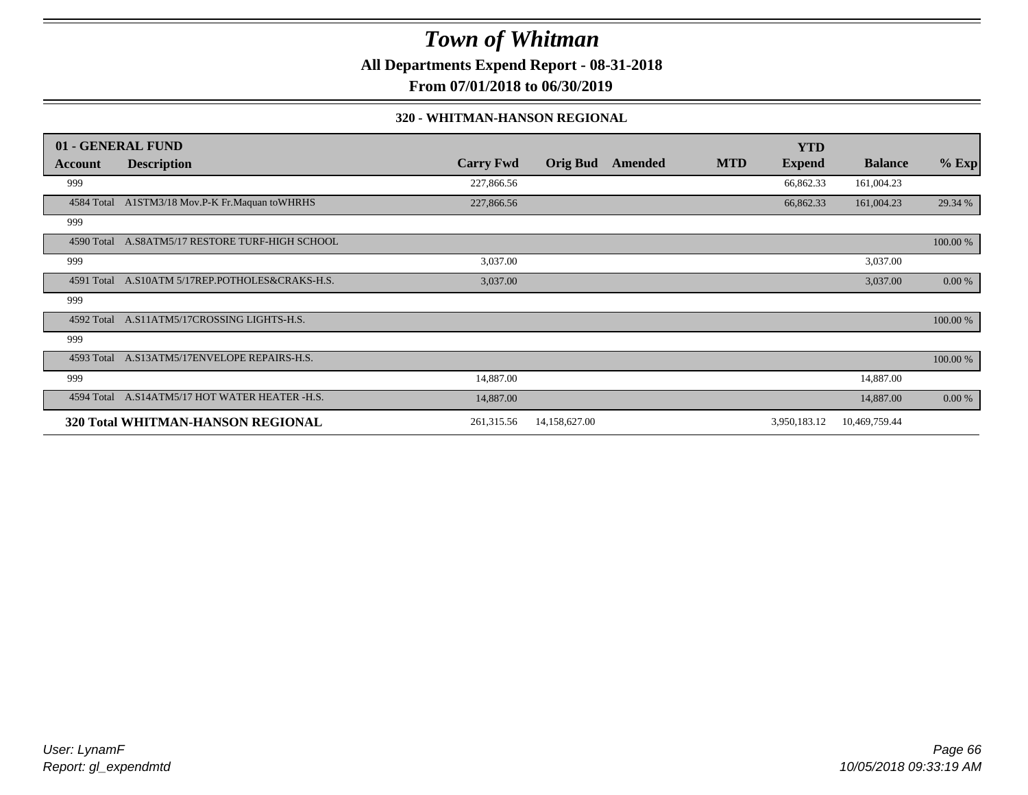# Town of Whitman

**All Departments Expend Report - 08-31-2018**

**From 07/01/2018 to 06/30/2019**

### 320 - WHITMAN-HANSON REGIONAL

| 01 - GENERAL FUND | | | | | | YTD | | |
|---|---|---|---|---|---|---|---|---|
| **Account** | **Description** | **Carry Fwd** | **Orig Bud** | **Amended** | **MTD** | **Expend** | **Balance** | **% Exp** |
| 999 | | 227,866.56 | | | | 66,862.33 | 161,004.23 | |
| 4584 Total | A1STM3/18 Mov.P-K Fr.Maquan toWHRHS | 227,866.56 | | | | 66,862.33 | 161,004.23 | 29.34 % |
| 999 | | | | | | | | |
| 4590 Total | A.S8ATM5/17 RESTORE TURF-HIGH SCHOOL | | | | | | | 100.00 % |
| 999 | | 3,037.00 | | | | | 3,037.00 | |
| 4591 Total | A.S10ATM 5/17REP.POTHOLES&CRAKS-H.S. | 3,037.00 | | | | | 3,037.00 | 0.00 % |
| 999 | | | | | | | | |
| 4592 Total | A.S11ATM5/17CROSSING LIGHTS-H.S. | | | | | | | 100.00 % |
| 999 | | | | | | | | |
| 4593 Total | A.S13ATM5/17ENVELOPE REPAIRS-H.S. | | | | | | | 100.00 % |
| 999 | | 14,887.00 | | | | | 14,887.00 | |
| 4594 Total | A.S14ATM5/17 HOT WATER HEATER -H.S. | 14,887.00 | | | | | 14,887.00 | 0.00 % |
| **320 Total WHITMAN-HANSON REGIONAL** | | 261,315.56 | 14,158,627.00 | | | 3,950,183.12 | 10,469,759.44 | |

*User: LynamF*
*Report: gl_expendmtd*

*10/05/2018 09:33:19 AM*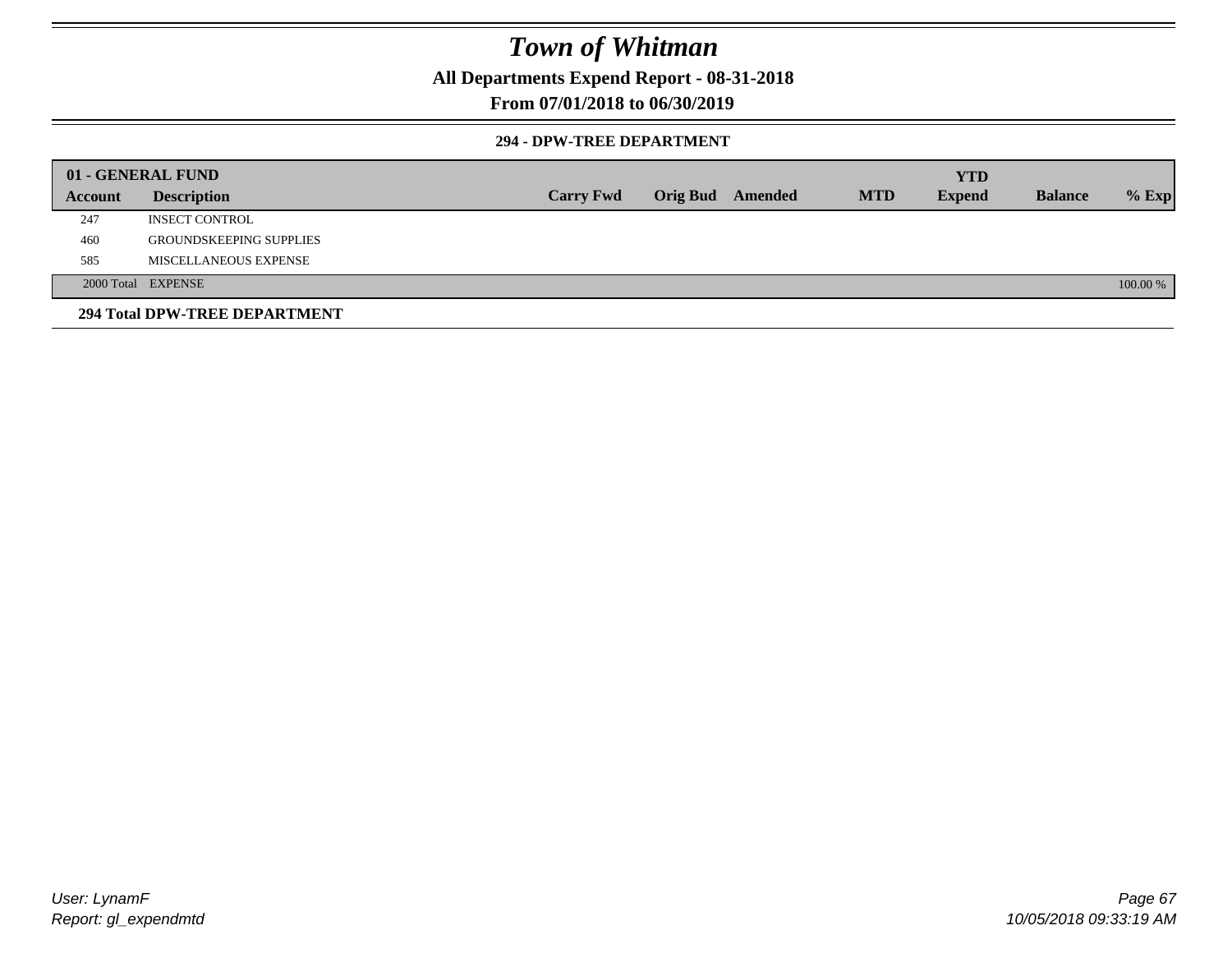# Town of Whitman

**All Departments Expend Report - 08-31-2018**

**From 07/01/2018 to 06/30/2019**

### 294 - DPW-TREE DEPARTMENT

| 01 - GENERAL FUND | | | | | | YTD | | |
|---|---|---|---|---|---|---|---|---|
| **Account** | **Description** | **Carry Fwd** | **Orig Bud** | **Amended** | **MTD** | **Expend** | **Balance** | **% Exp** |
| 247 | INSECT CONTROL | | | | | | | |
| 460 | GROUNDSKEEPING SUPPLIES | | | | | | | |
| 585 | MISCELLANEOUS EXPENSE | | | | | | | |
| 2000 Total | EXPENSE | | | | | | | 100.00 % |

**294 Total DPW-TREE DEPARTMENT**

*User: LynamF*
*Report: gl_expendmtd*

*10/05/2018 09:33:19 AM*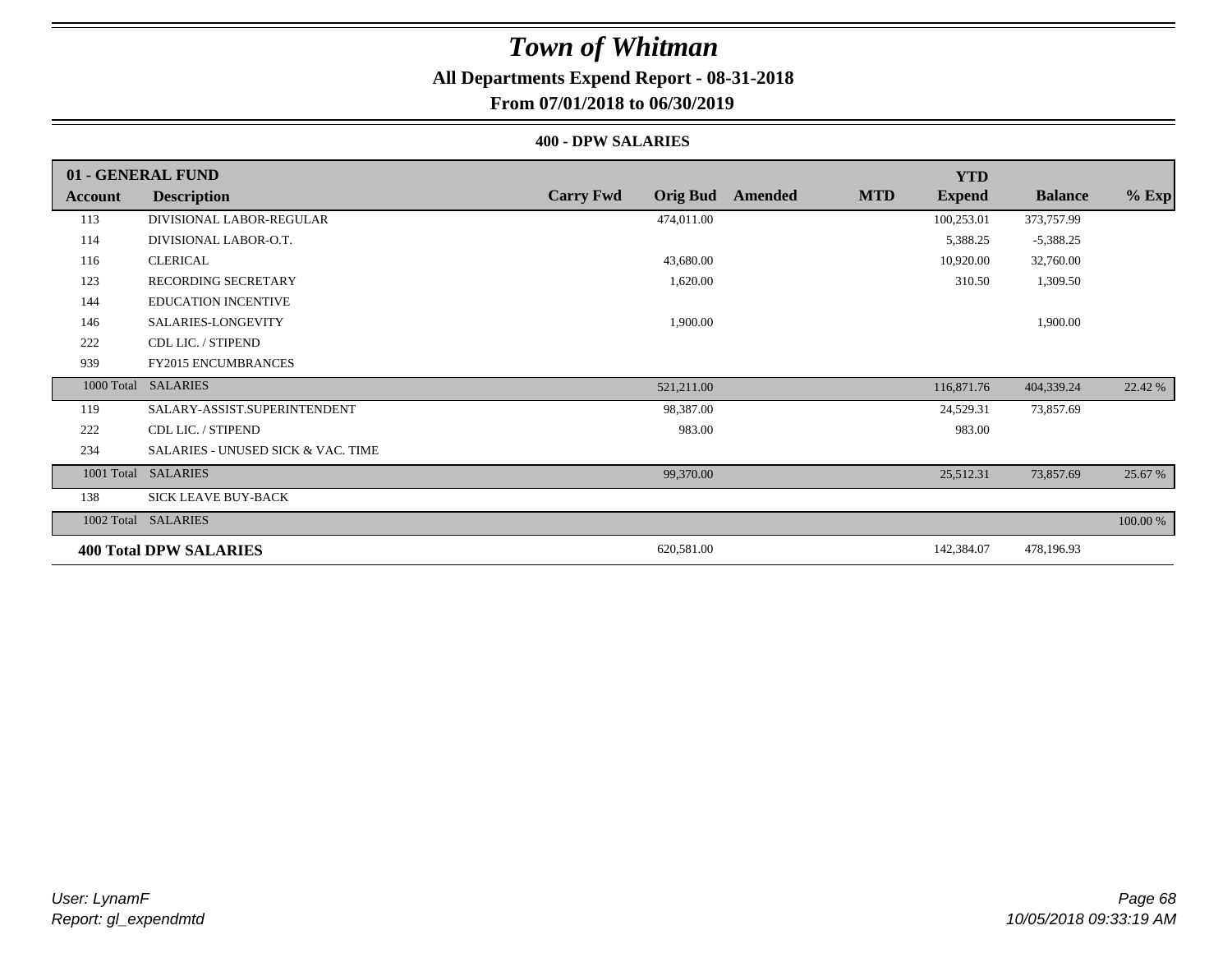# Town of Whitman

**All Departments Expend Report - 08-31-2018**

**From 07/01/2018 to 06/30/2019**

**400 - DPW SALARIES**

| 01 - GENERAL FUND | | | | | | | | |
|---|---|---|---|---|---|---|---|---|
| **Account** | **Description** | **Carry Fwd** | **Orig Bud** | **Amended** | **MTD** | **YTD Expend** | **Balance** | **% Exp** |
| 113 | DIVISIONAL LABOR-REGULAR | | 474,011.00 | | | 100,253.01 | 373,757.99 | |
| 114 | DIVISIONAL LABOR-O.T. | | | | | 5,388.25 | -5,388.25 | |
| 116 | CLERICAL | | 43,680.00 | | | 10,920.00 | 32,760.00 | |
| 123 | RECORDING SECRETARY | | 1,620.00 | | | 310.50 | 1,309.50 | |
| 144 | EDUCATION INCENTIVE | | | | | | | |
| 146 | SALARIES-LONGEVITY | | 1,900.00 | | | | 1,900.00 | |
| 222 | CDL LIC. / STIPEND | | | | | | | |
| 939 | FY2015 ENCUMBRANCES | | | | | | | |
| 1000 Total | SALARIES | | 521,211.00 | | | 116,871.76 | 404,339.24 | 22.42 % |
| 119 | SALARY-ASSIST.SUPERINTENDENT | | 98,387.00 | | | 24,529.31 | 73,857.69 | |
| 222 | CDL LIC. / STIPEND | | 983.00 | | | 983.00 | | |
| 234 | SALARIES - UNUSED SICK & VAC. TIME | | | | | | | |
| 1001 Total | SALARIES | | 99,370.00 | | | 25,512.31 | 73,857.69 | 25.67 % |
| 138 | SICK LEAVE BUY-BACK | | | | | | | |
| 1002 Total | SALARIES | | | | | | | 100.00 % |
| **400 Total DPW SALARIES** | | | 620,581.00 | | | 142,384.07 | 478,196.93 | |

*User: LynamF*
*Report: gl_expendmtd*

*10/05/2018 09:33:19 AM*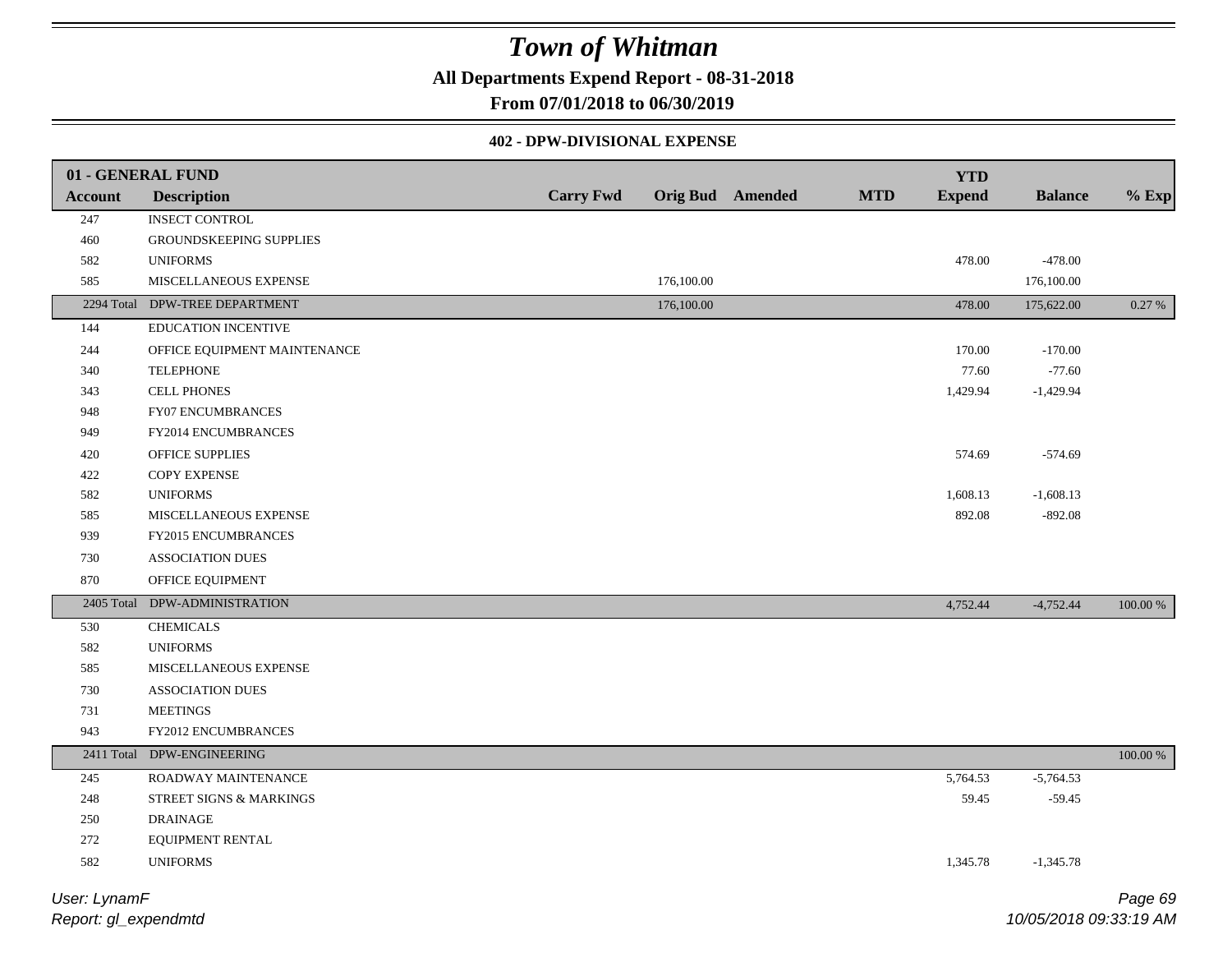# Town of Whitman

**All Departments Expend Report - 08-31-2018**

**From 07/01/2018 to 06/30/2019**

### 402 - DPW-DIVISIONAL EXPENSE

| 01 - GENERAL FUND | | | | | | | | | |
|---|---|---|---|---|---|---|---|---|---|
| **Account** | **Description** | **Carry Fwd** | **Orig Bud** | **Amended** | **MTD** | **YTD Expend** | **Balance** | **% Exp** |
| 247 | INSECT CONTROL | | | | | | | |
| 460 | GROUNDSKEEPING SUPPLIES | | | | | | | |
| 582 | UNIFORMS | | | | | 478.00 | -478.00 | |
| 585 | MISCELLANEOUS EXPENSE | | 176,100.00 | | | | 176,100.00 | |
| 2294 Total | DPW-TREE DEPARTMENT | | 176,100.00 | | | 478.00 | 175,622.00 | 0.27 % |
| 144 | EDUCATION INCENTIVE | | | | | | | |
| 244 | OFFICE EQUIPMENT MAINTENANCE | | | | | 170.00 | -170.00 | |
| 340 | TELEPHONE | | | | | 77.60 | -77.60 | |
| 343 | CELL PHONES | | | | | 1,429.94 | -1,429.94 | |
| 948 | FY07 ENCUMBRANCES | | | | | | | |
| 949 | FY2014 ENCUMBRANCES | | | | | | | |
| 420 | OFFICE SUPPLIES | | | | | 574.69 | -574.69 | |
| 422 | COPY EXPENSE | | | | | | | |
| 582 | UNIFORMS | | | | | 1,608.13 | -1,608.13 | |
| 585 | MISCELLANEOUS EXPENSE | | | | | 892.08 | -892.08 | |
| 939 | FY2015 ENCUMBRANCES | | | | | | | |
| 730 | ASSOCIATION DUES | | | | | | | |
| 870 | OFFICE EQUIPMENT | | | | | | | |
| 2405 Total | DPW-ADMINISTRATION | | | | | 4,752.44 | -4,752.44 | 100.00 % |
| 530 | CHEMICALS | | | | | | | |
| 582 | UNIFORMS | | | | | | | |
| 585 | MISCELLANEOUS EXPENSE | | | | | | | |
| 730 | ASSOCIATION DUES | | | | | | | |
| 731 | MEETINGS | | | | | | | |
| 943 | FY2012 ENCUMBRANCES | | | | | | | |
| 2411 Total | DPW-ENGINEERING | | | | | | | 100.00 % |
| 245 | ROADWAY MAINTENANCE | | | | | 5,764.53 | -5,764.53 | |
| 248 | STREET SIGNS & MARKINGS | | | | | 59.45 | -59.45 | |
| 250 | DRAINAGE | | | | | | | |
| 272 | EQUIPMENT RENTAL | | | | | | | |
| 582 | UNIFORMS | | | | | 1,345.78 | -1,345.78 | |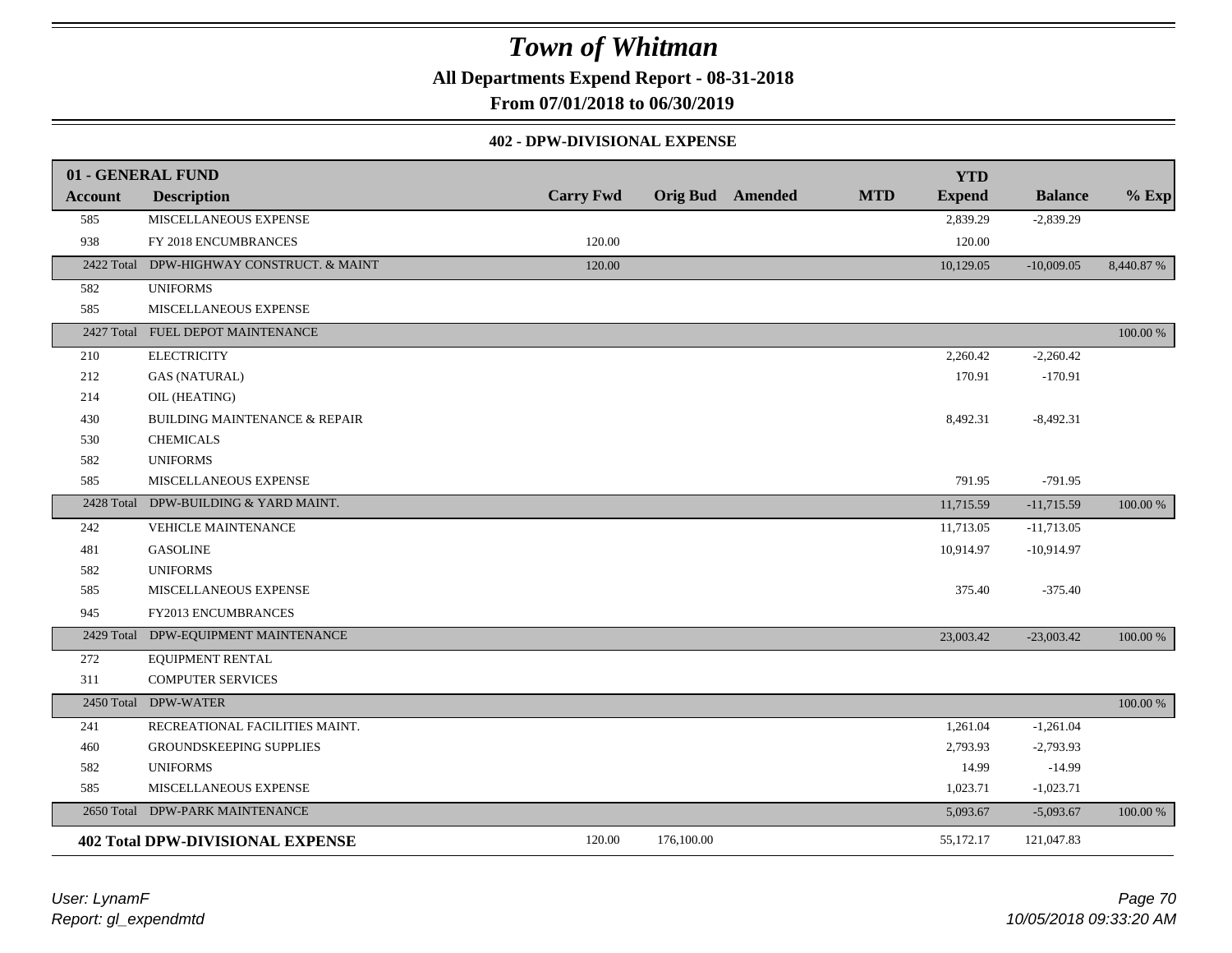# Town of Whitman

**All Departments Expend Report - 08-31-2018**

**From 07/01/2018 to 06/30/2019**

### 402 - DPW-DIVISIONAL EXPENSE

| 01 - GENERAL FUND | | | | | | YTD | | |
|---|---|---|---|---|---|---|---|---|
| **Account** | **Description** | **Carry Fwd** | **Orig Bud** | **Amended** | **MTD** | **Expend** | **Balance** | **% Exp** |
| 585 | MISCELLANEOUS EXPENSE | | | | | 2,839.29 | -2,839.29 | |
| 938 | FY 2018 ENCUMBRANCES | 120.00 | | | | 120.00 | | |
| 2422 Total | DPW-HIGHWAY CONSTRUCT. & MAINT | 120.00 | | | | 10,129.05 | -10,009.05 | 8,440.87 % |
| 582 | UNIFORMS | | | | | | | |
| 585 | MISCELLANEOUS EXPENSE | | | | | | | |
| 2427 Total | FUEL DEPOT MAINTENANCE | | | | | | | 100.00 % |
| 210 | ELECTRICITY | | | | | 2,260.42 | -2,260.42 | |
| 212 | GAS (NATURAL) | | | | | 170.91 | -170.91 | |
| 214 | OIL (HEATING) | | | | | | | |
| 430 | BUILDING MAINTENANCE & REPAIR | | | | | 8,492.31 | -8,492.31 | |
| 530 | CHEMICALS | | | | | | | |
| 582 | UNIFORMS | | | | | | | |
| 585 | MISCELLANEOUS EXPENSE | | | | | 791.95 | -791.95 | |
| 2428 Total | DPW-BUILDING & YARD MAINT. | | | | | 11,715.59 | -11,715.59 | 100.00 % |
| 242 | VEHICLE MAINTENANCE | | | | | 11,713.05 | -11,713.05 | |
| 481 | GASOLINE | | | | | 10,914.97 | -10,914.97 | |
| 582 | UNIFORMS | | | | | | | |
| 585 | MISCELLANEOUS EXPENSE | | | | | 375.40 | -375.40 | |
| 945 | FY2013 ENCUMBRANCES | | | | | | | |
| 2429 Total | DPW-EQUIPMENT MAINTENANCE | | | | | 23,003.42 | -23,003.42 | 100.00 % |
| 272 | EQUIPMENT RENTAL | | | | | | | |
| 311 | COMPUTER SERVICES | | | | | | | |
| 2450 Total | DPW-WATER | | | | | | | 100.00 % |
| 241 | RECREATIONAL FACILITIES MAINT. | | | | | 1,261.04 | -1,261.04 | |
| 460 | GROUNDSKEEPING SUPPLIES | | | | | 2,793.93 | -2,793.93 | |
| 582 | UNIFORMS | | | | | 14.99 | -14.99 | |
| 585 | MISCELLANEOUS EXPENSE | | | | | 1,023.71 | -1,023.71 | |
| 2650 Total | DPW-PARK MAINTENANCE | | | | | 5,093.67 | -5,093.67 | 100.00 % |
| **402 Total** | **DPW-DIVISIONAL EXPENSE** | 120.00 | 176,100.00 | | | 55,172.17 | 121,047.83 | |

*User: LynamF*
*Report: gl_expendmtd*

*10/05/2018 09:33:20 AM*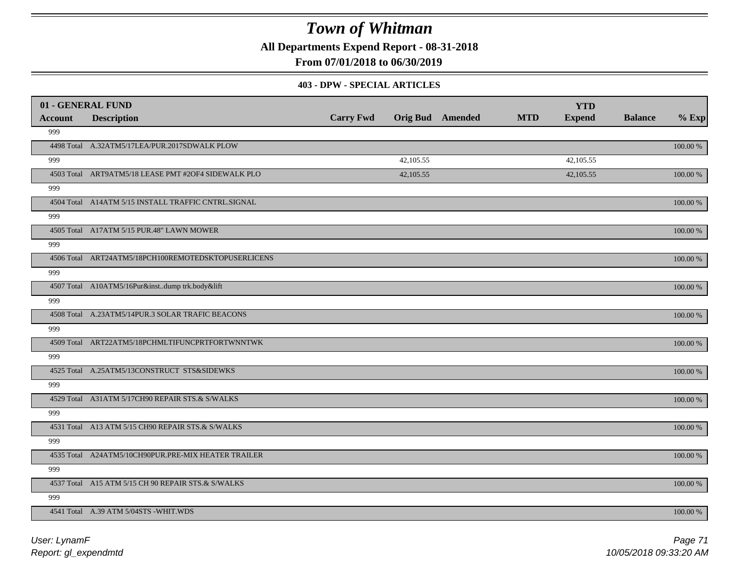# Town of Whitman

**All Departments Expend Report - 08-31-2018**

**From 07/01/2018 to 06/30/2019**

**403 - DPW - SPECIAL ARTICLES**

| 01 - GENERAL FUND | | | | | | | | |
|---|---|---|---|---|---|---|---|---|
| **Account** | **Description** | **Carry Fwd** | **Orig Bud** | **Amended** | **MTD** | **YTD Expend** | **Balance** | **% Exp** |
| 999 | | | | | | | | |
| 4498 Total | A.32ATM5/17LEA/PUR.2017SDWALK PLOW | | | | | | | 100.00 % |
| 999 | | | 42,105.55 | | | 42,105.55 | | |
| 4503 Total | ART9ATM5/18 LEASE PMT #2OF4 SIDEWALK PLO | | 42,105.55 | | | 42,105.55 | | 100.00 % |
| 999 | | | | | | | | |
| 4504 Total | A14ATM 5/15 INSTALL TRAFFIC CNTRL.SIGNAL | | | | | | | 100.00 % |
| 999 | | | | | | | | |
| 4505 Total | A17ATM 5/15 PUR.48" LAWN MOWER | | | | | | | 100.00 % |
| 999 | | | | | | | | |
| 4506 Total | ART24ATM5/18PCH100REMOTEDSKTOPUSERLICENS | | | | | | | 100.00 % |
| 999 | | | | | | | | |
| 4507 Total | A10ATM5/16Pur&inst..dump trk.body&lift | | | | | | | 100.00 % |
| 999 | | | | | | | | |
| 4508 Total | A.23ATM5/14PUR.3 SOLAR TRAFIC BEACONS | | | | | | | 100.00 % |
| 999 | | | | | | | | |
| 4509 Total | ART22ATM5/18PCHMLTIFUNCPRTFORTWNNTWK | | | | | | | 100.00 % |
| 999 | | | | | | | | |
| 4525 Total | A.25ATM5/13CONSTRUCT STS&SIDEWKS | | | | | | | 100.00 % |
| 999 | | | | | | | | |
| 4529 Total | A31ATM 5/17CH90 REPAIR STS.& S/WALKS | | | | | | | 100.00 % |
| 999 | | | | | | | | |
| 4531 Total | A13 ATM 5/15 CH90 REPAIR STS.& S/WALKS | | | | | | | 100.00 % |
| 999 | | | | | | | | |
| 4535 Total | A24ATM5/10CH90PUR.PRE-MIX HEATER TRAILER | | | | | | | 100.00 % |
| 999 | | | | | | | | |
| 4537 Total | A15 ATM 5/15 CH 90 REPAIR STS.& S/WALKS | | | | | | | 100.00 % |
| 999 | | | | | | | | |
| 4541 Total | A.39 ATM 5/04STS -WHIT.WDS | | | | | | | 100.00 % |

*User: LynamF*
*Report: gl_expendmtd*
*10/05/2018 09:33:20 AM*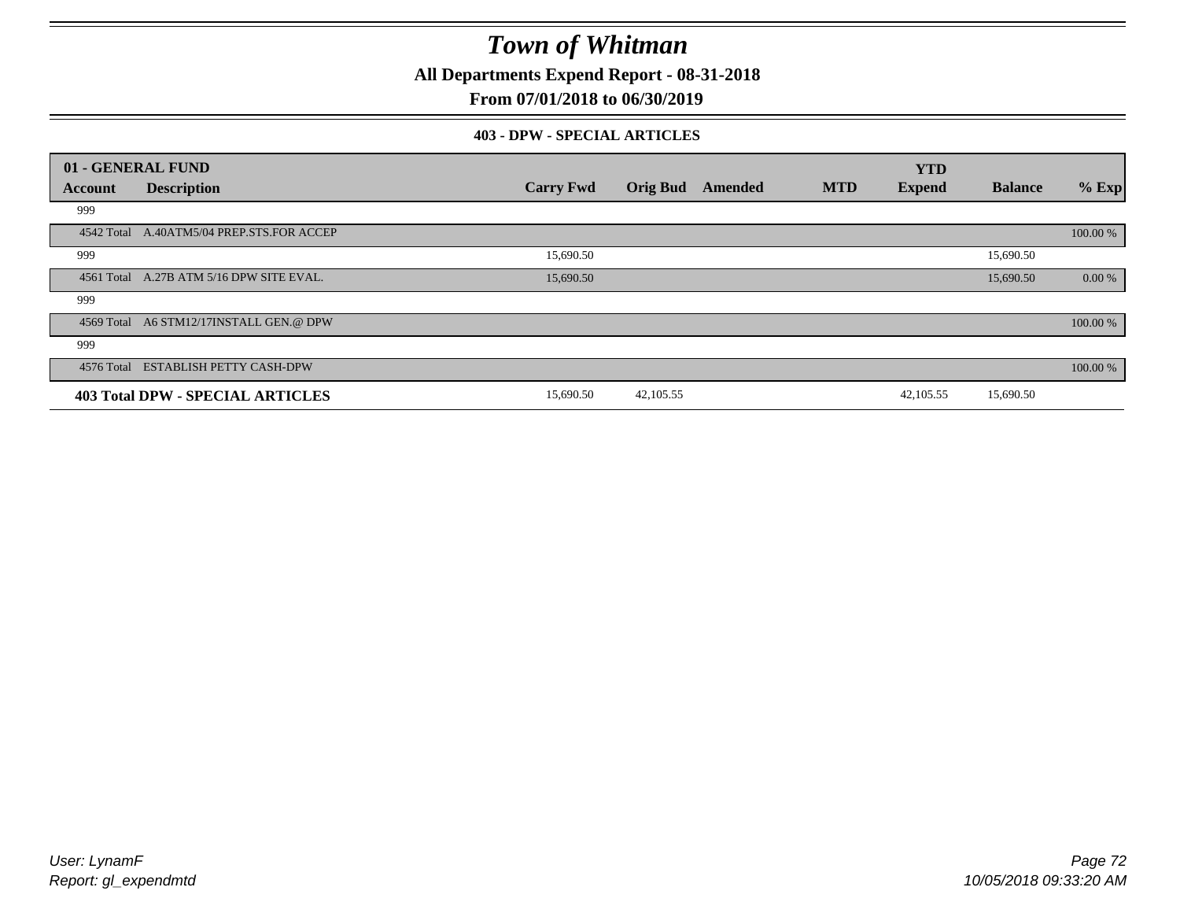# Town of Whitman

**All Departments Expend Report - 08-31-2018**

**From 07/01/2018 to 06/30/2019**

**403 - DPW - SPECIAL ARTICLES**

| 01 - GENERAL FUND Account | Description | Carry Fwd | Orig Bud | Amended | MTD | YTD Expend | Balance | % Exp |
|---|---|---|---|---|---|---|---|---|
| 999 | | | | | | | | |
| 4542 Total | A.40ATM5/04 PREP.STS.FOR ACCEP | | | | | | | 100.00 % |
| 999 | | 15,690.50 | | | | | 15,690.50 | |
| 4561 Total | A.27B ATM 5/16 DPW SITE EVAL. | 15,690.50 | | | | | 15,690.50 | 0.00 % |
| 999 | | | | | | | | |
| 4569 Total | A6 STM12/17INSTALL GEN.@ DPW | | | | | | | 100.00 % |
| 999 | | | | | | | | |
| 4576 Total | ESTABLISH PETTY CASH-DPW | | | | | | | 100.00 % |
| **403 Total DPW - SPECIAL ARTICLES** | | 15,690.50 | 42,105.55 | | | 42,105.55 | 15,690.50 | |

*User: LynamF*
*Report: gl_expendmtd*

*10/05/2018 09:33:20 AM*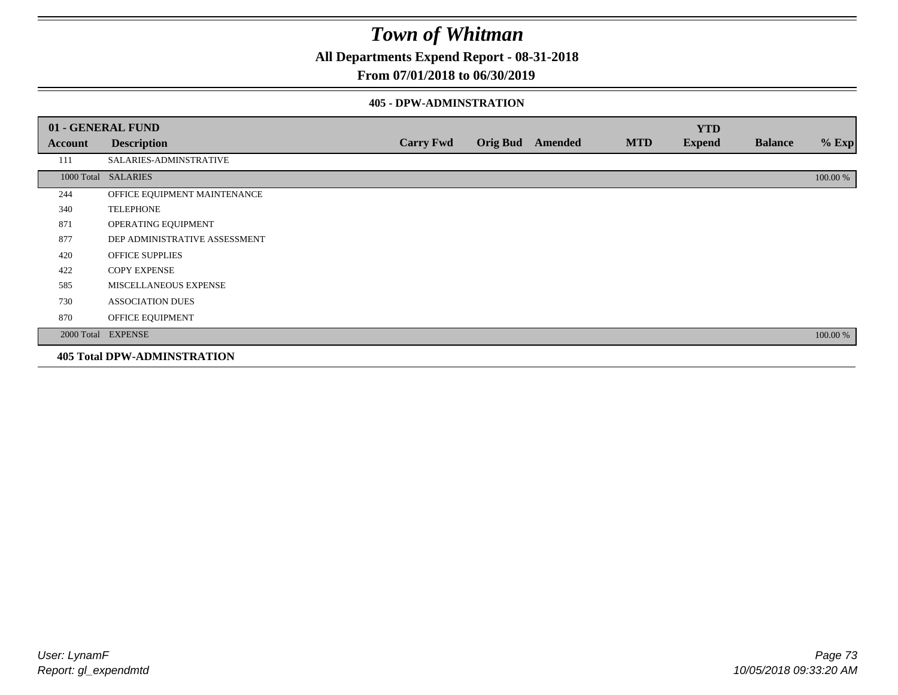# Town of Whitman

**All Departments Expend Report - 08-31-2018**

**From 07/01/2018 to 06/30/2019**

**405 - DPW-ADMINSTRATION**

| 01 - GENERAL FUND | | | | | | | | |
|---|---|---|---|---|---|---|---|---|
| **Account** | **Description** | **Carry Fwd** | **Orig Bud** | **Amended** | **MTD** | **YTD Expend** | **Balance** | **% Exp** |
| 111 | SALARIES-ADMINSTRATIVE | | | | | | | |
| 1000 Total | SALARIES | | | | | | | 100.00 % |
| 244 | OFFICE EQUIPMENT MAINTENANCE | | | | | | | |
| 340 | TELEPHONE | | | | | | | |
| 871 | OPERATING EQUIPMENT | | | | | | | |
| 877 | DEP ADMINISTRATIVE ASSESSMENT | | | | | | | |
| 420 | OFFICE SUPPLIES | | | | | | | |
| 422 | COPY EXPENSE | | | | | | | |
| 585 | MISCELLANEOUS EXPENSE | | | | | | | |
| 730 | ASSOCIATION DUES | | | | | | | |
| 870 | OFFICE EQUIPMENT | | | | | | | |
| 2000 Total | EXPENSE | | | | | | | 100.00 % |

**405 Total DPW-ADMINSTRATION**

*User: LynamF*
*Report: gl_expendmtd*

*10/05/2018 09:33:20 AM*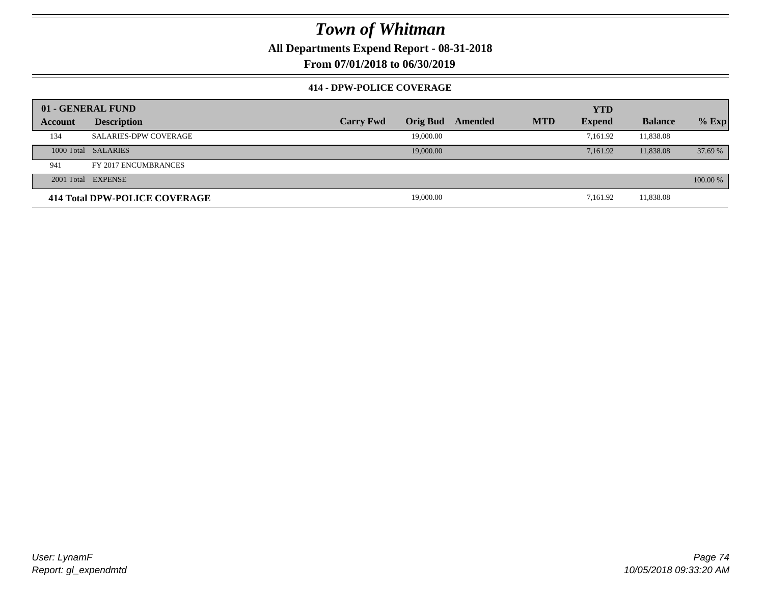# Town of Whitman

**All Departments Expend Report - 08-31-2018**

**From 07/01/2018 to 06/30/2019**

**414 - DPW-POLICE COVERAGE**

| 01 - GENERAL FUND | | | | | | YTD | | |
|---|---|---|---|---|---|---|---|---|
| **Account** | **Description** | **Carry Fwd** | **Orig Bud** | **Amended** | **MTD** | **Expend** | **Balance** | **% Exp** |
| 134 | SALARIES-DPW COVERAGE | | 19,000.00 | | | 7,161.92 | 11,838.08 | |
| 1000 Total | SALARIES | | 19,000.00 | | | 7,161.92 | 11,838.08 | 37.69 % |
| 941 | FY 2017 ENCUMBRANCES | | | | | | | |
| 2001 Total | EXPENSE | | | | | | | 100.00 % |
| **414 Total DPW-POLICE COVERAGE** | | | 19,000.00 | | | 7,161.92 | 11,838.08 | |

User: LynamF
Report: gl_expendmtd

10/05/2018 09:33:20 AM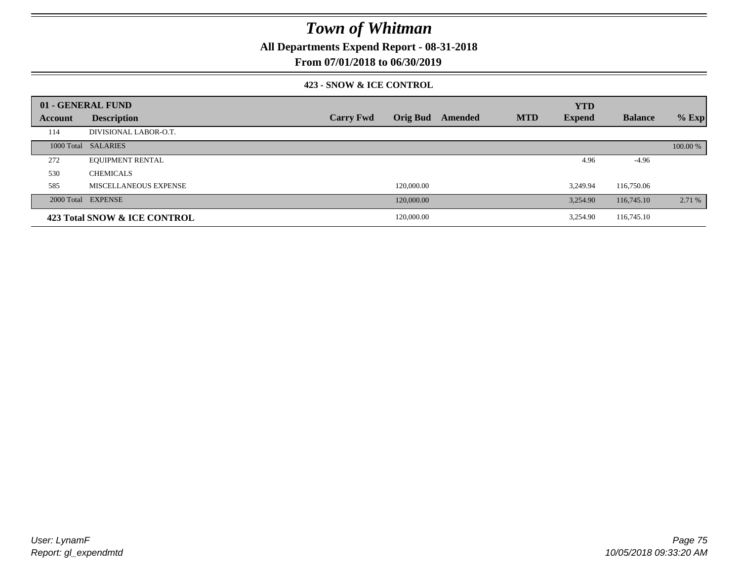# Town of Whitman

**All Departments Expend Report - 08-31-2018**

**From 07/01/2018 to 06/30/2019**

### 423 - SNOW & ICE CONTROL

| 01 - GENERAL FUND | | | | | | YTD | | |
|---|---|---|---|---|---|---|---|---|
| **Account** | **Description** | **Carry Fwd** | **Orig Bud** | **Amended** | **MTD** | **Expend** | **Balance** | **% Exp** |
| 114 | DIVISIONAL LABOR-O.T. | | | | | | | |
| 1000 Total | SALARIES | | | | | | | 100.00 % |
| 272 | EQUIPMENT RENTAL | | | | | 4.96 | -4.96 | |
| 530 | CHEMICALS | | | | | | | |
| 585 | MISCELLANEOUS EXPENSE | | 120,000.00 | | | 3,249.94 | 116,750.06 | |
| 2000 Total | EXPENSE | | 120,000.00 | | | 3,254.90 | 116,745.10 | 2.71 % |
| **423 Total SNOW & ICE CONTROL** | | | 120,000.00 | | | 3,254.90 | 116,745.10 | |

*User: LynamF*
*Report: gl_expendmtd*

*10/05/2018 09:33:20 AM*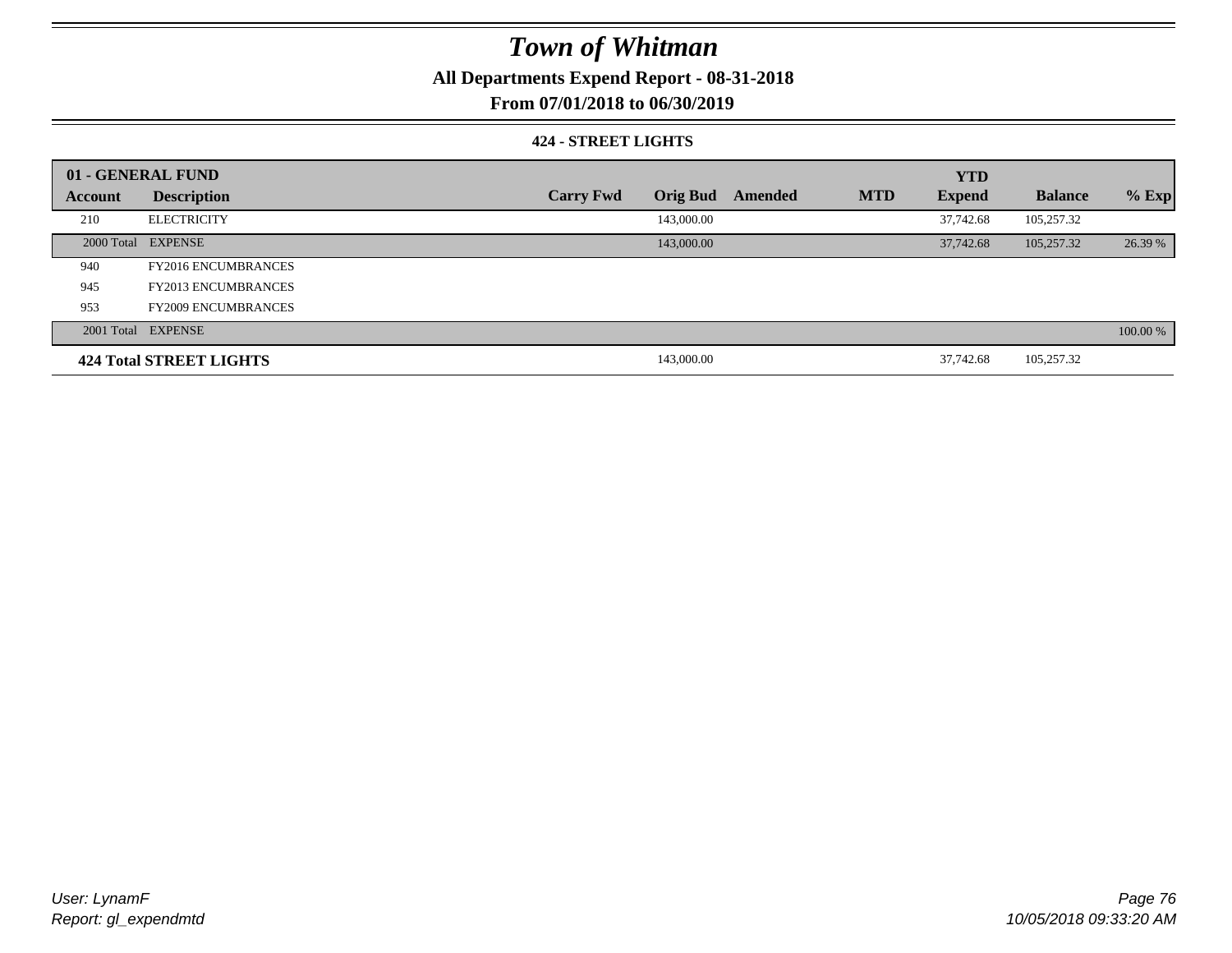# Town of Whitman

**All Departments Expend Report - 08-31-2018**

**From 07/01/2018 to 06/30/2019**

**424 - STREET LIGHTS**

| 01 - GENERAL FUND | | | | | | YTD | | |
|---|---|---|---|---|---|---|---|---|
| **Account** | **Description** | **Carry Fwd** | **Orig Bud** | **Amended** | **MTD** | **Expend** | **Balance** | **% Exp** |
| 210 | ELECTRICITY | | 143,000.00 | | | 37,742.68 | 105,257.32 | |
| 2000 Total | EXPENSE | | 143,000.00 | | | 37,742.68 | 105,257.32 | 26.39 % |
| 940 | FY2016 ENCUMBRANCES | | | | | | | |
| 945 | FY2013 ENCUMBRANCES | | | | | | | |
| 953 | FY2009 ENCUMBRANCES | | | | | | | |
| 2001 Total | EXPENSE | | | | | | | 100.00 % |
| **424 Total STREET LIGHTS** | | | 143,000.00 | | | 37,742.68 | 105,257.32 | |

*User: LynamF*

*Report: gl_expendmtd*

*10/05/2018 09:33:20 AM*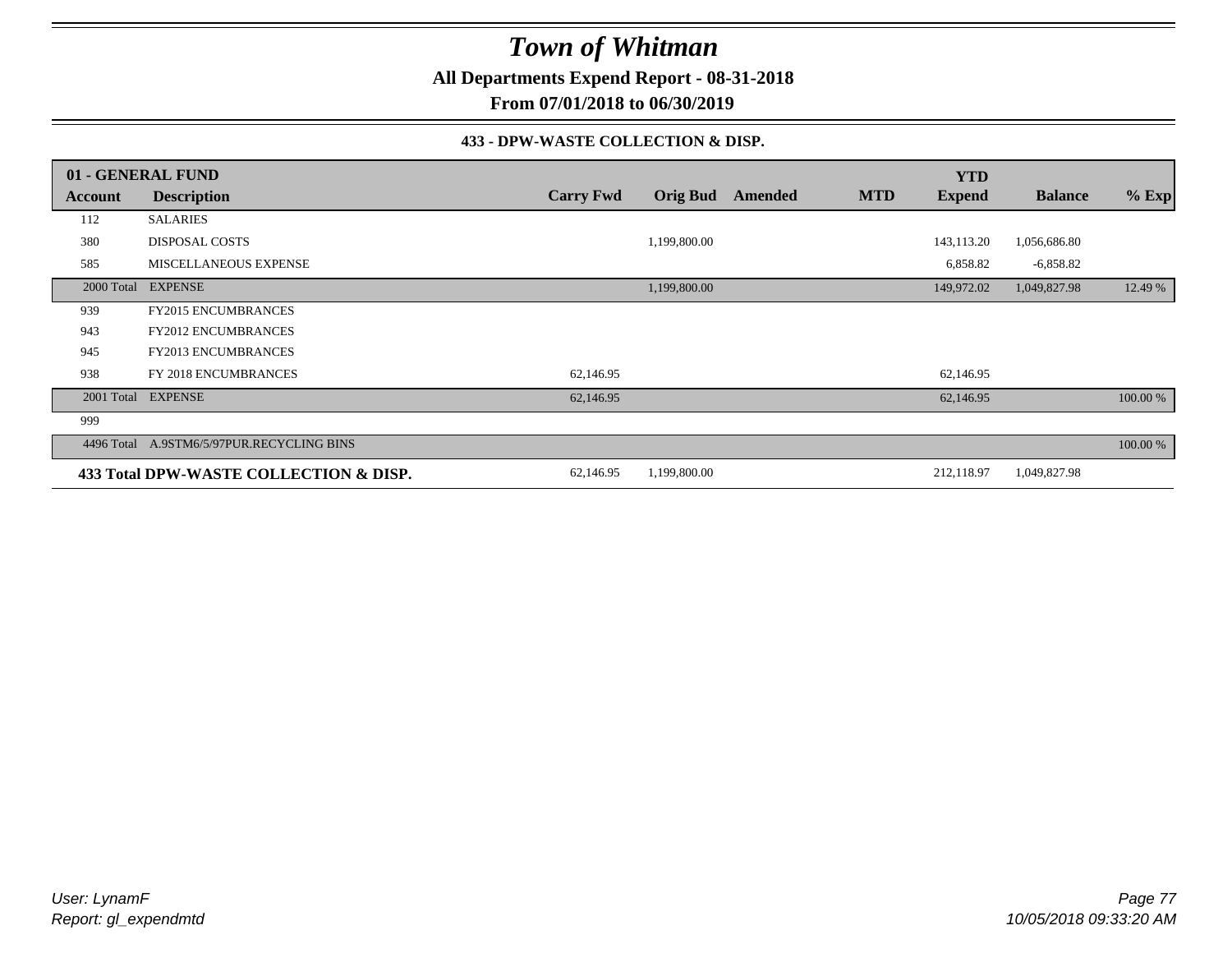# Town of Whitman

**All Departments Expend Report - 08-31-2018**

**From 07/01/2018 to 06/30/2019**

### 433 - DPW-WASTE COLLECTION & DISP.

| 01 - GENERAL FUND | | | | | | YTD | | |
|---|---|---|---|---|---|---|---|---|
| **Account** | **Description** | **Carry Fwd** | **Orig Bud** | **Amended** | **MTD** | **Expend** | **Balance** | **% Exp** |
| 112 | SALARIES | | | | | | | |
| 380 | DISPOSAL COSTS | | 1,199,800.00 | | | 143,113.20 | 1,056,686.80 | |
| 585 | MISCELLANEOUS EXPENSE | | | | | 6,858.82 | -6,858.82 | |
| 2000 Total | EXPENSE | | 1,199,800.00 | | | 149,972.02 | 1,049,827.98 | 12.49 % |
| 939 | FY2015 ENCUMBRANCES | | | | | | | |
| 943 | FY2012 ENCUMBRANCES | | | | | | | |
| 945 | FY2013 ENCUMBRANCES | | | | | | | |
| 938 | FY 2018 ENCUMBRANCES | 62,146.95 | | | | 62,146.95 | | |
| 2001 Total | EXPENSE | 62,146.95 | | | | 62,146.95 | | 100.00 % |
| 999 | | | | | | | | |
| 4496 Total | A.9STM6/5/97PUR.RECYCLING BINS | | | | | | | 100.00 % |
| **433 Total DPW-WASTE COLLECTION & DISP.** | | 62,146.95 | 1,199,800.00 | | | 212,118.97 | 1,049,827.98 | |

*User: LynamF*
*Report: gl_expendmtd*

*10/05/2018 09:33:20 AM*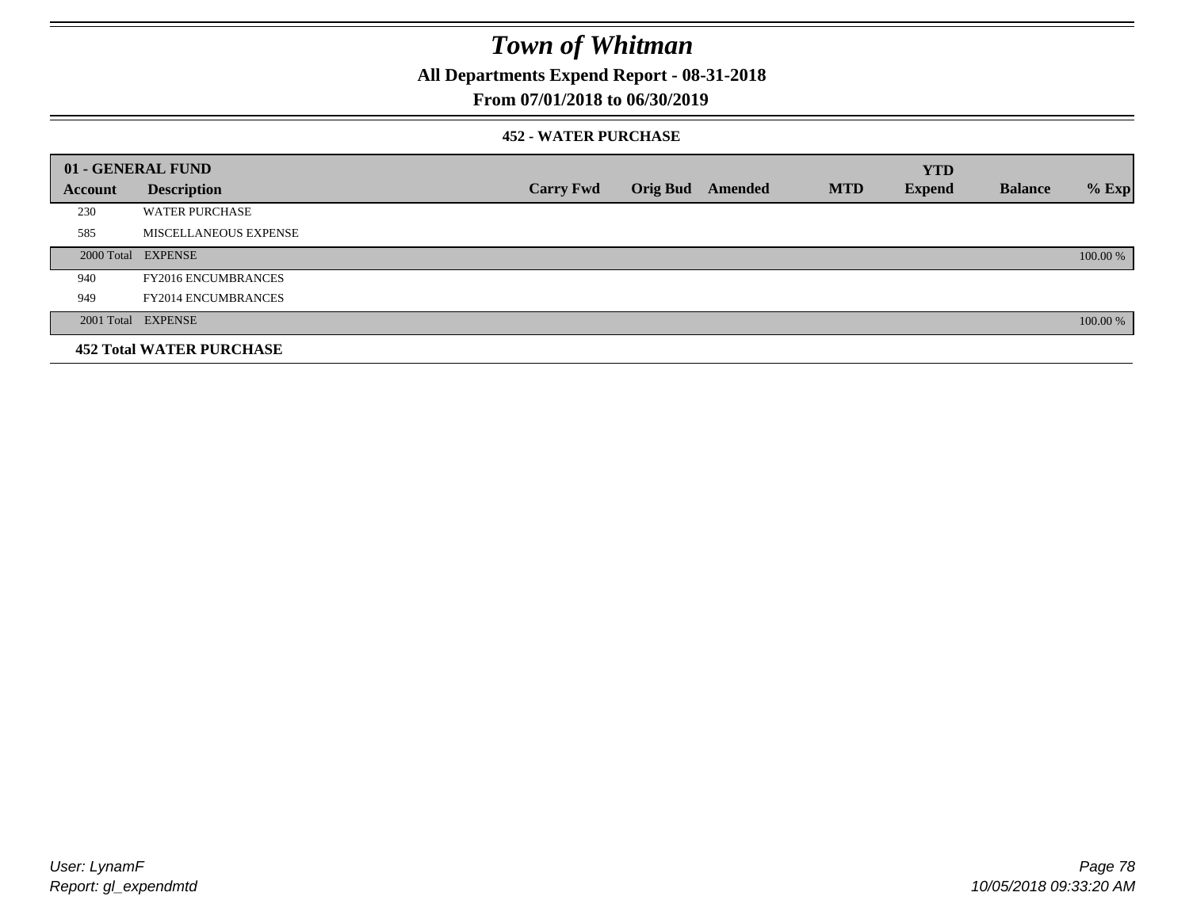# Town of Whitman

**All Departments Expend Report - 08-31-2018**

**From 07/01/2018 to 06/30/2019**

**452 - WATER PURCHASE**

| 01 - GENERAL FUND | | | | | | YTD | | |
|---|---|---|---|---|---|---|---|---|
| **Account** | **Description** | **Carry Fwd** | **Orig Bud** | **Amended** | **MTD** | **Expend** | **Balance** | **% Exp** |
| 230 | WATER PURCHASE | | | | | | | |
| 585 | MISCELLANEOUS EXPENSE | | | | | | | |
| 2000 Total | EXPENSE | | | | | | | 100.00 % |
| 940 | FY2016 ENCUMBRANCES | | | | | | | |
| 949 | FY2014 ENCUMBRANCES | | | | | | | |
| 2001 Total | EXPENSE | | | | | | | 100.00 % |
| **452 Total WATER PURCHASE** | | | | | | | | |

*User: LynamF*
*Report: gl_expendmtd*

*10/05/2018 09:33:20 AM*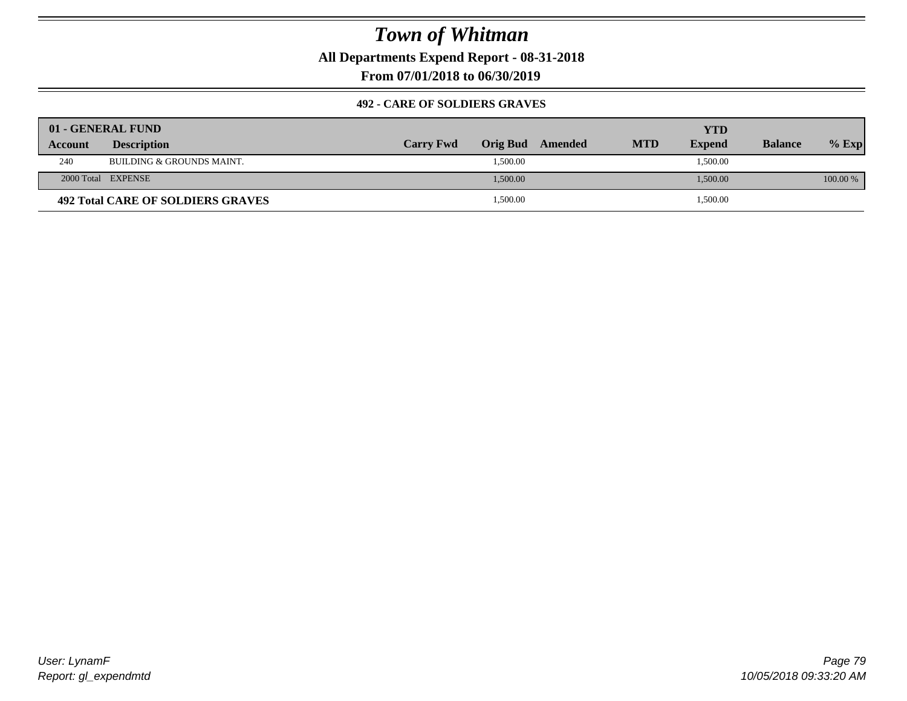# Town of Whitman

**All Departments Expend Report - 08-31-2018**

**From 07/01/2018 to 06/30/2019**

### 492 - CARE OF SOLDIERS GRAVES

| 01 - GENERAL FUND | | | | | | YTD | | |
|---|---|---|---|---|---|---|---|---|
| Account | Description | Carry Fwd | Orig Bud | Amended | MTD | Expend | Balance | % Exp |
| 240 | BUILDING & GROUNDS MAINT. | | 1,500.00 | | | 1,500.00 | | |
| 2000 Total | EXPENSE | | 1,500.00 | | | 1,500.00 | | 100.00 % |
| **492 Total CARE OF SOLDIERS GRAVES** | | | 1,500.00 | | | 1,500.00 | | |

*User: LynamF*
*Report: gl_expendmtd*

*10/05/2018 09:33:20 AM*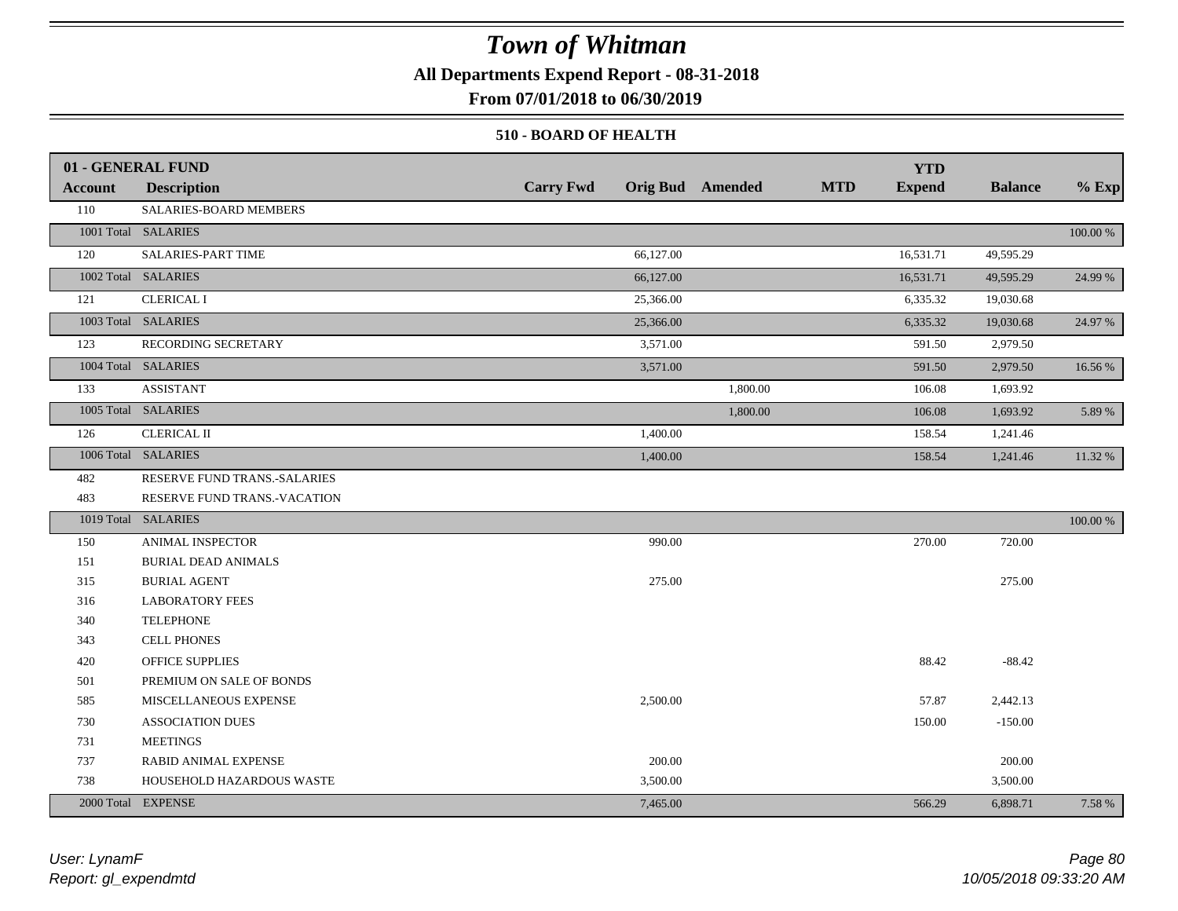# Town of Whitman

**All Departments Expend Report - 08-31-2018**

**From 07/01/2018 to 06/30/2019**

**510 - BOARD OF HEALTH**

| 01 - GENERAL FUND | | | | | | | | |
|---|---|---|---|---|---|---|---|---|
| **Account** | **Description** | **Carry Fwd** | **Orig Bud** | **Amended** | **MTD** | **YTD Expend** | **Balance** | **% Exp** |
| 110 | SALARIES-BOARD MEMBERS | | | | | | | |
| 1001 Total | SALARIES | | | | | | | 100.00 % |
| 120 | SALARIES-PART TIME | | 66,127.00 | | | 16,531.71 | 49,595.29 | |
| 1002 Total | SALARIES | | 66,127.00 | | | 16,531.71 | 49,595.29 | 24.99 % |
| 121 | CLERICAL I | | 25,366.00 | | | 6,335.32 | 19,030.68 | |
| 1003 Total | SALARIES | | 25,366.00 | | | 6,335.32 | 19,030.68 | 24.97 % |
| 123 | RECORDING SECRETARY | | 3,571.00 | | | 591.50 | 2,979.50 | |
| 1004 Total | SALARIES | | 3,571.00 | | | 591.50 | 2,979.50 | 16.56 % |
| 133 | ASSISTANT | | | 1,800.00 | | 106.08 | 1,693.92 | |
| 1005 Total | SALARIES | | | 1,800.00 | | 106.08 | 1,693.92 | 5.89 % |
| 126 | CLERICAL II | | 1,400.00 | | | 158.54 | 1,241.46 | |
| 1006 Total | SALARIES | | 1,400.00 | | | 158.54 | 1,241.46 | 11.32 % |
| 482 | RESERVE FUND TRANS.-SALARIES | | | | | | | |
| 483 | RESERVE FUND TRANS.-VACATION | | | | | | | |
| 1019 Total | SALARIES | | | | | | | 100.00 % |
| 150 | ANIMAL INSPECTOR | | 990.00 | | | 270.00 | 720.00 | |
| 151 | BURIAL DEAD ANIMALS | | | | | | | |
| 315 | BURIAL AGENT | | 275.00 | | | | 275.00 | |
| 316 | LABORATORY FEES | | | | | | | |
| 340 | TELEPHONE | | | | | | | |
| 343 | CELL PHONES | | | | | | | |
| 420 | OFFICE SUPPLIES | | | | | 88.42 | -88.42 | |
| 501 | PREMIUM ON SALE OF BONDS | | | | | | | |
| 585 | MISCELLANEOUS EXPENSE | | 2,500.00 | | | 57.87 | 2,442.13 | |
| 730 | ASSOCIATION DUES | | | | | 150.00 | -150.00 | |
| 731 | MEETINGS | | | | | | | |
| 737 | RABID ANIMAL EXPENSE | | 200.00 | | | | 200.00 | |
| 738 | HOUSEHOLD HAZARDOUS WASTE | | 3,500.00 | | | | 3,500.00 | |
| 2000 Total | EXPENSE | | 7,465.00 | | | 566.29 | 6,898.71 | 7.58 % |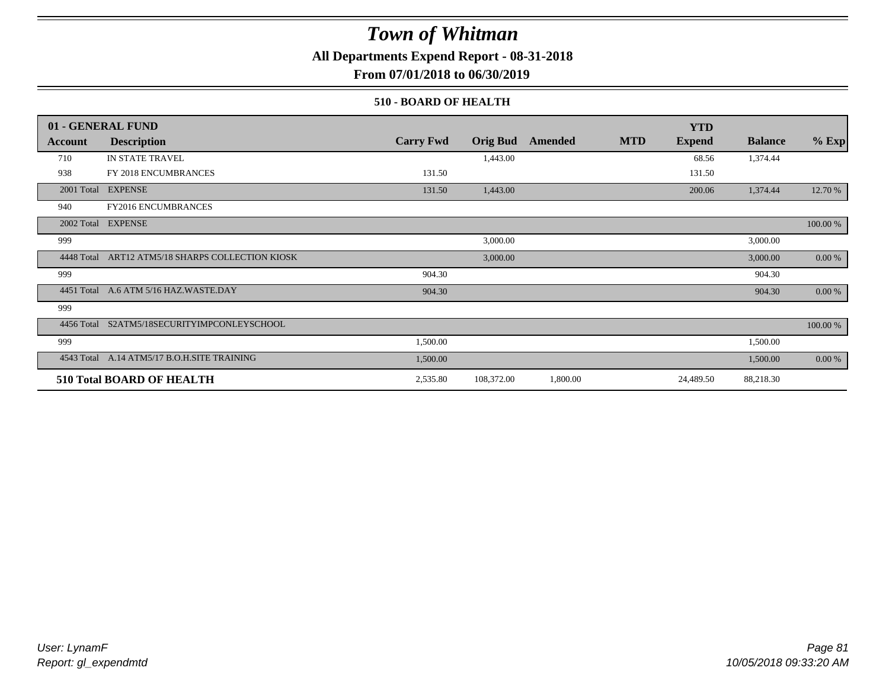# Town of Whitman

**All Departments Expend Report - 08-31-2018**

**From 07/01/2018 to 06/30/2019**

### 510 - BOARD OF HEALTH

| 01 - GENERAL FUND Account | Description | Carry Fwd | Orig Bud | Amended | MTD | YTD Expend | Balance | % Exp |
|---|---|---|---|---|---|---|---|---|
| 710 | IN STATE TRAVEL | | 1,443.00 | | | 68.56 | 1,374.44 | |
| 938 | FY 2018 ENCUMBRANCES | 131.50 | | | | 131.50 | | |
| 2001 Total | EXPENSE | 131.50 | 1,443.00 | | | 200.06 | 1,374.44 | 12.70 % |
| 940 | FY2016 ENCUMBRANCES | | | | | | | |
| 2002 Total | EXPENSE | | | | | | | 100.00 % |
| 999 | | | 3,000.00 | | | | 3,000.00 | |
| 4448 Total | ART12 ATM5/18 SHARPS COLLECTION KIOSK | | 3,000.00 | | | | 3,000.00 | 0.00 % |
| 999 | | 904.30 | | | | | 904.30 | |
| 4451 Total | A.6 ATM 5/16 HAZ.WASTE.DAY | 904.30 | | | | | 904.30 | 0.00 % |
| 999 | | | | | | | | |
| 4456 Total | S2ATM5/18SECURITYIMPCONLEYSCHOOL | | | | | | | 100.00 % |
| 999 | | 1,500.00 | | | | | 1,500.00 | |
| 4543 Total | A.14 ATM5/17 B.O.H.SITE TRAINING | 1,500.00 | | | | | 1,500.00 | 0.00 % |
| **510 Total BOARD OF HEALTH** | | 2,535.80 | 108,372.00 | 1,800.00 | | 24,489.50 | 88,218.30 | |

*User: LynamF*
*Report: gl_expendmtd*

*10/05/2018 09:33:20 AM*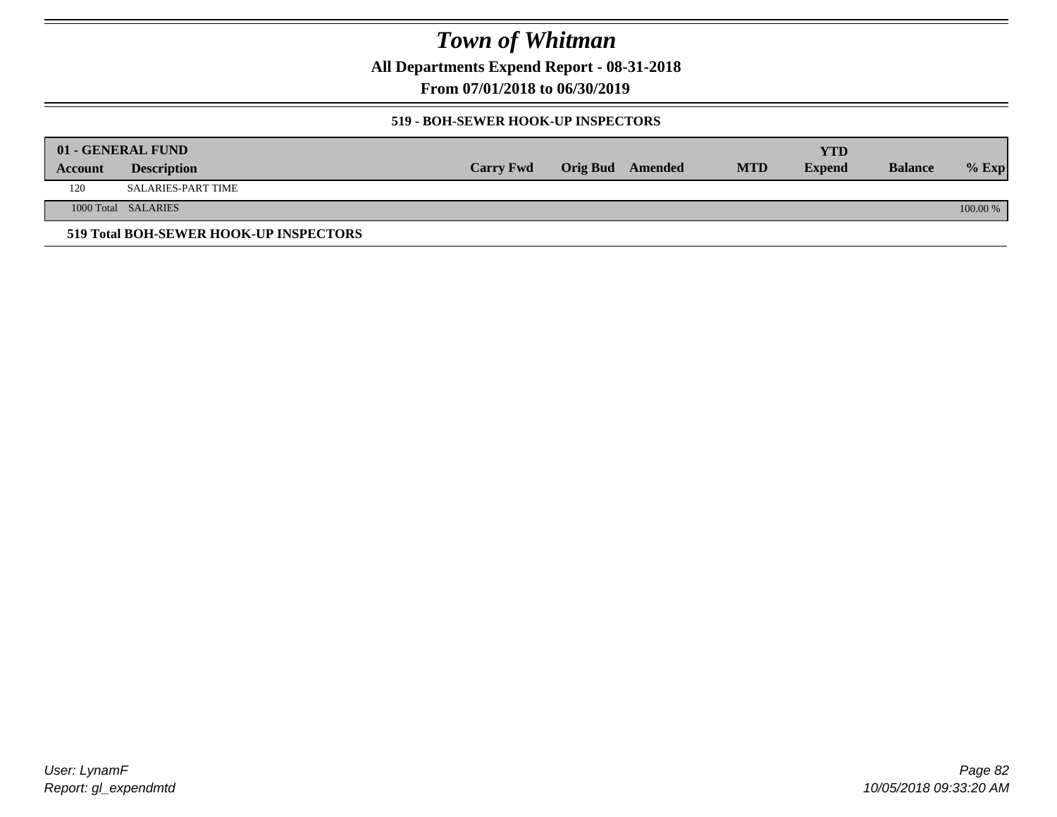# Town of Whitman

**All Departments Expend Report - 08-31-2018**

**From 07/01/2018 to 06/30/2019**

**519 - BOH-SEWER HOOK-UP INSPECTORS**

| 01 - GENERAL FUND | | | | | | YTD | | |
|---|---|---|---|---|---|---|---|---|
| **Account** | **Description** | **Carry Fwd** | **Orig Bud** | **Amended** | **MTD** | **Expend** | **Balance** | **% Exp** |
| 120 | SALARIES-PART TIME | | | | | | | |
| 1000 Total | SALARIES | | | | | | | 100.00 % |

**519 Total BOH-SEWER HOOK-UP INSPECTORS**

*User: LynamF*
*Report: gl_expendmtd*

*10/05/2018 09:33:20 AM*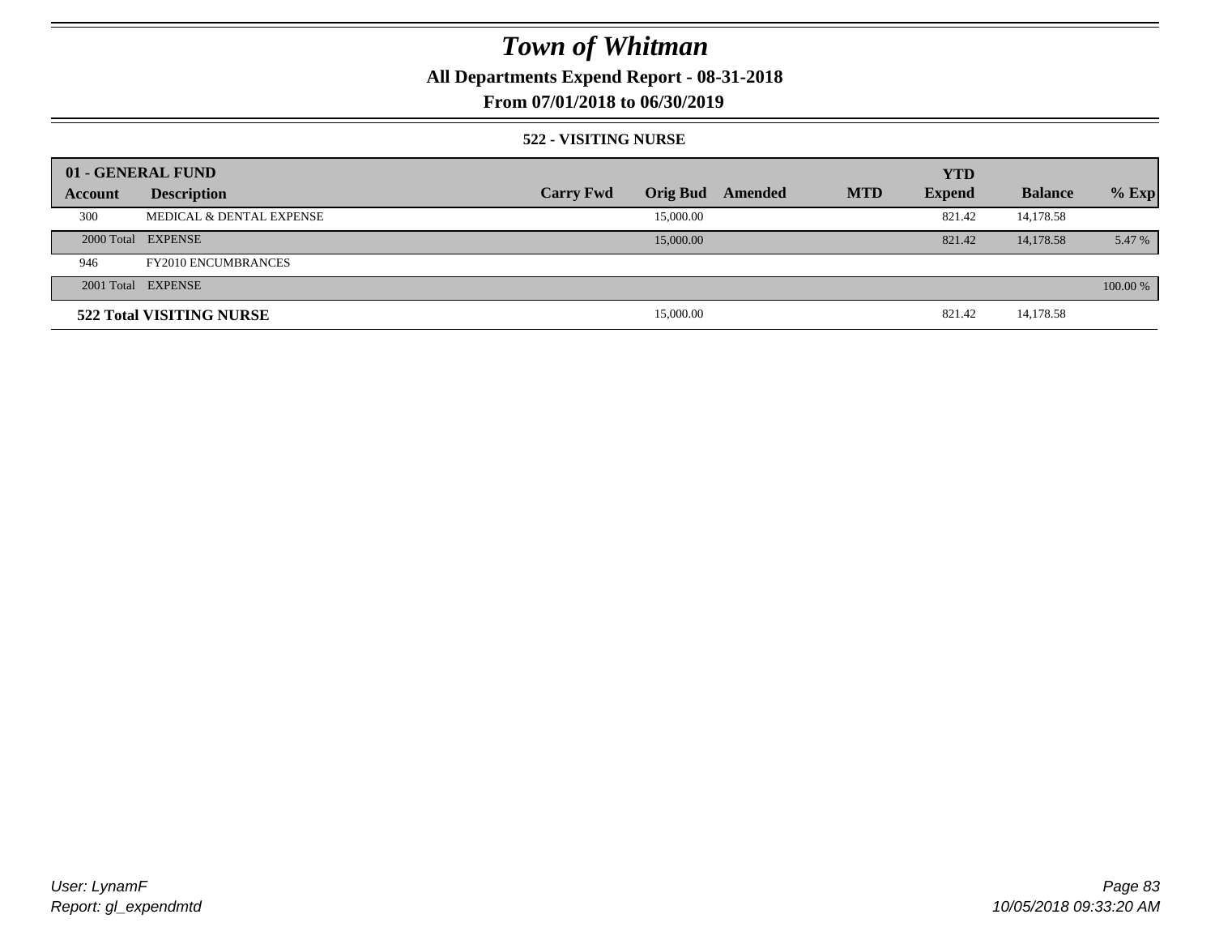# *Town of Whitman*

**All Departments Expend Report - 08-31-2018**

**From 07/01/2018 to 06/30/2019**

**522 - VISITING NURSE**

| 01 - GENERAL FUND | | | | | | | | |
|---|---|---|---|---|---|---|---|---|
| **Account** | **Description** | **Carry Fwd** | **Orig Bud** | **Amended** | **MTD** | **YTD Expend** | **Balance** | **% Exp** |
| 300 | MEDICAL & DENTAL EXPENSE | | 15,000.00 | | | 821.42 | 14,178.58 | |
| 2000 Total | EXPENSE | | 15,000.00 | | | 821.42 | 14,178.58 | 5.47 % |
| 946 | FY2010 ENCUMBRANCES | | | | | | | |
| 2001 Total | EXPENSE | | | | | | | 100.00 % |
| **522 Total VISITING NURSE** | | | 15,000.00 | | | 821.42 | 14,178.58 | |

*User: LynamF*
*Report: gl_expendmtd*

*10/05/2018 09:33:20 AM*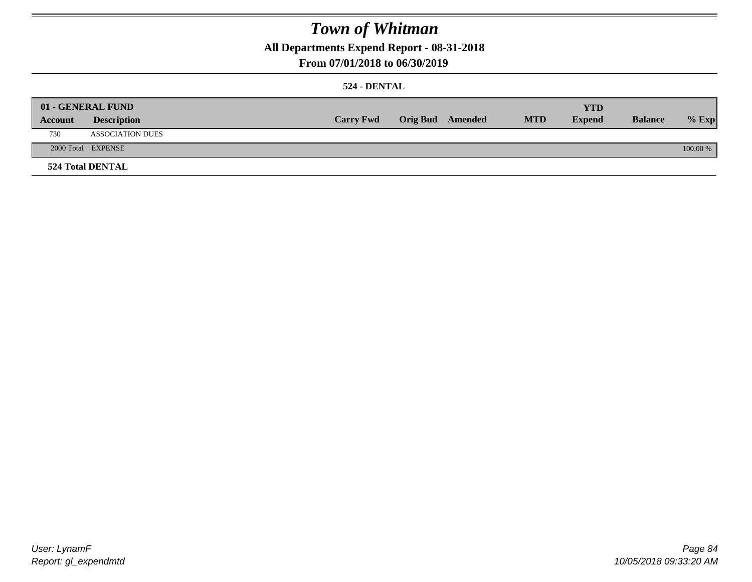# Town of Whitman

**All Departments Expend Report - 08-31-2018**

**From 07/01/2018 to 06/30/2019**

### 524 - DENTAL

| 01 - GENERAL FUND | | | | | | YTD | | |
|---|---|---|---|---|---|---|---|---|
| **Account** | **Description** | **Carry Fwd** | **Orig Bud** | **Amended** | **MTD** | **Expend** | **Balance** | **% Exp** |
| 730 | ASSOCIATION DUES | | | | | | | |
| 2000 Total | EXPENSE | | | | | | | 100.00 % |

**524 Total DENTAL**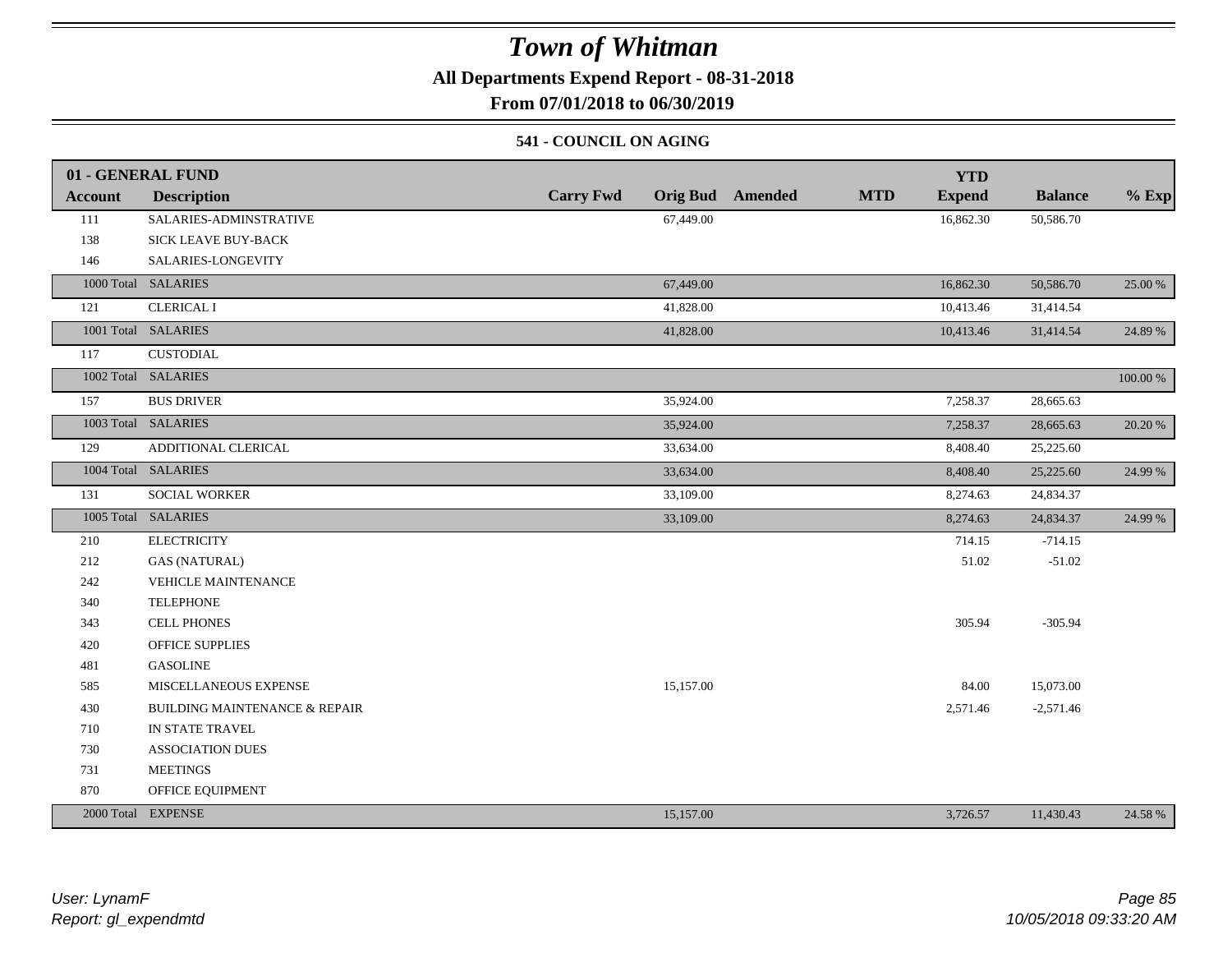# Town of Whitman

**All Departments Expend Report - 08-31-2018**

**From 07/01/2018 to 06/30/2019**

### 541 - COUNCIL ON AGING

| 01 - GENERAL FUND | | | | | | YTD | | |
|---|---|---|---|---|---|---|---|---|
| **Account** | **Description** | **Carry Fwd** | **Orig Bud** | **Amended** | **MTD** | **Expend** | **Balance** | **% Exp** |
| 111 | SALARIES-ADMINSTRATIVE | | 67,449.00 | | | 16,862.30 | 50,586.70 | |
| 138 | SICK LEAVE BUY-BACK | | | | | | | |
| 146 | SALARIES-LONGEVITY | | | | | | | |
| 1000 Total | SALARIES | | 67,449.00 | | | 16,862.30 | 50,586.70 | 25.00 % |
| 121 | CLERICAL I | | 41,828.00 | | | 10,413.46 | 31,414.54 | |
| 1001 Total | SALARIES | | 41,828.00 | | | 10,413.46 | 31,414.54 | 24.89 % |
| 117 | CUSTODIAL | | | | | | | |
| 1002 Total | SALARIES | | | | | | | 100.00 % |
| 157 | BUS DRIVER | | 35,924.00 | | | 7,258.37 | 28,665.63 | |
| 1003 Total | SALARIES | | 35,924.00 | | | 7,258.37 | 28,665.63 | 20.20 % |
| 129 | ADDITIONAL CLERICAL | | 33,634.00 | | | 8,408.40 | 25,225.60 | |
| 1004 Total | SALARIES | | 33,634.00 | | | 8,408.40 | 25,225.60 | 24.99 % |
| 131 | SOCIAL WORKER | | 33,109.00 | | | 8,274.63 | 24,834.37 | |
| 1005 Total | SALARIES | | 33,109.00 | | | 8,274.63 | 24,834.37 | 24.99 % |
| 210 | ELECTRICITY | | | | | 714.15 | -714.15 | |
| 212 | GAS (NATURAL) | | | | | 51.02 | -51.02 | |
| 242 | VEHICLE MAINTENANCE | | | | | | | |
| 340 | TELEPHONE | | | | | | | |
| 343 | CELL PHONES | | | | | 305.94 | -305.94 | |
| 420 | OFFICE SUPPLIES | | | | | | | |
| 481 | GASOLINE | | | | | | | |
| 585 | MISCELLANEOUS EXPENSE | | 15,157.00 | | | 84.00 | 15,073.00 | |
| 430 | BUILDING MAINTENANCE & REPAIR | | | | | 2,571.46 | -2,571.46 | |
| 710 | IN STATE TRAVEL | | | | | | | |
| 730 | ASSOCIATION DUES | | | | | | | |
| 731 | MEETINGS | | | | | | | |
| 870 | OFFICE EQUIPMENT | | | | | | | |
| 2000 Total | EXPENSE | | 15,157.00 | | | 3,726.57 | 11,430.43 | 24.58 % |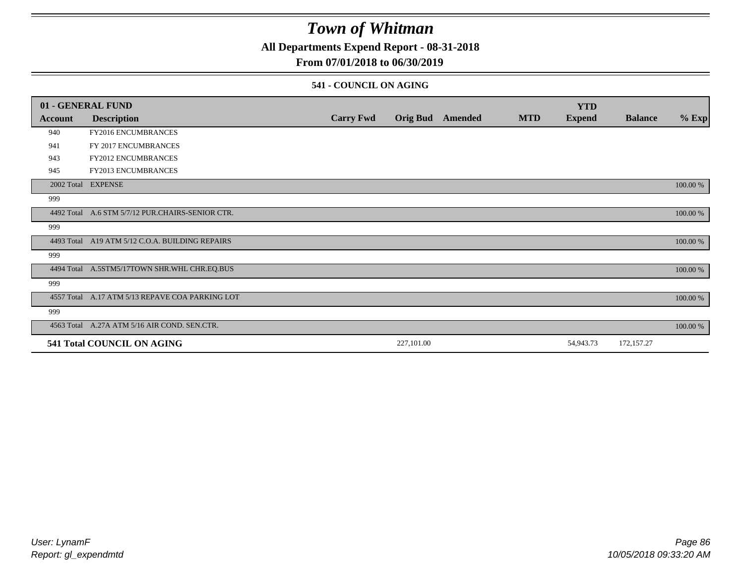# *Town of Whitman*

**All Departments Expend Report - 08-31-2018**

**From 07/01/2018 to 06/30/2019**

**541 - COUNCIL ON AGING**

| 01 - GENERAL FUND | | | | | | YTD | | |
|---|---|---|---|---|---|---|---|---|
| **Account** | **Description** | **Carry Fwd** | **Orig Bud** | **Amended** | **MTD** | **Expend** | **Balance** | **% Exp** |
| 940 | FY2016 ENCUMBRANCES | | | | | | | |
| 941 | FY 2017 ENCUMBRANCES | | | | | | | |
| 943 | FY2012 ENCUMBRANCES | | | | | | | |
| 945 | FY2013 ENCUMBRANCES | | | | | | | |
| 2002 Total | EXPENSE | | | | | | | 100.00 % |
| 999 | | | | | | | | |
| 4492 Total | A.6 STM 5/7/12 PUR.CHAIRS-SENIOR CTR. | | | | | | | 100.00 % |
| 999 | | | | | | | | |
| 4493 Total | A19 ATM 5/12 C.O.A. BUILDING REPAIRS | | | | | | | 100.00 % |
| 999 | | | | | | | | |
| 4494 Total | A.5STM5/17TOWN SHR.WHL CHR.EQ.BUS | | | | | | | 100.00 % |
| 999 | | | | | | | | |
| 4557 Total | A.17 ATM 5/13 REPAVE COA PARKING LOT | | | | | | | 100.00 % |
| 999 | | | | | | | | |
| 4563 Total | A.27A ATM 5/16 AIR COND. SEN.CTR. | | | | | | | 100.00 % |
| **541 Total COUNCIL ON AGING** | | | 227,101.00 | | | 54,943.73 | 172,157.27 | |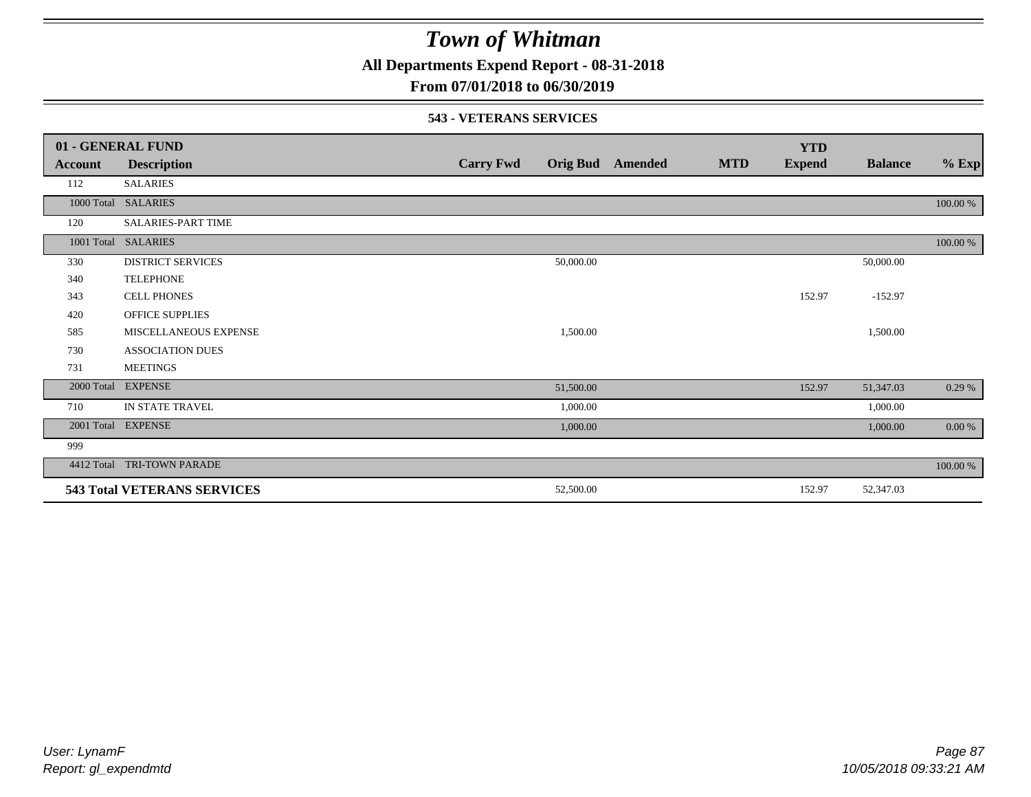# Town of Whitman

**All Departments Expend Report - 08-31-2018**

**From 07/01/2018 to 06/30/2019**

### 543 - VETERANS SERVICES

| Account | Description | Carry Fwd | Orig Bud | Amended | MTD | YTD Expend | Balance | % Exp |
|---|---|---|---|---|---|---|---|---|
| **01 - GENERAL FUND** | | | | | | | | |
| 112 | SALARIES | | | | | | | |
| 1000 Total | SALARIES | | | | | | | 100.00 % |
| 120 | SALARIES-PART TIME | | | | | | | |
| 1001 Total | SALARIES | | | | | | | 100.00 % |
| 330 | DISTRICT SERVICES | | 50,000.00 | | | | 50,000.00 | |
| 340 | TELEPHONE | | | | | | | |
| 343 | CELL PHONES | | | | | 152.97 | -152.97 | |
| 420 | OFFICE SUPPLIES | | | | | | | |
| 585 | MISCELLANEOUS EXPENSE | | 1,500.00 | | | | 1,500.00 | |
| 730 | ASSOCIATION DUES | | | | | | | |
| 731 | MEETINGS | | | | | | | |
| 2000 Total | EXPENSE | | 51,500.00 | | | 152.97 | 51,347.03 | 0.29 % |
| 710 | IN STATE TRAVEL | | 1,000.00 | | | | 1,000.00 | |
| 2001 Total | EXPENSE | | 1,000.00 | | | | 1,000.00 | 0.00 % |
| 999 | | | | | | | | |
| 4412 Total | TRI-TOWN PARADE | | | | | | | 100.00 % |
| **543 Total VETERANS SERVICES** | | | 52,500.00 | | | 152.97 | 52,347.03 | |

*User: LynamF*
*Report: gl_expendmtd*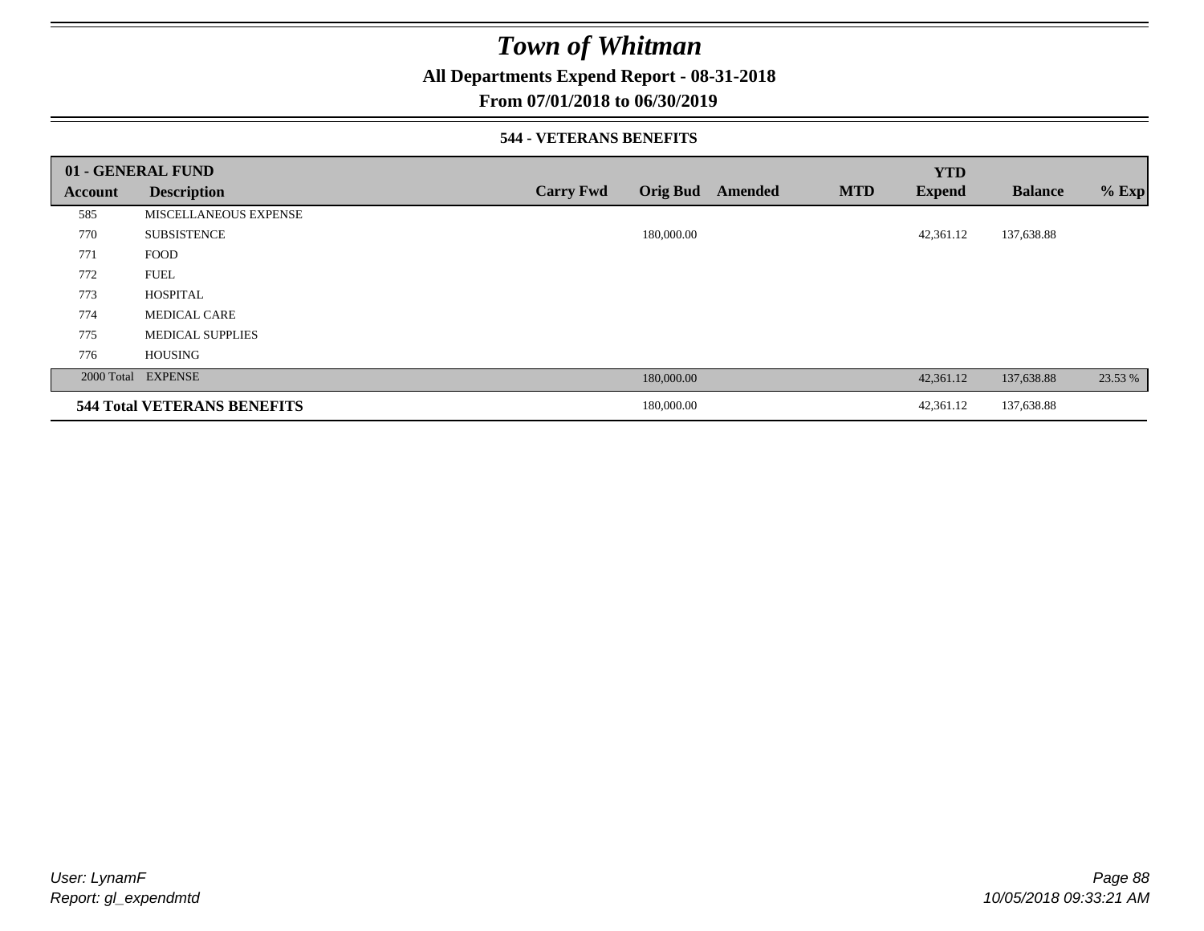# Town of Whitman

**All Departments Expend Report - 08-31-2018**

**From 07/01/2018 to 06/30/2019**

### 544 - VETERANS BENEFITS

| 01 - GENERAL FUND | | | | | | YTD | | |
|---|---|---|---|---|---|---|---|---|
| **Account** | **Description** | **Carry Fwd** | **Orig Bud** | **Amended** | **MTD** | **Expend** | **Balance** | **% Exp** |
| 585 | MISCELLANEOUS EXPENSE | | | | | | | |
| 770 | SUBSISTENCE | | 180,000.00 | | | 42,361.12 | 137,638.88 | |
| 771 | FOOD | | | | | | | |
| 772 | FUEL | | | | | | | |
| 773 | HOSPITAL | | | | | | | |
| 774 | MEDICAL CARE | | | | | | | |
| 775 | MEDICAL SUPPLIES | | | | | | | |
| 776 | HOUSING | | | | | | | |
| 2000 Total | EXPENSE | | 180,000.00 | | | 42,361.12 | 137,638.88 | 23.53 % |
| **544 Total VETERANS BENEFITS** | | | 180,000.00 | | | 42,361.12 | 137,638.88 | |

*User: LynamF*
*Report: gl_expendmtd*

*10/05/2018 09:33:21 AM*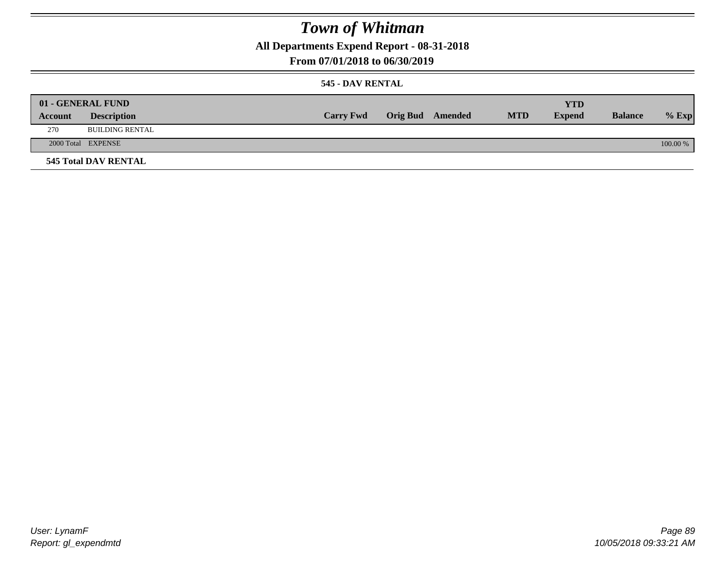# Town of Whitman

## All Departments Expend Report - 08-31-2018

## From 07/01/2018 to 06/30/2019

### 545 - DAV RENTAL

| 01 - GENERAL FUND | | | | | | YTD | | |
|---|---|---|---|---|---|---|---|---|
| Account | Description | Carry Fwd | Orig Bud | Amended | MTD | Expend | Balance | % Exp |
| 270 | BUILDING RENTAL | | | | | | | |
| 2000 Total | EXPENSE | | | | | | | 100.00 % |

**545 Total DAV RENTAL**

User: LynamF
Report: gl_expendmtd

10/05/2018 09:33:21 AM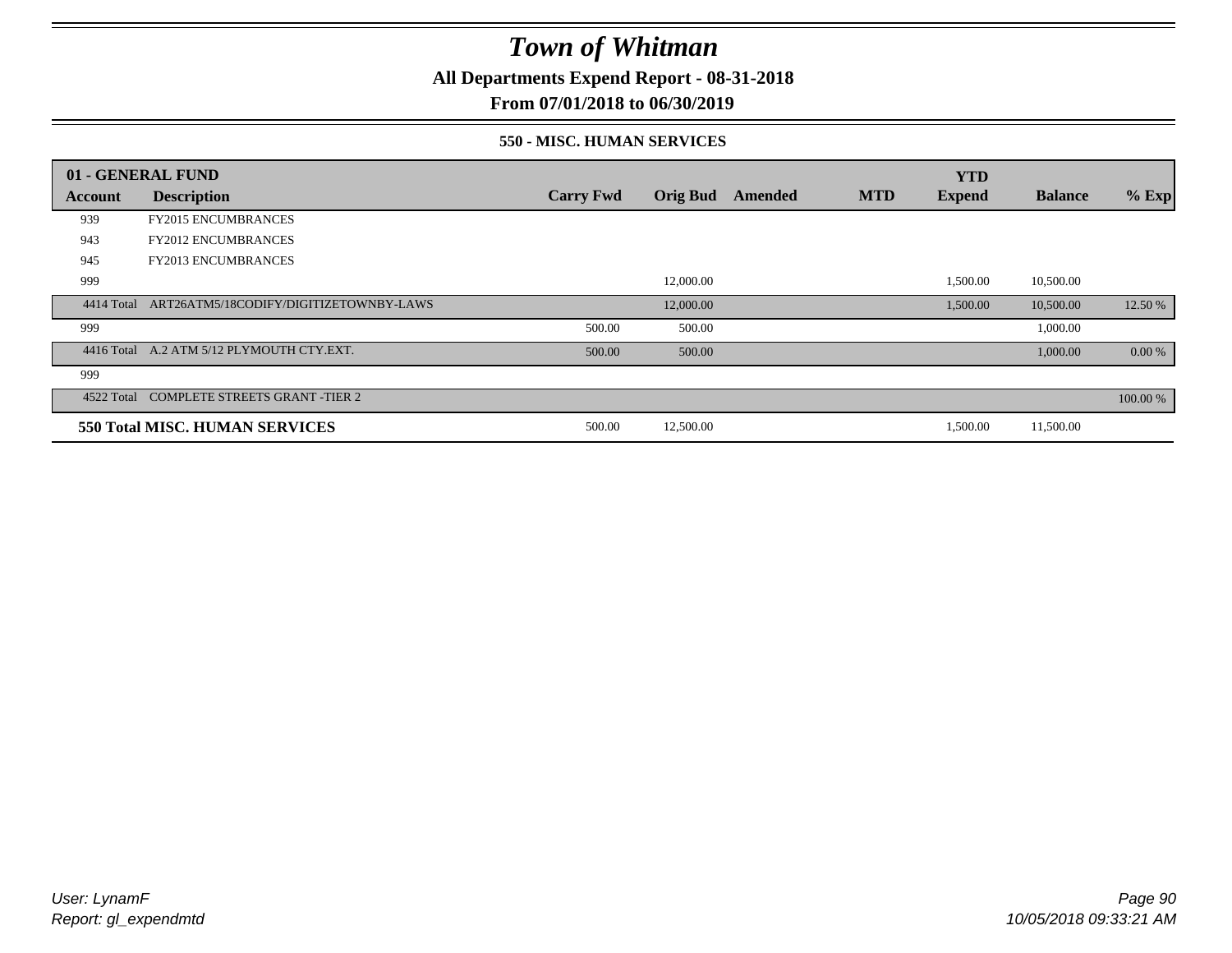# Town of Whitman

**All Departments Expend Report - 08-31-2018**

**From 07/01/2018 to 06/30/2019**

### 550 - MISC. HUMAN SERVICES

| Account | Description | Carry Fwd | Orig Bud | Amended | MTD | YTD Expend | Balance | % Exp |
|---|---|---|---|---|---|---|---|---|
| **01 - GENERAL FUND** | | | | | | | | |
| 939 | FY2015 ENCUMBRANCES | | | | | | | |
| 943 | FY2012 ENCUMBRANCES | | | | | | | |
| 945 | FY2013 ENCUMBRANCES | | | | | | | |
| 999 | | | 12,000.00 | | | 1,500.00 | 10,500.00 | |
| 4414 Total | ART26ATM5/18CODIFY/DIGITIZETOWNBY-LAWS | | 12,000.00 | | | 1,500.00 | 10,500.00 | 12.50 % |
| 999 | | 500.00 | 500.00 | | | | 1,000.00 | |
| 4416 Total | A.2 ATM 5/12 PLYMOUTH CTY.EXT. | 500.00 | 500.00 | | | | 1,000.00 | 0.00 % |
| 999 | | | | | | | | |
| 4522 Total | COMPLETE STREETS GRANT -TIER 2 | | | | | | | 100.00 % |
| **550 Total MISC. HUMAN SERVICES** | | 500.00 | 12,500.00 | | | 1,500.00 | 11,500.00 | |

*User: LynamF*
*Report: gl_expendmtd*

*10/05/2018 09:33:21 AM*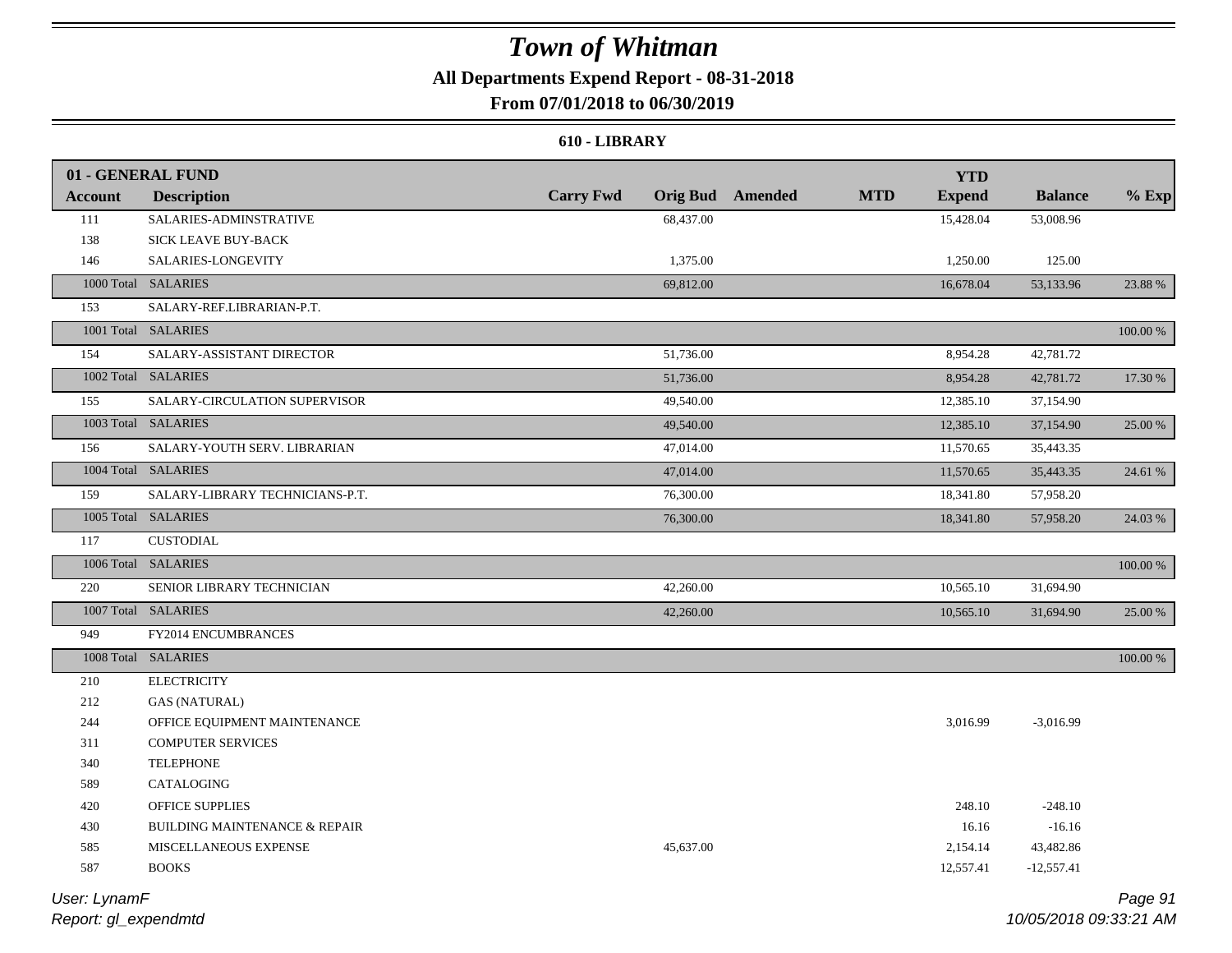# Town of Whitman

## All Departments Expend Report - 08-31-2018

### From 07/01/2018 to 06/30/2019

#### 610 - LIBRARY

| 01 - GENERAL FUND | | | | | | YTD | | |
|---|---|---|---|---|---|---|---|---|
| **Account** | **Description** | **Carry Fwd** | **Orig Bud** | **Amended** | **MTD** | **Expend** | **Balance** | **% Exp** |
| 111 | SALARIES-ADMINSTRATIVE | | 68,437.00 | | | 15,428.04 | 53,008.96 | |
| 138 | SICK LEAVE BUY-BACK | | | | | | | |
| 146 | SALARIES-LONGEVITY | | 1,375.00 | | | 1,250.00 | 125.00 | |
| 1000 Total | SALARIES | | 69,812.00 | | | 16,678.04 | 53,133.96 | 23.88 % |
| 153 | SALARY-REF.LIBRARIAN-P.T. | | | | | | | |
| 1001 Total | SALARIES | | | | | | | 100.00 % |
| 154 | SALARY-ASSISTANT DIRECTOR | | 51,736.00 | | | 8,954.28 | 42,781.72 | |
| 1002 Total | SALARIES | | 51,736.00 | | | 8,954.28 | 42,781.72 | 17.30 % |
| 155 | SALARY-CIRCULATION SUPERVISOR | | 49,540.00 | | | 12,385.10 | 37,154.90 | |
| 1003 Total | SALARIES | | 49,540.00 | | | 12,385.10 | 37,154.90 | 25.00 % |
| 156 | SALARY-YOUTH SERV. LIBRARIAN | | 47,014.00 | | | 11,570.65 | 35,443.35 | |
| 1004 Total | SALARIES | | 47,014.00 | | | 11,570.65 | 35,443.35 | 24.61 % |
| 159 | SALARY-LIBRARY TECHNICIANS-P.T. | | 76,300.00 | | | 18,341.80 | 57,958.20 | |
| 1005 Total | SALARIES | | 76,300.00 | | | 18,341.80 | 57,958.20 | 24.03 % |
| 117 | CUSTODIAL | | | | | | | |
| 1006 Total | SALARIES | | | | | | | 100.00 % |
| 220 | SENIOR LIBRARY TECHNICIAN | | 42,260.00 | | | 10,565.10 | 31,694.90 | |
| 1007 Total | SALARIES | | 42,260.00 | | | 10,565.10 | 31,694.90 | 25.00 % |
| 949 | FY2014 ENCUMBRANCES | | | | | | | |
| 1008 Total | SALARIES | | | | | | | 100.00 % |
| 210 | ELECTRICITY | | | | | | | |
| 212 | GAS (NATURAL) | | | | | | | |
| 244 | OFFICE EQUIPMENT MAINTENANCE | | | | | 3,016.99 | -3,016.99 | |
| 311 | COMPUTER SERVICES | | | | | | | |
| 340 | TELEPHONE | | | | | | | |
| 589 | CATALOGING | | | | | | | |
| 420 | OFFICE SUPPLIES | | | | | 248.10 | -248.10 | |
| 430 | BUILDING MAINTENANCE & REPAIR | | | | | 16.16 | -16.16 | |
| 585 | MISCELLANEOUS EXPENSE | | 45,637.00 | | | 2,154.14 | 43,482.86 | |
| 587 | BOOKS | | | | | 12,557.41 | -12,557.41 | |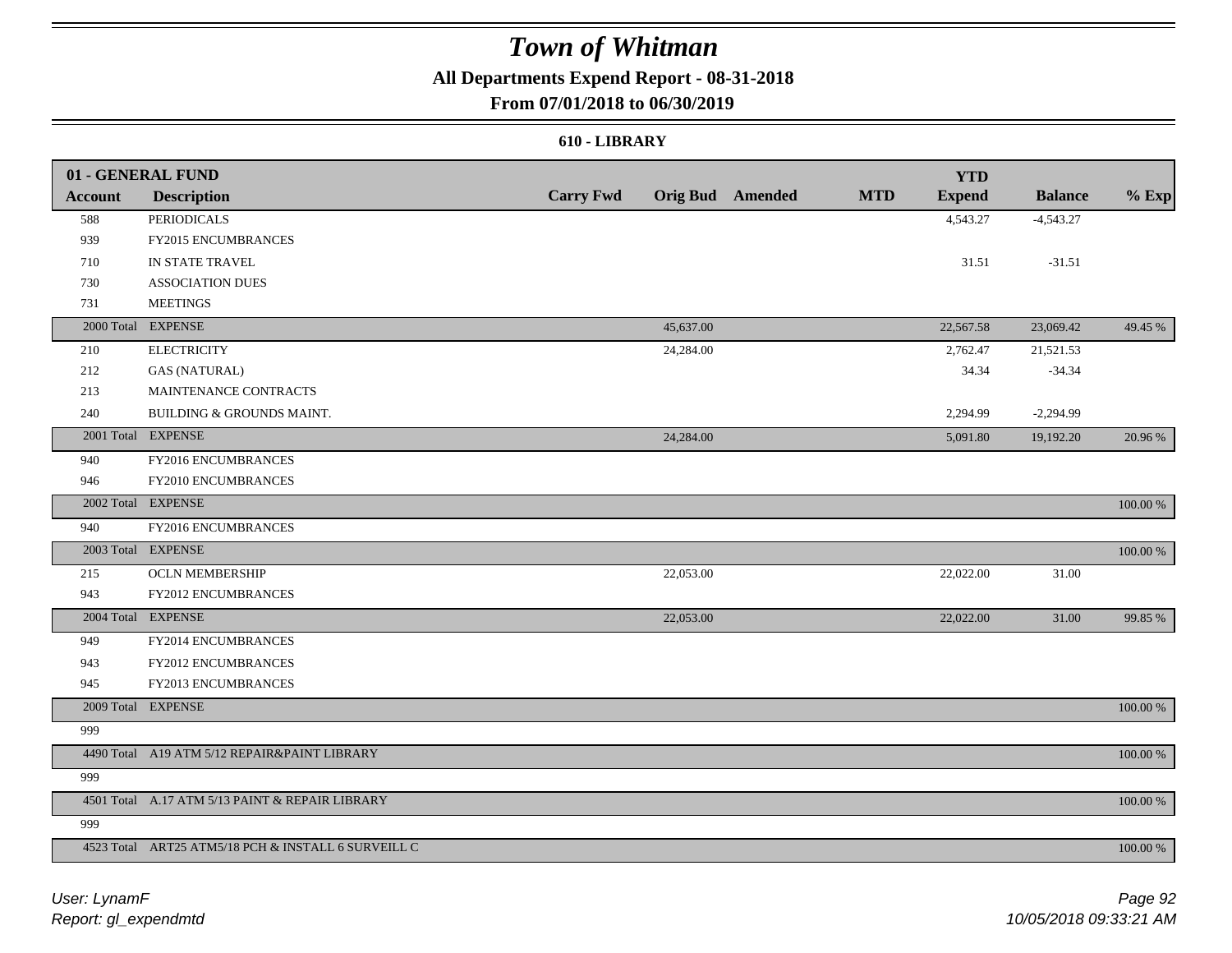# Town of Whitman

**All Departments Expend Report - 08-31-2018**

**From 07/01/2018 to 06/30/2019**

**610 - LIBRARY**

| 01 - GENERAL FUND | | | | | | | | |
|---|---|---|---|---|---|---|---|---|
| **Account** | **Description** | **Carry Fwd** | **Orig Bud** | **Amended** | **MTD** | **YTD Expend** | **Balance** | **% Exp** |
| 588 | PERIODICALS | | | | | 4,543.27 | -4,543.27 | |
| 939 | FY2015 ENCUMBRANCES | | | | | | | |
| 710 | IN STATE TRAVEL | | | | | 31.51 | -31.51 | |
| 730 | ASSOCIATION DUES | | | | | | | |
| 731 | MEETINGS | | | | | | | |
| 2000 Total | EXPENSE | | 45,637.00 | | | 22,567.58 | 23,069.42 | 49.45 % |
| 210 | ELECTRICITY | | 24,284.00 | | | 2,762.47 | 21,521.53 | |
| 212 | GAS (NATURAL) | | | | | 34.34 | -34.34 | |
| 213 | MAINTENANCE CONTRACTS | | | | | | | |
| 240 | BUILDING & GROUNDS MAINT. | | | | | 2,294.99 | -2,294.99 | |
| 2001 Total | EXPENSE | | 24,284.00 | | | 5,091.80 | 19,192.20 | 20.96 % |
| 940 | FY2016 ENCUMBRANCES | | | | | | | |
| 946 | FY2010 ENCUMBRANCES | | | | | | | |
| 2002 Total | EXPENSE | | | | | | | 100.00 % |
| 940 | FY2016 ENCUMBRANCES | | | | | | | |
| 2003 Total | EXPENSE | | | | | | | 100.00 % |
| 215 | OCLN MEMBERSHIP | | 22,053.00 | | | 22,022.00 | 31.00 | |
| 943 | FY2012 ENCUMBRANCES | | | | | | | |
| 2004 Total | EXPENSE | | 22,053.00 | | | 22,022.00 | 31.00 | 99.85 % |
| 949 | FY2014 ENCUMBRANCES | | | | | | | |
| 943 | FY2012 ENCUMBRANCES | | | | | | | |
| 945 | FY2013 ENCUMBRANCES | | | | | | | |
| 2009 Total | EXPENSE | | | | | | | 100.00 % |
| 999 | | | | | | | | |
| 4490 Total | A19 ATM 5/12 REPAIR&PAINT LIBRARY | | | | | | | 100.00 % |
| 999 | | | | | | | | |
| 4501 Total | A.17 ATM 5/13 PAINT & REPAIR LIBRARY | | | | | | | 100.00 % |
| 999 | | | | | | | | |
| 4523 Total | ART25 ATM5/18 PCH & INSTALL 6 SURVEILL C | | | | | | | 100.00 % |

*User: LynamF*
*Report: gl_expendmtd*

*10/05/2018 09:33:21 AM*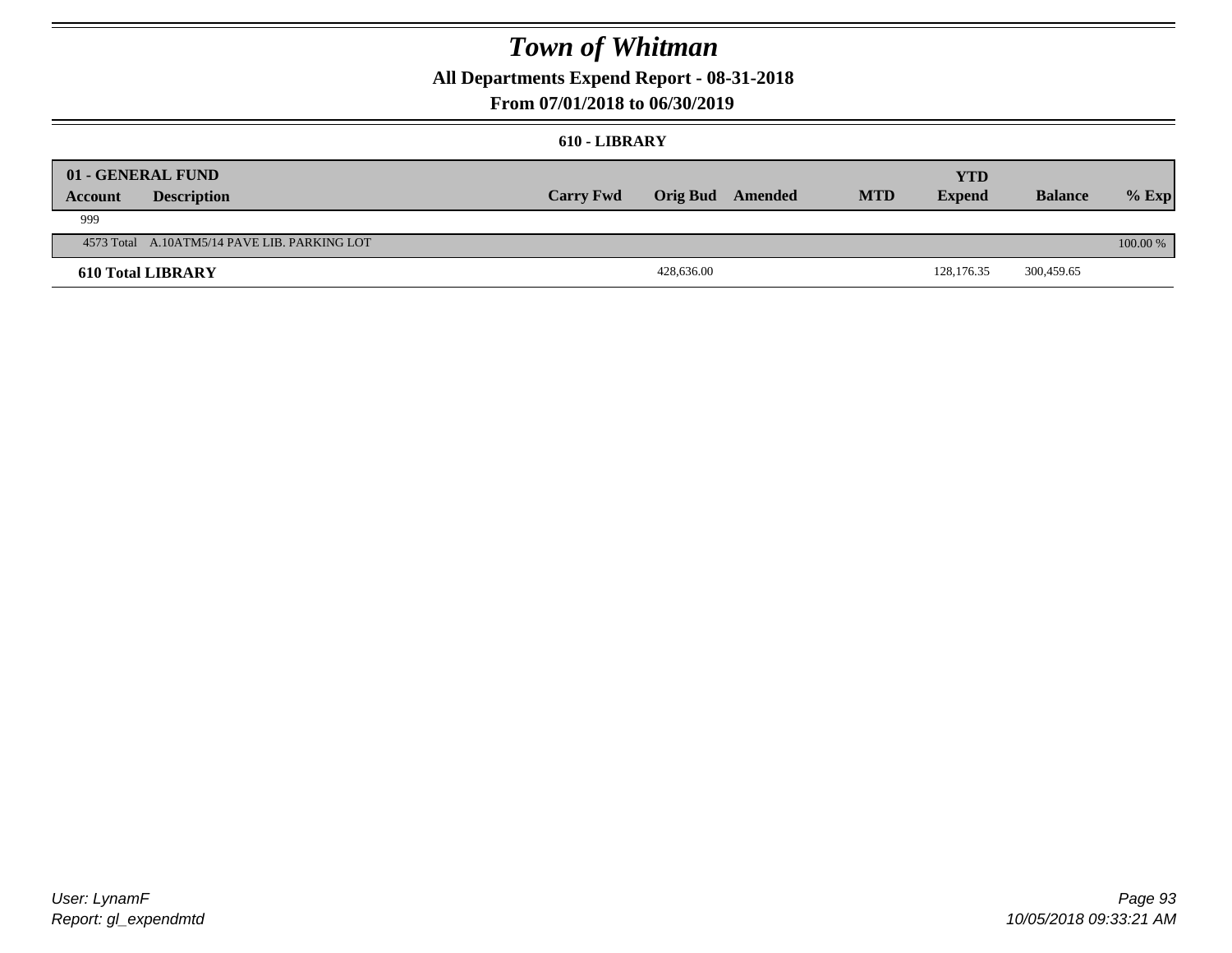# Town of Whitman

**All Departments Expend Report - 08-31-2018**

**From 07/01/2018 to 06/30/2019**

**610 - LIBRARY**

| 01 - GENERAL FUND | | | | | | | | | |
|---|---|---|---|---|---|---|---|---|---|
| **Account** | **Description** | **Carry Fwd** | **Orig Bud** | **Amended** | **MTD** | **YTD Expend** | **Balance** | **% Exp** |
| 999 | | | | | | | | |
| 4573 Total | A.10ATM5/14 PAVE LIB. PARKING LOT | | | | | | | 100.00 % |
| **610 Total LIBRARY** | | | 428,636.00 | | | 128,176.35 | 300,459.65 | |

User: LynamF
Report: gl_expendmtd

10/05/2018 09:33:21 AM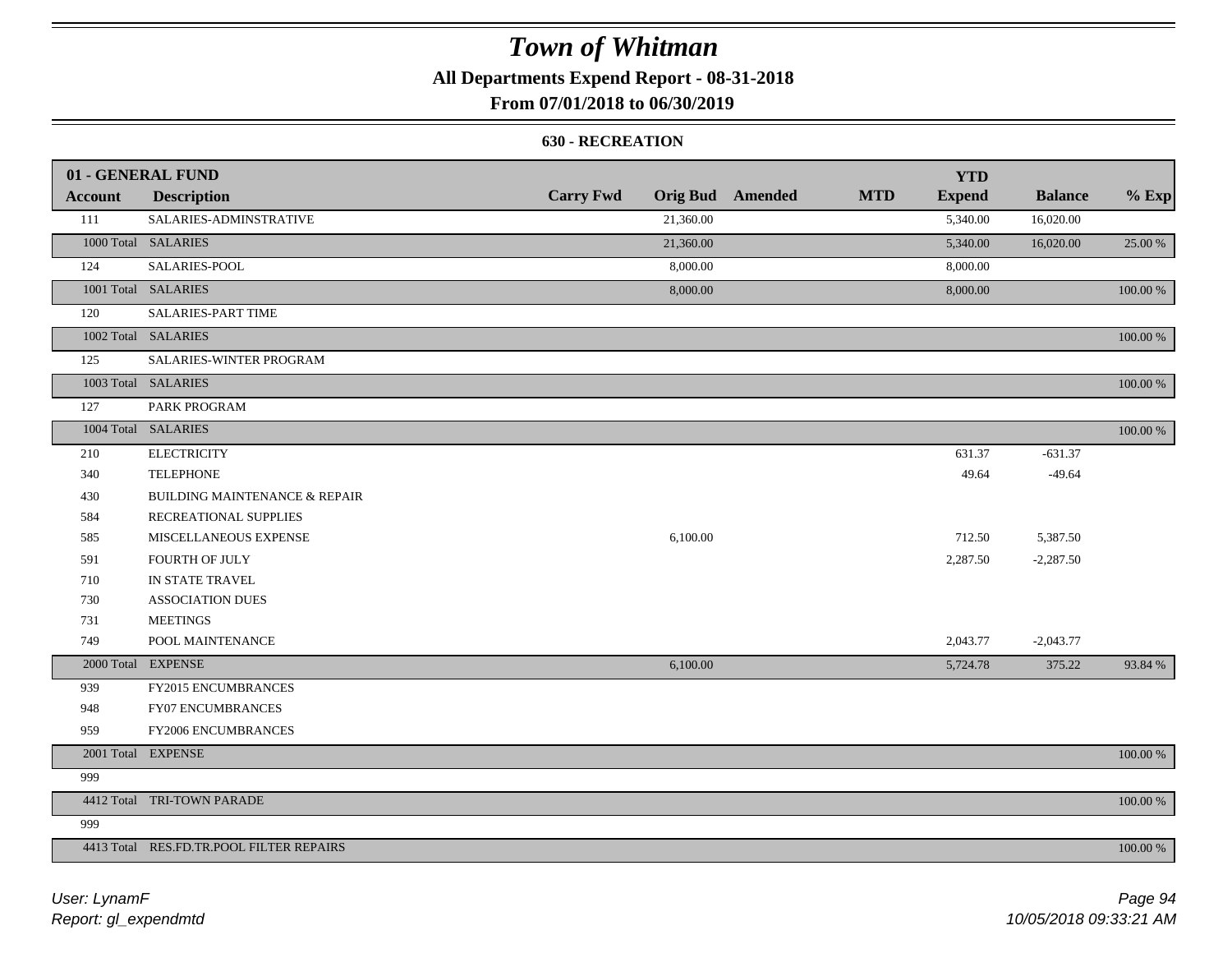# Town of Whitman

**All Departments Expend Report - 08-31-2018**

**From 07/01/2018 to 06/30/2019**

**630 - RECREATION**

| 01 - GENERAL FUND<br>Account | Description | Carry Fwd | Orig Bud | Amended | MTD | YTD<br>Expend | Balance | % Exp |
|---|---|---|---|---|---|---|---|---|
| 111 | SALARIES-ADMINSTRATIVE | | 21,360.00 | | | 5,340.00 | 16,020.00 | |
| 1000 Total | SALARIES | | 21,360.00 | | | 5,340.00 | 16,020.00 | 25.00 % |
| 124 | SALARIES-POOL | | 8,000.00 | | | 8,000.00 | | |
| 1001 Total | SALARIES | | 8,000.00 | | | 8,000.00 | | 100.00 % |
| 120 | SALARIES-PART TIME | | | | | | | |
| 1002 Total | SALARIES | | | | | | | 100.00 % |
| 125 | SALARIES-WINTER PROGRAM | | | | | | | |
| 1003 Total | SALARIES | | | | | | | 100.00 % |
| 127 | PARK PROGRAM | | | | | | | |
| 1004 Total | SALARIES | | | | | | | 100.00 % |
| 210 | ELECTRICITY | | | | | 631.37 | -631.37 | |
| 340 | TELEPHONE | | | | | 49.64 | -49.64 | |
| 430 | BUILDING MAINTENANCE & REPAIR | | | | | | | |
| 584 | RECREATIONAL SUPPLIES | | | | | | | |
| 585 | MISCELLANEOUS EXPENSE | | 6,100.00 | | | 712.50 | 5,387.50 | |
| 591 | FOURTH OF JULY | | | | | 2,287.50 | -2,287.50 | |
| 710 | IN STATE TRAVEL | | | | | | | |
| 730 | ASSOCIATION DUES | | | | | | | |
| 731 | MEETINGS | | | | | | | |
| 749 | POOL MAINTENANCE | | | | | 2,043.77 | -2,043.77 | |
| 2000 Total | EXPENSE | | 6,100.00 | | | 5,724.78 | 375.22 | 93.84 % |
| 939 | FY2015 ENCUMBRANCES | | | | | | | |
| 948 | FY07 ENCUMBRANCES | | | | | | | |
| 959 | FY2006 ENCUMBRANCES | | | | | | | |
| 2001 Total | EXPENSE | | | | | | | 100.00 % |
| 999 | | | | | | | | |
| 4412 Total | TRI-TOWN PARADE | | | | | | | 100.00 % |
| 999 | | | | | | | | |
| 4413 Total | RES.FD.TR.POOL FILTER REPAIRS | | | | | | | 100.00 % |

*User: LynamF*
*Report: gl_expendmtd*

*10/05/2018 09:33:21 AM*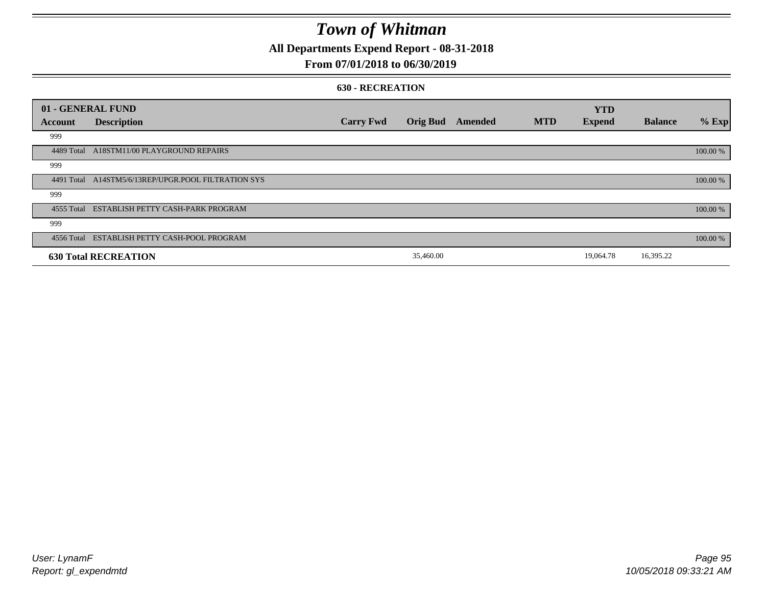# Town of Whitman

## All Departments Expend Report - 08-31-2018

## From 07/01/2018 to 06/30/2019

### 630 - RECREATION

| 01 - GENERAL FUND | | | | | | YTD | | |
|---|---|---|---|---|---|---|---|---|
| Account | Description | Carry Fwd | Orig Bud | Amended | MTD | Expend | Balance | % Exp |
| 999 | | | | | | | | |
| 4489 Total | A18STM11/00 PLAYGROUND REPAIRS | | | | | | | 100.00 % |
| 999 | | | | | | | | |
| 4491 Total | A14STM5/6/13REP/UPGR.POOL FILTRATION SYS | | | | | | | 100.00 % |
| 999 | | | | | | | | |
| 4555 Total | ESTABLISH PETTY CASH-PARK PROGRAM | | | | | | | 100.00 % |
| 999 | | | | | | | | |
| 4556 Total | ESTABLISH PETTY CASH-POOL PROGRAM | | | | | | | 100.00 % |
| **630 Total RECREATION** | | | 35,460.00 | | | 19,064.78 | 16,395.22 | |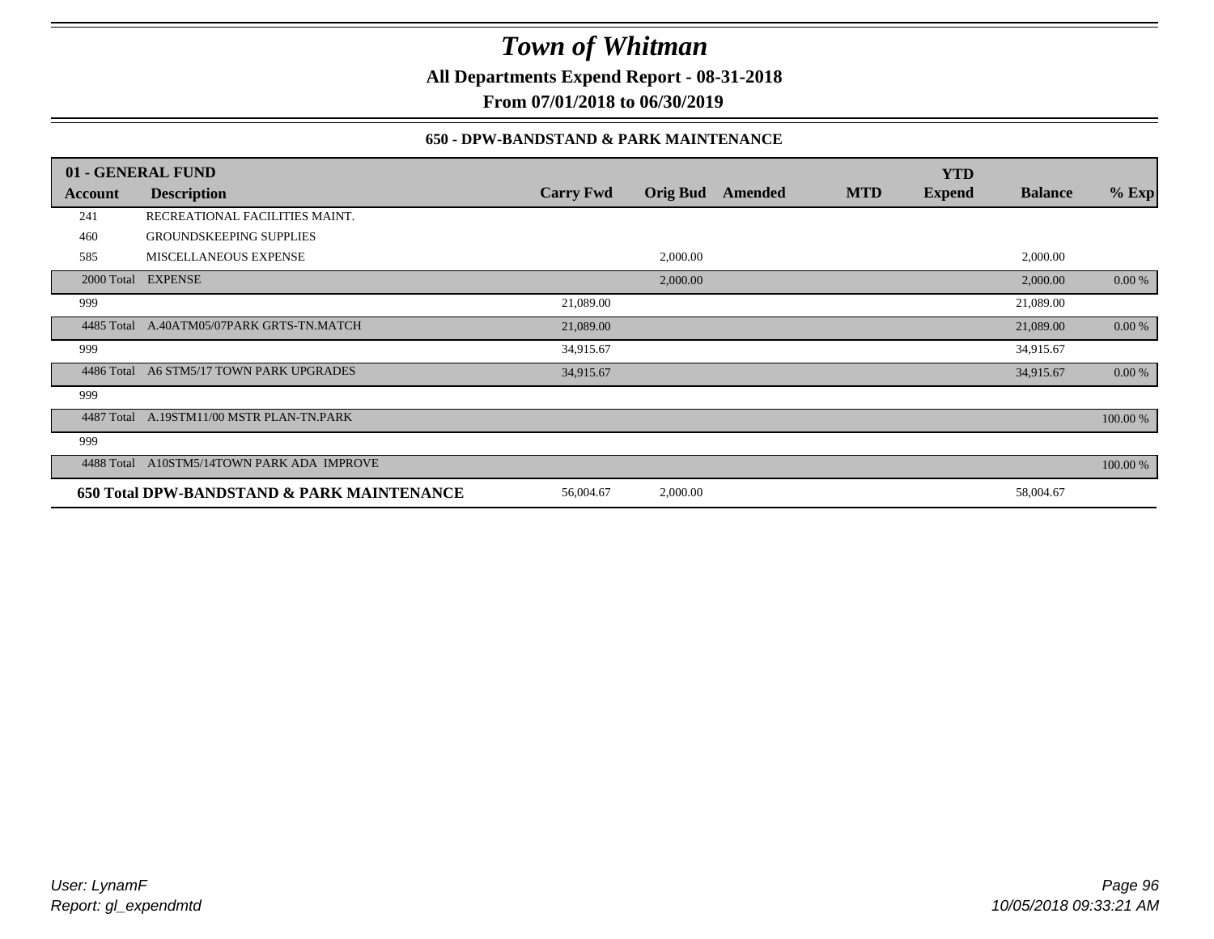# Town of Whitman

**All Departments Expend Report - 08-31-2018**

**From 07/01/2018 to 06/30/2019**

### 650 - DPW-BANDSTAND & PARK MAINTENANCE

| 01 - GENERAL FUND | | | | | | YTD | | |
|---|---|---|---|---|---|---|---|---|
| **Account** | **Description** | **Carry Fwd** | **Orig Bud** | **Amended** | **MTD** | **Expend** | **Balance** | **% Exp** |
| 241 | RECREATIONAL FACILITIES MAINT. | | | | | | | |
| 460 | GROUNDSKEEPING SUPPLIES | | | | | | | |
| 585 | MISCELLANEOUS EXPENSE | | 2,000.00 | | | | 2,000.00 | |
| 2000 Total | EXPENSE | | 2,000.00 | | | | 2,000.00 | 0.00 % |
| 999 | | 21,089.00 | | | | | 21,089.00 | |
| 4485 Total | A.40ATM05/07PARK GRTS-TN.MATCH | 21,089.00 | | | | | 21,089.00 | 0.00 % |
| 999 | | 34,915.67 | | | | | 34,915.67 | |
| 4486 Total | A6 STM5/17 TOWN PARK UPGRADES | 34,915.67 | | | | | 34,915.67 | 0.00 % |
| 999 | | | | | | | | |
| 4487 Total | A.19STM11/00 MSTR PLAN-TN.PARK | | | | | | | 100.00 % |
| 999 | | | | | | | | |
| 4488 Total | A10STM5/14TOWN PARK ADA IMPROVE | | | | | | | 100.00 % |
| **650 Total DPW-BANDSTAND & PARK MAINTENANCE** | | 56,004.67 | 2,000.00 | | | | 58,004.67 | |

*User: LynamF*
*Report: gl_expendmtd*

*10/05/2018 09:33:21 AM*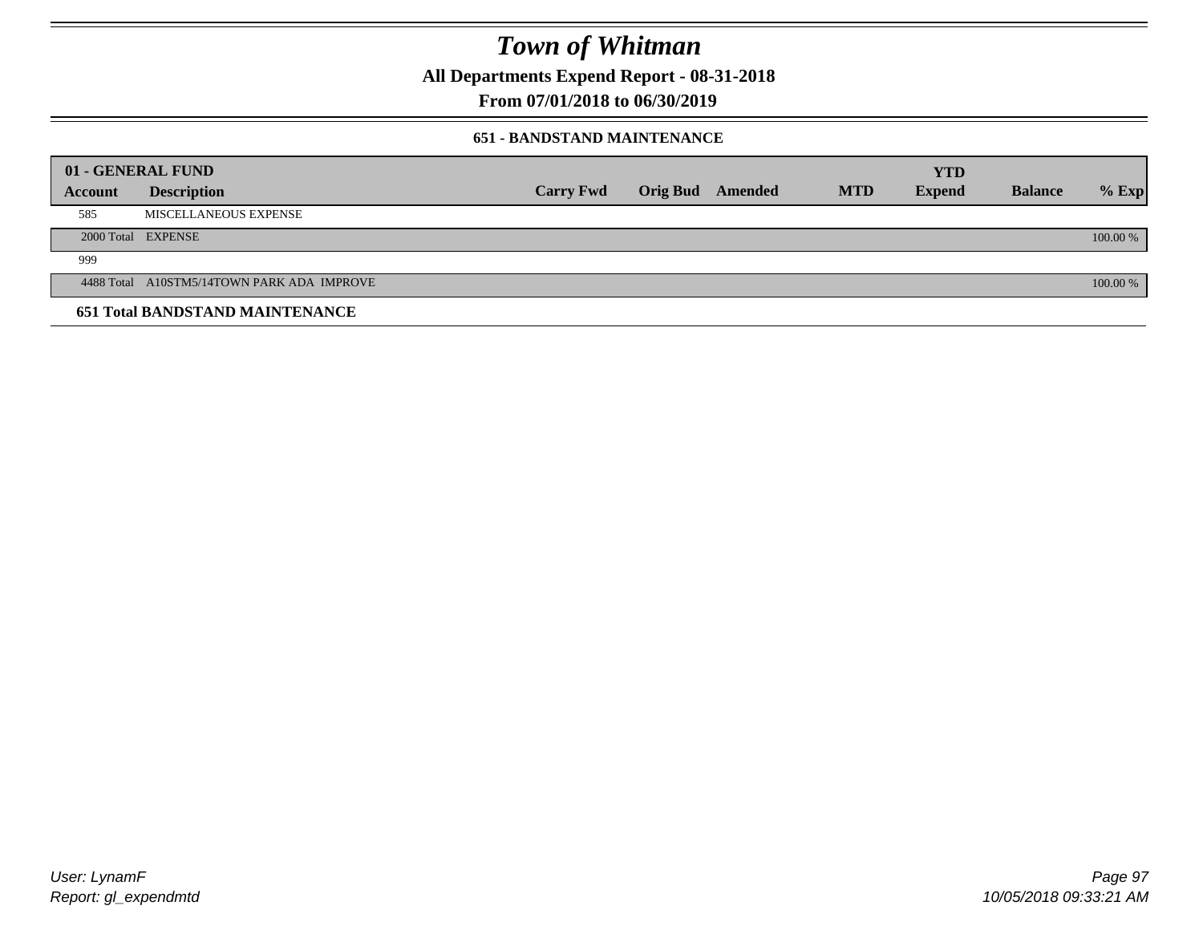# Town of Whitman

**All Departments Expend Report - 08-31-2018**

**From 07/01/2018 to 06/30/2019**

### 651 - BANDSTAND MAINTENANCE

| 01 - GENERAL FUND | | | | | | YTD | | |
|---|---|---|---|---|---|---|---|---|
| Account | Description | Carry Fwd | Orig Bud | Amended | MTD | Expend | Balance | % Exp |
| 585 | MISCELLANEOUS EXPENSE | | | | | | | |
| 2000 Total | EXPENSE | | | | | | | 100.00 % |
| 999 | | | | | | | | |
| 4488 Total | A10STM5/14TOWN PARK ADA IMPROVE | | | | | | | 100.00 % |
| **651 Total BANDSTAND MAINTENANCE** | | | | | | | | |

User: LynamF
Report: gl_expendmtd

10/05/2018 09:33:21 AM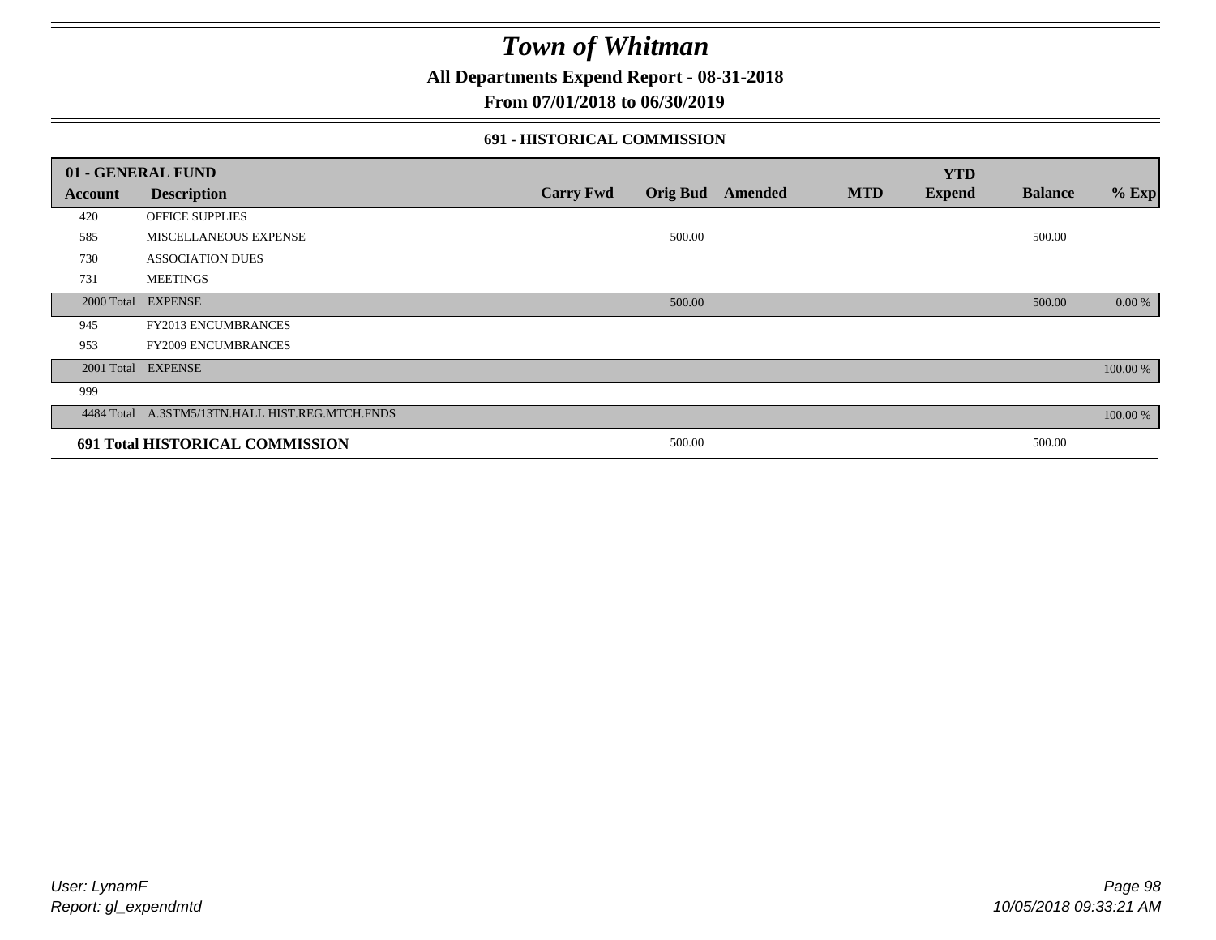# Town of Whitman

**All Departments Expend Report - 08-31-2018**

**From 07/01/2018 to 06/30/2019**

### 691 - HISTORICAL COMMISSION

| 01 - GENERAL FUND | | | | | | YTD | | |
|---|---|---|---|---|---|---|---|---|
| **Account** | **Description** | **Carry Fwd** | **Orig Bud** | **Amended** | **MTD** | **Expend** | **Balance** | **% Exp** |
| 420 | OFFICE SUPPLIES | | | | | | | |
| 585 | MISCELLANEOUS EXPENSE | | 500.00 | | | | 500.00 | |
| 730 | ASSOCIATION DUES | | | | | | | |
| 731 | MEETINGS | | | | | | | |
| 2000 Total | EXPENSE | | 500.00 | | | | 500.00 | 0.00 % |
| 945 | FY2013 ENCUMBRANCES | | | | | | | |
| 953 | FY2009 ENCUMBRANCES | | | | | | | |
| 2001 Total | EXPENSE | | | | | | | 100.00 % |
| 999 | | | | | | | | |
| 4484 Total | A.3STM5/13TN.HALL HIST.REG.MTCH.FNDS | | | | | | | 100.00 % |
| **691 Total HISTORICAL COMMISSION** | | | 500.00 | | | | 500.00 | |

*User: LynamF*
*Report: gl_expendmtd*

*10/05/2018 09:33:21 AM*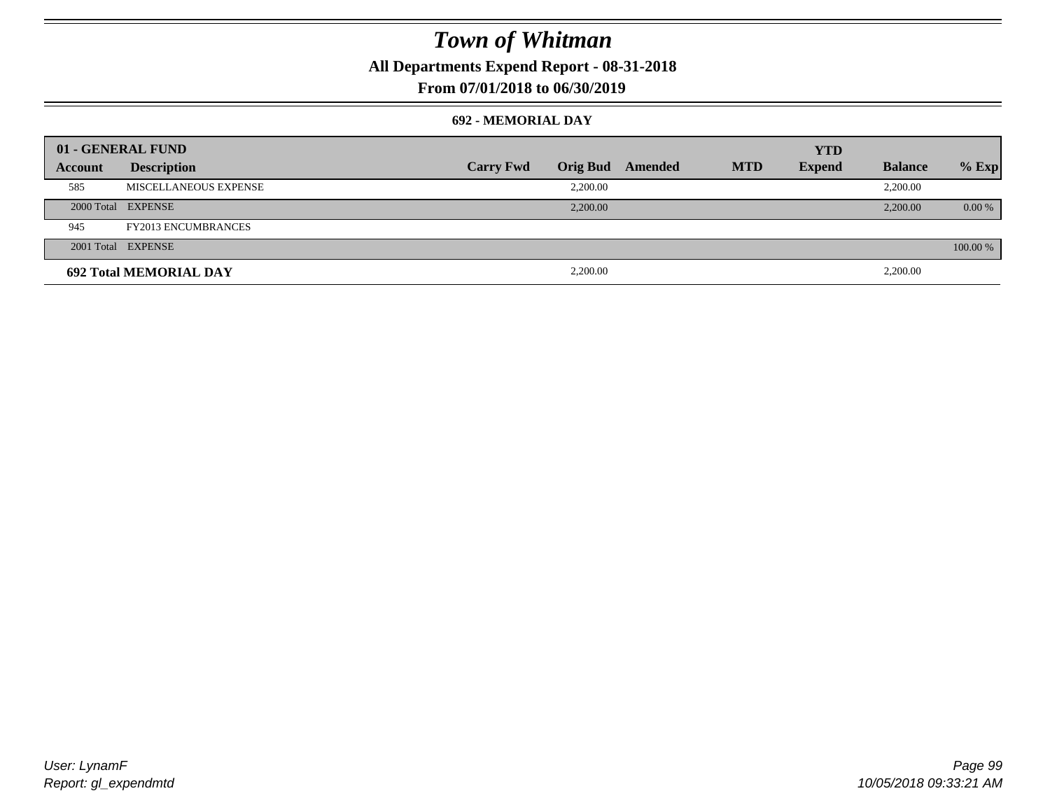# Town of Whitman

**All Departments Expend Report - 08-31-2018**

**From 07/01/2018 to 06/30/2019**

**692 - MEMORIAL DAY**

| 01 - GENERAL FUND | | | | | | | | |
|---|---|---|---|---|---|---|---|---|
| **Account** | **Description** | **Carry Fwd** | **Orig Bud** | **Amended** | **MTD** | **YTD Expend** | **Balance** | **% Exp** |
| 585 | MISCELLANEOUS EXPENSE | | 2,200.00 | | | | 2,200.00 | |
| 2000 Total | EXPENSE | | 2,200.00 | | | | 2,200.00 | 0.00 % |
| 945 | FY2013 ENCUMBRANCES | | | | | | | |
| 2001 Total | EXPENSE | | | | | | | 100.00 % |
| **692 Total MEMORIAL DAY** | | | 2,200.00 | | | | 2,200.00 | |

*User: LynamF*

*Report: gl_expendmtd*

*10/05/2018 09:33:21 AM*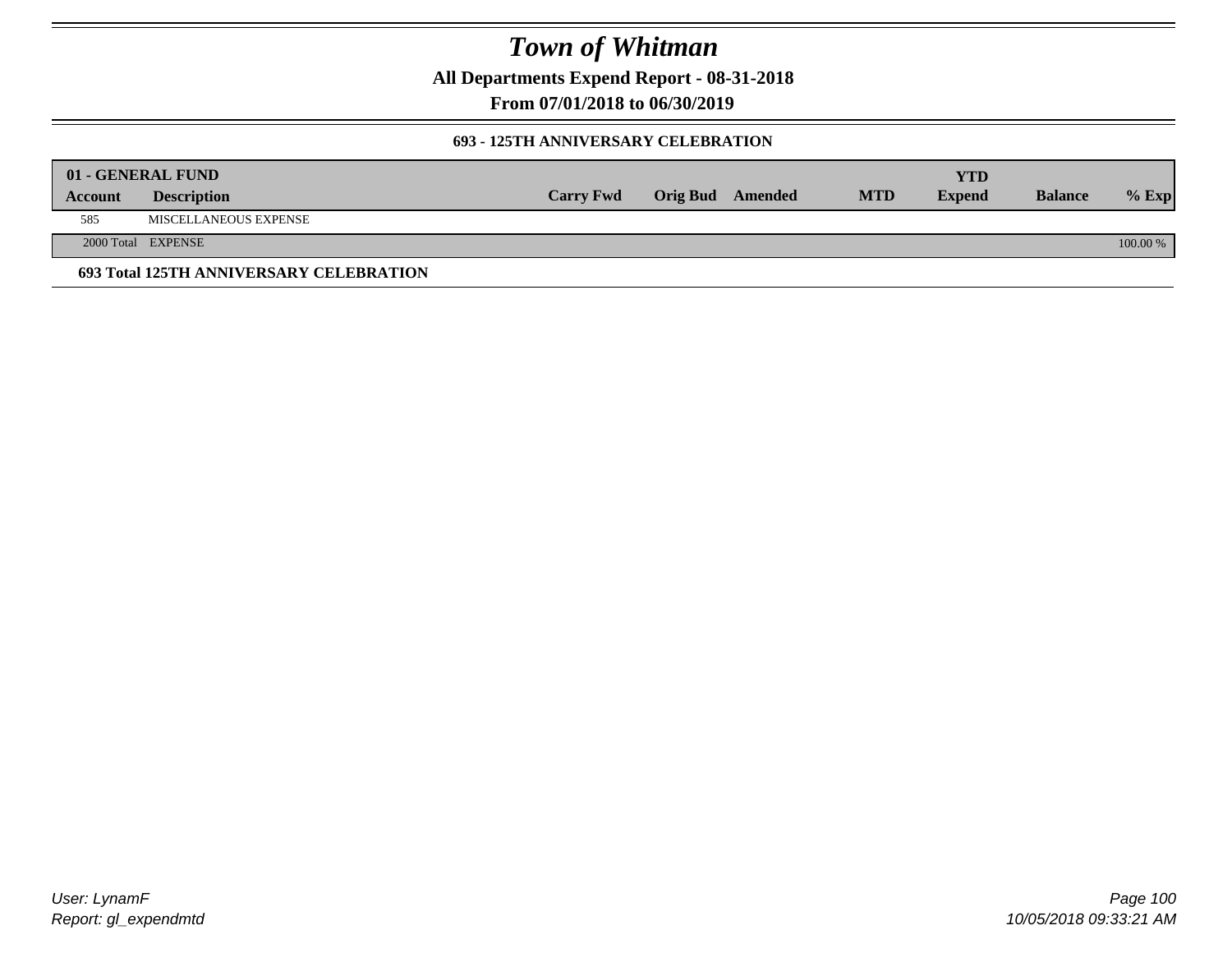# Town of Whitman

**All Departments Expend Report - 08-31-2018**

**From 07/01/2018 to 06/30/2019**

### 693 - 125TH ANNIVERSARY CELEBRATION

| 01 - GENERAL FUND | | | | | | | | |
|---|---|---|---|---|---|---|---|---|
| **Account** | **Description** | **Carry Fwd** | **Orig Bud** | **Amended** | **MTD** | **YTD Expend** | **Balance** | **% Exp** |
| 585 | MISCELLANEOUS EXPENSE | | | | | | | |
| 2000 Total | EXPENSE | | | | | | | 100.00 % |

**693 Total 125TH ANNIVERSARY CELEBRATION**

User: LynamF
Report: gl_expendmtd

10/05/2018 09:33:21 AM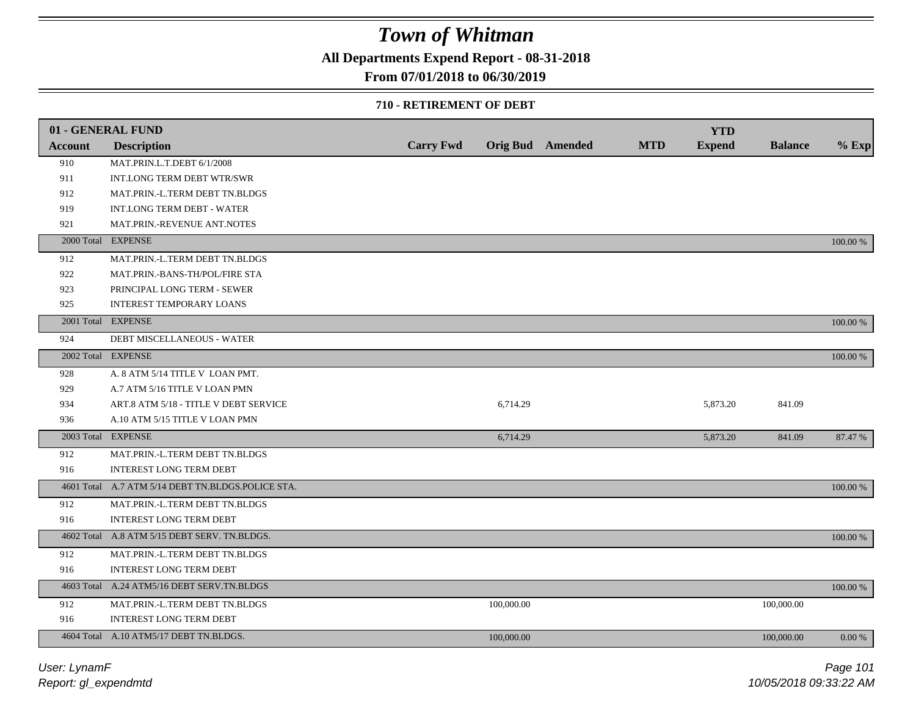# Town of Whitman

**All Departments Expend Report - 08-31-2018**

**From 07/01/2018 to 06/30/2019**

**710 - RETIREMENT OF DEBT**

| 01 - GENERAL FUND | | | | | | | | |
|---|---|---|---|---|---|---|---|---|
| **Account** | **Description** | **Carry Fwd** | **Orig Bud** | **Amended** | **MTD** | **YTD Expend** | **Balance** | **% Exp** |
| 910 | MAT.PRIN.L.T.DEBT 6/1/2008 | | | | | | | |
| 911 | INT.LONG TERM DEBT WTR/SWR | | | | | | | |
| 912 | MAT.PRIN.-L.TERM DEBT TN.BLDGS | | | | | | | |
| 919 | INT.LONG TERM DEBT - WATER | | | | | | | |
| 921 | MAT.PRIN.-REVENUE ANT.NOTES | | | | | | | |
| 2000 Total | EXPENSE | | | | | | | 100.00 % |
| 912 | MAT.PRIN.-L.TERM DEBT TN.BLDGS | | | | | | | |
| 922 | MAT.PRIN.-BANS-TH/POL/FIRE STA | | | | | | | |
| 923 | PRINCIPAL LONG TERM - SEWER | | | | | | | |
| 925 | INTEREST TEMPORARY LOANS | | | | | | | |
| 2001 Total | EXPENSE | | | | | | | 100.00 % |
| 924 | DEBT MISCELLANEOUS - WATER | | | | | | | |
| 2002 Total | EXPENSE | | | | | | | 100.00 % |
| 928 | A. 8 ATM 5/14 TITLE V LOAN PMT. | | | | | | | |
| 929 | A.7 ATM 5/16 TITLE V LOAN PMN | | | | | | | |
| 934 | ART.8 ATM 5/18 - TITLE V DEBT SERVICE | | 6,714.29 | | | 5,873.20 | 841.09 | |
| 936 | A.10 ATM 5/15 TITLE V LOAN PMN | | | | | | | |
| 2003 Total | EXPENSE | | 6,714.29 | | | 5,873.20 | 841.09 | 87.47 % |
| 912 | MAT.PRIN.-L.TERM DEBT TN.BLDGS | | | | | | | |
| 916 | INTEREST LONG TERM DEBT | | | | | | | |
| 4601 Total | A.7 ATM 5/14 DEBT TN.BLDGS.POLICE STA. | | | | | | | 100.00 % |
| 912 | MAT.PRIN.-L.TERM DEBT TN.BLDGS | | | | | | | |
| 916 | INTEREST LONG TERM DEBT | | | | | | | |
| 4602 Total | A.8 ATM 5/15 DEBT SERV. TN.BLDGS. | | | | | | | 100.00 % |
| 912 | MAT.PRIN.-L.TERM DEBT TN.BLDGS | | | | | | | |
| 916 | INTEREST LONG TERM DEBT | | | | | | | |
| 4603 Total | A.24 ATM5/16 DEBT SERV.TN.BLDGS | | | | | | | 100.00 % |
| 912 | MAT.PRIN.-L.TERM DEBT TN.BLDGS | | 100,000.00 | | | | 100,000.00 | |
| 916 | INTEREST LONG TERM DEBT | | | | | | | |
| 4604 Total | A.10 ATM5/17 DEBT TN.BLDGS. | | 100,000.00 | | | | 100,000.00 | 0.00 % |

*User: LynamF*

*Report: gl_expendmtd*

*10/05/2018 09:33:22 AM*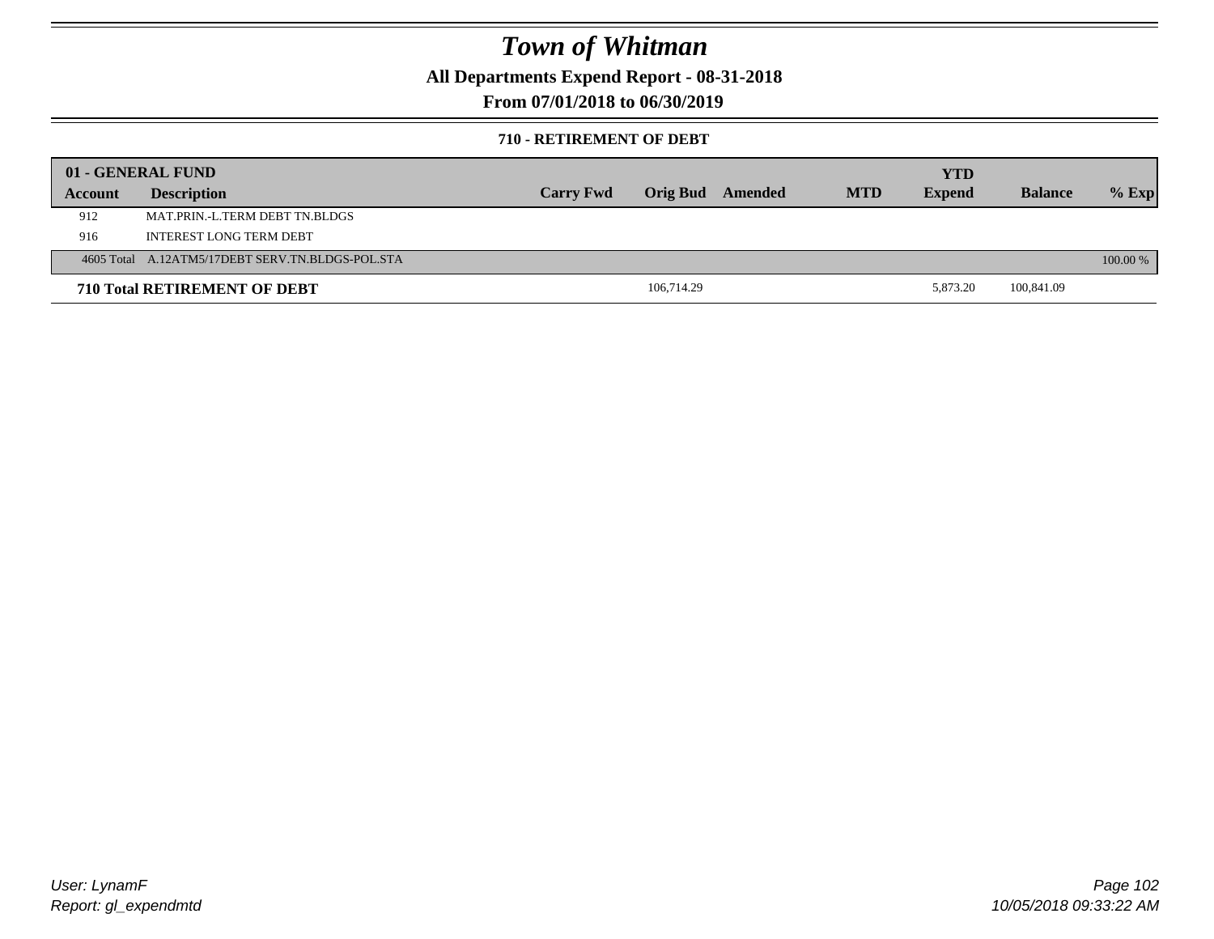# *Town of Whitman*

**All Departments Expend Report - 08-31-2018**

**From 07/01/2018 to 06/30/2019**

**710 - RETIREMENT OF DEBT**

| 01 - GENERAL FUND | | | | | | | | | |
|---|---|---|---|---|---|---|---|---|---|
| **Account** | **Description** | **Carry Fwd** | **Orig Bud** | **Amended** | **MTD** | **YTD Expend** | **Balance** | **% Exp** |
| 912 | MAT.PRIN.-L.TERM DEBT TN.BLDGS | | | | | | | |
| 916 | INTEREST LONG TERM DEBT | | | | | | | |
| 4605 Total | A.12ATM5/17DEBT SERV.TN.BLDGS-POL.STA | | | | | | | 100.00 % |
| **710 Total RETIREMENT OF DEBT** | | | 106,714.29 | | | 5,873.20 | 100,841.09 | |

*User: LynamF*
*Report: gl_expendmtd*

*10/05/2018 09:33:22 AM*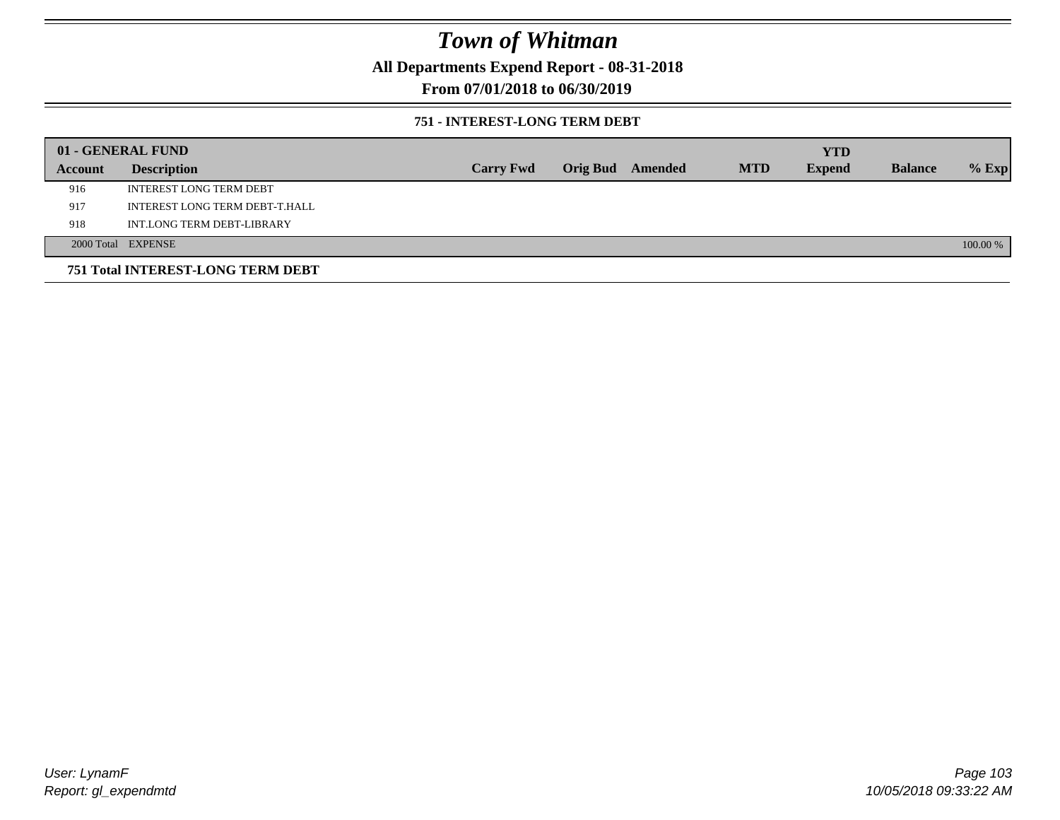# Town of Whitman

**All Departments Expend Report - 08-31-2018**

**From 07/01/2018 to 06/30/2019**

**751 - INTEREST-LONG TERM DEBT**

| 01 - GENERAL FUND | | | | | | YTD | | |
|---|---|---|---|---|---|---|---|---|
| **Account** | **Description** | **Carry Fwd** | **Orig Bud** | **Amended** | **MTD** | **Expend** | **Balance** | **% Exp** |
| 916 | INTEREST LONG TERM DEBT | | | | | | | |
| 917 | INTEREST LONG TERM DEBT-T.HALL | | | | | | | |
| 918 | INT.LONG TERM DEBT-LIBRARY | | | | | | | |
| 2000 Total | EXPENSE | | | | | | | 100.00 % |

**751 Total INTEREST-LONG TERM DEBT**

*User: LynamF*
*Report: gl_expendmtd*

*10/05/2018 09:33:22 AM*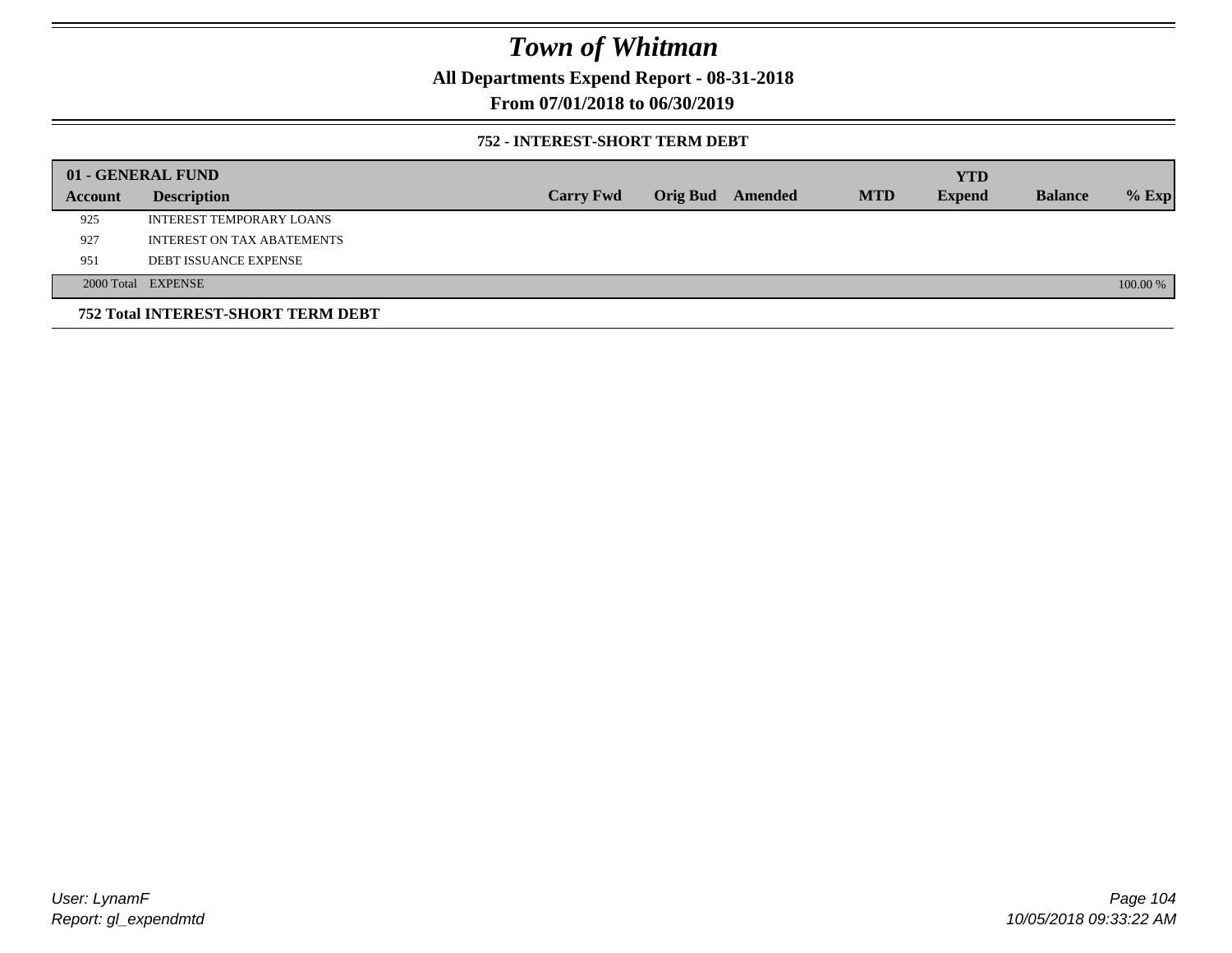# Town of Whitman

**All Departments Expend Report - 08-31-2018**

**From 07/01/2018 to 06/30/2019**

### 752 - INTEREST-SHORT TERM DEBT

| 01 - GENERAL FUND | | | | | | | | |
|---|---|---|---|---|---|---|---|---|
| **Account** | **Description** | **Carry Fwd** | **Orig Bud** | **Amended** | **MTD** | **YTD Expend** | **Balance** | **% Exp** |
| 925 | INTEREST TEMPORARY LOANS | | | | | | | |
| 927 | INTEREST ON TAX ABATEMENTS | | | | | | | |
| 951 | DEBT ISSUANCE EXPENSE | | | | | | | |
| 2000 Total | EXPENSE | | | | | | | 100.00 % |

**752 Total INTEREST-SHORT TERM DEBT**

*User: LynamF*
*Report: gl_expendmtd*

*10/05/2018 09:33:22 AM*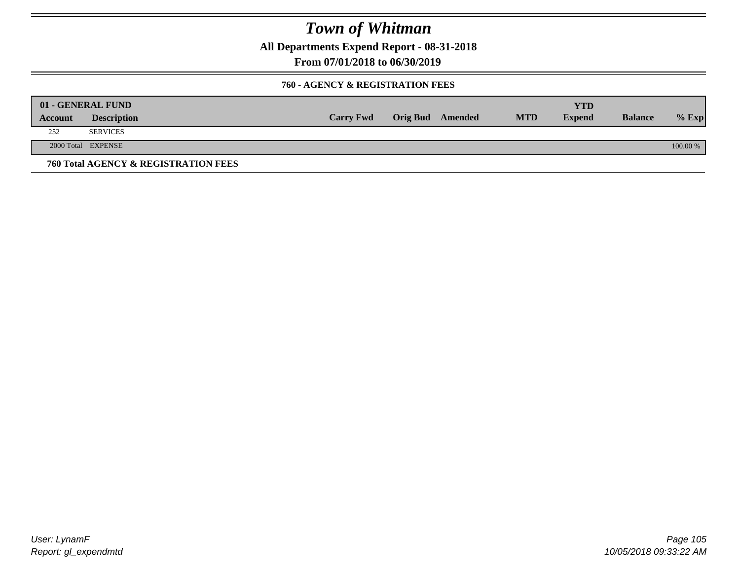# *Town of Whitman*

**All Departments Expend Report - 08-31-2018**

**From 07/01/2018 to 06/30/2019**

### 760 - AGENCY & REGISTRATION FEES

| 01 - GENERAL FUND | | | | | | YTD | | |
|---|---|---|---|---|---|---|---|---|
| **Account** | **Description** | **Carry Fwd** | **Orig Bud** | **Amended** | **MTD** | **Expend** | **Balance** | **% Exp** |
| 252 | SERVICES | | | | | | | |
| 2000 Total | EXPENSE | | | | | | | 100.00 % |

**760 Total AGENCY & REGISTRATION FEES**

*User: LynamF*
*Report: gl_expendmtd*

*10/05/2018 09:33:22 AM*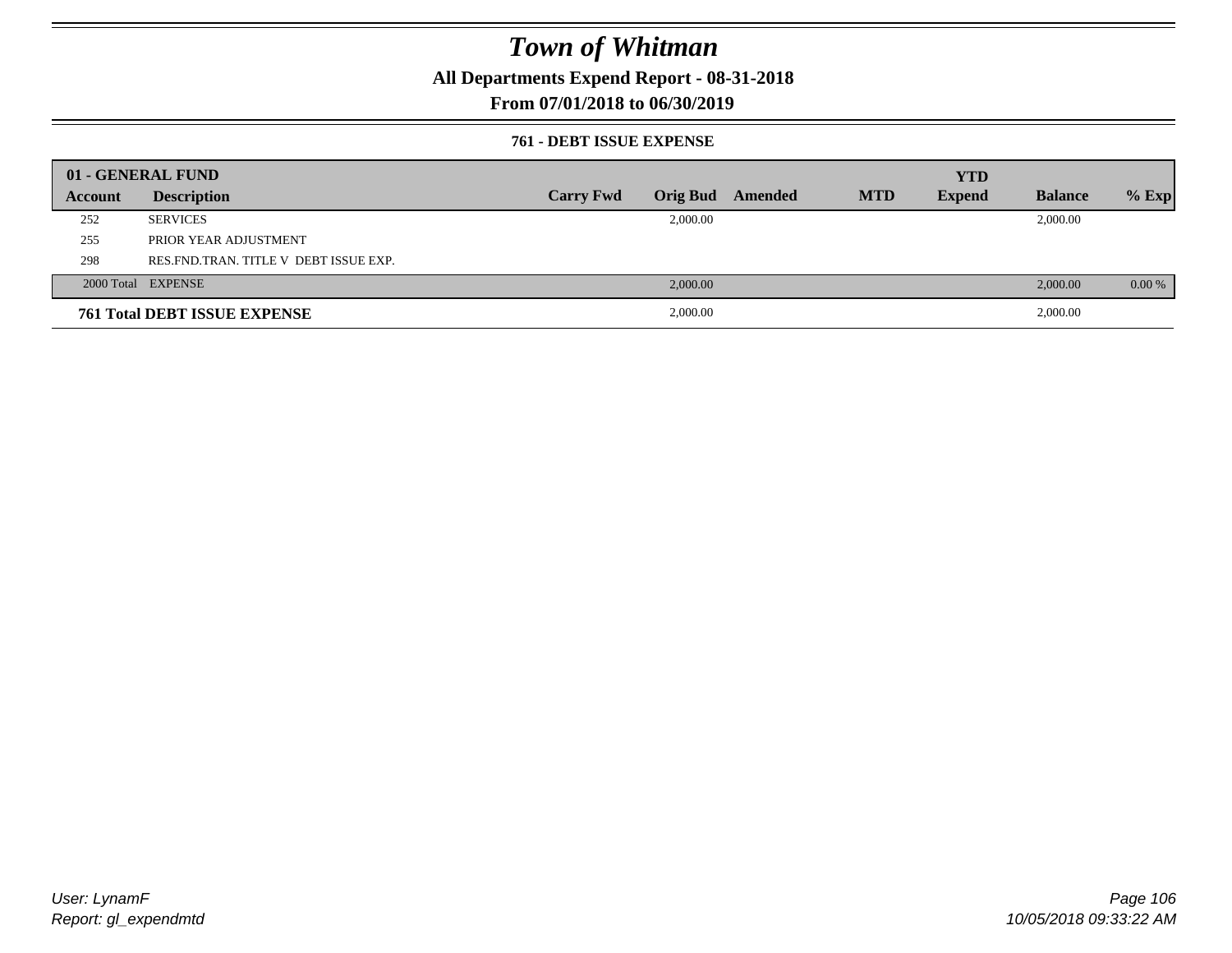# Town of Whitman

**All Departments Expend Report - 08-31-2018**

**From 07/01/2018 to 06/30/2019**

**761 - DEBT ISSUE EXPENSE**

| 01 - GENERAL FUND | | | | | | | | |
|---|---|---|---|---|---|---|---|---|
| **Account** | **Description** | **Carry Fwd** | **Orig Bud** | **Amended** | **MTD** | **YTD Expend** | **Balance** | **% Exp** |
| 252 | SERVICES | | 2,000.00 | | | | 2,000.00 | |
| 255 | PRIOR YEAR ADJUSTMENT | | | | | | | |
| 298 | RES.FND.TRAN. TITLE V DEBT ISSUE EXP. | | | | | | | |
| 2000 Total | EXPENSE | | 2,000.00 | | | | 2,000.00 | 0.00 % |
| **761 Total DEBT ISSUE EXPENSE** | | | 2,000.00 | | | | 2,000.00 | |

*User: LynamF*
*Report: gl_expendmtd*

*10/05/2018 09:33:22 AM*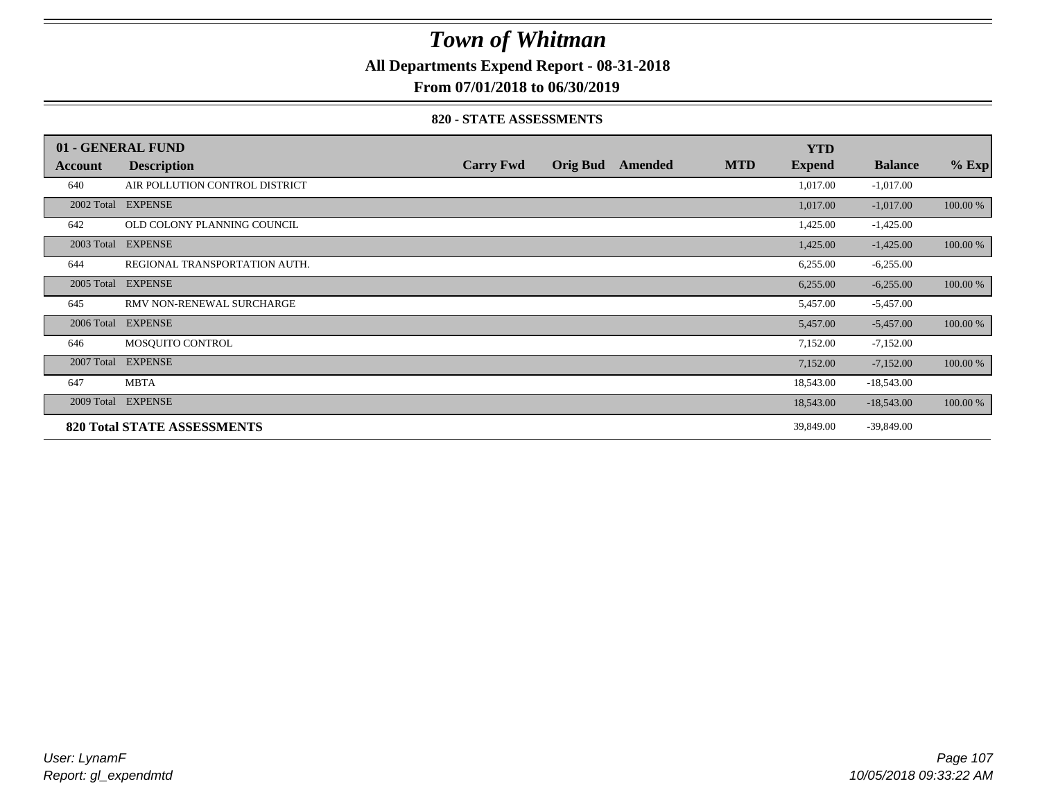# Town of Whitman

**All Departments Expend Report - 08-31-2018**

**From 07/01/2018 to 06/30/2019**

### 820 - STATE ASSESSMENTS

| 01 - GENERAL FUND | | | | | | YTD | | |
|---|---|---|---|---|---|---|---|---|
| **Account** | **Description** | **Carry Fwd** | **Orig Bud** | **Amended** | **MTD** | **Expend** | **Balance** | **% Exp** |
| 640 | AIR POLLUTION CONTROL DISTRICT | | | | | 1,017.00 | -1,017.00 | |
| 2002 Total | EXPENSE | | | | | 1,017.00 | -1,017.00 | 100.00 % |
| 642 | OLD COLONY PLANNING COUNCIL | | | | | 1,425.00 | -1,425.00 | |
| 2003 Total | EXPENSE | | | | | 1,425.00 | -1,425.00 | 100.00 % |
| 644 | REGIONAL TRANSPORTATION AUTH. | | | | | 6,255.00 | -6,255.00 | |
| 2005 Total | EXPENSE | | | | | 6,255.00 | -6,255.00 | 100.00 % |
| 645 | RMV NON-RENEWAL SURCHARGE | | | | | 5,457.00 | -5,457.00 | |
| 2006 Total | EXPENSE | | | | | 5,457.00 | -5,457.00 | 100.00 % |
| 646 | MOSQUITO CONTROL | | | | | 7,152.00 | -7,152.00 | |
| 2007 Total | EXPENSE | | | | | 7,152.00 | -7,152.00 | 100.00 % |
| 647 | MBTA | | | | | 18,543.00 | -18,543.00 | |
| 2009 Total | EXPENSE | | | | | 18,543.00 | -18,543.00 | 100.00 % |
| **820 Total STATE ASSESSMENTS** | | | | | | 39,849.00 | -39,849.00 | |

*User: LynamF*

*Report: gl_expendmtd*

*10/05/2018 09:33:22 AM*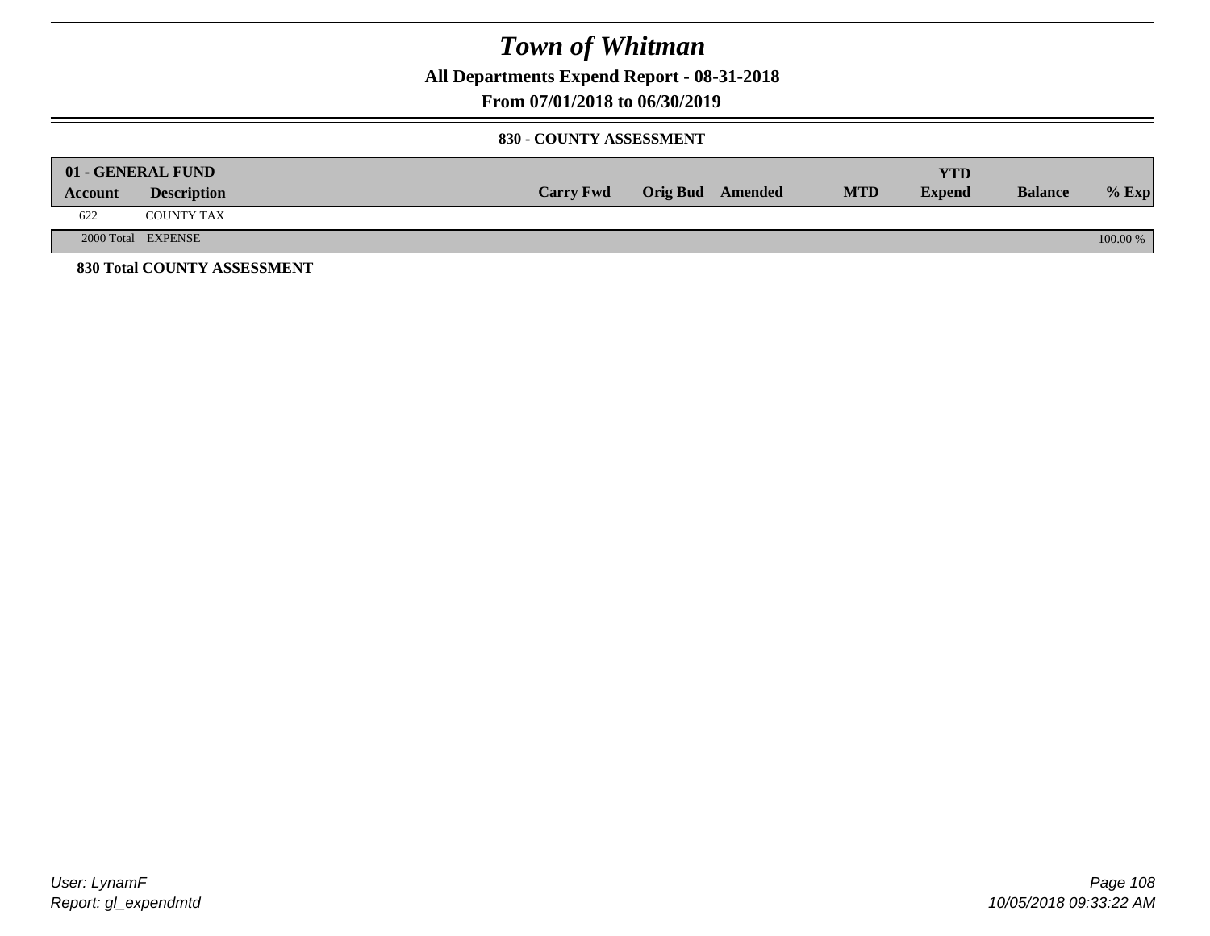# Town of Whitman

**All Departments Expend Report - 08-31-2018**

**From 07/01/2018 to 06/30/2019**

**830 - COUNTY ASSESSMENT**

| 01 - GENERAL FUND | | | | | | YTD | | |
|---|---|---|---|---|---|---|---|---|
| **Account** | **Description** | **Carry Fwd** | **Orig Bud** | **Amended** | **MTD** | **Expend** | **Balance** | **% Exp** |
| 622 | COUNTY TAX | | | | | | | |
| 2000 Total | EXPENSE | | | | | | | 100.00 % |

**830 Total COUNTY ASSESSMENT**

*User: LynamF*
*Report: gl_expendmtd*

*10/05/2018 09:33:22 AM*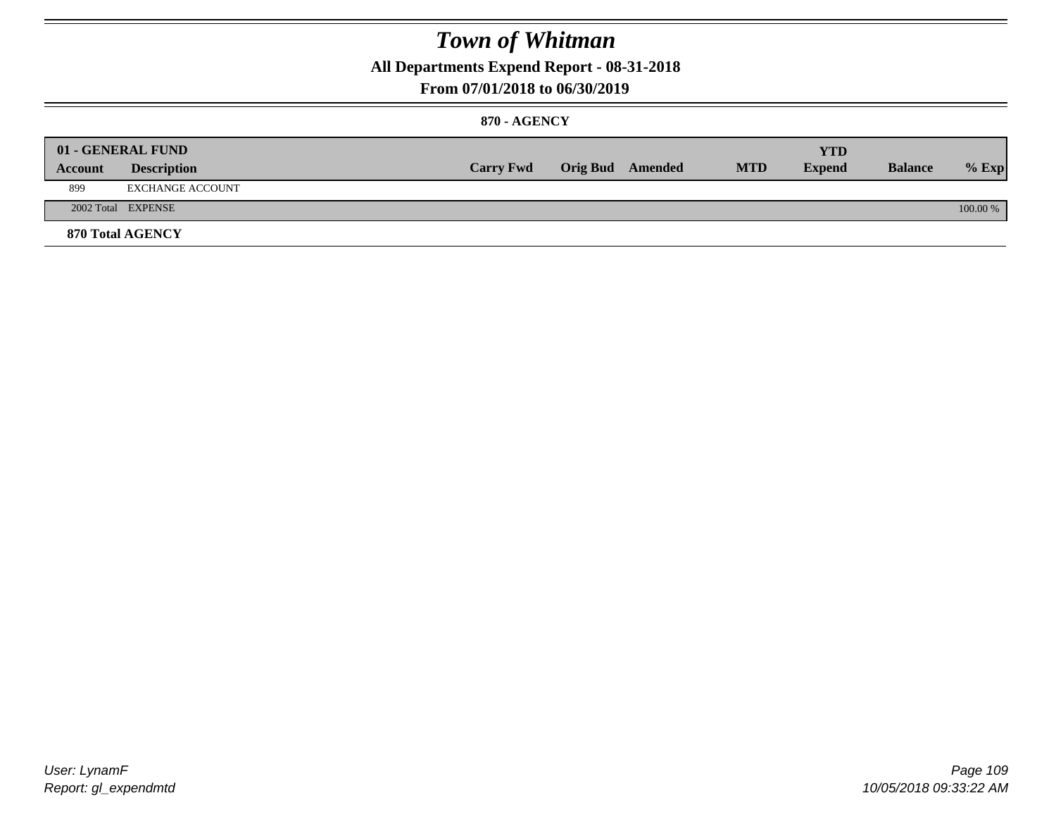# *Town of Whitman*

**All Departments Expend Report - 08-31-2018**

**From 07/01/2018 to 06/30/2019**

**870 - AGENCY**

| 01 - GENERAL FUND | | | | | | | | |
|---|---|---|---|---|---|---|---|---|
| **Account** | **Description** | **Carry Fwd** | **Orig Bud** | **Amended** | **MTD** | **YTD Expend** | **Balance** | **% Exp** |
| 899 | EXCHANGE ACCOUNT | | | | | | | |
| 2002 Total | EXPENSE | | | | | | | 100.00 % |

**870 Total AGENCY**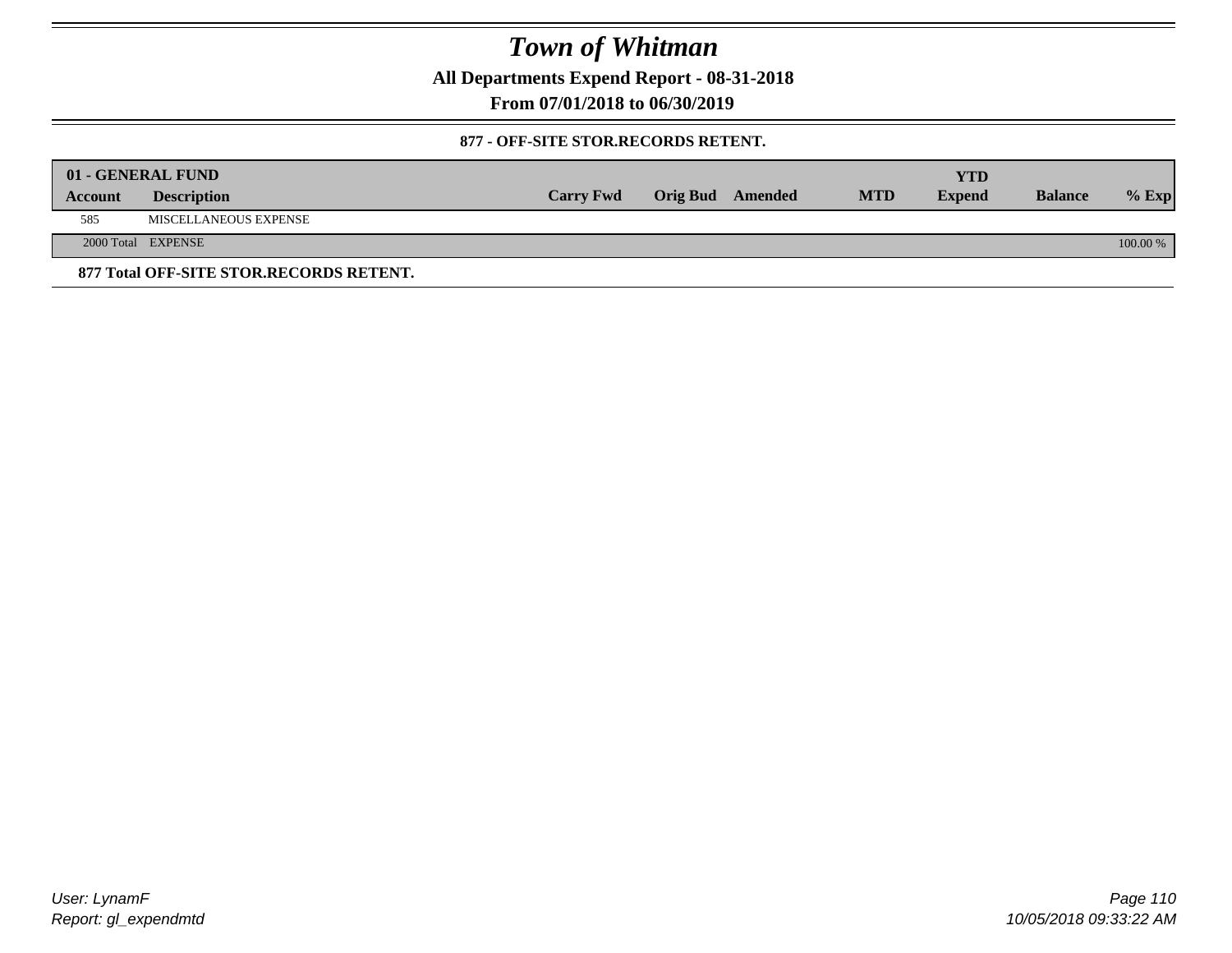# Town of Whitman

**All Departments Expend Report - 08-31-2018**

**From 07/01/2018 to 06/30/2019**

**877 - OFF-SITE STOR.RECORDS RETENT.**

| 01 - GENERAL FUND | | | | | | | | |
|---|---|---|---|---|---|---|---|---|
| **Account** | **Description** | **Carry Fwd** | **Orig Bud** | **Amended** | **MTD** | **YTD Expend** | **Balance** | **% Exp** |
| 585 | MISCELLANEOUS EXPENSE | | | | | | | |
| 2000 Total | EXPENSE | | | | | | | 100.00 % |

**877 Total OFF-SITE STOR.RECORDS RETENT.**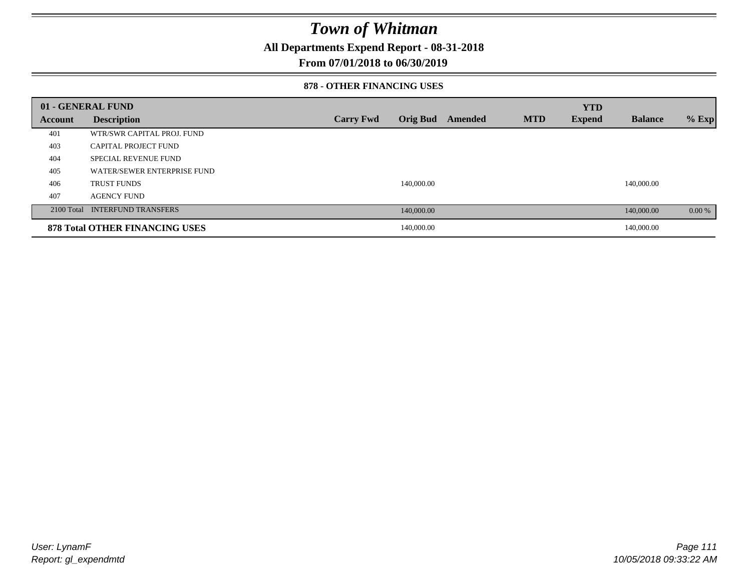# Town of Whitman

**All Departments Expend Report - 08-31-2018**

**From 07/01/2018 to 06/30/2019**

### 878 - OTHER FINANCING USES

| 01 - GENERAL FUND | | | | | | YTD | | |
|---|---|---|---|---|---|---|---|---|
| **Account** | **Description** | **Carry Fwd** | **Orig Bud** | **Amended** | **MTD** | **Expend** | **Balance** | **% Exp** |
| 401 | WTR/SWR CAPITAL PROJ. FUND | | | | | | | |
| 403 | CAPITAL PROJECT FUND | | | | | | | |
| 404 | SPECIAL REVENUE FUND | | | | | | | |
| 405 | WATER/SEWER ENTERPRISE FUND | | | | | | | |
| 406 | TRUST FUNDS | | 140,000.00 | | | | 140,000.00 | |
| 407 | AGENCY FUND | | | | | | | |
| 2100 Total | INTERFUND TRANSFERS | | 140,000.00 | | | | 140,000.00 | 0.00 % |
| **878 Total OTHER FINANCING USES** | | | 140,000.00 | | | | 140,000.00 | |

User: LynamF

Report: gl_expendmtd

10/05/2018 09:33:22 AM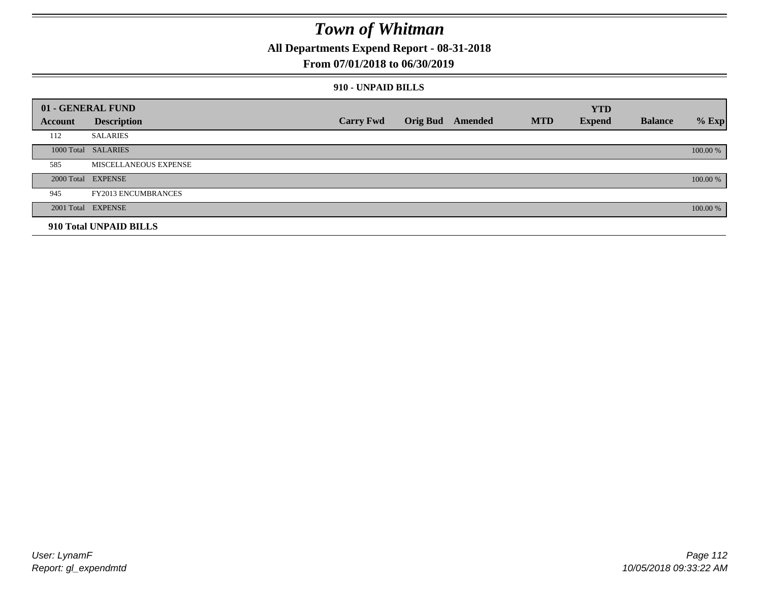# Town of Whitman

## All Departments Expend Report - 08-31-2018

## From 07/01/2018 to 06/30/2019

### 910 - UNPAID BILLS

| 01 - GENERAL FUND | | | | | | YTD | | |
|---|---|---|---|---|---|---|---|---|
| **Account** | **Description** | **Carry Fwd** | **Orig Bud** | **Amended** | **MTD** | **Expend** | **Balance** | **% Exp** |
| 112 | SALARIES | | | | | | | |
| 1000 Total | SALARIES | | | | | | | 100.00 % |
| 585 | MISCELLANEOUS EXPENSE | | | | | | | |
| 2000 Total | EXPENSE | | | | | | | 100.00 % |
| 945 | FY2013 ENCUMBRANCES | | | | | | | |
| 2001 Total | EXPENSE | | | | | | | 100.00 % |
| **910 Total UNPAID BILLS** | | | | | | | | |

User: LynamF
Report: gl_expendmtd

10/05/2018 09:33:22 AM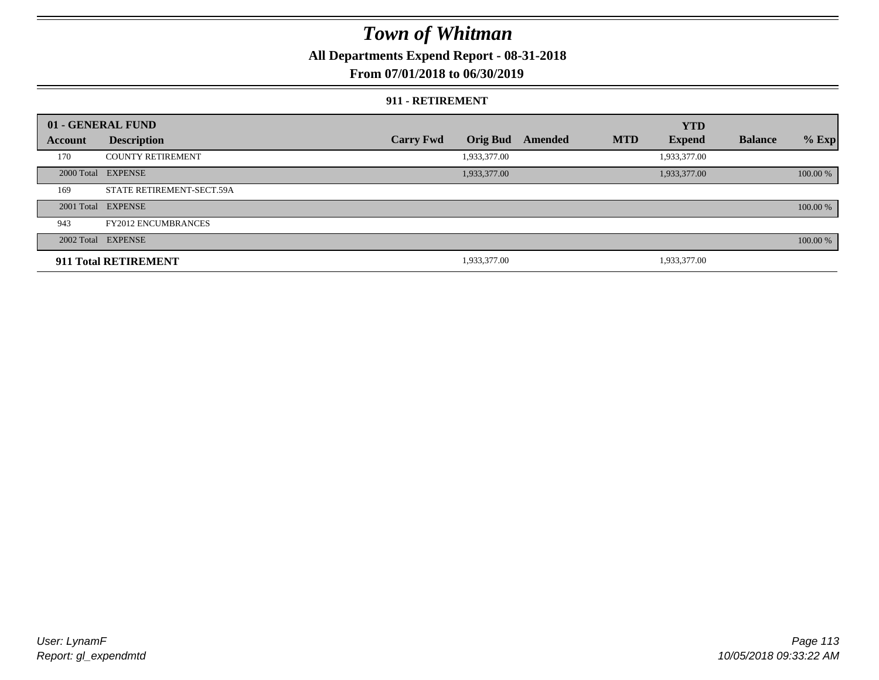# Town of Whitman

## All Departments Expend Report - 08-31-2018

## From 07/01/2018 to 06/30/2019

### 911 - RETIREMENT

| 01 - GENERAL FUND | | | | | | YTD | | |
|---|---|---|---|---|---|---|---|---|
| **Account** | **Description** | **Carry Fwd** | **Orig Bud** | **Amended** | **MTD** | **Expend** | **Balance** | **% Exp** |
| 170 | COUNTY RETIREMENT | | 1,933,377.00 | | | 1,933,377.00 | | |
| 2000 Total | EXPENSE | | 1,933,377.00 | | | 1,933,377.00 | | 100.00 % |
| 169 | STATE RETIREMENT-SECT.59A | | | | | | | |
| 2001 Total | EXPENSE | | | | | | | 100.00 % |
| 943 | FY2012 ENCUMBRANCES | | | | | | | |
| 2002 Total | EXPENSE | | | | | | | 100.00 % |
| **911 Total RETIREMENT** | | | 1,933,377.00 | | | 1,933,377.00 | | |

*User: LynamF*
*Report: gl_expendmtd*

*10/05/2018 09:33:22 AM*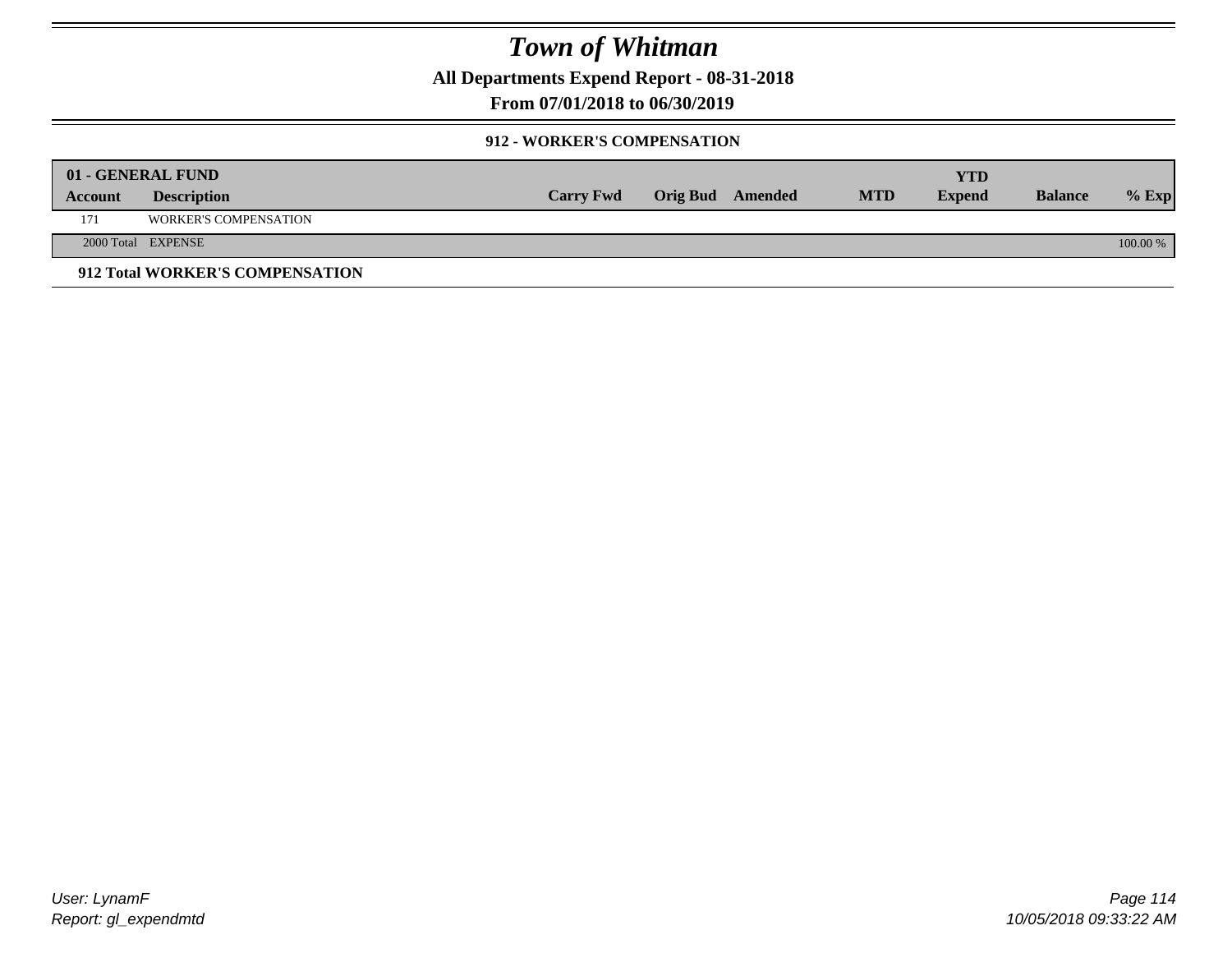# Town of Whitman

**All Departments Expend Report - 08-31-2018**

**From 07/01/2018 to 06/30/2019**

**912 - WORKER'S COMPENSATION**

| 01 - GENERAL FUND | | | | | | | | |
|---|---|---|---|---|---|---|---|---|
| **Account** | **Description** | **Carry Fwd** | **Orig Bud** | **Amended** | **MTD** | **YTD Expend** | **Balance** | **% Exp** |
| 171 | WORKER'S COMPENSATION | | | | | | | |
| 2000 Total | EXPENSE | | | | | | | 100.00 % |

**912 Total WORKER'S COMPENSATION**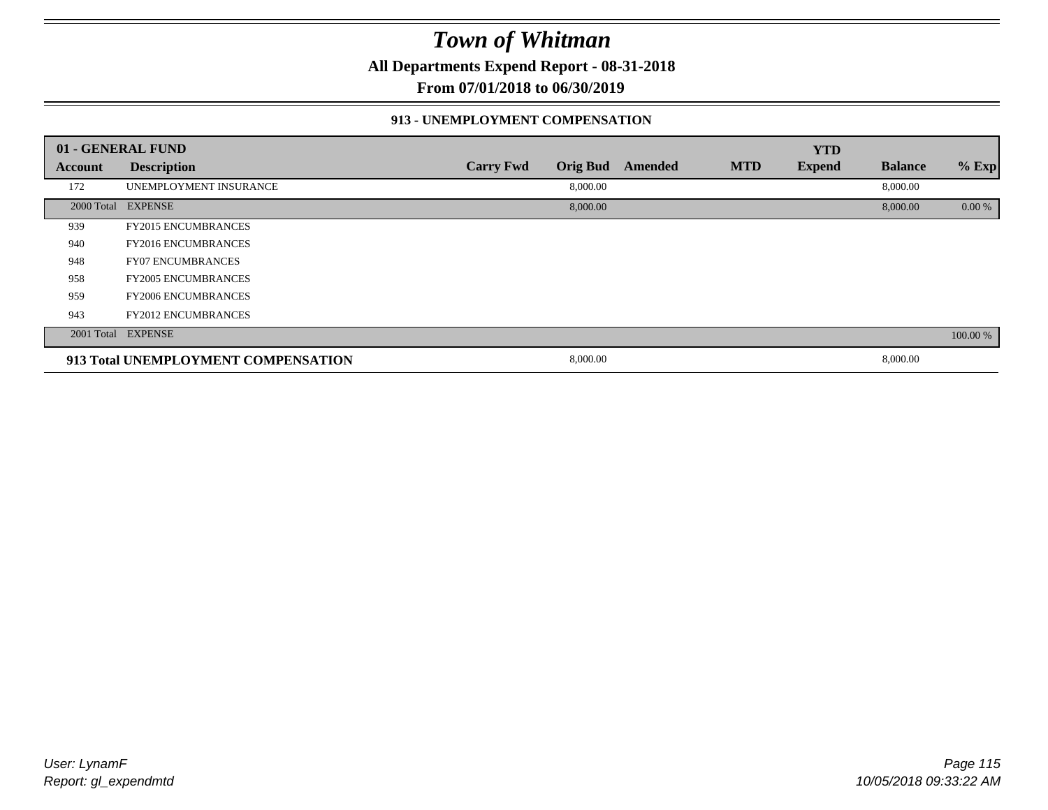# Town of Whitman

**All Departments Expend Report - 08-31-2018**

**From 07/01/2018 to 06/30/2019**

### 913 - UNEMPLOYMENT COMPENSATION

| 01 - GENERAL FUND | | | | | | YTD | | |
|---|---|---|---|---|---|---|---|---|
| **Account** | **Description** | **Carry Fwd** | **Orig Bud** | **Amended** | **MTD** | **Expend** | **Balance** | **% Exp** |
| 172 | UNEMPLOYMENT INSURANCE | | 8,000.00 | | | | 8,000.00 | |
| 2000 Total | EXPENSE | | 8,000.00 | | | | 8,000.00 | 0.00 % |
| 939 | FY2015 ENCUMBRANCES | | | | | | | |
| 940 | FY2016 ENCUMBRANCES | | | | | | | |
| 948 | FY07 ENCUMBRANCES | | | | | | | |
| 958 | FY2005 ENCUMBRANCES | | | | | | | |
| 959 | FY2006 ENCUMBRANCES | | | | | | | |
| 943 | FY2012 ENCUMBRANCES | | | | | | | |
| 2001 Total | EXPENSE | | | | | | | 100.00 % |
| **913 Total UNEMPLOYMENT COMPENSATION** | | | 8,000.00 | | | | 8,000.00 | |

*User: LynamF*
*Report: gl_expendmtd*
*10/05/2018 09:33:22 AM*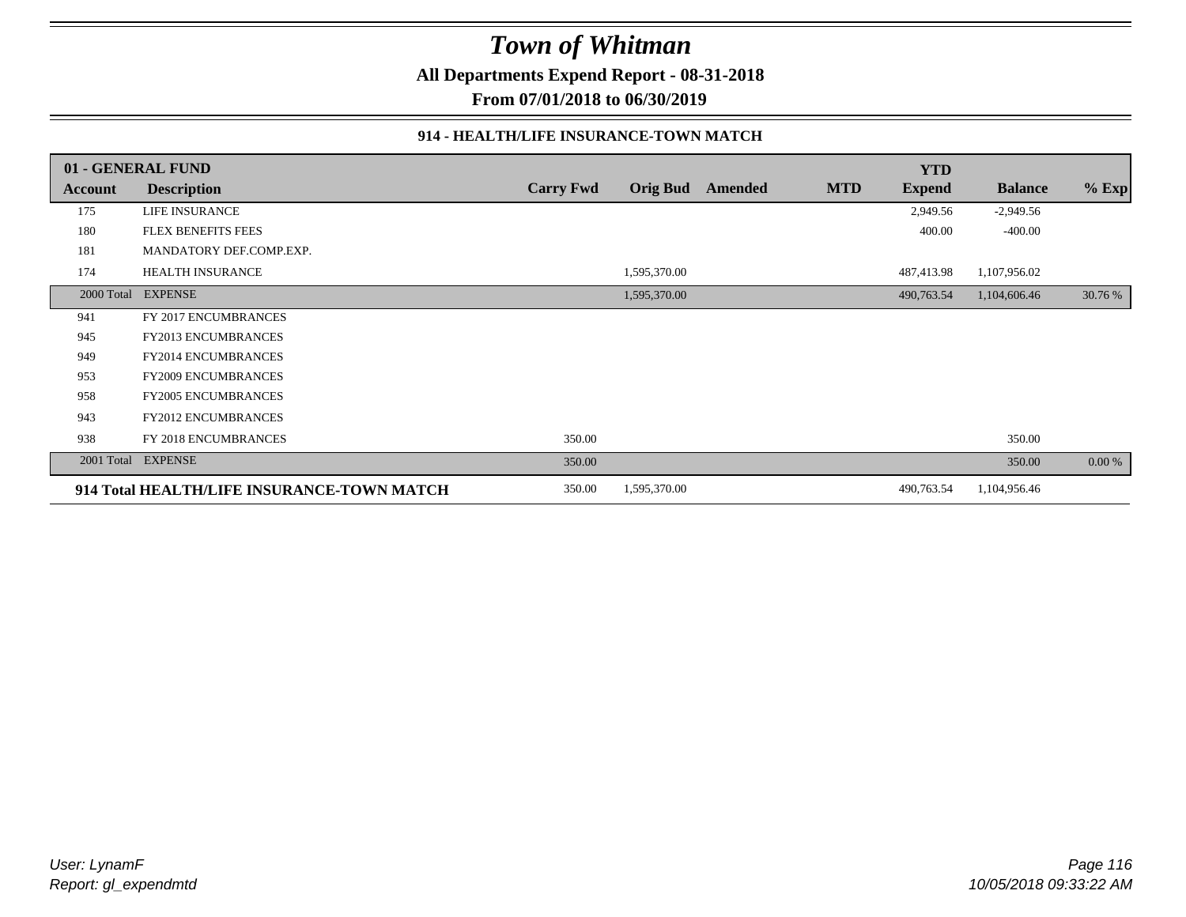# Town of Whitman

**All Departments Expend Report - 08-31-2018**

**From 07/01/2018 to 06/30/2019**

### 914 - HEALTH/LIFE INSURANCE-TOWN MATCH

| 01 - GENERAL FUND | | | | | | | | |
|---|---|---|---|---|---|---|---|---|
| **Account** | **Description** | **Carry Fwd** | **Orig Bud** | **Amended** | **MTD** | **YTD Expend** | **Balance** | **% Exp** |
| 175 | LIFE INSURANCE | | | | | 2,949.56 | -2,949.56 | |
| 180 | FLEX BENEFITS FEES | | | | | 400.00 | -400.00 | |
| 181 | MANDATORY DEF.COMP.EXP. | | | | | | | |
| 174 | HEALTH INSURANCE | | 1,595,370.00 | | | 487,413.98 | 1,107,956.02 | |
| 2000 Total | EXPENSE | | 1,595,370.00 | | | 490,763.54 | 1,104,606.46 | 30.76 % |
| 941 | FY 2017 ENCUMBRANCES | | | | | | | |
| 945 | FY2013 ENCUMBRANCES | | | | | | | |
| 949 | FY2014 ENCUMBRANCES | | | | | | | |
| 953 | FY2009 ENCUMBRANCES | | | | | | | |
| 958 | FY2005 ENCUMBRANCES | | | | | | | |
| 943 | FY2012 ENCUMBRANCES | | | | | | | |
| 938 | FY 2018 ENCUMBRANCES | 350.00 | | | | | 350.00 | |
| 2001 Total | EXPENSE | 350.00 | | | | | 350.00 | 0.00 % |
| **914 Total HEALTH/LIFE INSURANCE-TOWN MATCH** | | 350.00 | 1,595,370.00 | | | 490,763.54 | 1,104,956.46 | |

*User: LynamF*
*Report: gl_expendmtd*

*10/05/2018 09:33:22 AM*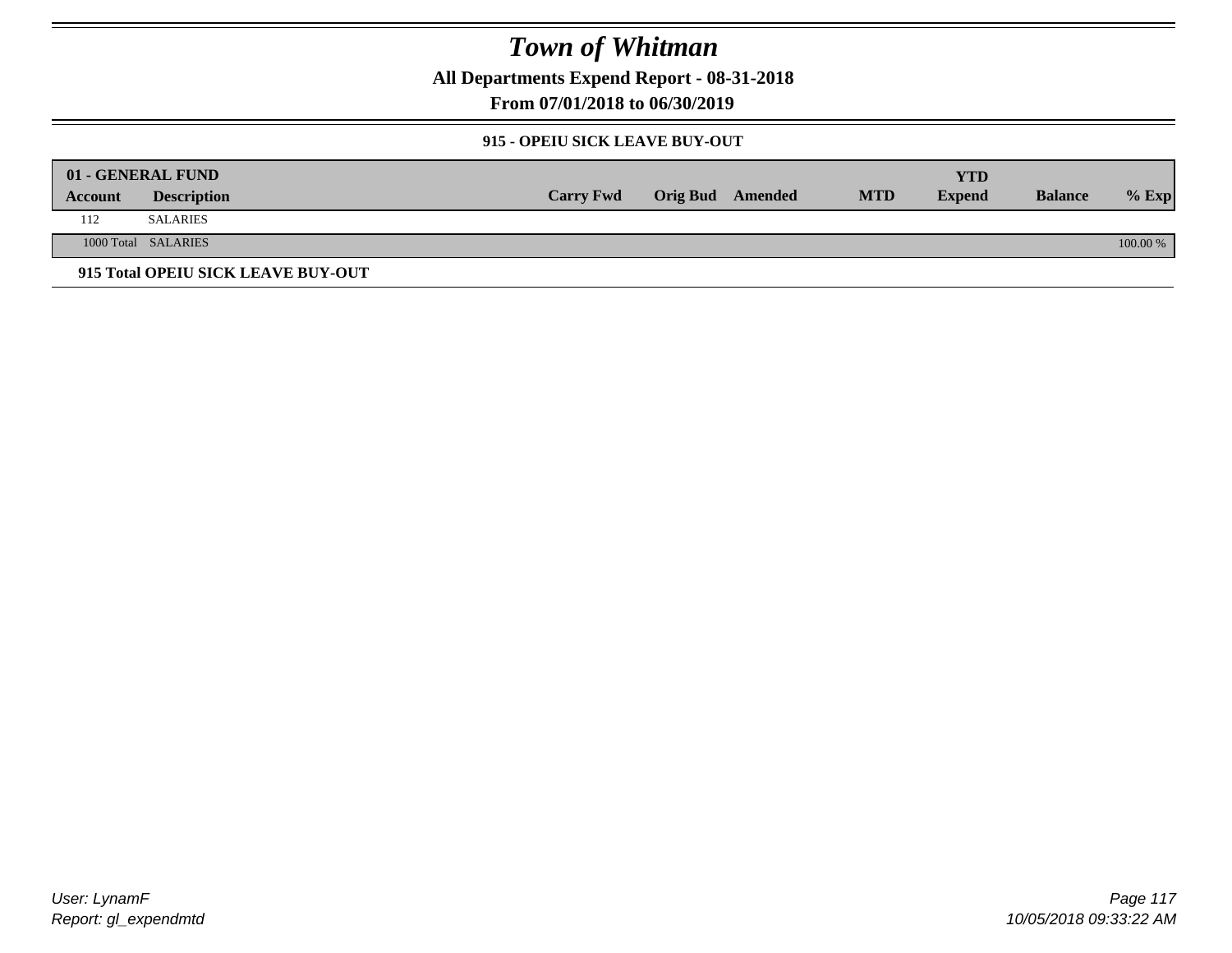# Town of Whitman

**All Departments Expend Report - 08-31-2018**

**From 07/01/2018 to 06/30/2019**

**915 - OPEIU SICK LEAVE BUY-OUT**

| 01 - GENERAL FUND | | | | | | YTD | | |
|---|---|---|---|---|---|---|---|---|
| **Account** | **Description** | **Carry Fwd** | **Orig Bud** | **Amended** | **MTD** | **Expend** | **Balance** | **% Exp** |
| 112 | SALARIES | | | | | | | |
| 1000 Total | SALARIES | | | | | | | 100.00 % |

**915 Total OPEIU SICK LEAVE BUY-OUT**

*User: LynamF*
*Report: gl_expendmtd*
*10/05/2018 09:33:22 AM*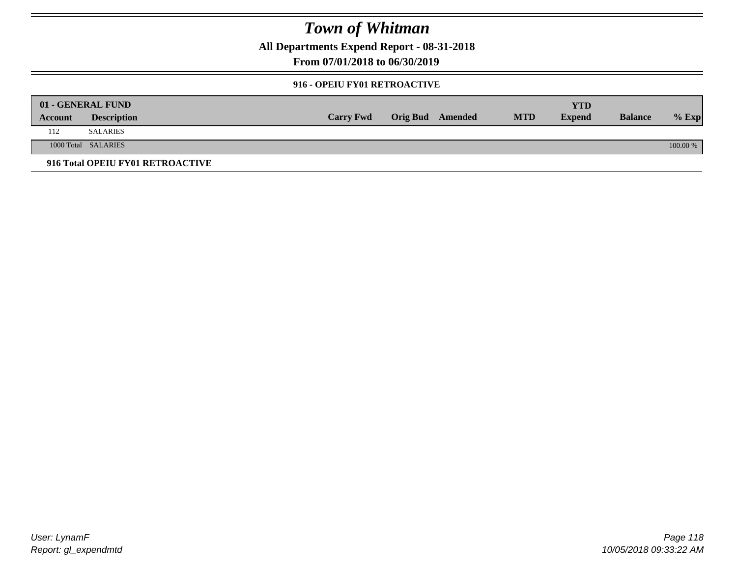# Town of Whitman

**All Departments Expend Report - 08-31-2018**

**From 07/01/2018 to 06/30/2019**

### 916 - OPEIU FY01 RETROACTIVE

| 01 - GENERAL FUND | | | | | | YTD | | |
|---|---|---|---|---|---|---|---|---|
| **Account** | **Description** | **Carry Fwd** | **Orig Bud** | **Amended** | **MTD** | **Expend** | **Balance** | **% Exp** |
| 112 | SALARIES | | | | | | | |
| 1000 Total | SALARIES | | | | | | | 100.00 % |

**916 Total OPEIU FY01 RETROACTIVE**

*User: LynamF*
*Report: gl_expendmtd*

*10/05/2018 09:33:22 AM*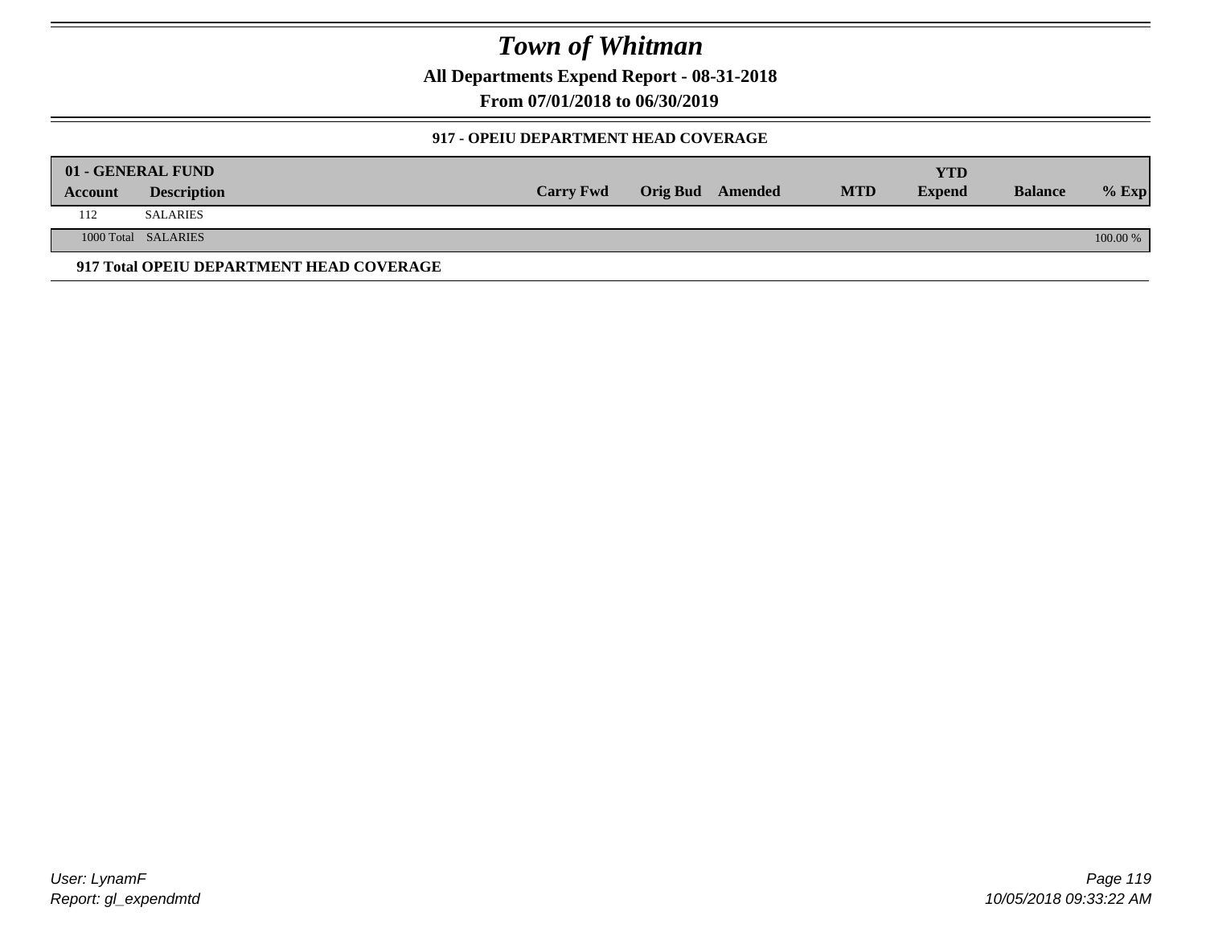# Town of Whitman

**All Departments Expend Report - 08-31-2018**

**From 07/01/2018 to 06/30/2019**

### 917 - OPEIU DEPARTMENT HEAD COVERAGE

| 01 - GENERAL FUND | | | | | | YTD | | |
|---|---|---|---|---|---|---|---|---|
| **Account** | **Description** | **Carry Fwd** | **Orig Bud** | **Amended** | **MTD** | **Expend** | **Balance** | **% Exp** |
| 112 | SALARIES | | | | | | | |
| 1000 Total | SALARIES | | | | | | | 100.00 % |

**917 Total OPEIU DEPARTMENT HEAD COVERAGE**

*User: LynamF*
*Report: gl_expendmtd*

*10/05/2018 09:33:22 AM*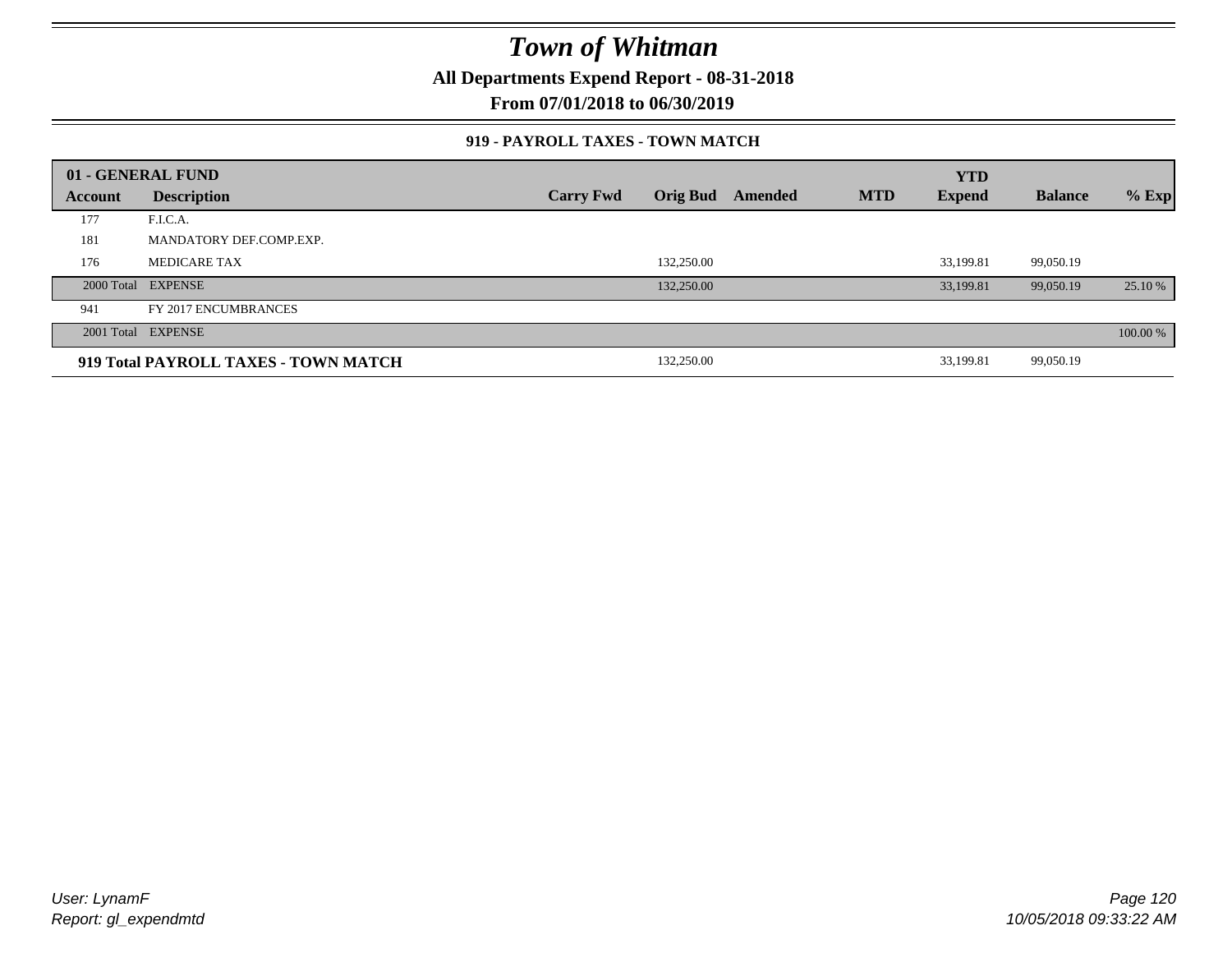# Town of Whitman

**All Departments Expend Report - 08-31-2018**

**From 07/01/2018 to 06/30/2019**

### 919 - PAYROLL TAXES - TOWN MATCH

| 01 - GENERAL FUND | | | | | | | | |
|---|---|---|---|---|---|---|---|---|
| **Account** | **Description** | **Carry Fwd** | **Orig Bud** | **Amended** | **MTD** | **YTD Expend** | **Balance** | **% Exp** |
| 177 | F.I.C.A. | | | | | | | |
| 181 | MANDATORY DEF.COMP.EXP. | | | | | | | |
| 176 | MEDICARE TAX | | 132,250.00 | | | 33,199.81 | 99,050.19 | |
| 2000 Total | EXPENSE | | 132,250.00 | | | 33,199.81 | 99,050.19 | 25.10 % |
| 941 | FY 2017 ENCUMBRANCES | | | | | | | |
| 2001 Total | EXPENSE | | | | | | | 100.00 % |
| **919 Total PAYROLL TAXES - TOWN MATCH** | | | 132,250.00 | | | 33,199.81 | 99,050.19 | |

User: LynamF
Report: gl_expendmtd

10/05/2018 09:33:22 AM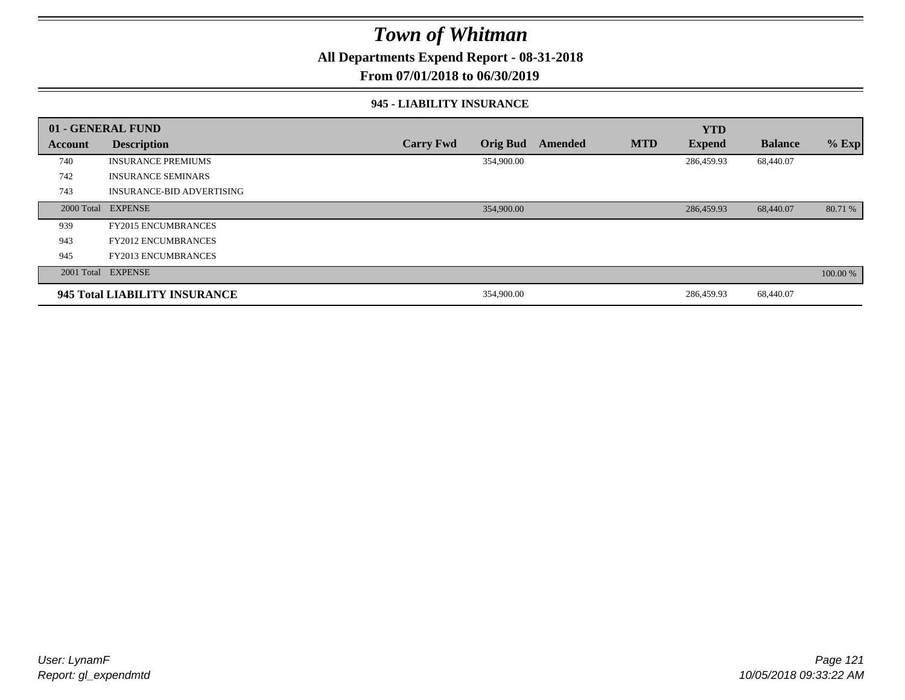# Town of Whitman

**All Departments Expend Report - 08-31-2018**

**From 07/01/2018 to 06/30/2019**

### 945 - LIABILITY INSURANCE

| 01 - GENERAL FUND | | | | | | YTD | | |
|---|---|---|---|---|---|---|---|---|
| **Account** | **Description** | **Carry Fwd** | **Orig Bud** | **Amended** | **MTD** | **Expend** | **Balance** | **% Exp** |
| 740 | INSURANCE PREMIUMS | | 354,900.00 | | | 286,459.93 | 68,440.07 | |
| 742 | INSURANCE SEMINARS | | | | | | | |
| 743 | INSURANCE-BID ADVERTISING | | | | | | | |
| 2000 Total | EXPENSE | | 354,900.00 | | | 286,459.93 | 68,440.07 | 80.71 % |
| 939 | FY2015 ENCUMBRANCES | | | | | | | |
| 943 | FY2012 ENCUMBRANCES | | | | | | | |
| 945 | FY2013 ENCUMBRANCES | | | | | | | |
| 2001 Total | EXPENSE | | | | | | | 100.00 % |
| **945 Total LIABILITY INSURANCE** | | | 354,900.00 | | | 286,459.93 | 68,440.07 | |

User: LynamF
Report: gl_expendmtd

10/05/2018 09:33:22 AM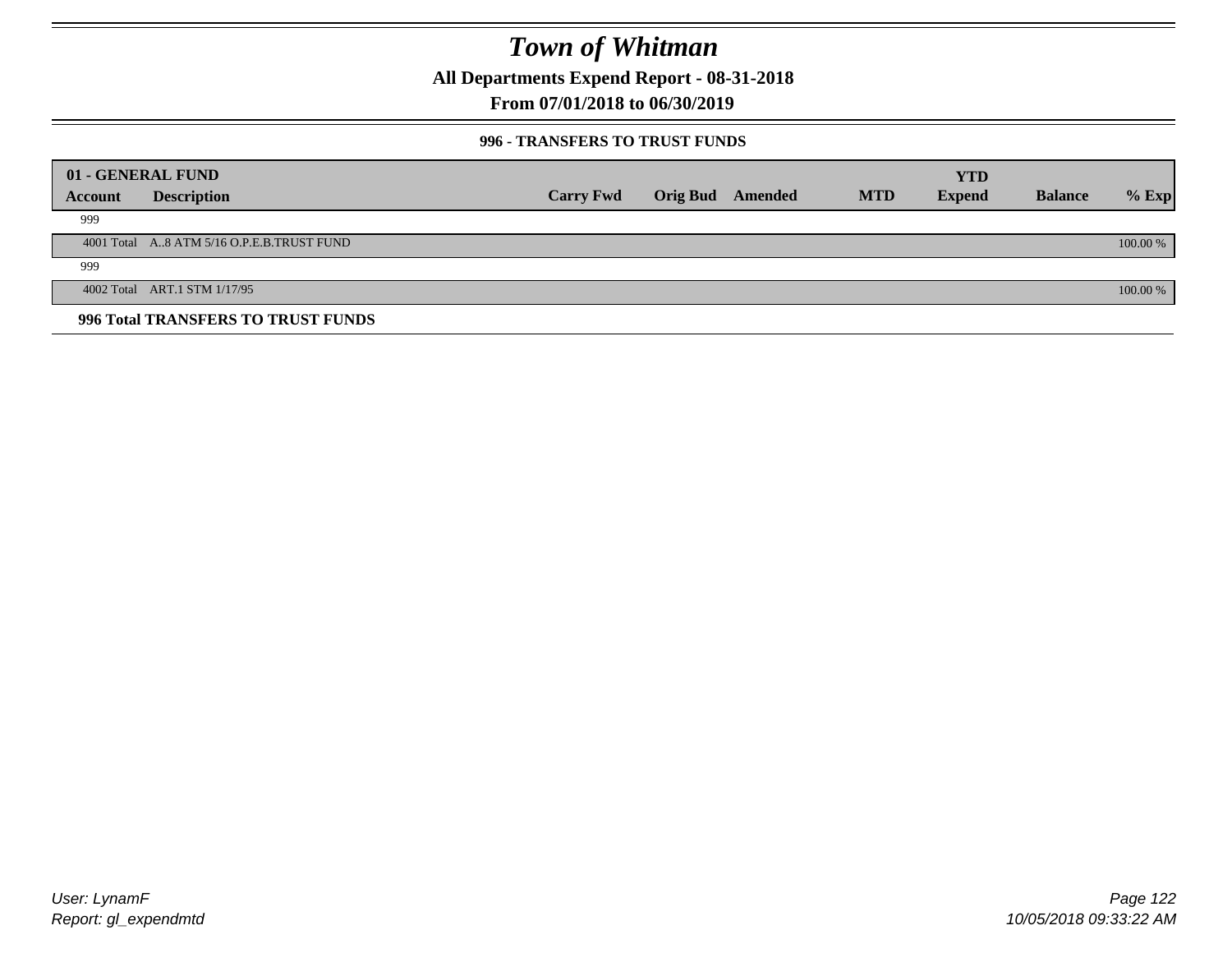# Town of Whitman

**All Departments Expend Report - 08-31-2018**

**From 07/01/2018 to 06/30/2019**

### 996 - TRANSFERS TO TRUST FUNDS

| 01 - GENERAL FUND | | | | | | YTD | | |
|---|---|---|---|---|---|---|---|---|
| **Account** | **Description** | **Carry Fwd** | **Orig Bud** | **Amended** | **MTD** | **Expend** | **Balance** | **% Exp** |
| 999 | | | | | | | | |
| 4001 Total | A..8 ATM 5/16 O.P.E.B.TRUST FUND | | | | | | | 100.00 % |
| 999 | | | | | | | | |
| 4002 Total | ART.1 STM 1/17/95 | | | | | | | 100.00 % |
| **996 Total TRANSFERS TO TRUST FUNDS** | | | | | | | | |

*User: LynamF*
*Report: gl_expendmtd*

*10/05/2018 09:33:22 AM*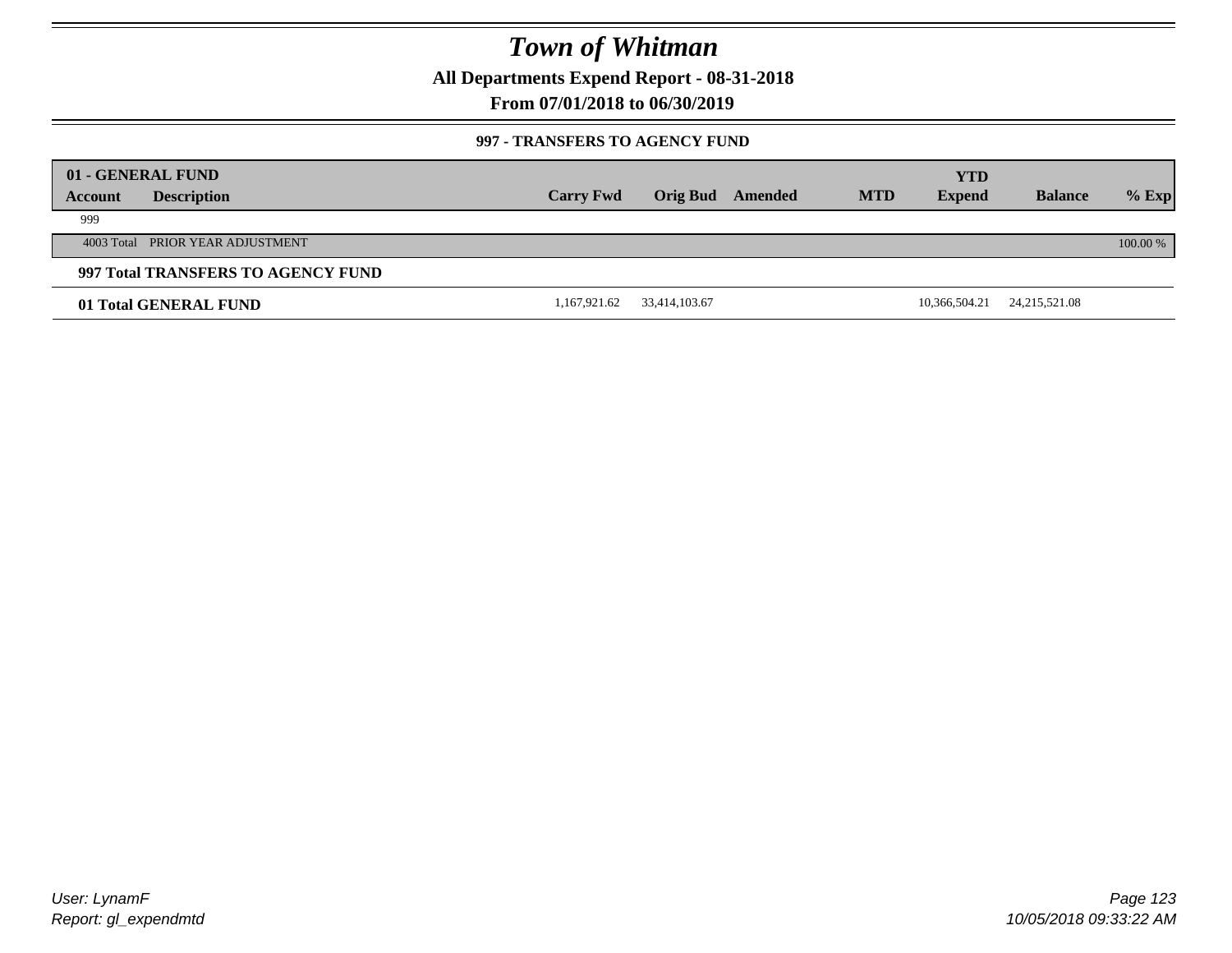# Town of Whitman

**All Departments Expend Report - 08-31-2018**

**From 07/01/2018 to 06/30/2019**

**997 - TRANSFERS TO AGENCY FUND**

| 01 - GENERAL FUND | | | | | | | | | |
|---|---|---|---|---|---|---|---|---|---|
| **Account** | **Description** | **Carry Fwd** | **Orig Bud** | **Amended** | **MTD** | **YTD Expend** | **Balance** | **% Exp** |
| 999 | | | | | | | | |
| 4003 Total | PRIOR YEAR ADJUSTMENT | | | | | | | 100.00 % |
| **997 Total TRANSFERS TO AGENCY FUND** | | | | | | | | |
| **01 Total GENERAL FUND** | | 1,167,921.62 | 33,414,103.67 | | | 10,366,504.21 | 24,215,521.08 | |

User: LynamF
Report: gl_expendmtd

10/05/2018 09:33:22 AM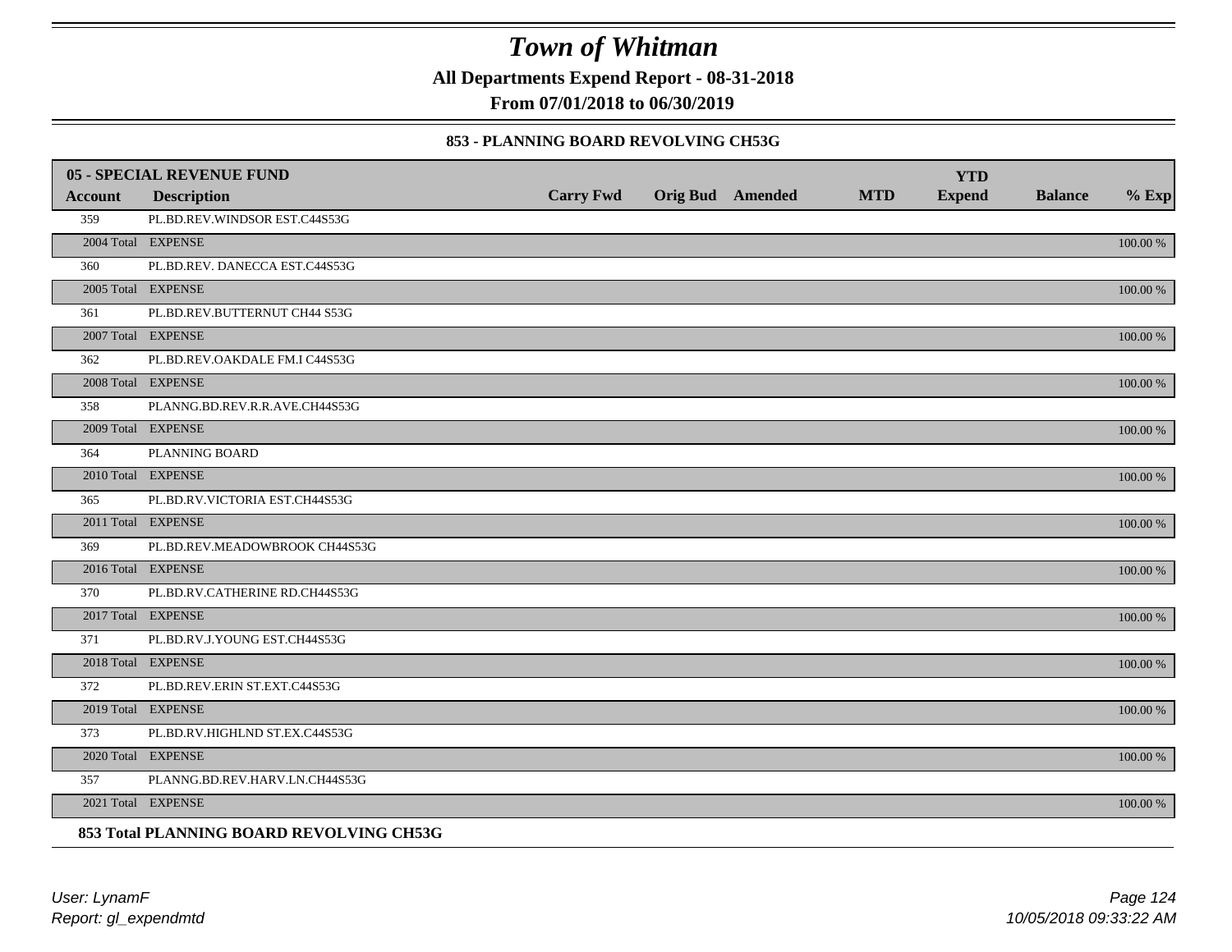# Town of Whitman

**All Departments Expend Report - 08-31-2018**

**From 07/01/2018 to 06/30/2019**

### 853 - PLANNING BOARD REVOLVING CH53G

| 05 - SPECIAL REVENUE FUND | | | | | | | | |
|---|---|---|---|---|---|---|---|---|
| **Account** | **Description** | **Carry Fwd** | **Orig Bud** | **Amended** | **MTD** | **YTD Expend** | **Balance** | **% Exp** |
| 359 | PL.BD.REV.WINDSOR EST.C44S53G | | | | | | | |
| 2004 Total | EXPENSE | | | | | | | 100.00 % |
| 360 | PL.BD.REV. DANECCA EST.C44S53G | | | | | | | |
| 2005 Total | EXPENSE | | | | | | | 100.00 % |
| 361 | PL.BD.REV.BUTTERNUT CH44 S53G | | | | | | | |
| 2007 Total | EXPENSE | | | | | | | 100.00 % |
| 362 | PL.BD.REV.OAKDALE FM.I C44S53G | | | | | | | |
| 2008 Total | EXPENSE | | | | | | | 100.00 % |
| 358 | PLANNG.BD.REV.R.R.AVE.CH44S53G | | | | | | | |
| 2009 Total | EXPENSE | | | | | | | 100.00 % |
| 364 | PLANNING BOARD | | | | | | | |
| 2010 Total | EXPENSE | | | | | | | 100.00 % |
| 365 | PL.BD.RV.VICTORIA EST.CH44S53G | | | | | | | |
| 2011 Total | EXPENSE | | | | | | | 100.00 % |
| 369 | PL.BD.REV.MEADOWBROOK CH44S53G | | | | | | | |
| 2016 Total | EXPENSE | | | | | | | 100.00 % |
| 370 | PL.BD.RV.CATHERINE RD.CH44S53G | | | | | | | |
| 2017 Total | EXPENSE | | | | | | | 100.00 % |
| 371 | PL.BD.RV.J.YOUNG EST.CH44S53G | | | | | | | |
| 2018 Total | EXPENSE | | | | | | | 100.00 % |
| 372 | PL.BD.REV.ERIN ST.EXT.C44S53G | | | | | | | |
| 2019 Total | EXPENSE | | | | | | | 100.00 % |
| 373 | PL.BD.RV.HIGHLND ST.EX.C44S53G | | | | | | | |
| 2020 Total | EXPENSE | | | | | | | 100.00 % |
| 357 | PLANNG.BD.REV.HARV.LN.CH44S53G | | | | | | | |
| 2021 Total | EXPENSE | | | | | | | 100.00 % |

**853 Total PLANNING BOARD REVOLVING CH53G**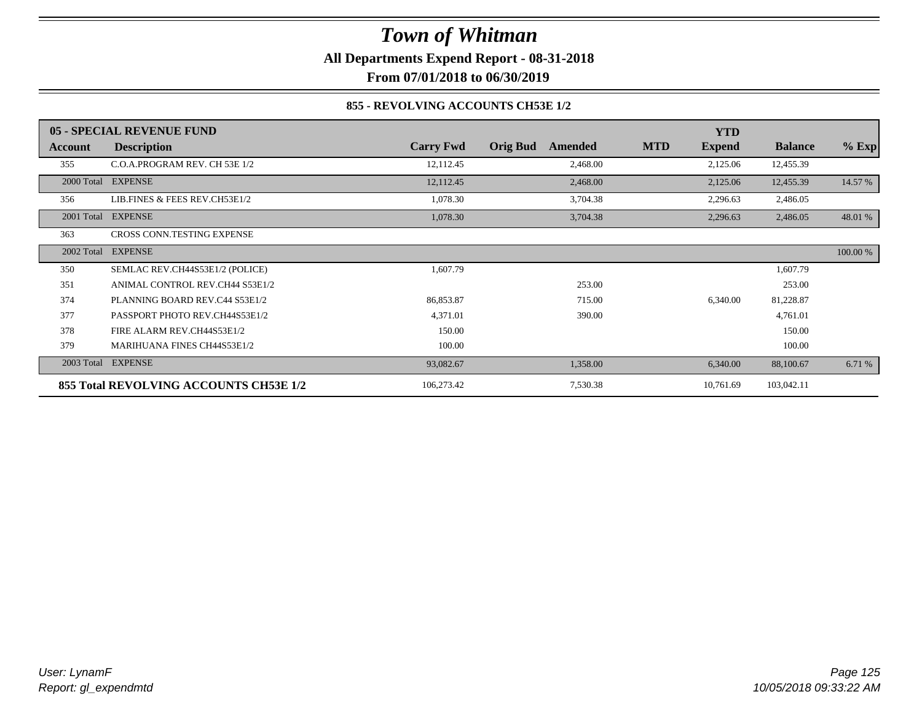# Town of Whitman

**All Departments Expend Report - 08-31-2018**

**From 07/01/2018 to 06/30/2019**

### 855 - REVOLVING ACCOUNTS CH53E 1/2

| 05 - SPECIAL REVENUE FUND | | | | | | YTD | | |
|---|---|---|---|---|---|---|---|---|
| **Account** | **Description** | **Carry Fwd** | **Orig Bud** | **Amended** | **MTD** | **Expend** | **Balance** | **% Exp** |
| 355 | C.O.A.PROGRAM REV. CH 53E 1/2 | 12,112.45 | | 2,468.00 | | 2,125.06 | 12,455.39 | |
| 2000 Total | EXPENSE | 12,112.45 | | 2,468.00 | | 2,125.06 | 12,455.39 | 14.57 % |
| 356 | LIB.FINES & FEES REV.CH53E1/2 | 1,078.30 | | 3,704.38 | | 2,296.63 | 2,486.05 | |
| 2001 Total | EXPENSE | 1,078.30 | | 3,704.38 | | 2,296.63 | 2,486.05 | 48.01 % |
| 363 | CROSS CONN.TESTING EXPENSE | | | | | | | |
| 2002 Total | EXPENSE | | | | | | | 100.00 % |
| 350 | SEMLAC REV.CH44S53E1/2 (POLICE) | 1,607.79 | | | | | 1,607.79 | |
| 351 | ANIMAL CONTROL REV.CH44 S53E1/2 | | | 253.00 | | | 253.00 | |
| 374 | PLANNING BOARD REV.C44 S53E1/2 | 86,853.87 | | 715.00 | | 6,340.00 | 81,228.87 | |
| 377 | PASSPORT PHOTO REV.CH44S53E1/2 | 4,371.01 | | 390.00 | | | 4,761.01 | |
| 378 | FIRE ALARM REV.CH44S53E1/2 | 150.00 | | | | | 150.00 | |
| 379 | MARIHUANA FINES CH44S53E1/2 | 100.00 | | | | | 100.00 | |
| 2003 Total | EXPENSE | 93,082.67 | | 1,358.00 | | 6,340.00 | 88,100.67 | 6.71 % |
| **855 Total REVOLVING ACCOUNTS CH53E 1/2** | | 106,273.42 | | 7,530.38 | | 10,761.69 | 103,042.11 | |

*User: LynamF*
*Report: gl_expendmtd*

*10/05/2018 09:33:22 AM*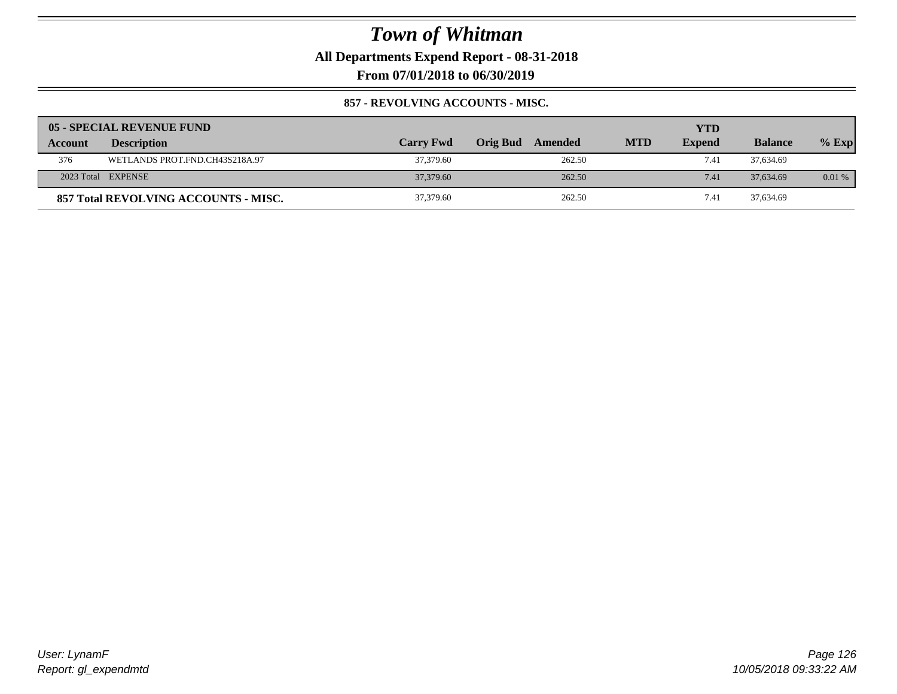# Town of Whitman

**All Departments Expend Report - 08-31-2018**

**From 07/01/2018 to 06/30/2019**

**857 - REVOLVING ACCOUNTS - MISC.**

| 05 - SPECIAL REVENUE FUND | | | | | | | | |
|---|---|---|---|---|---|---|---|---|
| **Account** | **Description** | **Carry Fwd** | **Orig Bud** | **Amended** | **MTD** | **YTD Expend** | **Balance** | **% Exp** |
| 376 | WETLANDS PROT.FND.CH43S218A.97 | 37,379.60 | | 262.50 | | 7.41 | 37,634.69 | |
| 2023 Total | EXPENSE | 37,379.60 | | 262.50 | | 7.41 | 37,634.69 | 0.01 % |
| **857 Total REVOLVING ACCOUNTS - MISC.** | | 37,379.60 | | 262.50 | | 7.41 | 37,634.69 | |

*User: LynamF*
*Report: gl_expendmtd*

*10/05/2018 09:33:22 AM*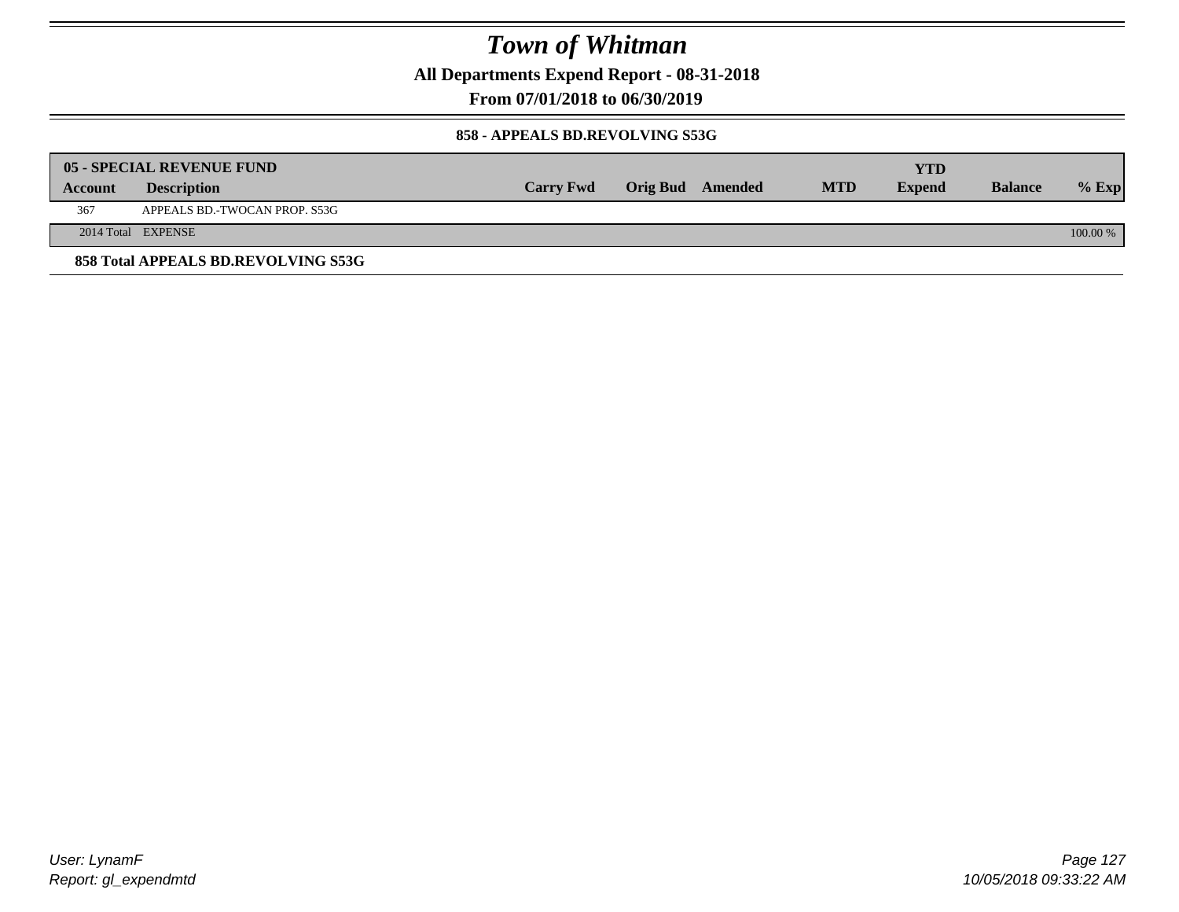# Town of Whitman

**All Departments Expend Report - 08-31-2018**

**From 07/01/2018 to 06/30/2019**

**858 - APPEALS BD.REVOLVING S53G**

| 05 - SPECIAL REVENUE FUND | | | | | | | | |
|---|---|---|---|---|---|---|---|---|
| **Account** | **Description** | **Carry Fwd** | **Orig Bud** | **Amended** | **MTD** | **YTD Expend** | **Balance** | **% Exp** |
| 367 | APPEALS BD.-TWOCAN PROP. S53G | | | | | | | |
| 2014 Total | EXPENSE | | | | | | | 100.00 % |

**858 Total APPEALS BD.REVOLVING S53G**

*User: LynamF*
*Report: gl_expendmtd*
*10/05/2018 09:33:22 AM*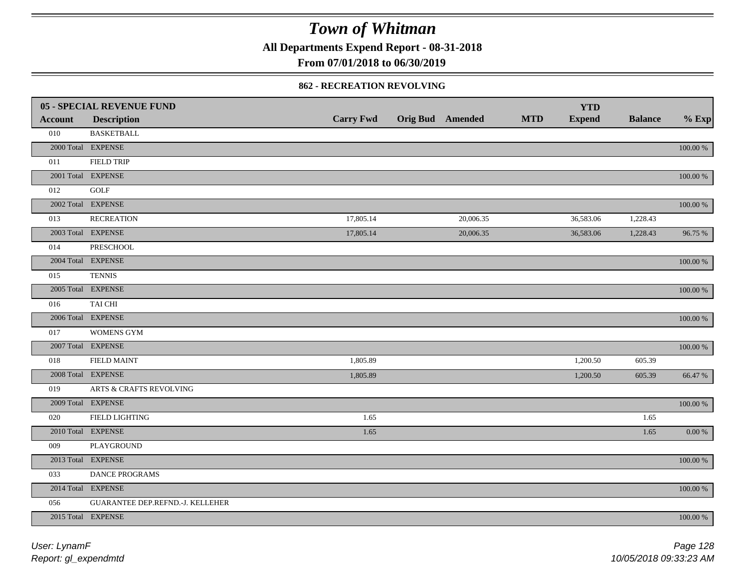# Town of Whitman

**All Departments Expend Report - 08-31-2018**

**From 07/01/2018 to 06/30/2019**

**862 - RECREATION REVOLVING**

| 05 - SPECIAL REVENUE FUND | | | | | | | | |
|---|---|---|---|---|---|---|---|---|
| **Account** | **Description** | **Carry Fwd** | **Orig Bud** | **Amended** | **MTD** | **YTD Expend** | **Balance** | **% Exp** |
| 010 | BASKETBALL | | | | | | | |
| 2000 Total | EXPENSE | | | | | | | 100.00 % |
| 011 | FIELD TRIP | | | | | | | |
| 2001 Total | EXPENSE | | | | | | | 100.00 % |
| 012 | GOLF | | | | | | | |
| 2002 Total | EXPENSE | | | | | | | 100.00 % |
| 013 | RECREATION | 17,805.14 | | 20,006.35 | | 36,583.06 | 1,228.43 | |
| 2003 Total | EXPENSE | 17,805.14 | | 20,006.35 | | 36,583.06 | 1,228.43 | 96.75 % |
| 014 | PRESCHOOL | | | | | | | |
| 2004 Total | EXPENSE | | | | | | | 100.00 % |
| 015 | TENNIS | | | | | | | |
| 2005 Total | EXPENSE | | | | | | | 100.00 % |
| 016 | TAI CHI | | | | | | | |
| 2006 Total | EXPENSE | | | | | | | 100.00 % |
| 017 | WOMENS GYM | | | | | | | |
| 2007 Total | EXPENSE | | | | | | | 100.00 % |
| 018 | FIELD MAINT | 1,805.89 | | | | 1,200.50 | 605.39 | |
| 2008 Total | EXPENSE | 1,805.89 | | | | 1,200.50 | 605.39 | 66.47 % |
| 019 | ARTS & CRAFTS REVOLVING | | | | | | | |
| 2009 Total | EXPENSE | | | | | | | 100.00 % |
| 020 | FIELD LIGHTING | 1.65 | | | | | 1.65 | |
| 2010 Total | EXPENSE | 1.65 | | | | | 1.65 | 0.00 % |
| 009 | PLAYGROUND | | | | | | | |
| 2013 Total | EXPENSE | | | | | | | 100.00 % |
| 033 | DANCE PROGRAMS | | | | | | | |
| 2014 Total | EXPENSE | | | | | | | 100.00 % |
| 056 | GUARANTEE DEP.REFND.-J. KELLEHER | | | | | | | |
| 2015 Total | EXPENSE | | | | | | | 100.00 % |

*User: LynamF*
*Report: gl_expendmtd*
*10/05/2018 09:33:23 AM*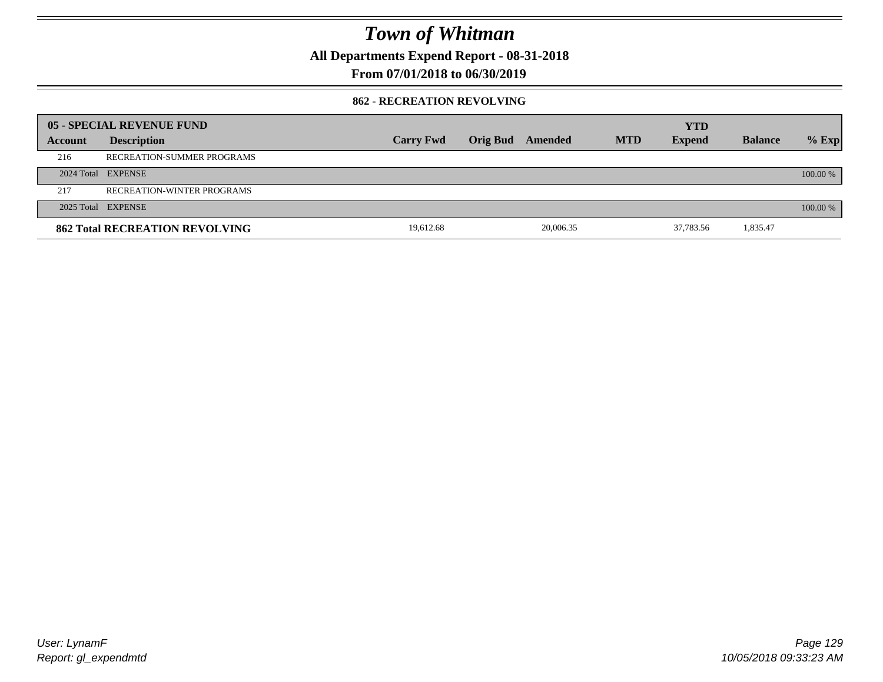# Town of Whitman

**All Departments Expend Report - 08-31-2018**

**From 07/01/2018 to 06/30/2019**

### 862 - RECREATION REVOLVING

| 05 - SPECIAL REVENUE FUND | | | | | | YTD | | |
|---|---|---|---|---|---|---|---|---|
| **Account** | **Description** | **Carry Fwd** | **Orig Bud** | **Amended** | **MTD** | **Expend** | **Balance** | **% Exp** |
| 216 | RECREATION-SUMMER PROGRAMS | | | | | | | |
| 2024 Total | EXPENSE | | | | | | | 100.00 % |
| 217 | RECREATION-WINTER PROGRAMS | | | | | | | |
| 2025 Total | EXPENSE | | | | | | | 100.00 % |
| **862 Total RECREATION REVOLVING** | | 19,612.68 | | 20,006.35 | | 37,783.56 | 1,835.47 | |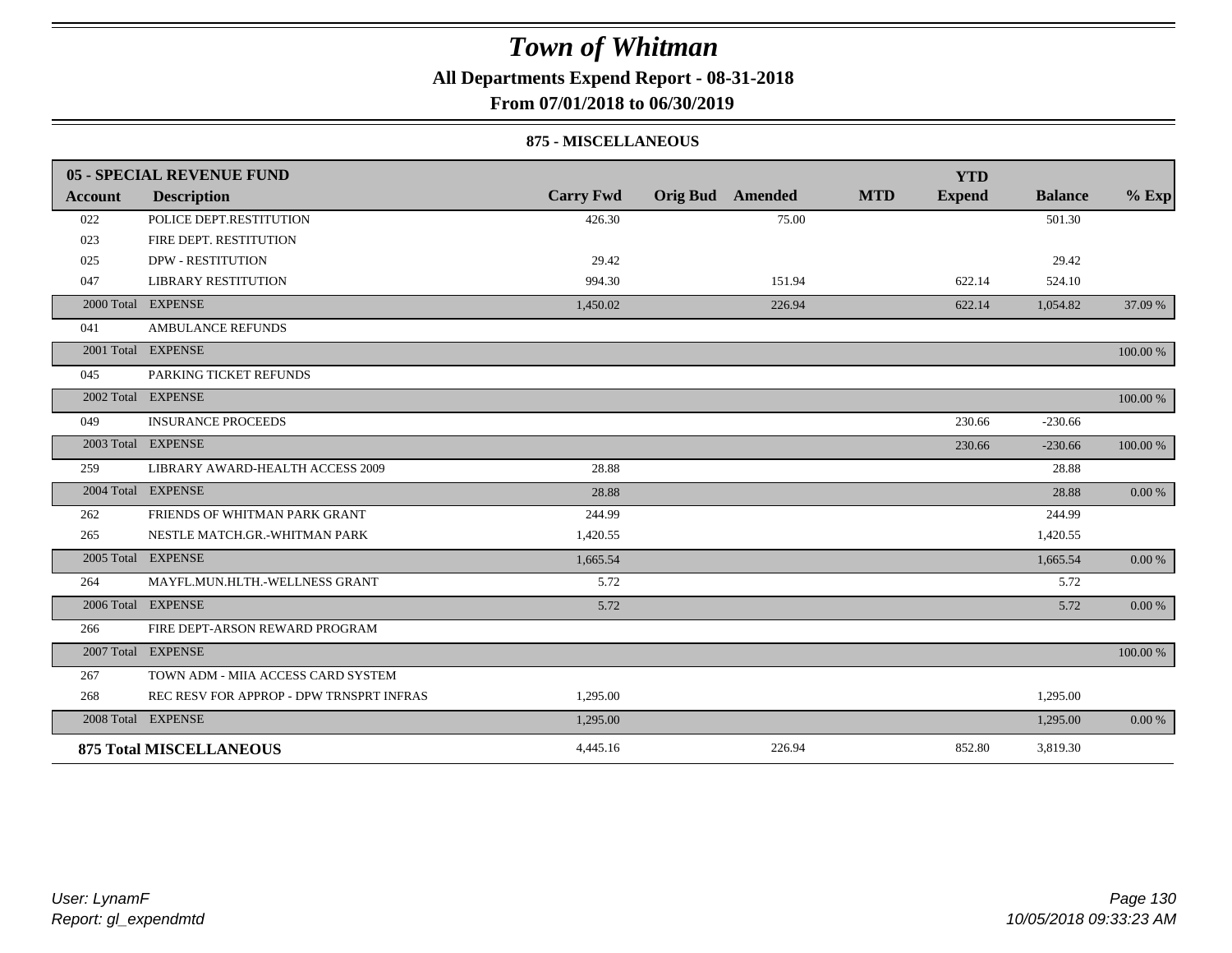# Town of Whitman

**All Departments Expend Report - 08-31-2018**

**From 07/01/2018 to 06/30/2019**

**875 - MISCELLANEOUS**

| 05 - SPECIAL REVENUE FUND | | | | | | YTD | | |
|---|---|---|---|---|---|---|---|---|
| **Account** | **Description** | **Carry Fwd** | **Orig Bud** | **Amended** | **MTD** | **Expend** | **Balance** | **% Exp** |
| 022 | POLICE DEPT.RESTITUTION | 426.30 | | 75.00 | | | 501.30 | |
| 023 | FIRE DEPT. RESTITUTION | | | | | | | |
| 025 | DPW - RESTITUTION | 29.42 | | | | | 29.42 | |
| 047 | LIBRARY RESTITUTION | 994.30 | | 151.94 | | 622.14 | 524.10 | |
| 2000 Total | EXPENSE | 1,450.02 | | 226.94 | | 622.14 | 1,054.82 | 37.09 % |
| 041 | AMBULANCE REFUNDS | | | | | | | |
| 2001 Total | EXPENSE | | | | | | | 100.00 % |
| 045 | PARKING TICKET REFUNDS | | | | | | | |
| 2002 Total | EXPENSE | | | | | | | 100.00 % |
| 049 | INSURANCE PROCEEDS | | | | | 230.66 | -230.66 | |
| 2003 Total | EXPENSE | | | | | 230.66 | -230.66 | 100.00 % |
| 259 | LIBRARY AWARD-HEALTH ACCESS 2009 | 28.88 | | | | | 28.88 | |
| 2004 Total | EXPENSE | 28.88 | | | | | 28.88 | 0.00 % |
| 262 | FRIENDS OF WHITMAN PARK GRANT | 244.99 | | | | | 244.99 | |
| 265 | NESTLE MATCH.GR.-WHITMAN PARK | 1,420.55 | | | | | 1,420.55 | |
| 2005 Total | EXPENSE | 1,665.54 | | | | | 1,665.54 | 0.00 % |
| 264 | MAYFL.MUN.HLTH.-WELLNESS GRANT | 5.72 | | | | | 5.72 | |
| 2006 Total | EXPENSE | 5.72 | | | | | 5.72 | 0.00 % |
| 266 | FIRE DEPT-ARSON REWARD PROGRAM | | | | | | | |
| 2007 Total | EXPENSE | | | | | | | 100.00 % |
| 267 | TOWN ADM - MIIA ACCESS CARD SYSTEM | | | | | | | |
| 268 | REC RESV FOR APPROP - DPW TRNSPRT INFRAS | 1,295.00 | | | | | 1,295.00 | |
| 2008 Total | EXPENSE | 1,295.00 | | | | | 1,295.00 | 0.00 % |
| **875 Total MISCELLANEOUS** | | 4,445.16 | | 226.94 | | 852.80 | 3,819.30 | |

*User: LynamF*
*Report: gl_expendmtd*

*10/05/2018 09:33:23 AM*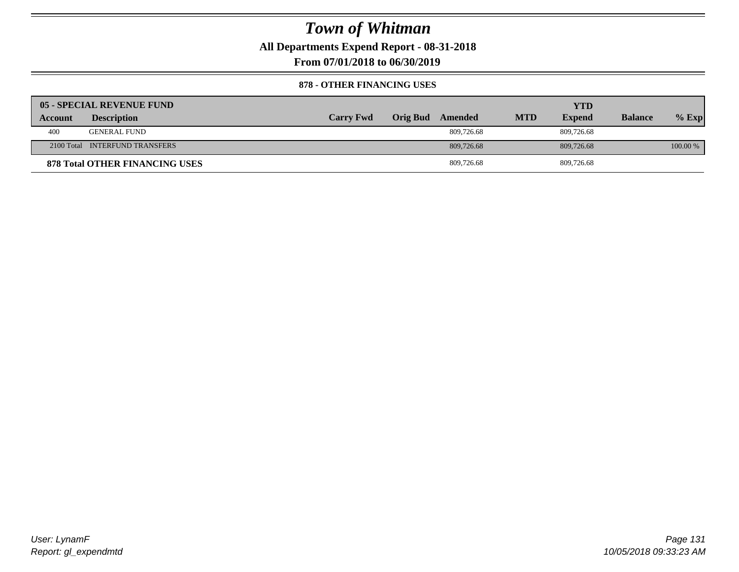# *Town of Whitman*

**All Departments Expend Report - 08-31-2018**

**From 07/01/2018 to 06/30/2019**

**878 - OTHER FINANCING USES**

| **05 - SPECIAL REVENUE FUND** | | | | | | | | |
|---|---|---|---|---|---|---|---|---|
| **Account** | **Description** | **Carry Fwd** | **Orig Bud** | **Amended** | **MTD** | **YTD Expend** | **Balance** | **% Exp** |
| 400 | GENERAL FUND | | | 809,726.68 | | 809,726.68 | | |
| 2100 Total | INTERFUND TRANSFERS | | | 809,726.68 | | 809,726.68 | | 100.00 % |
| **878 Total OTHER FINANCING USES** | | | | 809,726.68 | | 809,726.68 | | |

*User: LynamF*

*Report: gl_expendmtd*

*10/05/2018 09:33:23 AM*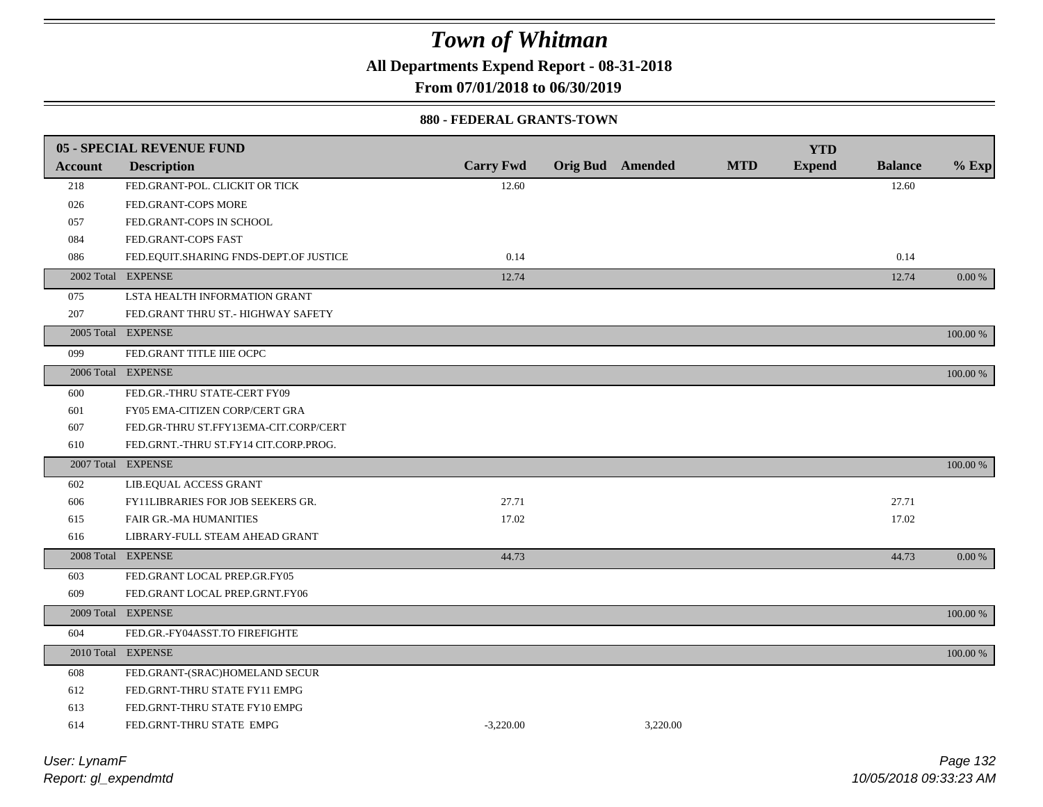# Town of Whitman

**All Departments Expend Report - 08-31-2018**

**From 07/01/2018 to 06/30/2019**

**880 - FEDERAL GRANTS-TOWN**

| 05 - SPECIAL REVENUE FUND | | | | | | YTD | | |
|---|---|---|---|---|---|---|---|---|
| **Account** | **Description** | **Carry Fwd** | **Orig Bud** | **Amended** | **MTD** | **Expend** | **Balance** | **% Exp** |
| 218 | FED.GRANT-POL. CLICKIT OR TICK | 12.60 | | | | | 12.60 | |
| 026 | FED.GRANT-COPS MORE | | | | | | | |
| 057 | FED.GRANT-COPS IN SCHOOL | | | | | | | |
| 084 | FED.GRANT-COPS FAST | | | | | | | |
| 086 | FED.EQUIT.SHARING FNDS-DEPT.OF JUSTICE | 0.14 | | | | | 0.14 | |
| 2002 Total | EXPENSE | 12.74 | | | | | 12.74 | 0.00 % |
| 075 | LSTA HEALTH INFORMATION GRANT | | | | | | | |
| 207 | FED.GRANT THRU ST.- HIGHWAY SAFETY | | | | | | | |
| 2005 Total | EXPENSE | | | | | | | 100.00 % |
| 099 | FED.GRANT TITLE IIIE OCPC | | | | | | | |
| 2006 Total | EXPENSE | | | | | | | 100.00 % |
| 600 | FED.GR.-THRU STATE-CERT FY09 | | | | | | | |
| 601 | FY05 EMA-CITIZEN CORP/CERT GRA | | | | | | | |
| 607 | FED.GR-THRU ST.FFY13EMA-CIT.CORP/CERT | | | | | | | |
| 610 | FED.GRNT.-THRU ST.FY14 CIT.CORP.PROG. | | | | | | | |
| 2007 Total | EXPENSE | | | | | | | 100.00 % |
| 602 | LIB.EQUAL ACCESS GRANT | | | | | | | |
| 606 | FY11LIBRARIES FOR JOB SEEKERS GR. | 27.71 | | | | | 27.71 | |
| 615 | FAIR GR.-MA HUMANITIES | 17.02 | | | | | 17.02 | |
| 616 | LIBRARY-FULL STEAM AHEAD GRANT | | | | | | | |
| 2008 Total | EXPENSE | 44.73 | | | | | 44.73 | 0.00 % |
| 603 | FED.GRANT LOCAL PREP.GR.FY05 | | | | | | | |
| 609 | FED.GRANT LOCAL PREP.GRNT.FY06 | | | | | | | |
| 2009 Total | EXPENSE | | | | | | | 100.00 % |
| 604 | FED.GR.-FY04ASST.TO FIREFIGHTE | | | | | | | |
| 2010 Total | EXPENSE | | | | | | | 100.00 % |
| 608 | FED.GRANT-(SRAC)HOMELAND SECUR | | | | | | | |
| 612 | FED.GRNT-THRU STATE FY11 EMPG | | | | | | | |
| 613 | FED.GRNT-THRU STATE FY10 EMPG | | | | | | | |
| 614 | FED.GRNT-THRU STATE EMPG | -3,220.00 | | 3,220.00 | | | | |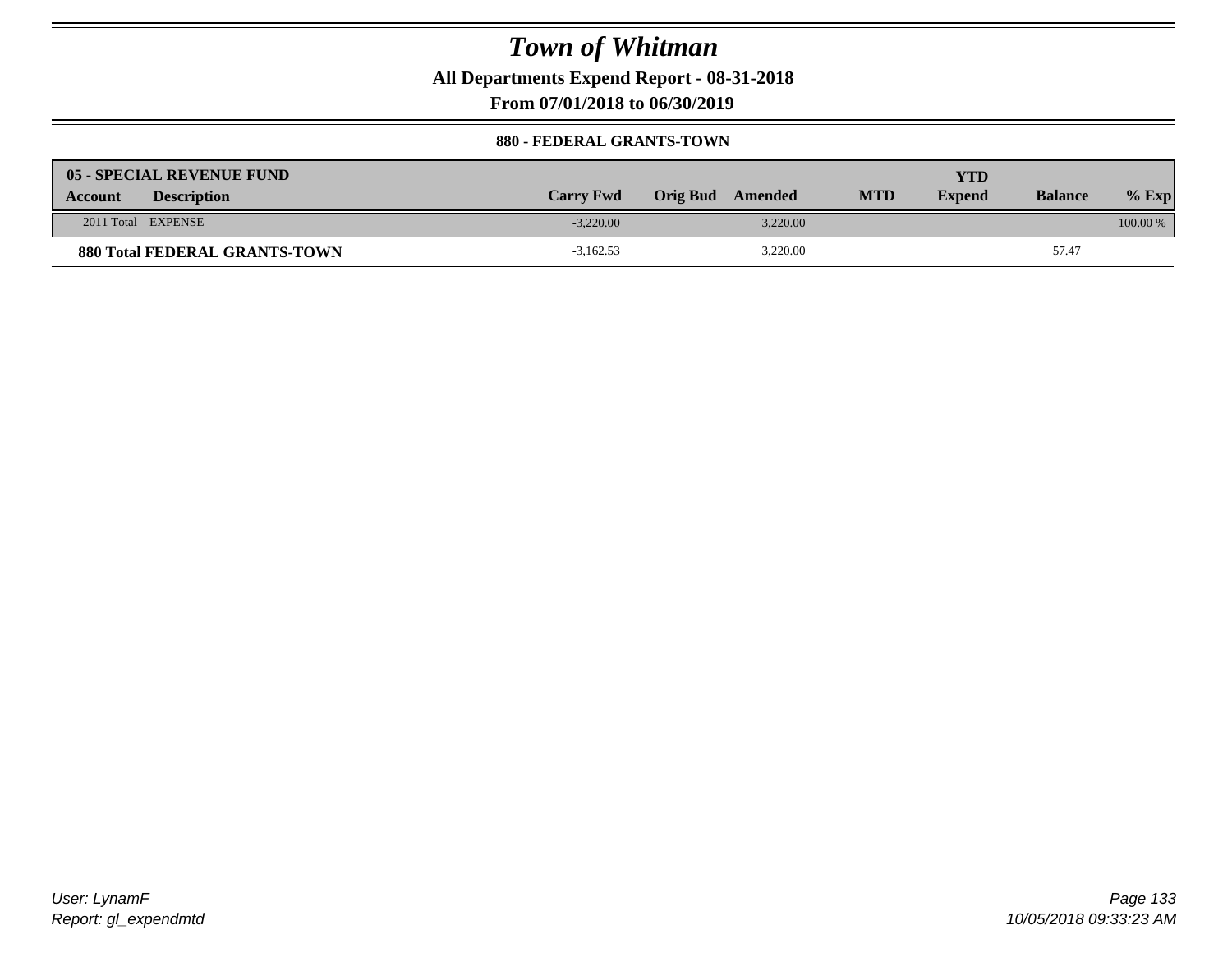# Town of Whitman

**All Departments Expend Report - 08-31-2018**

**From 07/01/2018 to 06/30/2019**

**880 - FEDERAL GRANTS-TOWN**

| 05 - SPECIAL REVENUE FUND | | | | | | YTD | | |
|---|---|---|---|---|---|---|---|---|
| **Account** | **Description** | **Carry Fwd** | **Orig Bud** | **Amended** | **MTD** | **Expend** | **Balance** | **% Exp** |
| 2011 Total | EXPENSE | -3,220.00 | | 3,220.00 | | | | 100.00 % |
| **880 Total FEDERAL GRANTS-TOWN** | | -3,162.53 | | 3,220.00 | | | 57.47 | |

User: LynamF
Report: gl_expendmtd

10/05/2018 09:33:23 AM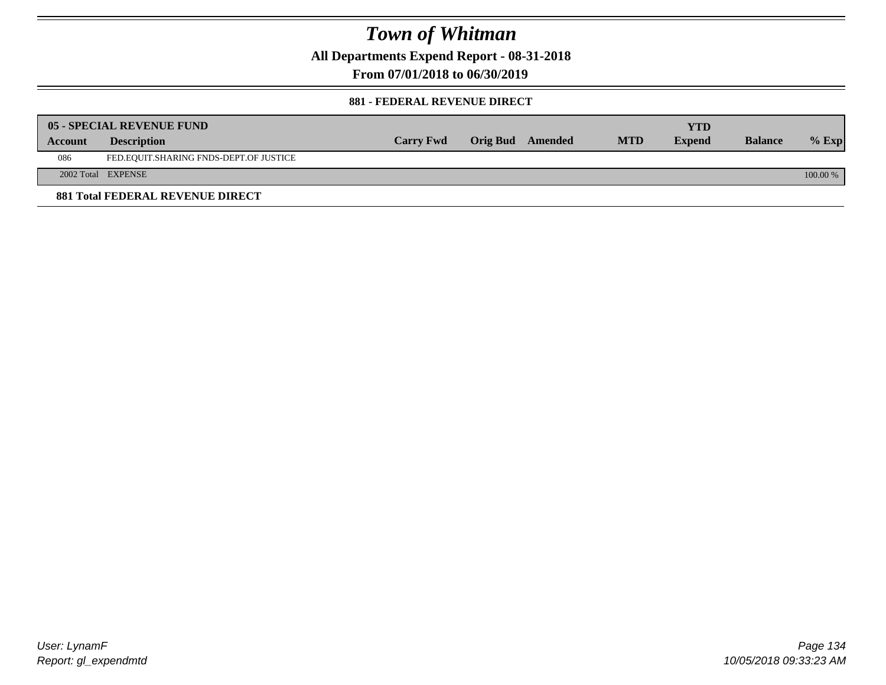# Town of Whitman

**All Departments Expend Report - 08-31-2018**

**From 07/01/2018 to 06/30/2019**

**881 - FEDERAL REVENUE DIRECT**

| 05 - SPECIAL REVENUE FUND | | | | | | | | |
|---|---|---|---|---|---|---|---|---|
| **Account** | **Description** | **Carry Fwd** | **Orig Bud** | **Amended** | **MTD** | **YTD Expend** | **Balance** | **% Exp** |
| 086 | FED.EQUIT.SHARING FNDS-DEPT.OF JUSTICE | | | | | | | |
| 2002 Total | EXPENSE | | | | | | | 100.00 % |

**881 Total FEDERAL REVENUE DIRECT**

*User: LynamF*
*Report: gl_expendmtd*

*10/05/2018 09:33:23 AM*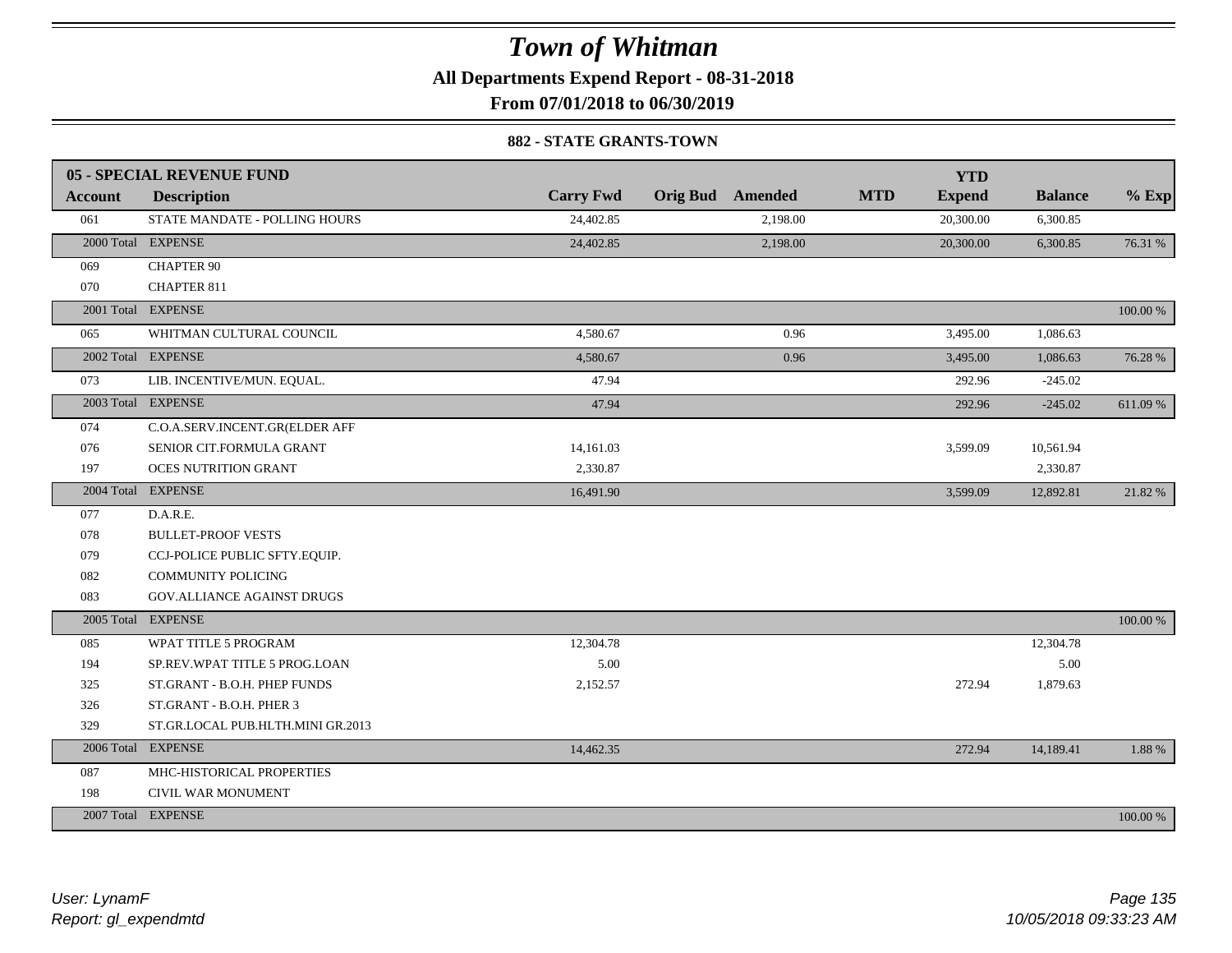# Town of Whitman

**All Departments Expend Report - 08-31-2018**

**From 07/01/2018 to 06/30/2019**

**882 - STATE GRANTS-TOWN**

| 05 - SPECIAL REVENUE FUND | | | | | | | | |
|---|---|---|---|---|---|---|---|---|
| **Account** | **Description** | **Carry Fwd** | **Orig Bud** | **Amended** | **MTD** | **YTD Expend** | **Balance** | **% Exp** |
| 061 | STATE MANDATE - POLLING HOURS | 24,402.85 | | 2,198.00 | | 20,300.00 | 6,300.85 | |
| 2000 Total | EXPENSE | 24,402.85 | | 2,198.00 | | 20,300.00 | 6,300.85 | 76.31 % |
| 069 | CHAPTER 90 | | | | | | | |
| 070 | CHAPTER 811 | | | | | | | |
| 2001 Total | EXPENSE | | | | | | | 100.00 % |
| 065 | WHITMAN CULTURAL COUNCIL | 4,580.67 | | 0.96 | | 3,495.00 | 1,086.63 | |
| 2002 Total | EXPENSE | 4,580.67 | | 0.96 | | 3,495.00 | 1,086.63 | 76.28 % |
| 073 | LIB. INCENTIVE/MUN. EQUAL. | 47.94 | | | | 292.96 | -245.02 | |
| 2003 Total | EXPENSE | 47.94 | | | | 292.96 | -245.02 | 611.09 % |
| 074 | C.O.A.SERV.INCENT.GR(ELDER AFF | | | | | | | |
| 076 | SENIOR CIT.FORMULA GRANT | 14,161.03 | | | | 3,599.09 | 10,561.94 | |
| 197 | OCES NUTRITION GRANT | 2,330.87 | | | | | 2,330.87 | |
| 2004 Total | EXPENSE | 16,491.90 | | | | 3,599.09 | 12,892.81 | 21.82 % |
| 077 | D.A.R.E. | | | | | | | |
| 078 | BULLET-PROOF VESTS | | | | | | | |
| 079 | CCJ-POLICE PUBLIC SFTY.EQUIP. | | | | | | | |
| 082 | COMMUNITY POLICING | | | | | | | |
| 083 | GOV.ALLIANCE AGAINST DRUGS | | | | | | | |
| 2005 Total | EXPENSE | | | | | | | 100.00 % |
| 085 | WPAT TITLE 5 PROGRAM | 12,304.78 | | | | | 12,304.78 | |
| 194 | SP.REV.WPAT TITLE 5 PROG.LOAN | 5.00 | | | | | 5.00 | |
| 325 | ST.GRANT - B.O.H. PHEP FUNDS | 2,152.57 | | | | 272.94 | 1,879.63 | |
| 326 | ST.GRANT - B.O.H. PHER 3 | | | | | | | |
| 329 | ST.GR.LOCAL PUB.HLTH.MINI GR.2013 | | | | | | | |
| 2006 Total | EXPENSE | 14,462.35 | | | | 272.94 | 14,189.41 | 1.88 % |
| 087 | MHC-HISTORICAL PROPERTIES | | | | | | | |
| 198 | CIVIL WAR MONUMENT | | | | | | | |
| 2007 Total | EXPENSE | | | | | | | 100.00 % |

*User: LynamF*
*Report: gl_expendmtd*

*10/05/2018 09:33:23 AM*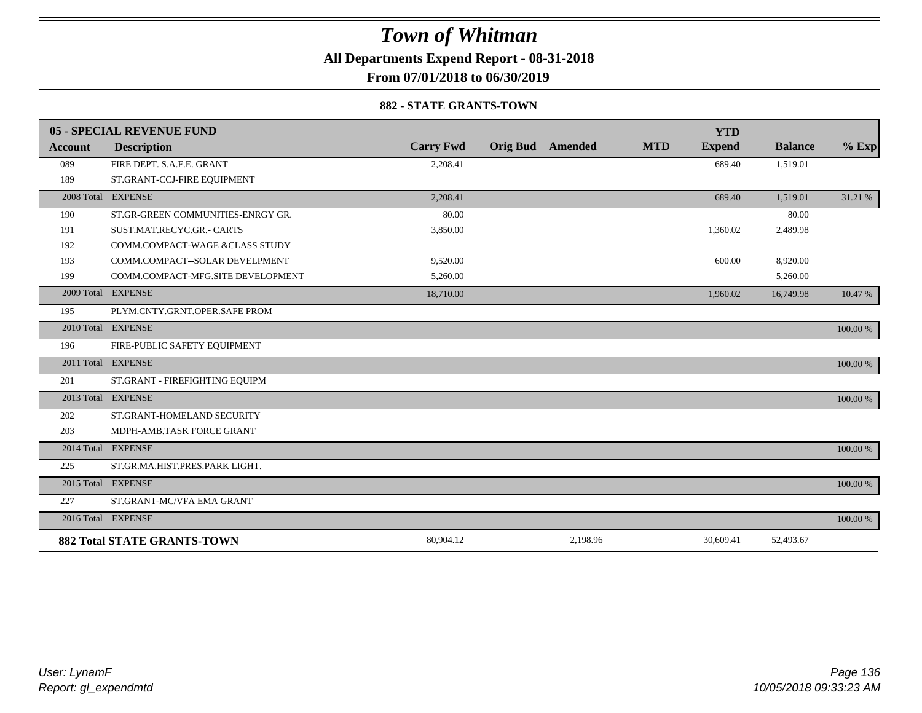# Town of Whitman

**All Departments Expend Report - 08-31-2018**

**From 07/01/2018 to 06/30/2019**

**882 - STATE GRANTS-TOWN**

| 05 - SPECIAL REVENUE FUND | | | | | | YTD | | |
|---|---|---|---|---|---|---|---|---|
| **Account** | **Description** | **Carry Fwd** | **Orig Bud** | **Amended** | **MTD** | **Expend** | **Balance** | **% Exp** |
| 089 | FIRE DEPT. S.A.F.E. GRANT | 2,208.41 | | | | 689.40 | 1,519.01 | |
| 189 | ST.GRANT-CCJ-FIRE EQUIPMENT | | | | | | | |
| 2008 Total | EXPENSE | 2,208.41 | | | | 689.40 | 1,519.01 | 31.21 % |
| 190 | ST.GR-GREEN COMMUNITIES-ENRGY GR. | 80.00 | | | | | 80.00 | |
| 191 | SUST.MAT.RECYC.GR.- CARTS | 3,850.00 | | | | 1,360.02 | 2,489.98 | |
| 192 | COMM.COMPACT-WAGE &CLASS STUDY | | | | | | | |
| 193 | COMM.COMPACT--SOLAR DEVELPMENT | 9,520.00 | | | | 600.00 | 8,920.00 | |
| 199 | COMM.COMPACT-MFG.SITE DEVELOPMENT | 5,260.00 | | | | | 5,260.00 | |
| 2009 Total | EXPENSE | 18,710.00 | | | | 1,960.02 | 16,749.98 | 10.47 % |
| 195 | PLYM.CNTY.GRNT.OPER.SAFE PROM | | | | | | | |
| 2010 Total | EXPENSE | | | | | | | 100.00 % |
| 196 | FIRE-PUBLIC SAFETY EQUIPMENT | | | | | | | |
| 2011 Total | EXPENSE | | | | | | | 100.00 % |
| 201 | ST.GRANT - FIREFIGHTING EQUIPM | | | | | | | |
| 2013 Total | EXPENSE | | | | | | | 100.00 % |
| 202 | ST.GRANT-HOMELAND SECURITY | | | | | | | |
| 203 | MDPH-AMB.TASK FORCE GRANT | | | | | | | |
| 2014 Total | EXPENSE | | | | | | | 100.00 % |
| 225 | ST.GR.MA.HIST.PRES.PARK LIGHT. | | | | | | | |
| 2015 Total | EXPENSE | | | | | | | 100.00 % |
| 227 | ST.GRANT-MC/VFA EMA GRANT | | | | | | | |
| 2016 Total | EXPENSE | | | | | | | 100.00 % |
| **882 Total STATE GRANTS-TOWN** | | 80,904.12 | | 2,198.96 | | 30,609.41 | 52,493.67 | |

*User: LynamF*
*Report: gl_expendmtd*

*10/05/2018 09:33:23 AM*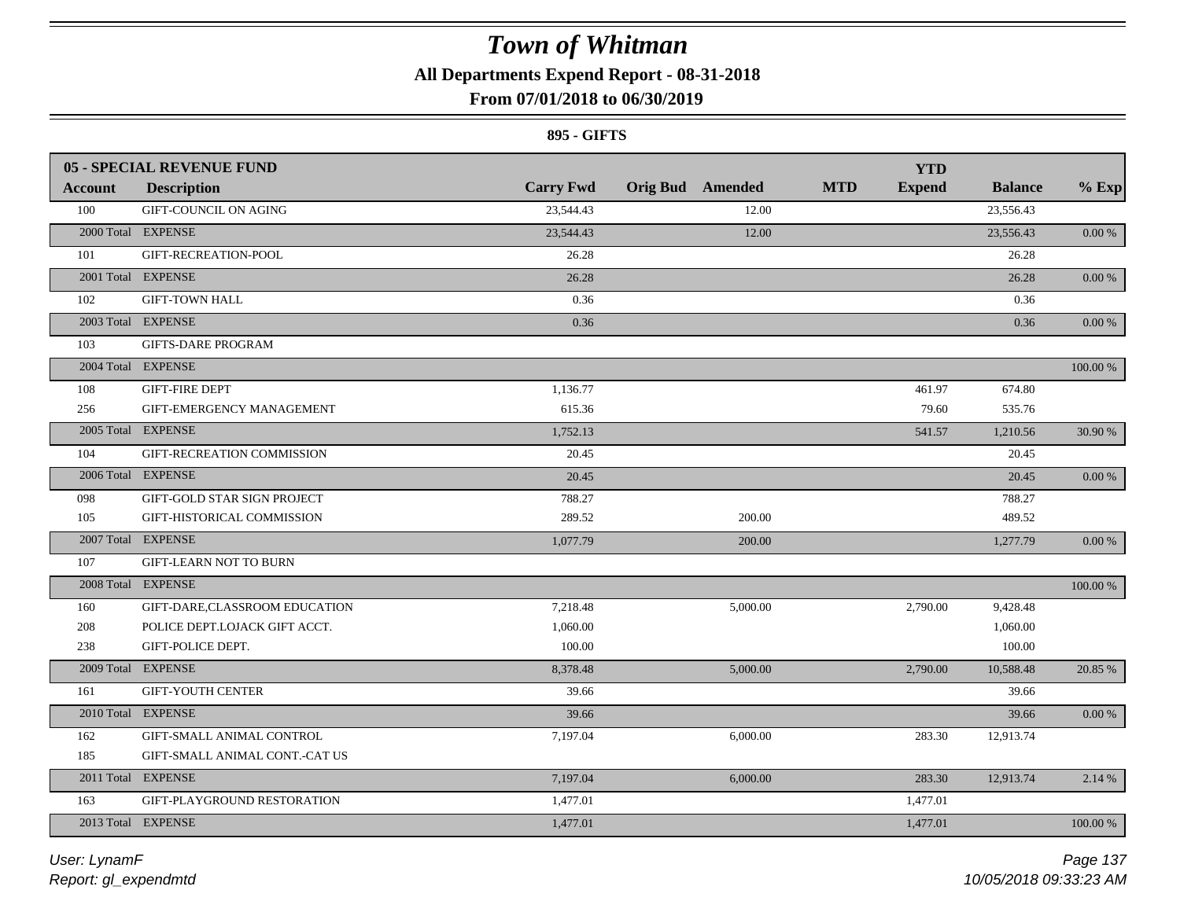# *Town of Whitman*

**All Departments Expend Report - 08-31-2018**

**From 07/01/2018 to 06/30/2019**

**895 - GIFTS**

| 05 - SPECIAL REVENUE FUND | | | | | | YTD | | |
|---|---|---|---|---|---|---|---|---|
| **Account** | **Description** | **Carry Fwd** | **Orig Bud** | **Amended** | **MTD** | **Expend** | **Balance** | **% Exp** |
| 100 | GIFT-COUNCIL ON AGING | 23,544.43 | | 12.00 | | | 23,556.43 | |
| 2000 Total | EXPENSE | 23,544.43 | | 12.00 | | | 23,556.43 | 0.00 % |
| 101 | GIFT-RECREATION-POOL | 26.28 | | | | | 26.28 | |
| 2001 Total | EXPENSE | 26.28 | | | | | 26.28 | 0.00 % |
| 102 | GIFT-TOWN HALL | 0.36 | | | | | 0.36 | |
| 2003 Total | EXPENSE | 0.36 | | | | | 0.36 | 0.00 % |
| 103 | GIFTS-DARE PROGRAM | | | | | | | |
| 2004 Total | EXPENSE | | | | | | | 100.00 % |
| 108 | GIFT-FIRE DEPT | 1,136.77 | | | | 461.97 | 674.80 | |
| 256 | GIFT-EMERGENCY MANAGEMENT | 615.36 | | | | 79.60 | 535.76 | |
| 2005 Total | EXPENSE | 1,752.13 | | | | 541.57 | 1,210.56 | 30.90 % |
| 104 | GIFT-RECREATION COMMISSION | 20.45 | | | | | 20.45 | |
| 2006 Total | EXPENSE | 20.45 | | | | | 20.45 | 0.00 % |
| 098 | GIFT-GOLD STAR SIGN PROJECT | 788.27 | | | | | 788.27 | |
| 105 | GIFT-HISTORICAL COMMISSION | 289.52 | | 200.00 | | | 489.52 | |
| 2007 Total | EXPENSE | 1,077.79 | | 200.00 | | | 1,277.79 | 0.00 % |
| 107 | GIFT-LEARN NOT TO BURN | | | | | | | |
| 2008 Total | EXPENSE | | | | | | | 100.00 % |
| 160 | GIFT-DARE,CLASSROOM EDUCATION | 7,218.48 | | 5,000.00 | | 2,790.00 | 9,428.48 | |
| 208 | POLICE DEPT.LOJACK GIFT ACCT. | 1,060.00 | | | | | 1,060.00 | |
| 238 | GIFT-POLICE DEPT. | 100.00 | | | | | 100.00 | |
| 2009 Total | EXPENSE | 8,378.48 | | 5,000.00 | | 2,790.00 | 10,588.48 | 20.85 % |
| 161 | GIFT-YOUTH CENTER | 39.66 | | | | | 39.66 | |
| 2010 Total | EXPENSE | 39.66 | | | | | 39.66 | 0.00 % |
| 162 | GIFT-SMALL ANIMAL CONTROL | 7,197.04 | | 6,000.00 | | 283.30 | 12,913.74 | |
| 185 | GIFT-SMALL ANIMAL CONT.-CAT US | | | | | | | |
| 2011 Total | EXPENSE | 7,197.04 | | 6,000.00 | | 283.30 | 12,913.74 | 2.14 % |
| 163 | GIFT-PLAYGROUND RESTORATION | 1,477.01 | | | | 1,477.01 | | |
| 2013 Total | EXPENSE | 1,477.01 | | | | 1,477.01 | | 100.00 % |

*User: LynamF*

*Report: gl_expendmtd*

*10/05/2018 09:33:23 AM*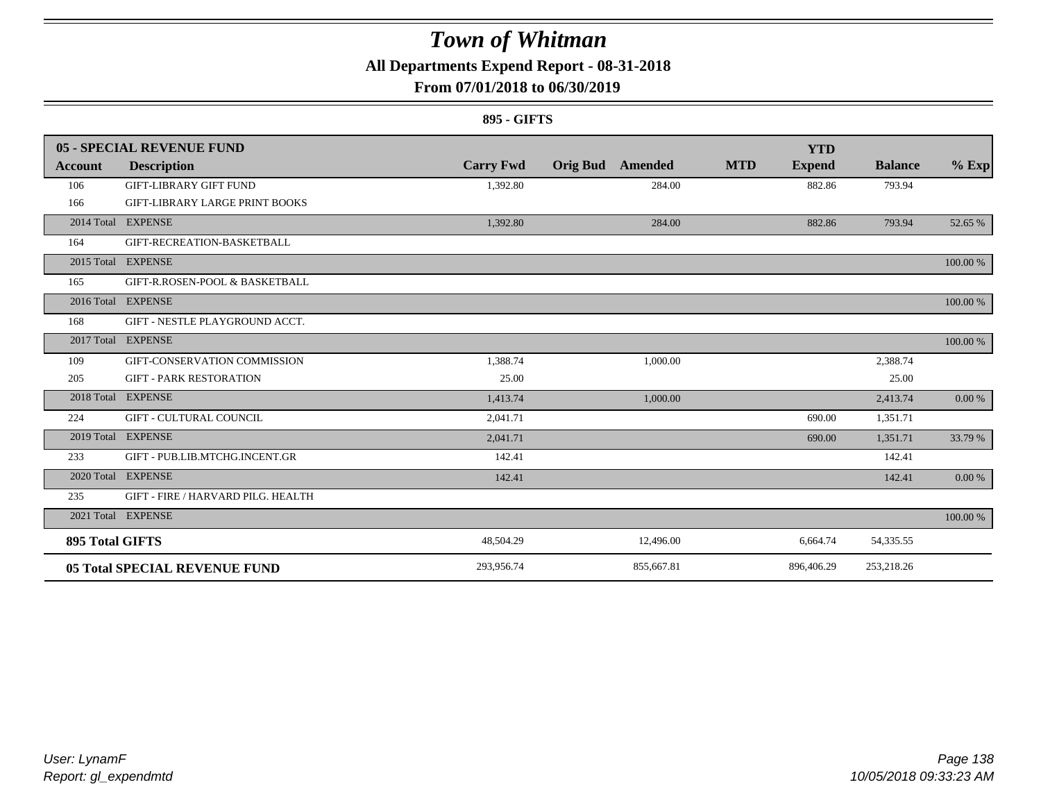# Town of Whitman

## All Departments Expend Report - 08-31-2018

## From 07/01/2018 to 06/30/2019

### 895 - GIFTS

| 05 - SPECIAL REVENUE FUND | | | | | | YTD | | |
|---|---|---|---|---|---|---|---|---|
| **Account** | **Description** | **Carry Fwd** | **Orig Bud** | **Amended** | **MTD** | **Expend** | **Balance** | **% Exp** |
| 106 | GIFT-LIBRARY GIFT FUND | 1,392.80 | | 284.00 | | 882.86 | 793.94 | |
| 166 | GIFT-LIBRARY LARGE PRINT BOOKS | | | | | | | |
| 2014 Total | EXPENSE | 1,392.80 | | 284.00 | | 882.86 | 793.94 | 52.65 % |
| 164 | GIFT-RECREATION-BASKETBALL | | | | | | | |
| 2015 Total | EXPENSE | | | | | | | 100.00 % |
| 165 | GIFT-R.ROSEN-POOL & BASKETBALL | | | | | | | |
| 2016 Total | EXPENSE | | | | | | | 100.00 % |
| 168 | GIFT - NESTLE PLAYGROUND ACCT. | | | | | | | |
| 2017 Total | EXPENSE | | | | | | | 100.00 % |
| 109 | GIFT-CONSERVATION COMMISSION | 1,388.74 | | 1,000.00 | | | 2,388.74 | |
| 205 | GIFT - PARK RESTORATION | 25.00 | | | | | 25.00 | |
| 2018 Total | EXPENSE | 1,413.74 | | 1,000.00 | | | 2,413.74 | 0.00 % |
| 224 | GIFT - CULTURAL COUNCIL | 2,041.71 | | | | 690.00 | 1,351.71 | |
| 2019 Total | EXPENSE | 2,041.71 | | | | 690.00 | 1,351.71 | 33.79 % |
| 233 | GIFT - PUB.LIB.MTCHG.INCENT.GR | 142.41 | | | | | 142.41 | |
| 2020 Total | EXPENSE | 142.41 | | | | | 142.41 | 0.00 % |
| 235 | GIFT - FIRE / HARVARD PILG. HEALTH | | | | | | | |
| 2021 Total | EXPENSE | | | | | | | 100.00 % |
| **895 Total GIFTS** | | 48,504.29 | | 12,496.00 | | 6,664.74 | 54,335.55 | |
| **05 Total SPECIAL REVENUE FUND** | | 293,956.74 | | 855,667.81 | | 896,406.29 | 253,218.26 | |

*User: LynamF*
*Report: gl_expendmtd*

*10/05/2018 09:33:23 AM*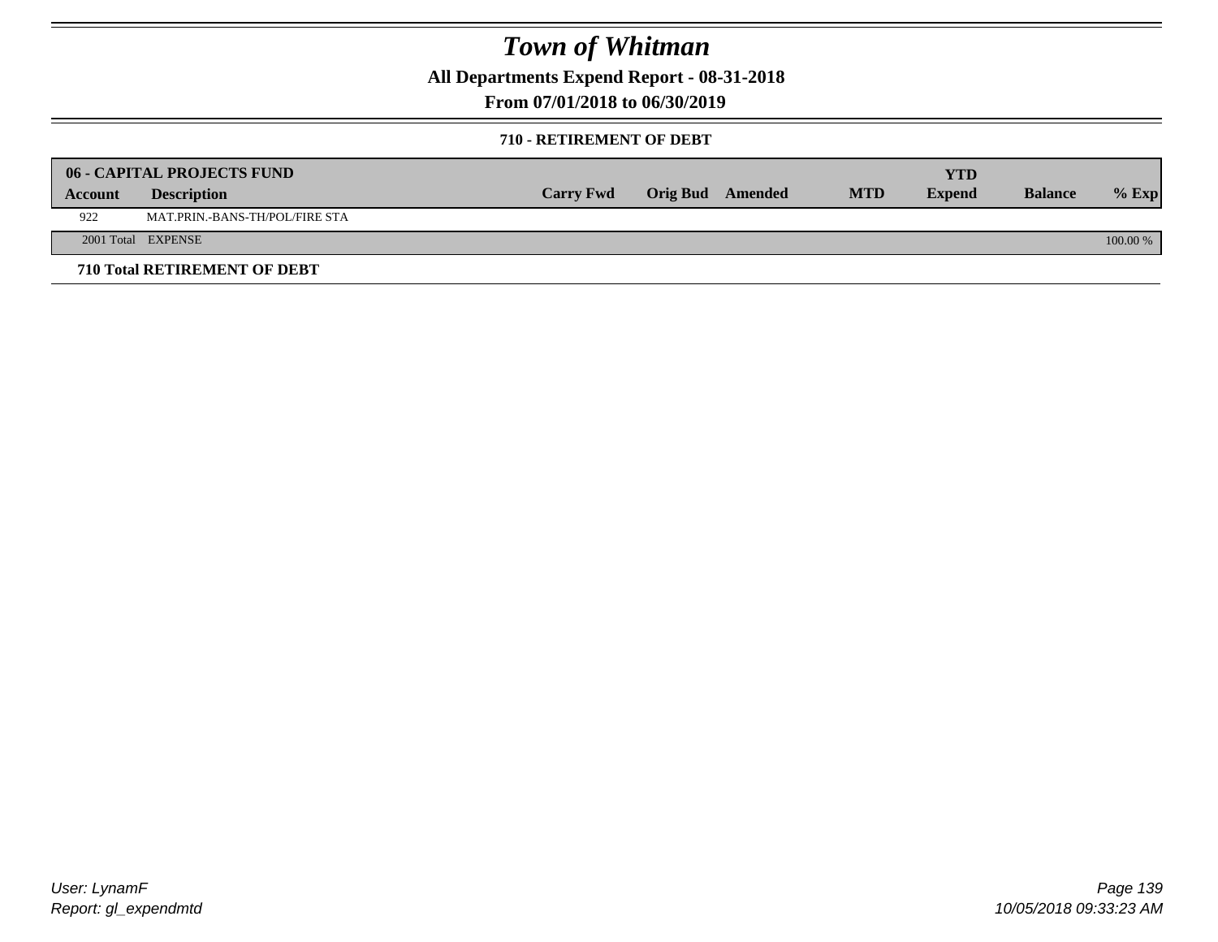# Town of Whitman

**All Departments Expend Report - 08-31-2018**

**From 07/01/2018 to 06/30/2019**

**710 - RETIREMENT OF DEBT**

| 06 - CAPITAL PROJECTS FUND | | | | | | | | |
|---|---|---|---|---|---|---|---|---|
| **Account** | **Description** | **Carry Fwd** | **Orig Bud** | **Amended** | **MTD** | **YTD Expend** | **Balance** | **% Exp** |
| 922 | MAT.PRIN.-BANS-TH/POL/FIRE STA | | | | | | | |
| 2001 Total | EXPENSE | | | | | | | 100.00 % |

**710 Total RETIREMENT OF DEBT**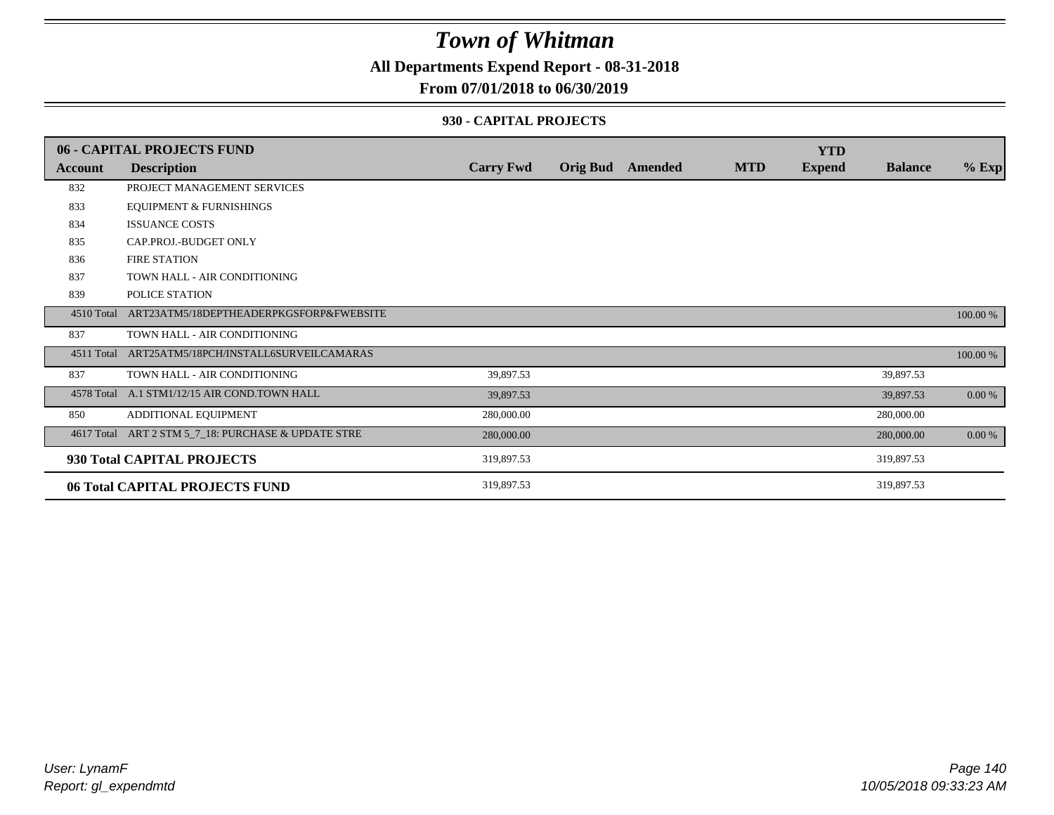# Town of Whitman

**All Departments Expend Report - 08-31-2018**

**From 07/01/2018 to 06/30/2019**

**930 - CAPITAL PROJECTS**

| Account | 06 - CAPITAL PROJECTS FUND Description | Carry Fwd | Orig Bud | Amended | MTD | YTD Expend | Balance | % Exp |
|---|---|---|---|---|---|---|---|---|
| 832 | PROJECT MANAGEMENT SERVICES | | | | | | | |
| 833 | EQUIPMENT & FURNISHINGS | | | | | | | |
| 834 | ISSUANCE COSTS | | | | | | | |
| 835 | CAP.PROJ.-BUDGET ONLY | | | | | | | |
| 836 | FIRE STATION | | | | | | | |
| 837 | TOWN HALL - AIR CONDITIONING | | | | | | | |
| 839 | POLICE STATION | | | | | | | |
| 4510 Total | ART23ATM5/18DEPTHEADERPKGSFORP&FWEBSITE | | | | | | | 100.00 % |
| 837 | TOWN HALL - AIR CONDITIONING | | | | | | | |
| 4511 Total | ART25ATM5/18PCH/INSTALL6SURVEILCAMARAS | | | | | | | 100.00 % |
| 837 | TOWN HALL - AIR CONDITIONING | 39,897.53 | | | | | 39,897.53 | |
| 4578 Total | A.1 STM1/12/15 AIR COND.TOWN HALL | 39,897.53 | | | | | 39,897.53 | 0.00 % |
| 850 | ADDITIONAL EQUIPMENT | 280,000.00 | | | | | 280,000.00 | |
| 4617 Total | ART 2 STM 5_7_18: PURCHASE & UPDATE STRE | 280,000.00 | | | | | 280,000.00 | 0.00 % |
| **930 Total CAPITAL PROJECTS** | | 319,897.53 | | | | | 319,897.53 | |
| **06 Total CAPITAL PROJECTS FUND** | | 319,897.53 | | | | | 319,897.53 | |

*User: LynamF*
*Report: gl_expendmtd*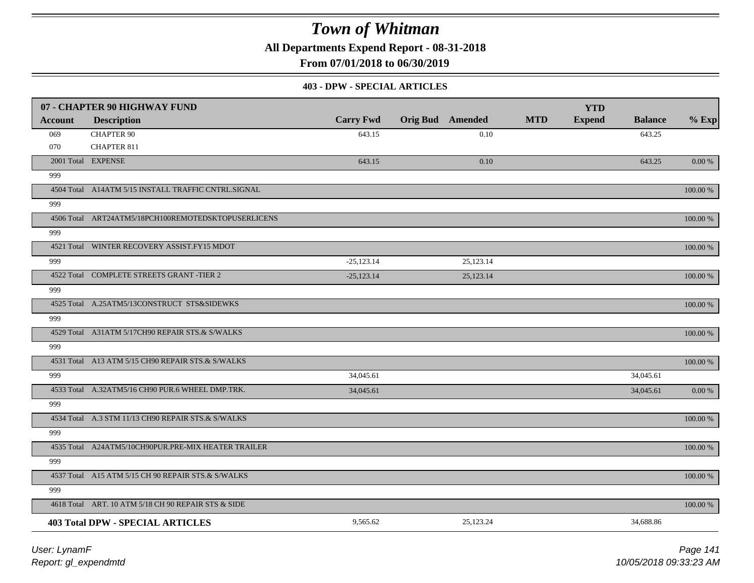# Town of Whitman

**All Departments Expend Report - 08-31-2018**

**From 07/01/2018 to 06/30/2019**

**403 - DPW - SPECIAL ARTICLES**

| 07 - CHAPTER 90 HIGHWAY FUND | | | | | | | | |
|---|---|---|---|---|---|---|---|---|
| **Account** | **Description** | **Carry Fwd** | **Orig Bud** | **Amended** | **MTD** | **YTD Expend** | **Balance** | **% Exp** |
| 069 | CHAPTER 90 | 643.15 | | 0.10 | | | 643.25 | |
| 070 | CHAPTER 811 | | | | | | | |
| 2001 Total | EXPENSE | 643.15 | | 0.10 | | | 643.25 | 0.00 % |
| 999 | | | | | | | | |
| 4504 Total | A14ATM 5/15 INSTALL TRAFFIC CNTRL.SIGNAL | | | | | | | 100.00 % |
| 999 | | | | | | | | |
| 4506 Total | ART24ATM5/18PCH100REMOTEDSKTOPUSERLICENS | | | | | | | 100.00 % |
| 999 | | | | | | | | |
| 4521 Total | WINTER RECOVERY ASSIST.FY15 MDOT | | | | | | | 100.00 % |
| 999 | | -25,123.14 | | 25,123.14 | | | | |
| 4522 Total | COMPLETE STREETS GRANT -TIER 2 | -25,123.14 | | 25,123.14 | | | | 100.00 % |
| 999 | | | | | | | | |
| 4525 Total | A.25ATM5/13CONSTRUCT STS&SIDEWKS | | | | | | | 100.00 % |
| 999 | | | | | | | | |
| 4529 Total | A31ATM 5/17CH90 REPAIR STS.& S/WALKS | | | | | | | 100.00 % |
| 999 | | | | | | | | |
| 4531 Total | A13 ATM 5/15 CH90 REPAIR STS.& S/WALKS | | | | | | | 100.00 % |
| 999 | | 34,045.61 | | | | | 34,045.61 | |
| 4533 Total | A.32ATM5/16 CH90 PUR.6 WHEEL DMP.TRK. | 34,045.61 | | | | | 34,045.61 | 0.00 % |
| 999 | | | | | | | | |
| 4534 Total | A.3 STM 11/13 CH90 REPAIR STS.& S/WALKS | | | | | | | 100.00 % |
| 999 | | | | | | | | |
| 4535 Total | A24ATM5/10CH90PUR.PRE-MIX HEATER TRAILER | | | | | | | 100.00 % |
| 999 | | | | | | | | |
| 4537 Total | A15 ATM 5/15 CH 90 REPAIR STS.& S/WALKS | | | | | | | 100.00 % |
| 999 | | | | | | | | |
| 4618 Total | ART. 10 ATM 5/18 CH 90 REPAIR STS & SIDE | | | | | | | 100.00 % |
| **403 Total DPW - SPECIAL ARTICLES** | | 9,565.62 | | 25,123.24 | | | 34,688.86 | |

*User: LynamF*
*Report: gl_expendmtd*
*10/05/2018 09:33:23 AM*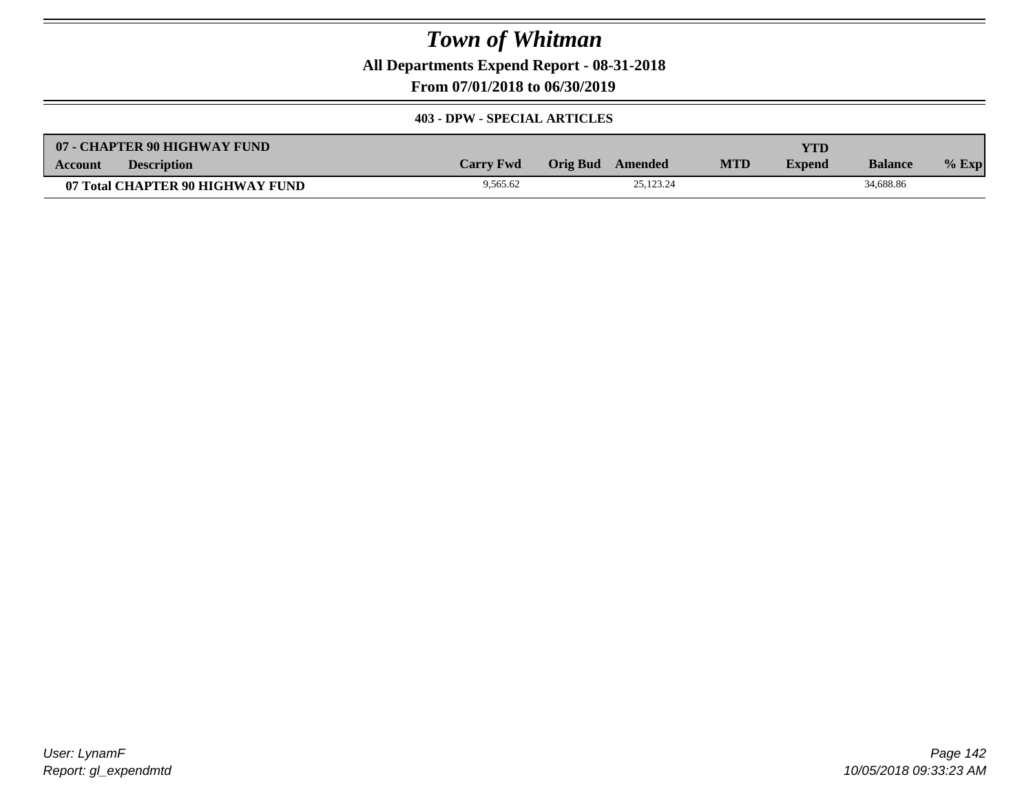# Town of Whitman

**All Departments Expend Report - 08-31-2018**

**From 07/01/2018 to 06/30/2019**

**403 - DPW - SPECIAL ARTICLES**

| 07 - CHAPTER 90 HIGHWAY FUND | | | | | | | | |
|---|---|---|---|---|---|---|---|---|
| **Account** | **Description** | **Carry Fwd** | **Orig Bud** | **Amended** | **MTD** | **YTD Expend** | **Balance** | **% Exp** |
| **07 Total CHAPTER 90 HIGHWAY FUND** | | 9,565.62 | | 25,123.24 | | | 34,688.86 | |

User: LynamF
Report: gl_expendmtd

10/05/2018 09:33:23 AM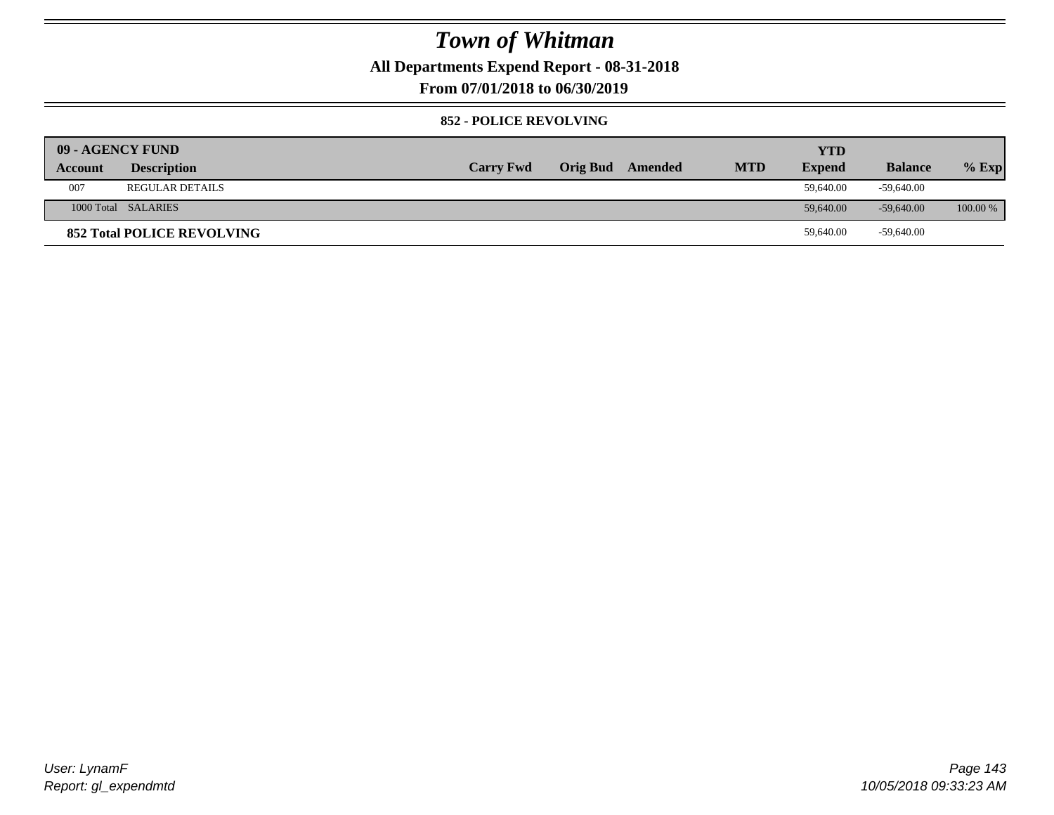# Town of Whitman

**All Departments Expend Report - 08-31-2018**

**From 07/01/2018 to 06/30/2019**

### 852 - POLICE REVOLVING

| 09 - AGENCY FUND | | | | | | YTD | | |
|---|---|---|---|---|---|---|---|---|
| **Account** | **Description** | **Carry Fwd** | **Orig Bud** | **Amended** | **MTD** | **Expend** | **Balance** | **% Exp** |
| 007 | REGULAR DETAILS | | | | | 59,640.00 | -59,640.00 | |
| 1000 Total | SALARIES | | | | | 59,640.00 | -59,640.00 | 100.00 % |
| **852 Total POLICE REVOLVING** | | | | | | 59,640.00 | -59,640.00 | |

*User: LynamF*
*Report: gl_expendmtd*

*10/05/2018 09:33:23 AM*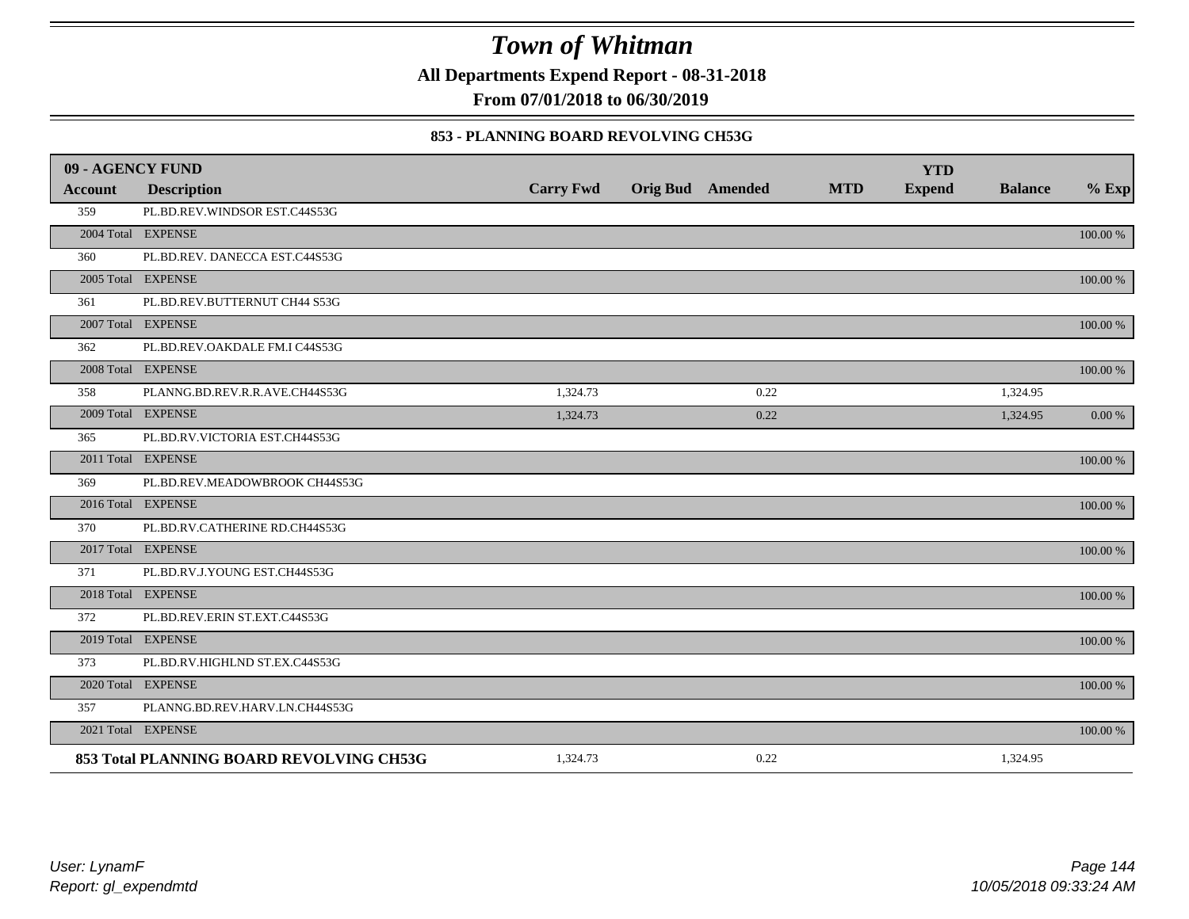# Town of Whitman

**All Departments Expend Report - 08-31-2018**

**From 07/01/2018 to 06/30/2019**

### 853 - PLANNING BOARD REVOLVING CH53G

| 09 - AGENCY FUND | | | | | | | | |
|---|---|---|---|---|---|---|---|---|
| **Account** | **Description** | **Carry Fwd** | **Orig Bud** | **Amended** | **MTD** | **YTD Expend** | **Balance** | **% Exp** |
| 359 | PL.BD.REV.WINDSOR EST.C44S53G | | | | | | | |
| 2004 Total | EXPENSE | | | | | | | 100.00 % |
| 360 | PL.BD.REV. DANECCA EST.C44S53G | | | | | | | |
| 2005 Total | EXPENSE | | | | | | | 100.00 % |
| 361 | PL.BD.REV.BUTTERNUT CH44 S53G | | | | | | | |
| 2007 Total | EXPENSE | | | | | | | 100.00 % |
| 362 | PL.BD.REV.OAKDALE FM.I C44S53G | | | | | | | |
| 2008 Total | EXPENSE | | | | | | | 100.00 % |
| 358 | PLANNG.BD.REV.R.R.AVE.CH44S53G | 1,324.73 | | 0.22 | | | 1,324.95 | |
| 2009 Total | EXPENSE | 1,324.73 | | 0.22 | | | 1,324.95 | 0.00 % |
| 365 | PL.BD.RV.VICTORIA EST.CH44S53G | | | | | | | |
| 2011 Total | EXPENSE | | | | | | | 100.00 % |
| 369 | PL.BD.REV.MEADOWBROOK CH44S53G | | | | | | | |
| 2016 Total | EXPENSE | | | | | | | 100.00 % |
| 370 | PL.BD.RV.CATHERINE RD.CH44S53G | | | | | | | |
| 2017 Total | EXPENSE | | | | | | | 100.00 % |
| 371 | PL.BD.RV.J.YOUNG EST.CH44S53G | | | | | | | |
| 2018 Total | EXPENSE | | | | | | | 100.00 % |
| 372 | PL.BD.REV.ERIN ST.EXT.C44S53G | | | | | | | |
| 2019 Total | EXPENSE | | | | | | | 100.00 % |
| 373 | PL.BD.RV.HIGHLND ST.EX.C44S53G | | | | | | | |
| 2020 Total | EXPENSE | | | | | | | 100.00 % |
| 357 | PLANNG.BD.REV.HARV.LN.CH44S53G | | | | | | | |
| 2021 Total | EXPENSE | | | | | | | 100.00 % |
| **853 Total PLANNING BOARD REVOLVING CH53G** | | 1,324.73 | | 0.22 | | | 1,324.95 | |

*User: LynamF*
*Report: gl_expendmtd*

*10/05/2018 09:33:24 AM*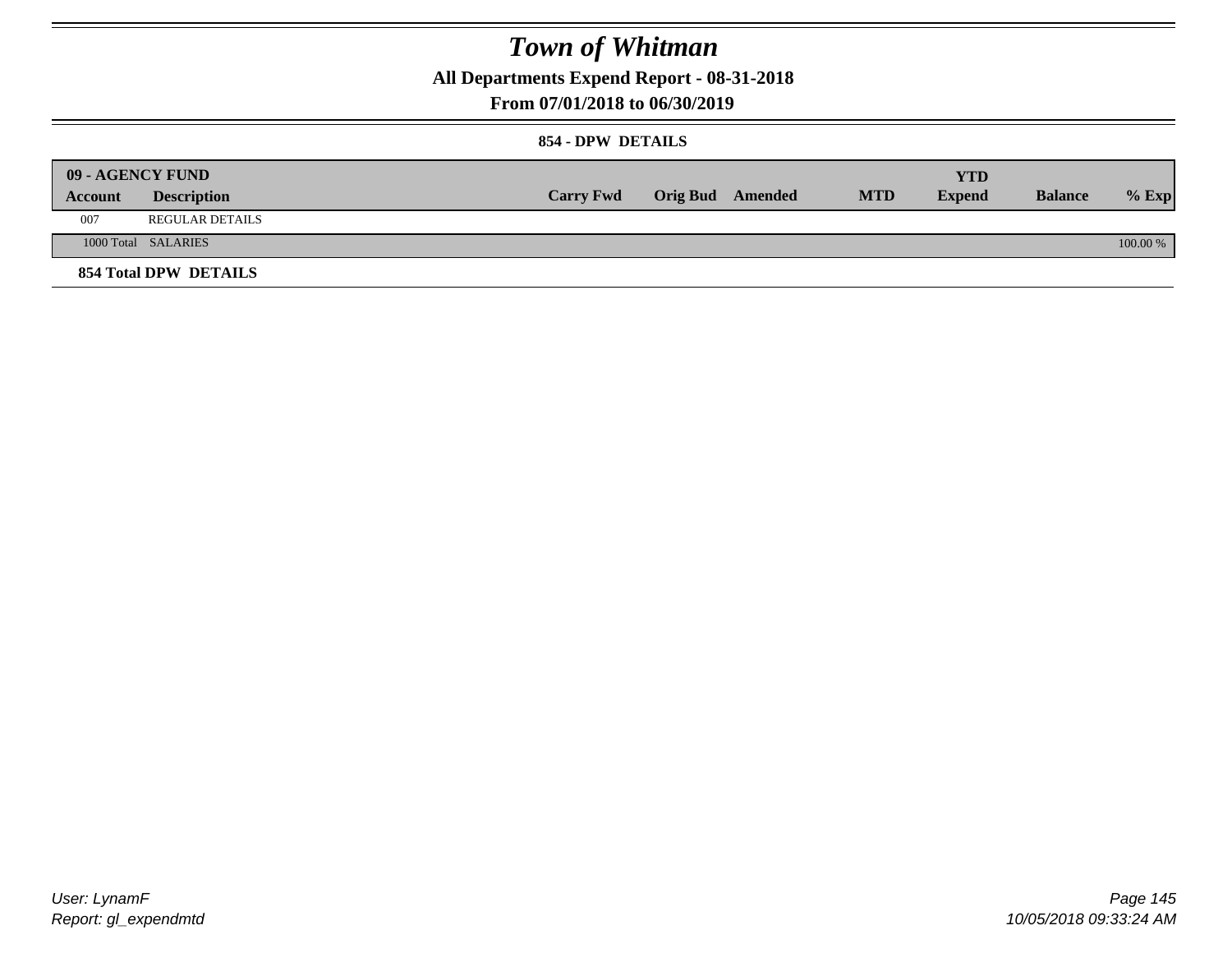# Town of Whitman

**All Departments Expend Report - 08-31-2018**

**From 07/01/2018 to 06/30/2019**

**854 - DPW DETAILS**

| 09 - AGENCY FUND | | | | | | | | |
|---|---|---|---|---|---|---|---|---|
| **Account** | **Description** | **Carry Fwd** | **Orig Bud** | **Amended** | **MTD** | **YTD Expend** | **Balance** | **% Exp** |
| 007 | REGULAR DETAILS | | | | | | | |
| 1000 Total | SALARIES | | | | | | | 100.00 % |
| **854 Total DPW DETAILS** | | | | | | | | |

User: LynamF
Report: gl_expendmtd

10/05/2018 09:33:24 AM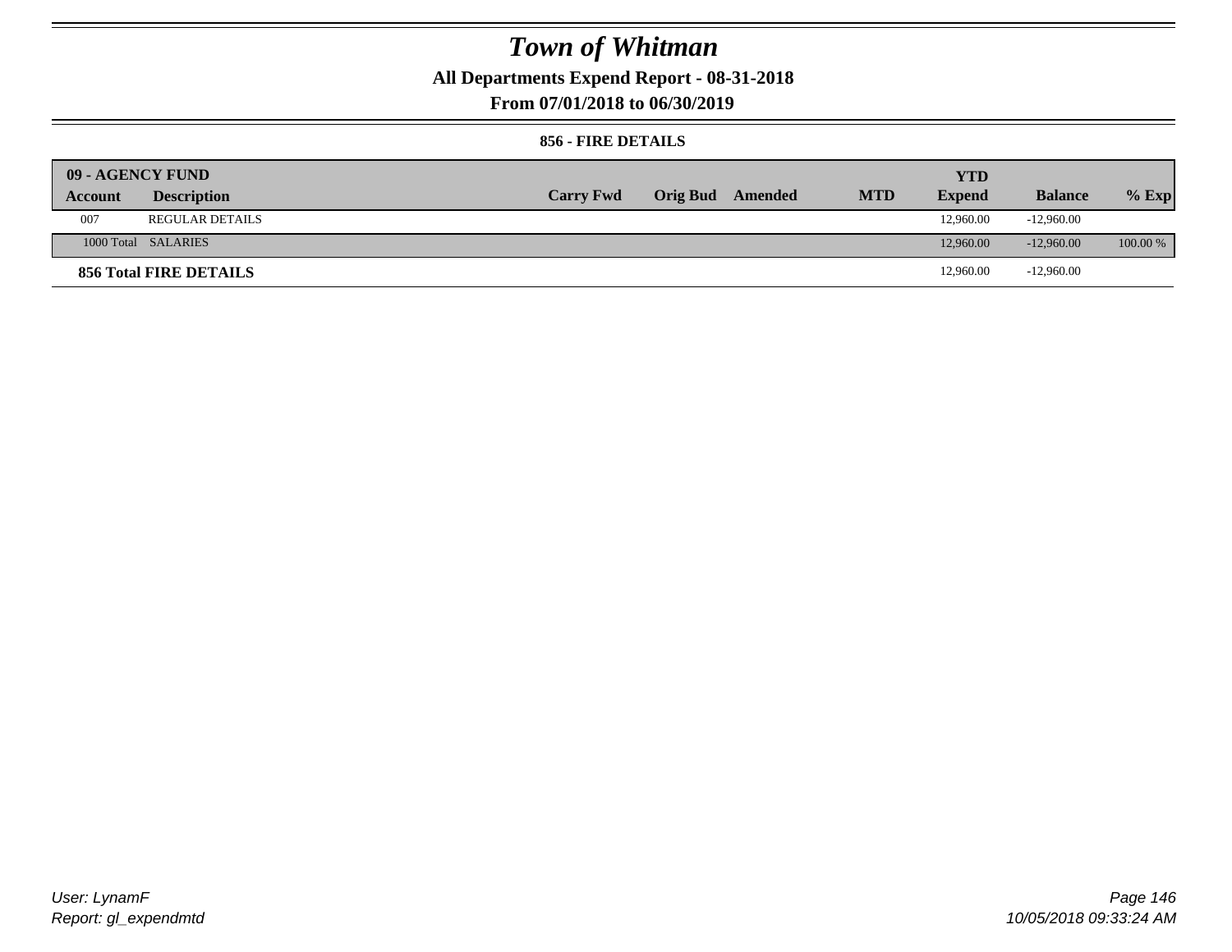# Town of Whitman

**All Departments Expend Report - 08-31-2018**

**From 07/01/2018 to 06/30/2019**

**856 - FIRE DETAILS**

| 09 - AGENCY FUND | | | | | | YTD | | |
|---|---|---|---|---|---|---|---|---|
| **Account** | **Description** | **Carry Fwd** | **Orig Bud** | **Amended** | **MTD** | **Expend** | **Balance** | **% Exp** |
| 007 | REGULAR DETAILS | | | | | 12,960.00 | -12,960.00 | |
| 1000 Total | SALARIES | | | | | 12,960.00 | -12,960.00 | 100.00 % |
| **856 Total FIRE DETAILS** | | | | | | 12,960.00 | -12,960.00 | |

*User: LynamF*
*Report: gl_expendmtd*

*10/05/2018 09:33:24 AM*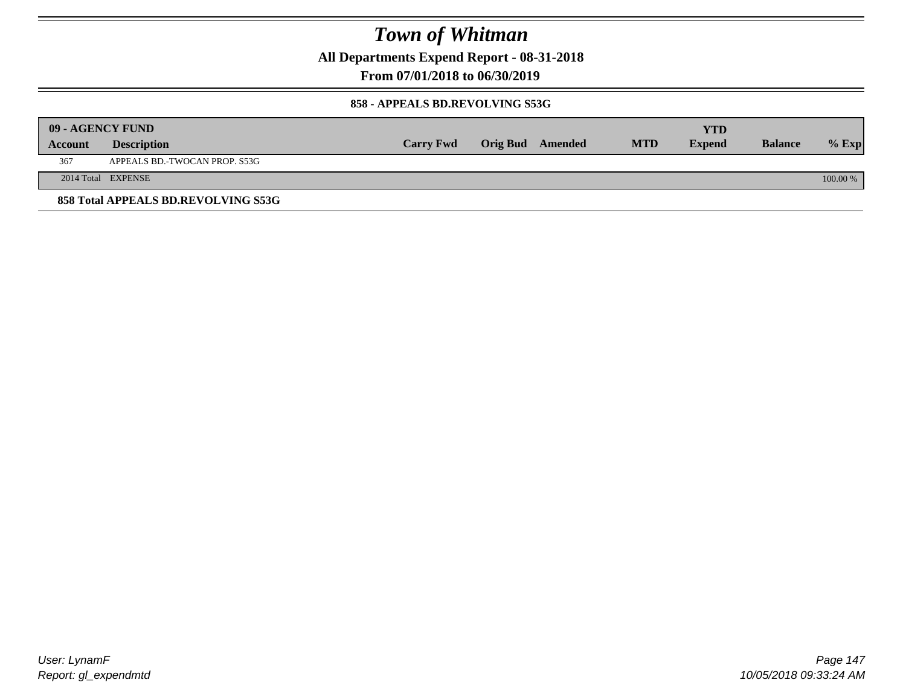# Town of Whitman

**All Departments Expend Report - 08-31-2018**

**From 07/01/2018 to 06/30/2019**

**858 - APPEALS BD.REVOLVING S53G**

| 09 - AGENCY FUND | | | | | | YTD | | |
|---|---|---|---|---|---|---|---|---|
| **Account** | **Description** | **Carry Fwd** | **Orig Bud** | **Amended** | **MTD** | **Expend** | **Balance** | **% Exp** |
| 367 | APPEALS BD.-TWOCAN PROP. S53G | | | | | | | |
| 2014 Total | EXPENSE | | | | | | | 100.00 % |

**858 Total APPEALS BD.REVOLVING S53G**

*User: LynamF*
*Report: gl_expendmtd*

*10/05/2018 09:33:24 AM*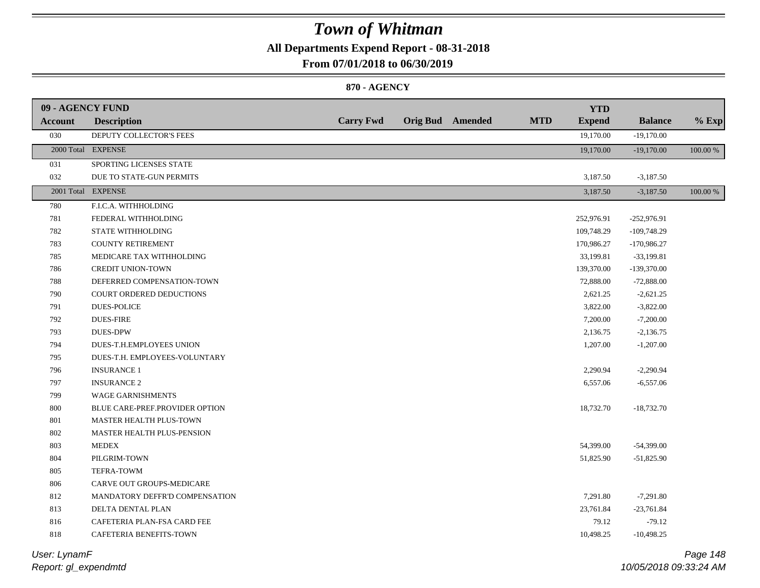# Town of Whitman

## All Departments Expend Report - 08-31-2018

## From 07/01/2018 to 06/30/2019

### 870 - AGENCY

| 09 - AGENCY FUND | | | | | | YTD | | |
|---|---|---|---|---|---|---|---|---|
| **Account** | **Description** | **Carry Fwd** | **Orig Bud** | **Amended** | **MTD** | **Expend** | **Balance** | **% Exp** |
| 030 | DEPUTY COLLECTOR'S FEES | | | | | 19,170.00 | -19,170.00 | |
| 2000 Total | EXPENSE | | | | | 19,170.00 | -19,170.00 | 100.00 % |
| 031 | SPORTING LICENSES STATE | | | | | | | |
| 032 | DUE TO STATE-GUN PERMITS | | | | | 3,187.50 | -3,187.50 | |
| 2001 Total | EXPENSE | | | | | 3,187.50 | -3,187.50 | 100.00 % |
| 780 | F.I.C.A. WITHHOLDING | | | | | | | |
| 781 | FEDERAL WITHHOLDING | | | | | 252,976.91 | -252,976.91 | |
| 782 | STATE WITHHOLDING | | | | | 109,748.29 | -109,748.29 | |
| 783 | COUNTY RETIREMENT | | | | | 170,986.27 | -170,986.27 | |
| 785 | MEDICARE TAX WITHHOLDING | | | | | 33,199.81 | -33,199.81 | |
| 786 | CREDIT UNION-TOWN | | | | | 139,370.00 | -139,370.00 | |
| 788 | DEFERRED COMPENSATION-TOWN | | | | | 72,888.00 | -72,888.00 | |
| 790 | COURT ORDERED DEDUCTIONS | | | | | 2,621.25 | -2,621.25 | |
| 791 | DUES-POLICE | | | | | 3,822.00 | -3,822.00 | |
| 792 | DUES-FIRE | | | | | 7,200.00 | -7,200.00 | |
| 793 | DUES-DPW | | | | | 2,136.75 | -2,136.75 | |
| 794 | DUES-T.H.EMPLOYEES UNION | | | | | 1,207.00 | -1,207.00 | |
| 795 | DUES-T.H. EMPLOYEES-VOLUNTARY | | | | | | | |
| 796 | INSURANCE 1 | | | | | 2,290.94 | -2,290.94 | |
| 797 | INSURANCE 2 | | | | | 6,557.06 | -6,557.06 | |
| 799 | WAGE GARNISHMENTS | | | | | | | |
| 800 | BLUE CARE-PREF.PROVIDER OPTION | | | | | 18,732.70 | -18,732.70 | |
| 801 | MASTER HEALTH PLUS-TOWN | | | | | | | |
| 802 | MASTER HEALTH PLUS-PENSION | | | | | | | |
| 803 | MEDEX | | | | | 54,399.00 | -54,399.00 | |
| 804 | PILGRIM-TOWN | | | | | 51,825.90 | -51,825.90 | |
| 805 | TEFRA-TOWM | | | | | | | |
| 806 | CARVE OUT GROUPS-MEDICARE | | | | | | | |
| 812 | MANDATORY DEFFR'D COMPENSATION | | | | | 7,291.80 | -7,291.80 | |
| 813 | DELTA DENTAL PLAN | | | | | 23,761.84 | -23,761.84 | |
| 816 | CAFETERIA PLAN-FSA CARD FEE | | | | | 79.12 | -79.12 | |
| 818 | CAFETERIA BENEFITS-TOWN | | | | | 10,498.25 | -10,498.25 | |

*User: LynamF*
*Report: gl_expendmtd*

10/05/2018 09:33:24 AM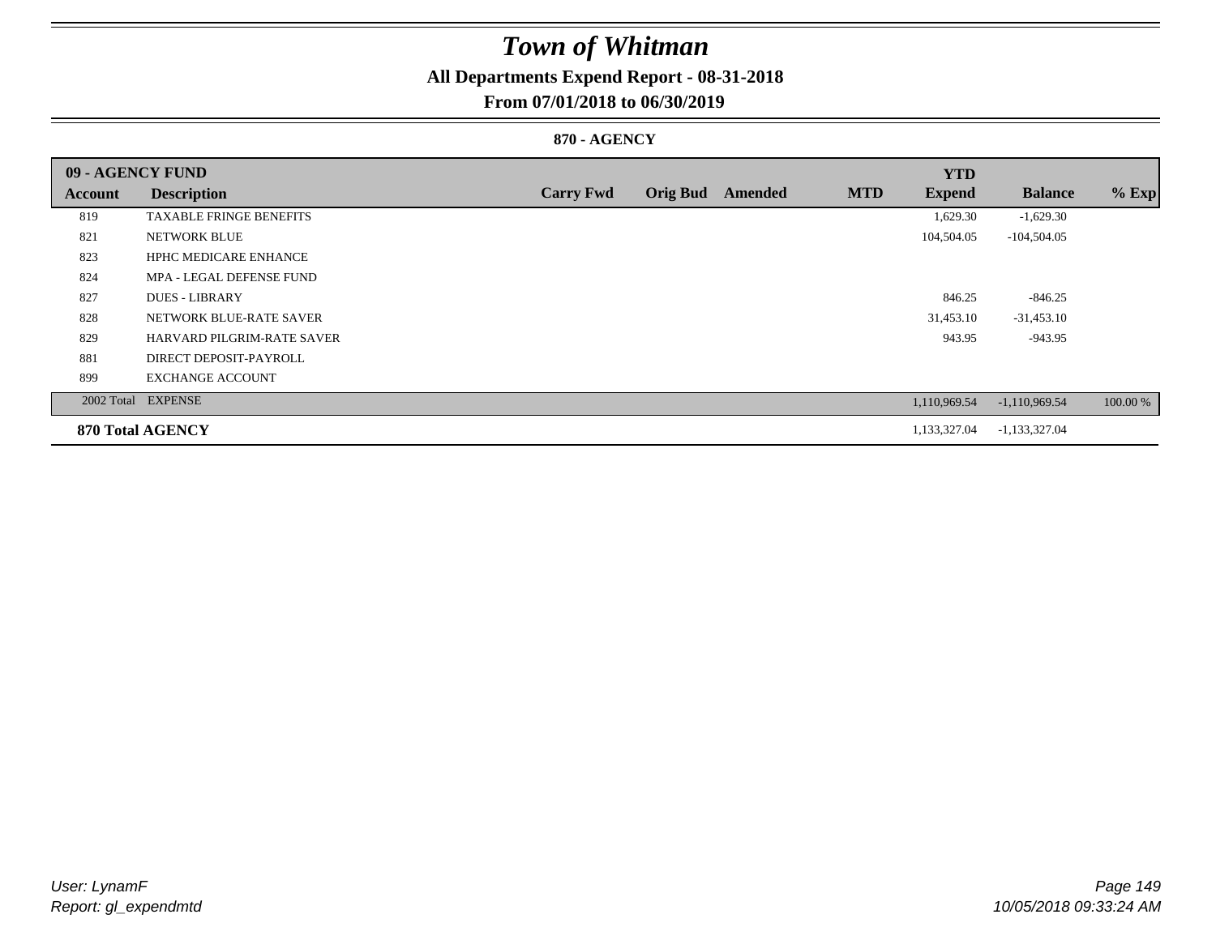# Town of Whitman

**All Departments Expend Report - 08-31-2018**

**From 07/01/2018 to 06/30/2019**

**870 - AGENCY**

| 09 - AGENCY FUND | | | | | | | YTD | | |
|---|---|---|---|---|---|---|---|---|---|
| **Account** | **Description** | **Carry Fwd** | **Orig Bud** | **Amended** | **MTD** | | **Expend** | **Balance** | **% Exp** |
| 819 | TAXABLE FRINGE BENEFITS | | | | | | 1,629.30 | -1,629.30 | |
| 821 | NETWORK BLUE | | | | | | 104,504.05 | -104,504.05 | |
| 823 | HPHC MEDICARE ENHANCE | | | | | | | | |
| 824 | MPA - LEGAL DEFENSE FUND | | | | | | | | |
| 827 | DUES - LIBRARY | | | | | | 846.25 | -846.25 | |
| 828 | NETWORK BLUE-RATE SAVER | | | | | | 31,453.10 | -31,453.10 | |
| 829 | HARVARD PILGRIM-RATE SAVER | | | | | | 943.95 | -943.95 | |
| 881 | DIRECT DEPOSIT-PAYROLL | | | | | | | | |
| 899 | EXCHANGE ACCOUNT | | | | | | | | |
| 2002 Total | EXPENSE | | | | | | 1,110,969.54 | -1,110,969.54 | 100.00 % |
| **870 Total AGENCY** | | | | | | | 1,133,327.04 | -1,133,327.04 | |

*User: LynamF*
*Report: gl_expendmtd*
*10/05/2018 09:33:24 AM*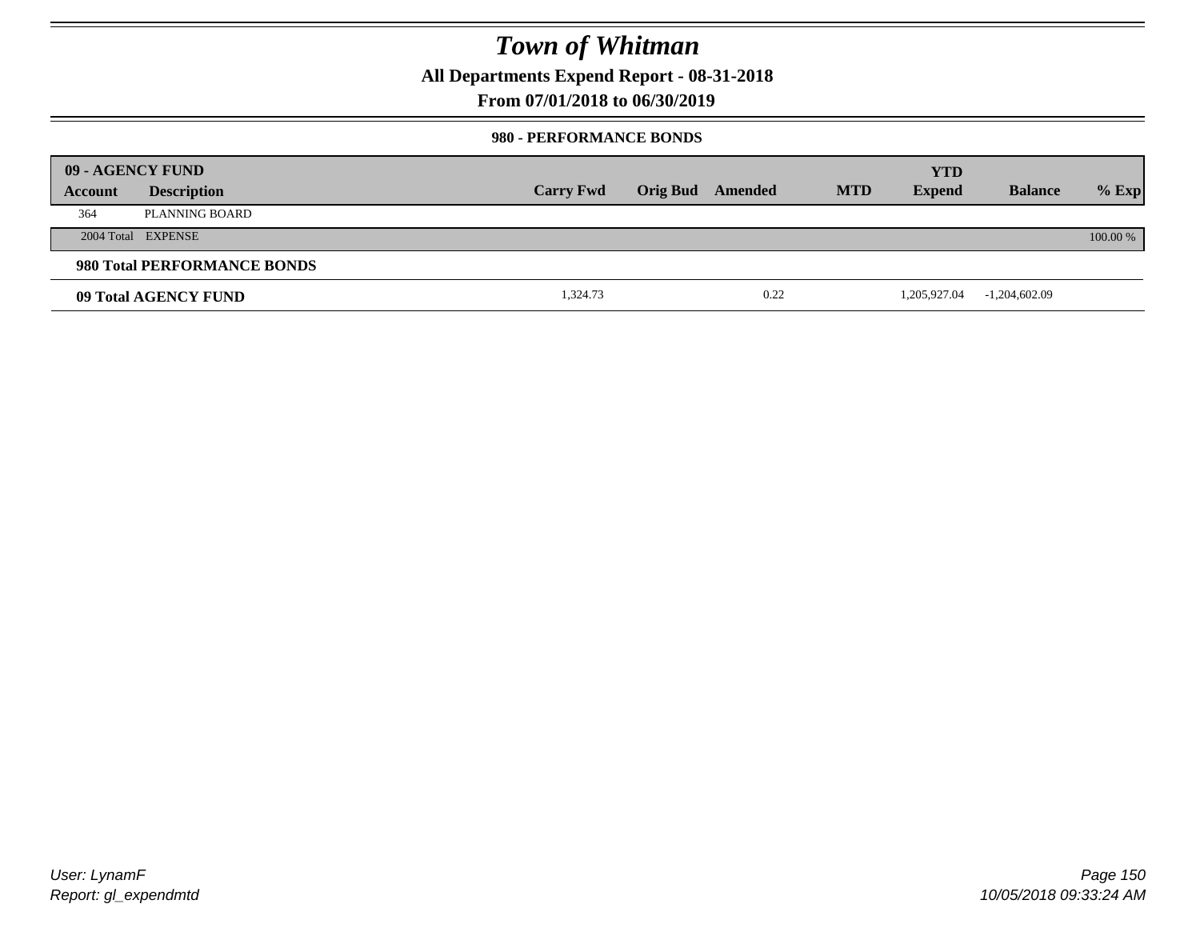# Town of Whitman

**All Departments Expend Report - 08-31-2018**

**From 07/01/2018 to 06/30/2019**

**980 - PERFORMANCE BONDS**

| 09 - AGENCY FUND | | | | | | | | |
|---|---|---|---|---|---|---|---|---|
| **Account** | **Description** | **Carry Fwd** | **Orig Bud** | **Amended** | **MTD** | **YTD Expend** | **Balance** | **% Exp** |
| 364 | PLANNING BOARD | | | | | | | |
| 2004 Total | EXPENSE | | | | | | | 100.00 % |
| **980 Total PERFORMANCE BONDS** | | | | | | | | |
| **09 Total AGENCY FUND** | | 1,324.73 | | 0.22 | | 1,205,927.04 | -1,204,602.09 | |

User: LynamF
Report: gl_expendmtd

10/05/2018 09:33:24 AM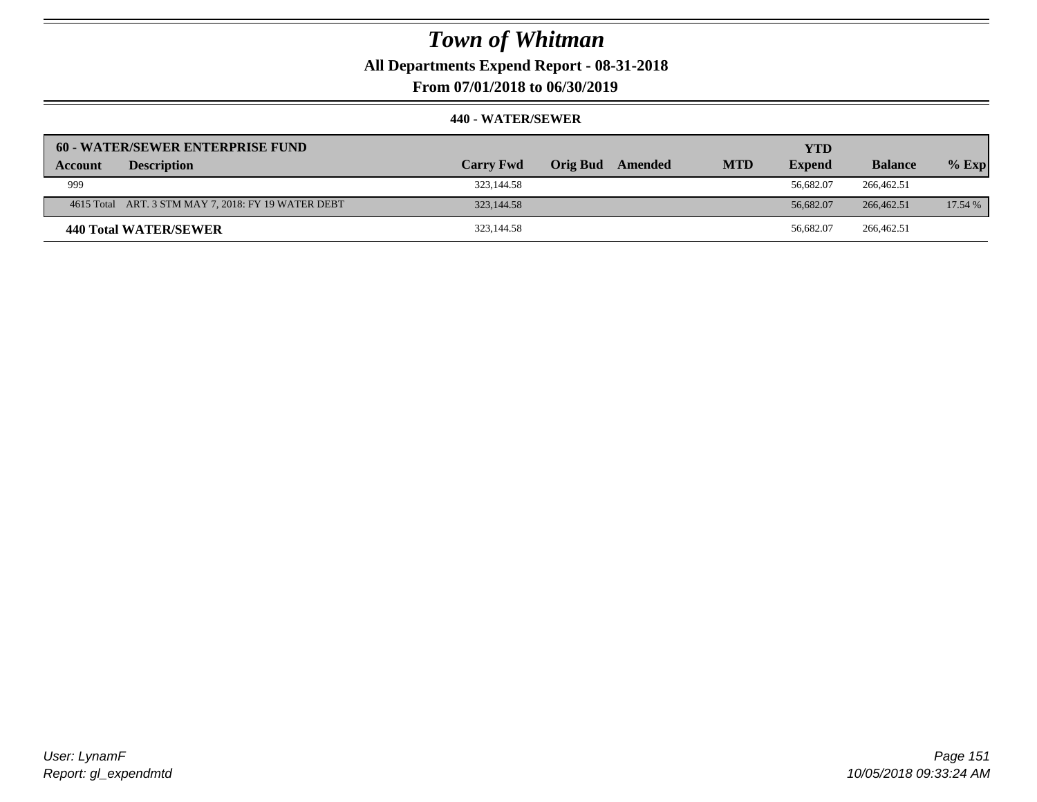# Town of Whitman

**All Departments Expend Report - 08-31-2018**

**From 07/01/2018 to 06/30/2019**

**440 - WATER/SEWER**

| 60 - WATER/SEWER ENTERPRISE FUND | | | | | | YTD | | |
|---|---|---|---|---|---|---|---|---|
| **Account** | **Description** | **Carry Fwd** | **Orig Bud** | **Amended** | **MTD** | **Expend** | **Balance** | **% Exp** |
| 999 | | 323,144.58 | | | | 56,682.07 | 266,462.51 | |
| 4615 Total | ART. 3 STM MAY 7, 2018: FY 19 WATER DEBT | 323,144.58 | | | | 56,682.07 | 266,462.51 | 17.54 % |
| **440 Total WATER/SEWER** | | 323,144.58 | | | | 56,682.07 | 266,462.51 | |

*User: LynamF*
*Report: gl_expendmtd*

*10/05/2018 09:33:24 AM*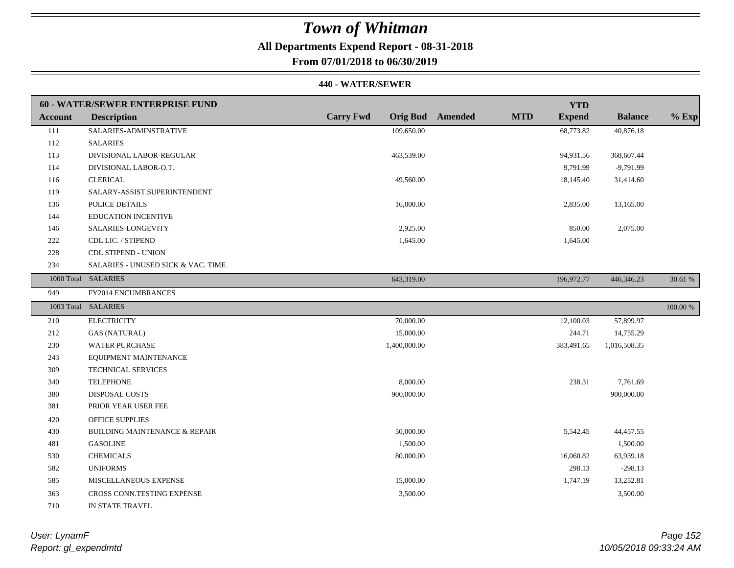# Town of Whitman

## All Departments Expend Report - 08-31-2018

## From 07/01/2018 to 06/30/2019

### 440 - WATER/SEWER

| 60 - WATER/SEWER ENTERPRISE FUND | | | | | | | | |
|---|---|---|---|---|---|---|---|---|
| **Account** | **Description** | **Carry Fwd** | **Orig Bud** | **Amended** | **MTD** | **YTD Expend** | **Balance** | **% Exp** |
| 111 | SALARIES-ADMINSTRATIVE | | 109,650.00 | | | 68,773.82 | 40,876.18 | |
| 112 | SALARIES | | | | | | | |
| 113 | DIVISIONAL LABOR-REGULAR | | 463,539.00 | | | 94,931.56 | 368,607.44 | |
| 114 | DIVISIONAL LABOR-O.T. | | | | | 9,791.99 | -9,791.99 | |
| 116 | CLERICAL | | 49,560.00 | | | 18,145.40 | 31,414.60 | |
| 119 | SALARY-ASSIST.SUPERINTENDENT | | | | | | | |
| 136 | POLICE DETAILS | | 16,000.00 | | | 2,835.00 | 13,165.00 | |
| 144 | EDUCATION INCENTIVE | | | | | | | |
| 146 | SALARIES-LONGEVITY | | 2,925.00 | | | 850.00 | 2,075.00 | |
| 222 | CDL LIC. / STIPEND | | 1,645.00 | | | 1,645.00 | | |
| 228 | CDL STIPEND - UNION | | | | | | | |
| 234 | SALARIES - UNUSED SICK & VAC. TIME | | | | | | | |
| 1000 Total | SALARIES | | 643,319.00 | | | 196,972.77 | 446,346.23 | 30.61 % |
| 949 | FY2014 ENCUMBRANCES | | | | | | | |
| 1003 Total | SALARIES | | | | | | | 100.00 % |
| 210 | ELECTRICITY | | 70,000.00 | | | 12,100.03 | 57,899.97 | |
| 212 | GAS (NATURAL) | | 15,000.00 | | | 244.71 | 14,755.29 | |
| 230 | WATER PURCHASE | | 1,400,000.00 | | | 383,491.65 | 1,016,508.35 | |
| 243 | EQUIPMENT MAINTENANCE | | | | | | | |
| 309 | TECHNICAL SERVICES | | | | | | | |
| 340 | TELEPHONE | | 8,000.00 | | | 238.31 | 7,761.69 | |
| 380 | DISPOSAL COSTS | | 900,000.00 | | | | 900,000.00 | |
| 381 | PRIOR YEAR USER FEE | | | | | | | |
| 420 | OFFICE SUPPLIES | | | | | | | |
| 430 | BUILDING MAINTENANCE & REPAIR | | 50,000.00 | | | 5,542.45 | 44,457.55 | |
| 481 | GASOLINE | | 1,500.00 | | | | 1,500.00 | |
| 530 | CHEMICALS | | 80,000.00 | | | 16,060.82 | 63,939.18 | |
| 582 | UNIFORMS | | | | | 298.13 | -298.13 | |
| 585 | MISCELLANEOUS EXPENSE | | 15,000.00 | | | 1,747.19 | 13,252.81 | |
| 363 | CROSS CONN.TESTING EXPENSE | | 3,500.00 | | | | 3,500.00 | |
| 710 | IN STATE TRAVEL | | | | | | | |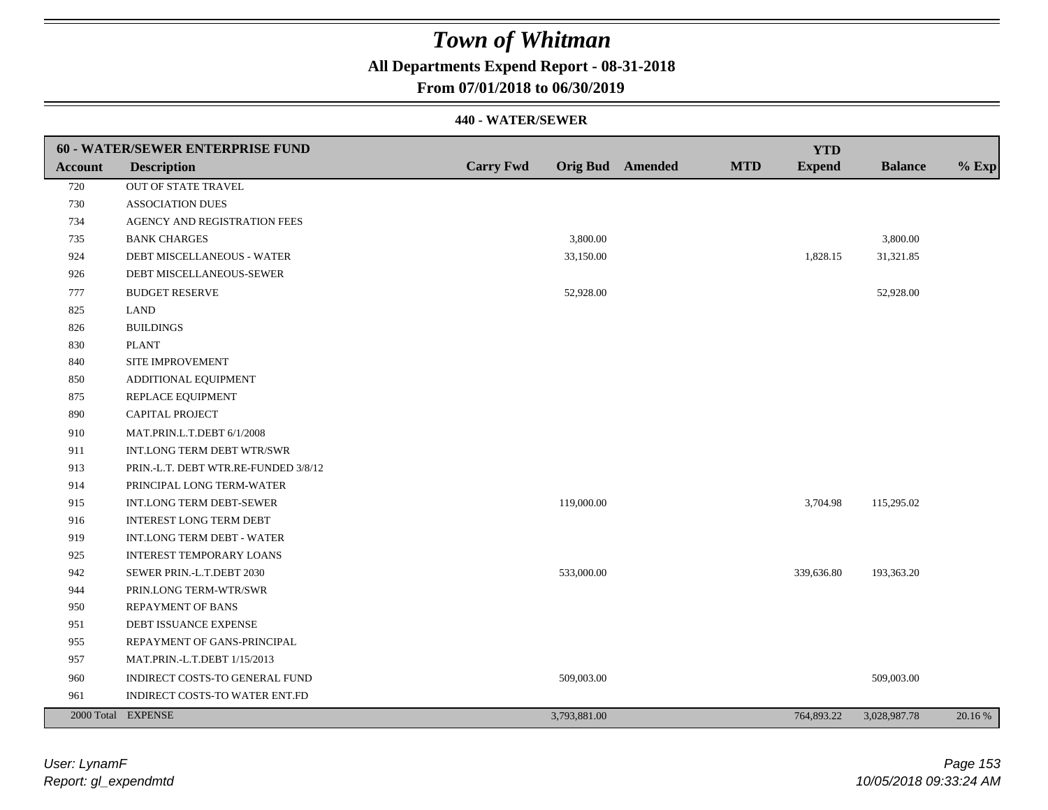# Town of Whitman

## All Departments Expend Report - 08-31-2018

### From 07/01/2018 to 06/30/2019

#### 440 - WATER/SEWER

| Account | Description | Carry Fwd | Orig Bud | Amended | MTD | YTD Expend | Balance | % Exp |
|---|---|---|---|---|---|---|---|---|
| | **60 - WATER/SEWER ENTERPRISE FUND** | | | | | | | |
| 720 | OUT OF STATE TRAVEL | | | | | | | |
| 730 | ASSOCIATION DUES | | | | | | | |
| 734 | AGENCY AND REGISTRATION FEES | | | | | | | |
| 735 | BANK CHARGES | | 3,800.00 | | | | 3,800.00 | |
| 924 | DEBT MISCELLANEOUS - WATER | | 33,150.00 | | | 1,828.15 | 31,321.85 | |
| 926 | DEBT MISCELLANEOUS-SEWER | | | | | | | |
| 777 | BUDGET RESERVE | | 52,928.00 | | | | 52,928.00 | |
| 825 | LAND | | | | | | | |
| 826 | BUILDINGS | | | | | | | |
| 830 | PLANT | | | | | | | |
| 840 | SITE IMPROVEMENT | | | | | | | |
| 850 | ADDITIONAL EQUIPMENT | | | | | | | |
| 875 | REPLACE EQUIPMENT | | | | | | | |
| 890 | CAPITAL PROJECT | | | | | | | |
| 910 | MAT.PRIN.L.T.DEBT 6/1/2008 | | | | | | | |
| 911 | INT.LONG TERM DEBT WTR/SWR | | | | | | | |
| 913 | PRIN.-L.T. DEBT WTR.RE-FUNDED 3/8/12 | | | | | | | |
| 914 | PRINCIPAL LONG TERM-WATER | | | | | | | |
| 915 | INT.LONG TERM DEBT-SEWER | | 119,000.00 | | | 3,704.98 | 115,295.02 | |
| 916 | INTEREST LONG TERM DEBT | | | | | | | |
| 919 | INT.LONG TERM DEBT - WATER | | | | | | | |
| 925 | INTEREST TEMPORARY LOANS | | | | | | | |
| 942 | SEWER PRIN.-L.T.DEBT 2030 | | 533,000.00 | | | 339,636.80 | 193,363.20 | |
| 944 | PRIN.LONG TERM-WTR/SWR | | | | | | | |
| 950 | REPAYMENT OF BANS | | | | | | | |
| 951 | DEBT ISSUANCE EXPENSE | | | | | | | |
| 955 | REPAYMENT OF GANS-PRINCIPAL | | | | | | | |
| 957 | MAT.PRIN.-L.T.DEBT 1/15/2013 | | | | | | | |
| 960 | INDIRECT COSTS-TO GENERAL FUND | | 509,003.00 | | | | 509,003.00 | |
| 961 | INDIRECT COSTS-TO WATER ENT.FD | | | | | | | |
| 2000 Total | EXPENSE | | 3,793,881.00 | | | 764,893.22 | 3,028,987.78 | 20.16 % |

*User: LynamF*
*Report: gl_expendmtd*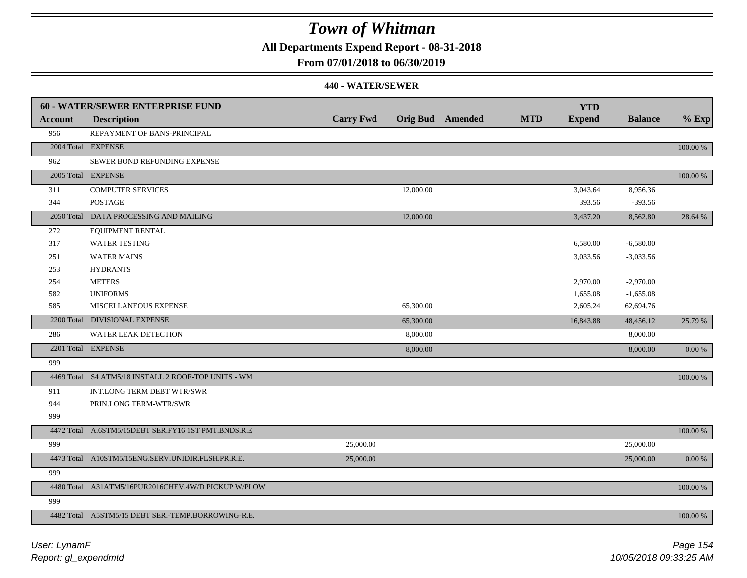# Town of Whitman

**All Departments Expend Report - 08-31-2018**

**From 07/01/2018 to 06/30/2019**

**440 - WATER/SEWER**

| 60 - WATER/SEWER ENTERPRISE FUND | | | | | | YTD | | |
|---|---|---|---|---|---|---|---|---|
| **Account** | **Description** | **Carry Fwd** | **Orig Bud** | **Amended** | **MTD** | **Expend** | **Balance** | **% Exp** |
| 956 | REPAYMENT OF BANS-PRINCIPAL | | | | | | | |
| 2004 Total | EXPENSE | | | | | | | 100.00 % |
| 962 | SEWER BOND REFUNDING EXPENSE | | | | | | | |
| 2005 Total | EXPENSE | | | | | | | 100.00 % |
| 311 | COMPUTER SERVICES | | 12,000.00 | | | 3,043.64 | 8,956.36 | |
| 344 | POSTAGE | | | | | 393.56 | -393.56 | |
| 2050 Total | DATA PROCESSING AND MAILING | | 12,000.00 | | | 3,437.20 | 8,562.80 | 28.64 % |
| 272 | EQUIPMENT RENTAL | | | | | | | |
| 317 | WATER TESTING | | | | | 6,580.00 | -6,580.00 | |
| 251 | WATER MAINS | | | | | 3,033.56 | -3,033.56 | |
| 253 | HYDRANTS | | | | | | | |
| 254 | METERS | | | | | 2,970.00 | -2,970.00 | |
| 582 | UNIFORMS | | | | | 1,655.08 | -1,655.08 | |
| 585 | MISCELLANEOUS EXPENSE | | 65,300.00 | | | 2,605.24 | 62,694.76 | |
| 2200 Total | DIVISIONAL EXPENSE | | 65,300.00 | | | 16,843.88 | 48,456.12 | 25.79 % |
| 286 | WATER LEAK DETECTION | | 8,000.00 | | | | 8,000.00 | |
| 2201 Total | EXPENSE | | 8,000.00 | | | | 8,000.00 | 0.00 % |
| 999 | | | | | | | | |
| 4469 Total | S4 ATM5/18 INSTALL 2 ROOF-TOP UNITS - WM | | | | | | | 100.00 % |
| 911 | INT.LONG TERM DEBT WTR/SWR | | | | | | | |
| 944 | PRIN.LONG TERM-WTR/SWR | | | | | | | |
| 999 | | | | | | | | |
| 4472 Total | A.6STM5/15DEBT SER.FY16 1ST PMT.BNDS.R.E | | | | | | | 100.00 % |
| 999 | | 25,000.00 | | | | | 25,000.00 | |
| 4473 Total | A10STM5/15ENG.SERV.UNIDIR.FLSH.PR.R.E. | 25,000.00 | | | | | 25,000.00 | 0.00 % |
| 999 | | | | | | | | |
| 4480 Total | A31ATM5/16PUR2016CHEV.4W/D PICKUP W/PLOW | | | | | | | 100.00 % |
| 999 | | | | | | | | |
| 4482 Total | A5STM5/15 DEBT SER.-TEMP.BORROWING-R.E. | | | | | | | 100.00 % |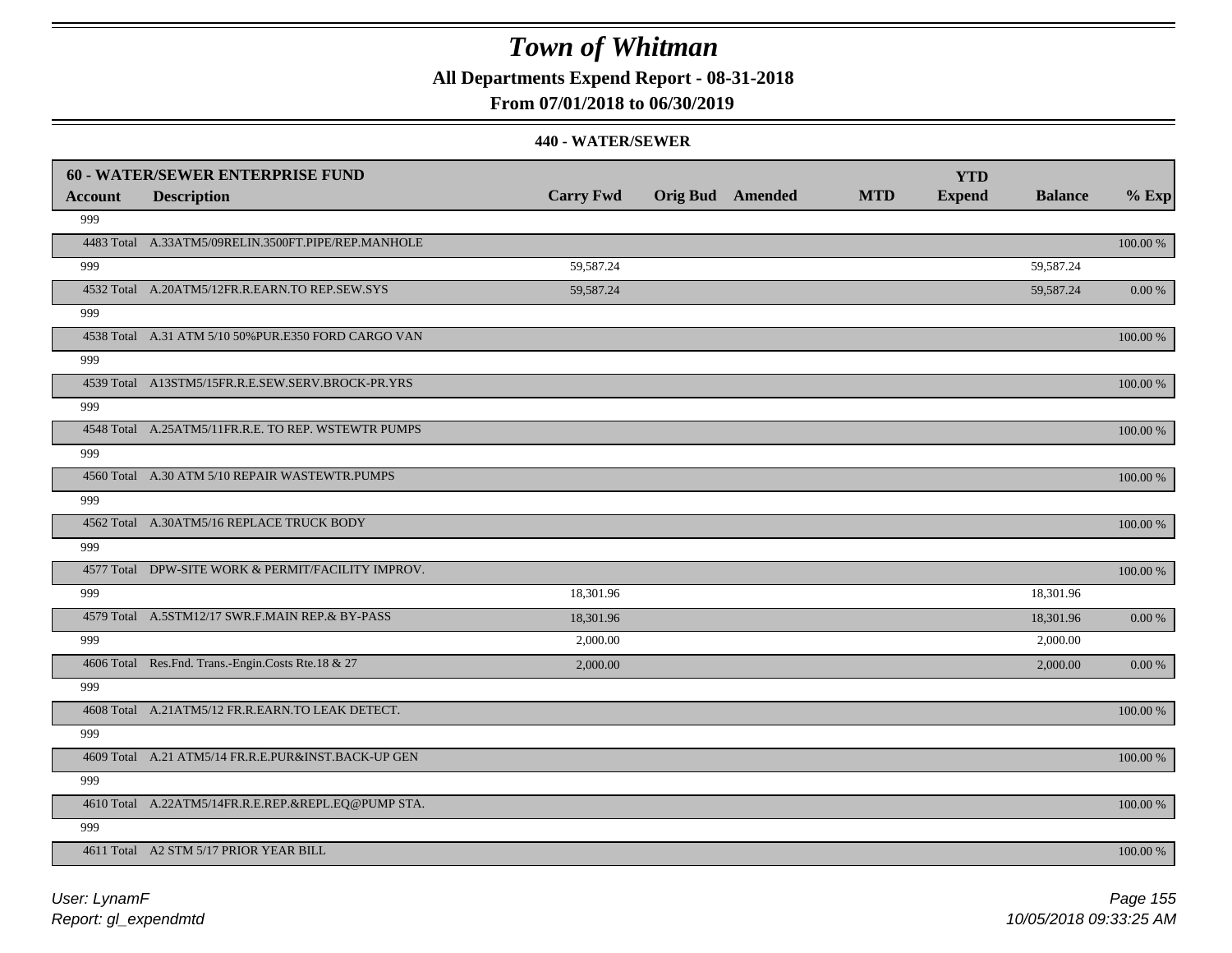# Town of Whitman

**All Departments Expend Report - 08-31-2018**

**From 07/01/2018 to 06/30/2019**

**440 - WATER/SEWER**

| Account | 60 - WATER/SEWER ENTERPRISE FUND<br>Description | Carry Fwd | Orig Bud | Amended | MTD | YTD Expend | Balance | % Exp |
|---|---|---|---|---|---|---|---|---|
| 999 | | | | | | | | |
| 4483 Total | A.33ATM5/09RELIN.3500FT.PIPE/REP.MANHOLE | | | | | | | 100.00 % |
| 999 | | 59,587.24 | | | | | 59,587.24 | |
| 4532 Total | A.20ATM5/12FR.R.EARN.TO REP.SEW.SYS | 59,587.24 | | | | | 59,587.24 | 0.00 % |
| 999 | | | | | | | | |
| 4538 Total | A.31 ATM 5/10 50%PUR.E350 FORD CARGO VAN | | | | | | | 100.00 % |
| 999 | | | | | | | | |
| 4539 Total | A13STM5/15FR.R.E.SEW.SERV.BROCK-PR.YRS | | | | | | | 100.00 % |
| 999 | | | | | | | | |
| 4548 Total | A.25ATM5/11FR.R.E. TO REP. WSTEWTR PUMPS | | | | | | | 100.00 % |
| 999 | | | | | | | | |
| 4560 Total | A.30 ATM 5/10 REPAIR WASTEWTR.PUMPS | | | | | | | 100.00 % |
| 999 | | | | | | | | |
| 4562 Total | A.30ATM5/16 REPLACE TRUCK BODY | | | | | | | 100.00 % |
| 999 | | | | | | | | |
| 4577 Total | DPW-SITE WORK & PERMIT/FACILITY IMPROV. | | | | | | | 100.00 % |
| 999 | | 18,301.96 | | | | | 18,301.96 | |
| 4579 Total | A.5STM12/17 SWR.F.MAIN REP.& BY-PASS | 18,301.96 | | | | | 18,301.96 | 0.00 % |
| 999 | | 2,000.00 | | | | | 2,000.00 | |
| 4606 Total | Res.Fnd. Trans.-Engin.Costs Rte.18 & 27 | 2,000.00 | | | | | 2,000.00 | 0.00 % |
| 999 | | | | | | | | |
| 4608 Total | A.21ATM5/12 FR.R.EARN.TO LEAK DETECT. | | | | | | | 100.00 % |
| 999 | | | | | | | | |
| 4609 Total | A.21 ATM5/14 FR.R.E.PUR&INST.BACK-UP GEN | | | | | | | 100.00 % |
| 999 | | | | | | | | |
| 4610 Total | A.22ATM5/14FR.R.E.REP.&REPL.EQ@PUMP STA. | | | | | | | 100.00 % |
| 999 | | | | | | | | |
| 4611 Total | A2 STM 5/17 PRIOR YEAR BILL | | | | | | | 100.00 % |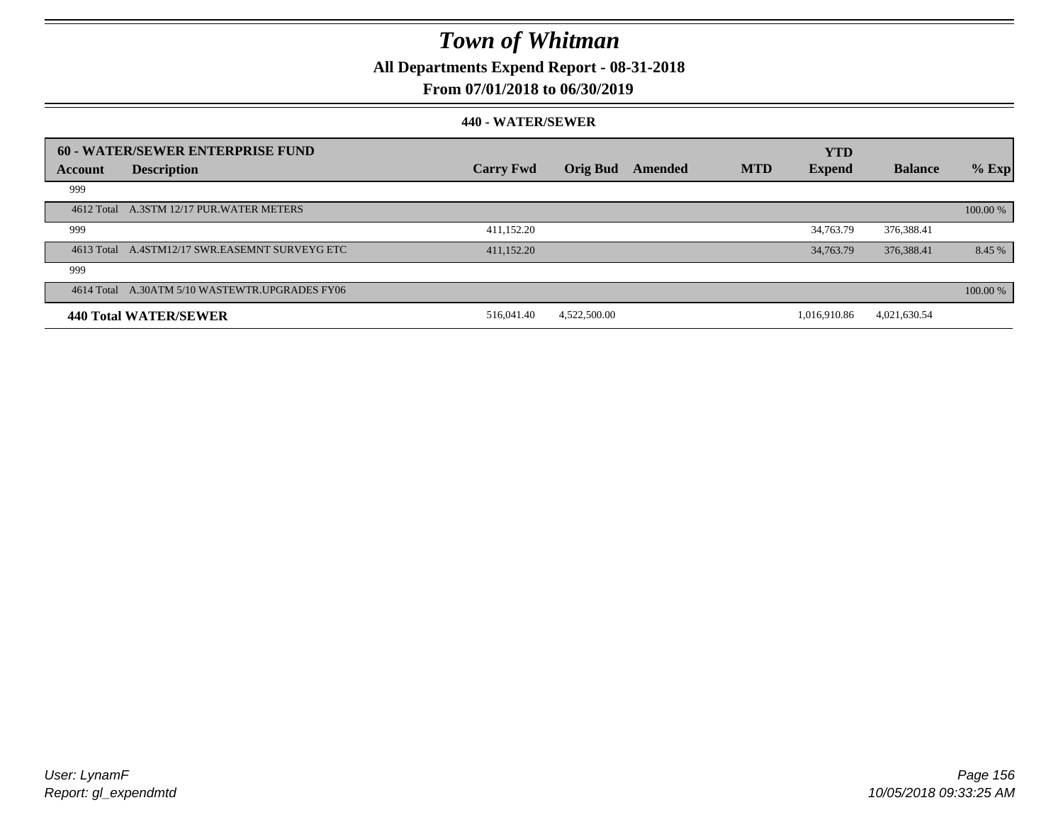# Town of Whitman

**All Departments Expend Report - 08-31-2018**

**From 07/01/2018 to 06/30/2019**

**440 - WATER/SEWER**

| 60 - WATER/SEWER ENTERPRISE FUND | | | | | | YTD | | |
|---|---|---|---|---|---|---|---|---|
| **Account** | **Description** | **Carry Fwd** | **Orig Bud** | **Amended** | **MTD** | **Expend** | **Balance** | **% Exp** |
| 999 | | | | | | | | |
| 4612 Total | A.3STM 12/17 PUR.WATER METERS | | | | | | | 100.00 % |
| 999 | | 411,152.20 | | | | 34,763.79 | 376,388.41 | |
| 4613 Total | A.4STM12/17 SWR.EASEMNT SURVEYG ETC | 411,152.20 | | | | 34,763.79 | 376,388.41 | 8.45 % |
| 999 | | | | | | | | |
| 4614 Total | A.30ATM 5/10 WASTEWTR.UPGRADES FY06 | | | | | | | 100.00 % |
| **440 Total WATER/SEWER** | | 516,041.40 | 4,522,500.00 | | | 1,016,910.86 | 4,021,630.54 | |

*User: LynamF*
*Report: gl_expendmtd*

*10/05/2018 09:33:25 AM*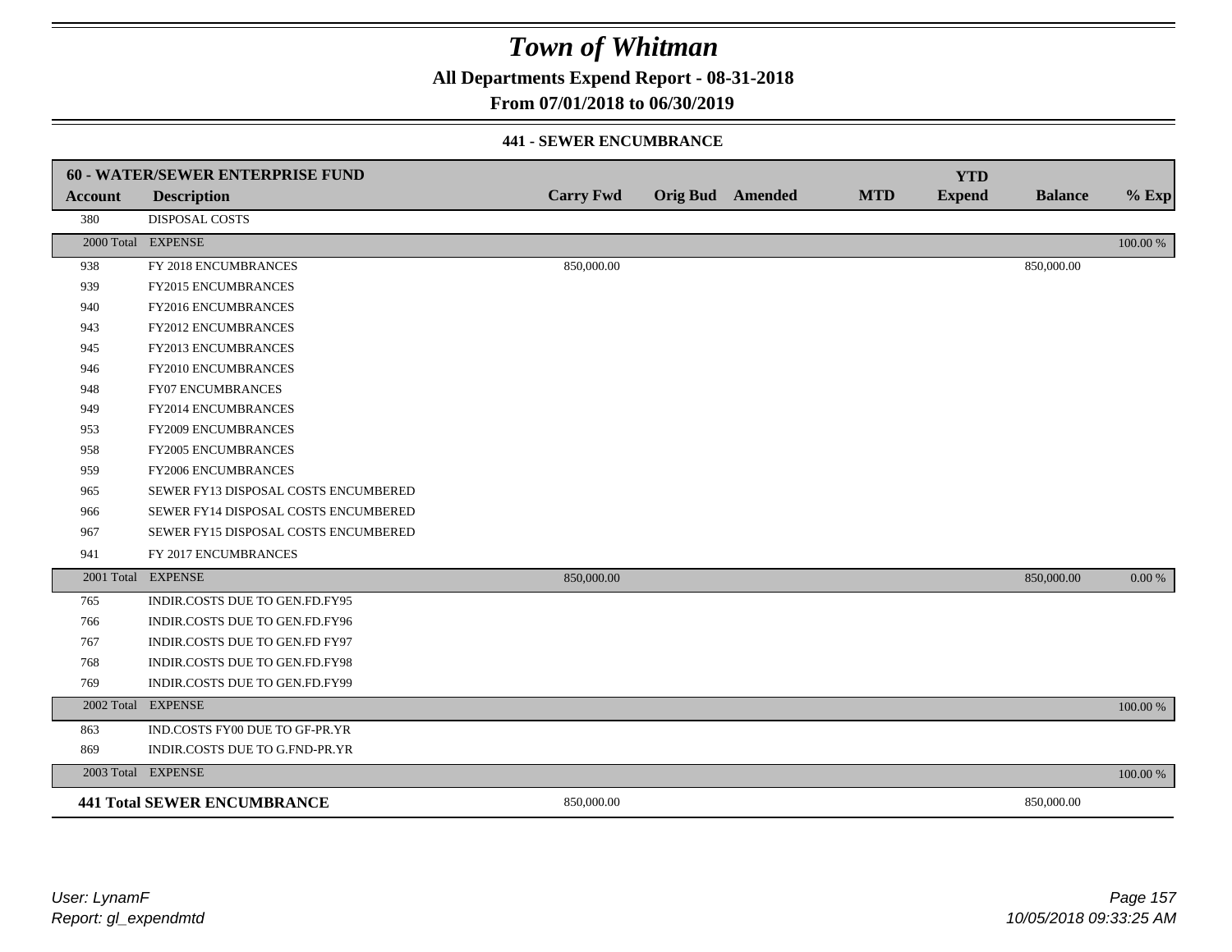# Town of Whitman

**All Departments Expend Report - 08-31-2018**

**From 07/01/2018 to 06/30/2019**

**441 - SEWER ENCUMBRANCE**

| 60 - WATER/SEWER ENTERPRISE FUND | | | | | | YTD | | |
|---|---|---|---|---|---|---|---|---|
| **Account** | **Description** | **Carry Fwd** | **Orig Bud** | **Amended** | **MTD** | **Expend** | **Balance** | **% Exp** |
| 380 | DISPOSAL COSTS | | | | | | | |
| 2000 Total | EXPENSE | | | | | | | 100.00 % |
| 938 | FY 2018 ENCUMBRANCES | 850,000.00 | | | | | 850,000.00 | |
| 939 | FY2015 ENCUMBRANCES | | | | | | | |
| 940 | FY2016 ENCUMBRANCES | | | | | | | |
| 943 | FY2012 ENCUMBRANCES | | | | | | | |
| 945 | FY2013 ENCUMBRANCES | | | | | | | |
| 946 | FY2010 ENCUMBRANCES | | | | | | | |
| 948 | FY07 ENCUMBRANCES | | | | | | | |
| 949 | FY2014 ENCUMBRANCES | | | | | | | |
| 953 | FY2009 ENCUMBRANCES | | | | | | | |
| 958 | FY2005 ENCUMBRANCES | | | | | | | |
| 959 | FY2006 ENCUMBRANCES | | | | | | | |
| 965 | SEWER FY13 DISPOSAL COSTS ENCUMBERED | | | | | | | |
| 966 | SEWER FY14 DISPOSAL COSTS ENCUMBERED | | | | | | | |
| 967 | SEWER FY15 DISPOSAL COSTS ENCUMBERED | | | | | | | |
| 941 | FY 2017 ENCUMBRANCES | | | | | | | |
| 2001 Total | EXPENSE | 850,000.00 | | | | | 850,000.00 | 0.00 % |
| 765 | INDIR.COSTS DUE TO GEN.FD.FY95 | | | | | | | |
| 766 | INDIR.COSTS DUE TO GEN.FD.FY96 | | | | | | | |
| 767 | INDIR.COSTS DUE TO GEN.FD FY97 | | | | | | | |
| 768 | INDIR.COSTS DUE TO GEN.FD.FY98 | | | | | | | |
| 769 | INDIR.COSTS DUE TO GEN.FD.FY99 | | | | | | | |
| 2002 Total | EXPENSE | | | | | | | 100.00 % |
| 863 | IND.COSTS FY00 DUE TO GF-PR.YR | | | | | | | |
| 869 | INDIR.COSTS DUE TO G.FND-PR.YR | | | | | | | |
| 2003 Total | EXPENSE | | | | | | | 100.00 % |
| **441 Total SEWER ENCUMBRANCE** | | 850,000.00 | | | | | 850,000.00 | |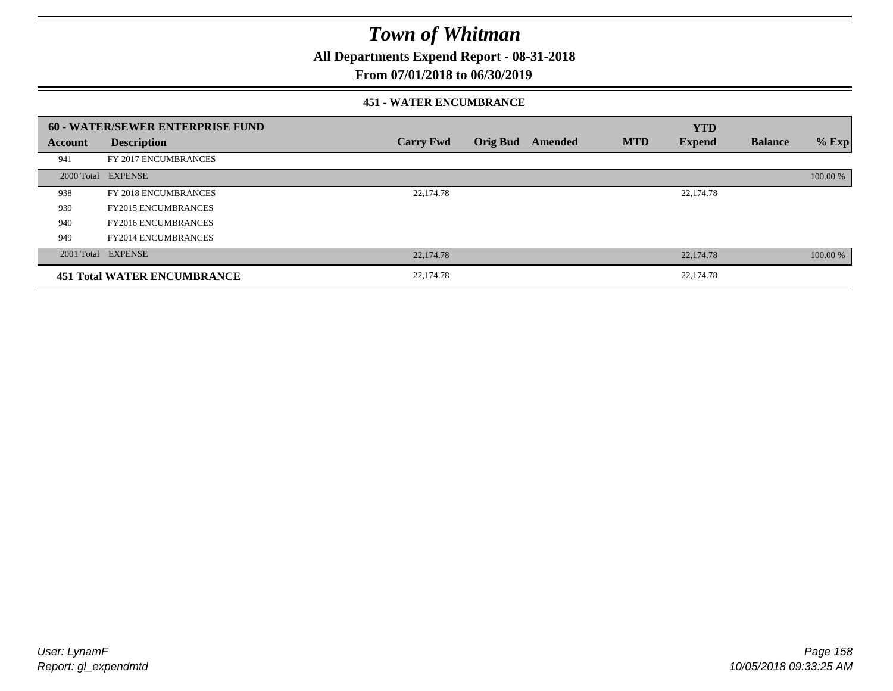# Town of Whitman

**All Departments Expend Report - 08-31-2018**

**From 07/01/2018 to 06/30/2019**

**451 - WATER ENCUMBRANCE**

| 60 - WATER/SEWER ENTERPRISE FUND | | | | | | YTD | | |
|---|---|---|---|---|---|---|---|---|
| **Account** | **Description** | **Carry Fwd** | **Orig Bud** | **Amended** | **MTD** | **Expend** | **Balance** | **% Exp** |
| 941 | FY 2017 ENCUMBRANCES | | | | | | | |
| 2000 Total | EXPENSE | | | | | | | 100.00 % |
| 938 | FY 2018 ENCUMBRANCES | 22,174.78 | | | | 22,174.78 | | |
| 939 | FY2015 ENCUMBRANCES | | | | | | | |
| 940 | FY2016 ENCUMBRANCES | | | | | | | |
| 949 | FY2014 ENCUMBRANCES | | | | | | | |
| 2001 Total | EXPENSE | 22,174.78 | | | | 22,174.78 | | 100.00 % |
| **451 Total WATER ENCUMBRANCE** | | 22,174.78 | | | | 22,174.78 | | |

*User: LynamF*
*Report: gl_expendmtd*

*10/05/2018 09:33:25 AM*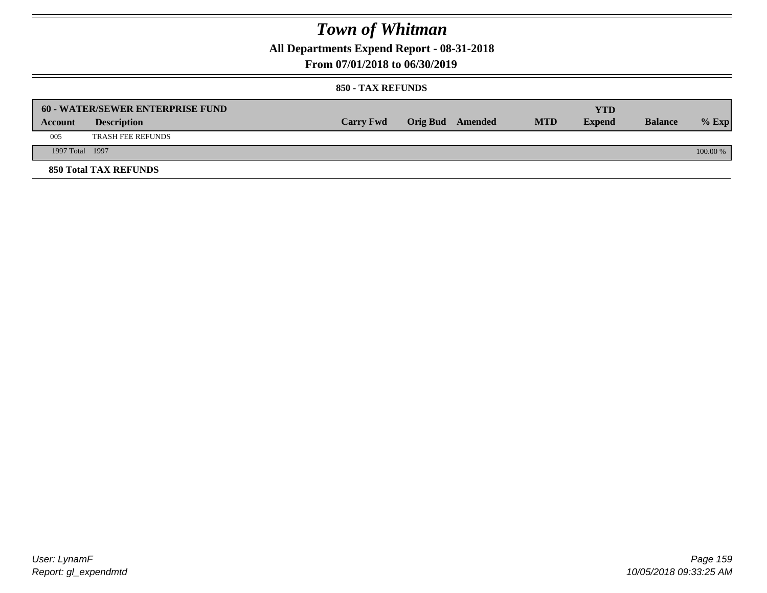# Town of Whitman

**All Departments Expend Report - 08-31-2018**

**From 07/01/2018 to 06/30/2019**

**850 - TAX REFUNDS**

| 60 - WATER/SEWER ENTERPRISE FUND | | | | | | | | |
|---|---|---|---|---|---|---|---|---|
| **Account** | **Description** | **Carry Fwd** | **Orig Bud** | **Amended** | **MTD** | **YTD Expend** | **Balance** | **% Exp** |
| 005 | TRASH FEE REFUNDS | | | | | | | |
| 1997 Total | 1997 | | | | | | | 100.00 % |

**850 Total TAX REFUNDS**

User: LynamF
Report: gl_expendmtd

10/05/2018 09:33:25 AM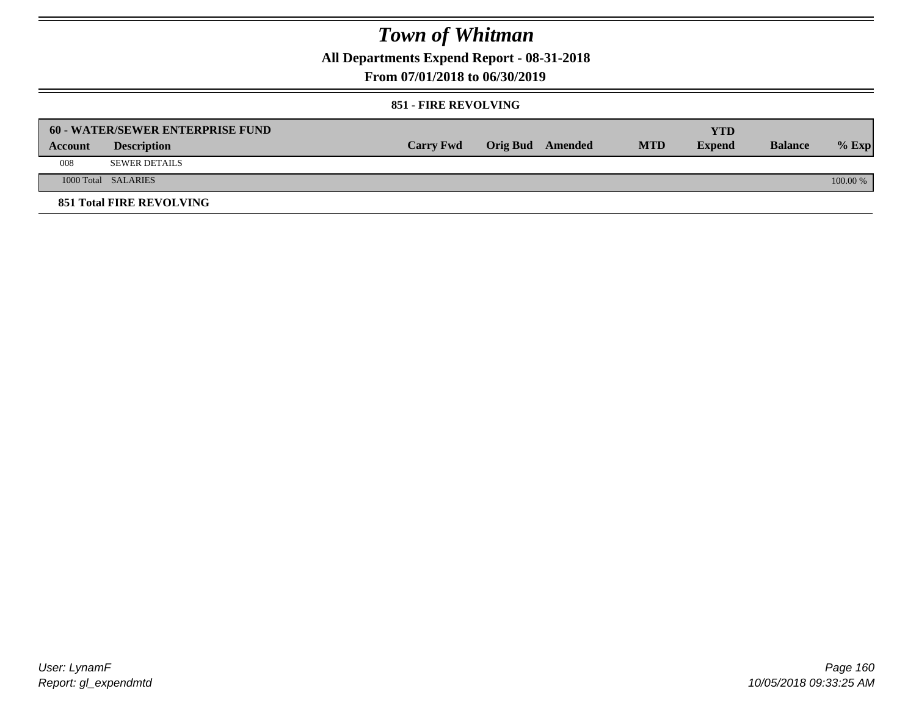# Town of Whitman

**All Departments Expend Report - 08-31-2018**

**From 07/01/2018 to 06/30/2019**

### 851 - FIRE REVOLVING

| 60 - WATER/SEWER ENTERPRISE FUND | | | | | | | | |
|---|---|---|---|---|---|---|---|---|
| **Account** | **Description** | **Carry Fwd** | **Orig Bud** | **Amended** | **MTD** | **YTD Expend** | **Balance** | **% Exp** |
| 008 | SEWER DETAILS | | | | | | | |
| 1000 Total | SALARIES | | | | | | | 100.00 % |

**851 Total FIRE REVOLVING**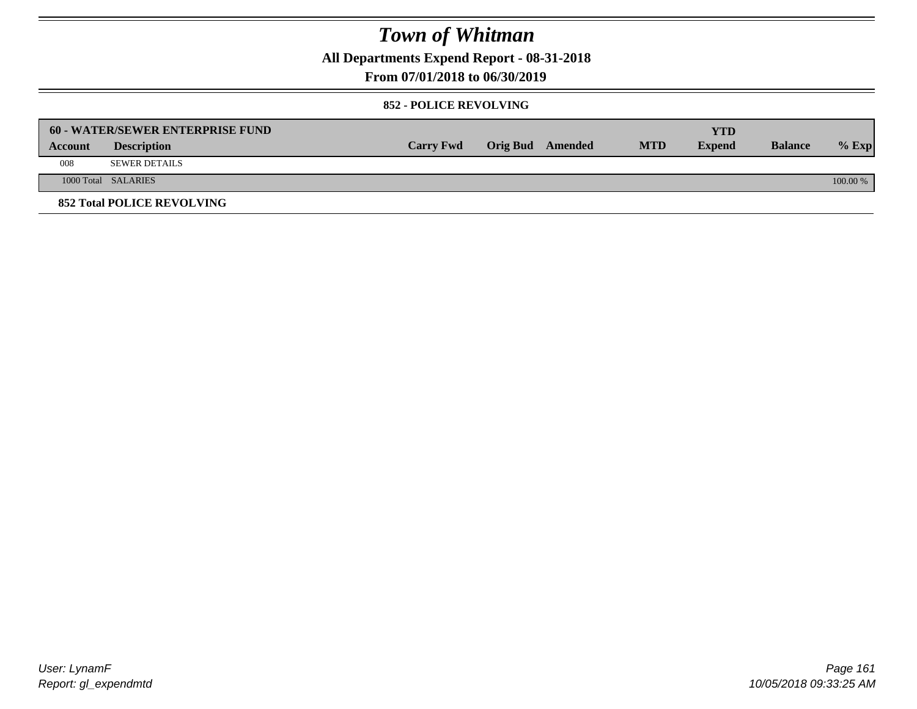# Town of Whitman

**All Departments Expend Report - 08-31-2018**

**From 07/01/2018 to 06/30/2019**

**852 - POLICE REVOLVING**

| 60 - WATER/SEWER ENTERPRISE FUND | | | | | | YTD | | |
|---|---|---|---|---|---|---|---|---|
| **Account** | **Description** | **Carry Fwd** | **Orig Bud** | **Amended** | **MTD** | **Expend** | **Balance** | **% Exp** |
| 008 | SEWER DETAILS | | | | | | | |
| 1000 Total | SALARIES | | | | | | | 100.00 % |
| **852 Total POLICE REVOLVING** | | | | | | | | |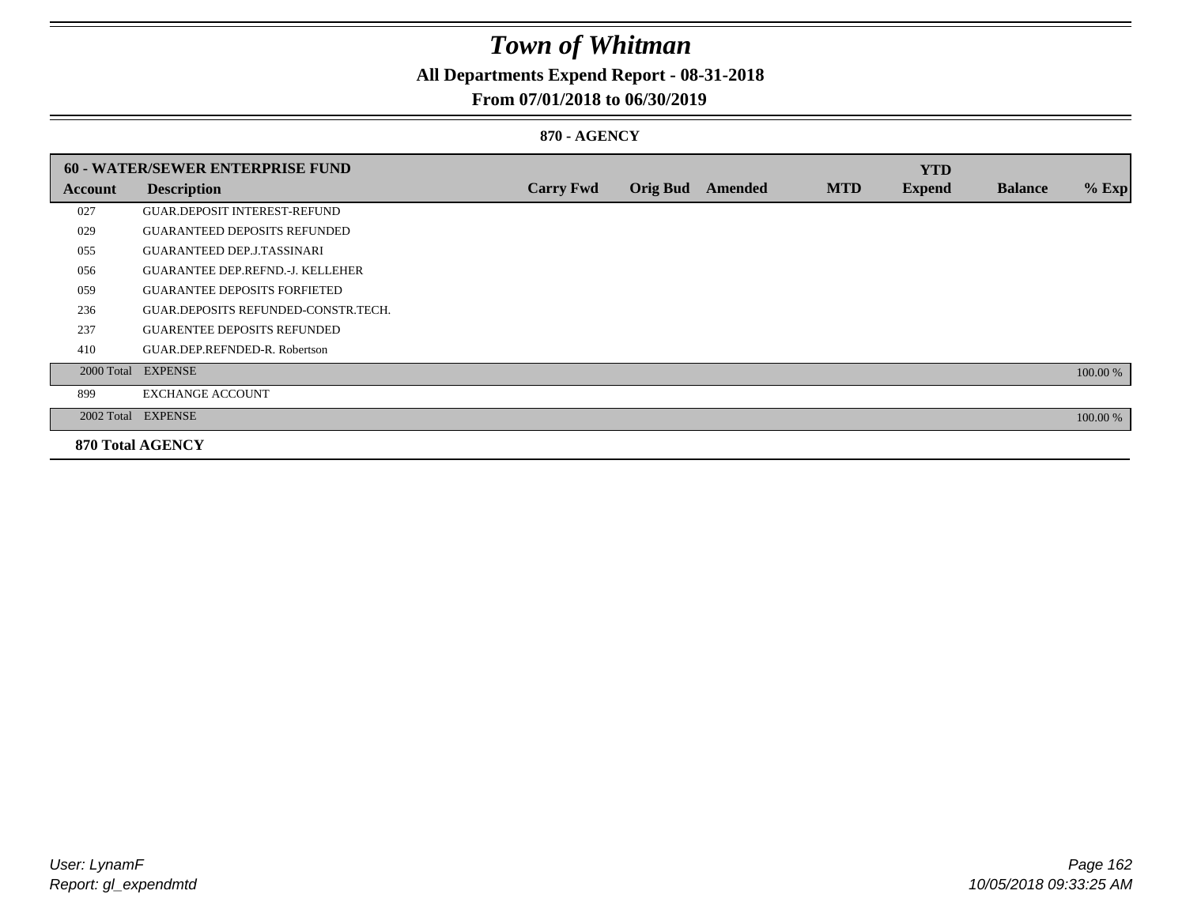# Town of Whitman

**All Departments Expend Report - 08-31-2018**

**From 07/01/2018 to 06/30/2019**

**870 - AGENCY**

| 60 - WATER/SEWER ENTERPRISE FUND | | | | | | YTD | | |
|---|---|---|---|---|---|---|---|---|
| **Account** | **Description** | **Carry Fwd** | **Orig Bud** | **Amended** | **MTD** | **Expend** | **Balance** | **% Exp** |
| 027 | GUAR.DEPOSIT INTEREST-REFUND | | | | | | | |
| 029 | GUARANTEED DEPOSITS REFUNDED | | | | | | | |
| 055 | GUARANTEED DEP.J.TASSINARI | | | | | | | |
| 056 | GUARANTEE DEP.REFND.-J. KELLEHER | | | | | | | |
| 059 | GUARANTEE DEPOSITS FORFIETED | | | | | | | |
| 236 | GUAR.DEPOSITS REFUNDED-CONSTR.TECH. | | | | | | | |
| 237 | GUARENTEE DEPOSITS REFUNDED | | | | | | | |
| 410 | GUAR.DEP.REFNDED-R. Robertson | | | | | | | |
| 2000 Total | EXPENSE | | | | | | | 100.00 % |
| 899 | EXCHANGE ACCOUNT | | | | | | | |
| 2002 Total | EXPENSE | | | | | | | 100.00 % |

**870 Total AGENCY**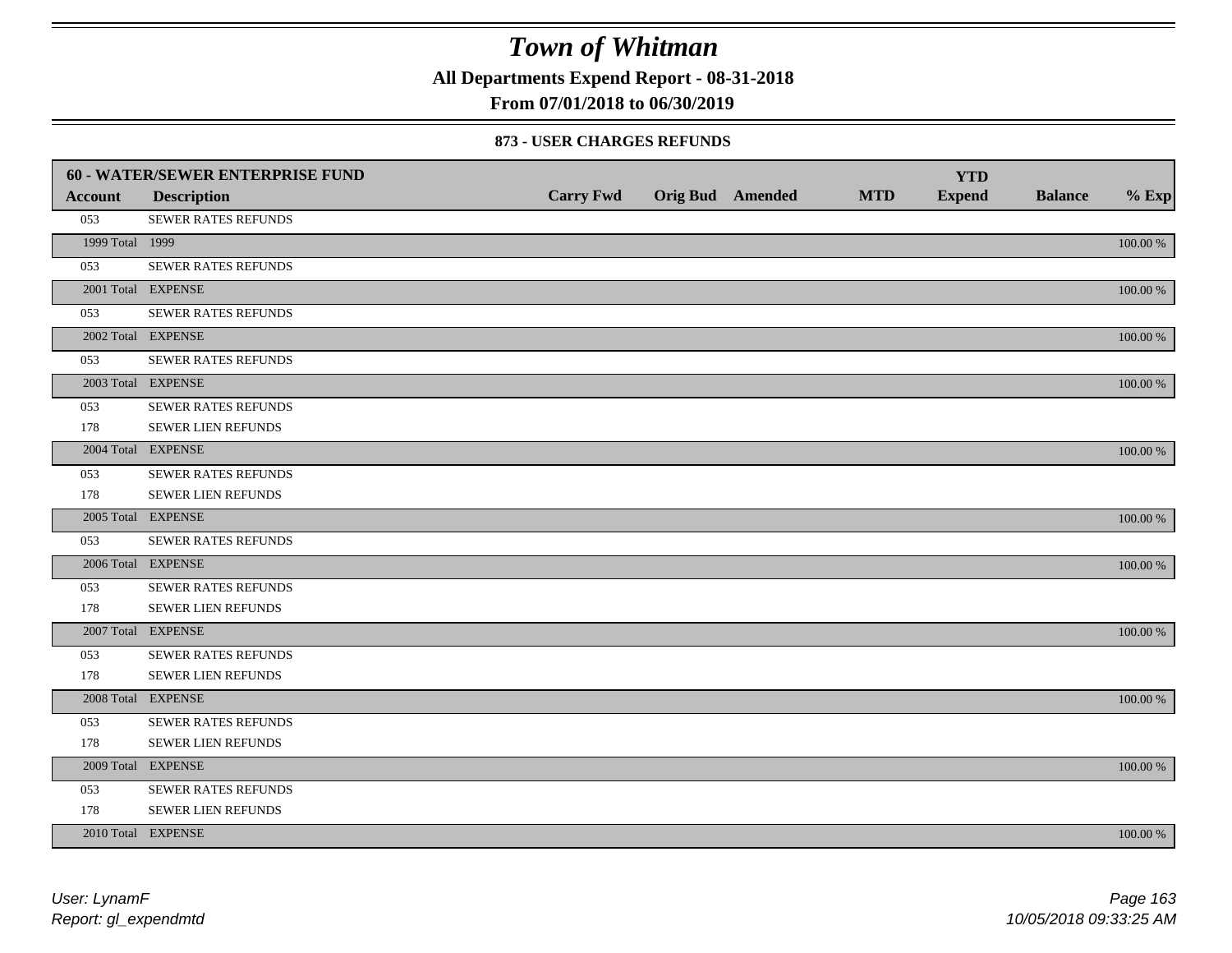# Town of Whitman

**All Departments Expend Report - 08-31-2018**

**From 07/01/2018 to 06/30/2019**

### 873 - USER CHARGES REFUNDS

| 60 - WATER/SEWER ENTERPRISE FUND | | | | | | YTD | | |
|---|---|---|---|---|---|---|---|---|
| **Account** | **Description** | **Carry Fwd** | **Orig Bud** | **Amended** | **MTD** | **Expend** | **Balance** | **% Exp** |
| 053 | SEWER RATES REFUNDS | | | | | | | |
| 1999 Total | 1999 | | | | | | | 100.00 % |
| 053 | SEWER RATES REFUNDS | | | | | | | |
| 2001 Total | EXPENSE | | | | | | | 100.00 % |
| 053 | SEWER RATES REFUNDS | | | | | | | |
| 2002 Total | EXPENSE | | | | | | | 100.00 % |
| 053 | SEWER RATES REFUNDS | | | | | | | |
| 2003 Total | EXPENSE | | | | | | | 100.00 % |
| 053 | SEWER RATES REFUNDS | | | | | | | |
| 178 | SEWER LIEN REFUNDS | | | | | | | |
| 2004 Total | EXPENSE | | | | | | | 100.00 % |
| 053 | SEWER RATES REFUNDS | | | | | | | |
| 178 | SEWER LIEN REFUNDS | | | | | | | |
| 2005 Total | EXPENSE | | | | | | | 100.00 % |
| 053 | SEWER RATES REFUNDS | | | | | | | |
| 2006 Total | EXPENSE | | | | | | | 100.00 % |
| 053 | SEWER RATES REFUNDS | | | | | | | |
| 178 | SEWER LIEN REFUNDS | | | | | | | |
| 2007 Total | EXPENSE | | | | | | | 100.00 % |
| 053 | SEWER RATES REFUNDS | | | | | | | |
| 178 | SEWER LIEN REFUNDS | | | | | | | |
| 2008 Total | EXPENSE | | | | | | | 100.00 % |
| 053 | SEWER RATES REFUNDS | | | | | | | |
| 178 | SEWER LIEN REFUNDS | | | | | | | |
| 2009 Total | EXPENSE | | | | | | | 100.00 % |
| 053 | SEWER RATES REFUNDS | | | | | | | |
| 178 | SEWER LIEN REFUNDS | | | | | | | |
| 2010 Total | EXPENSE | | | | | | | 100.00 % |

*User: LynamF*
*Report: gl_expendmtd*

*10/05/2018 09:33:25 AM*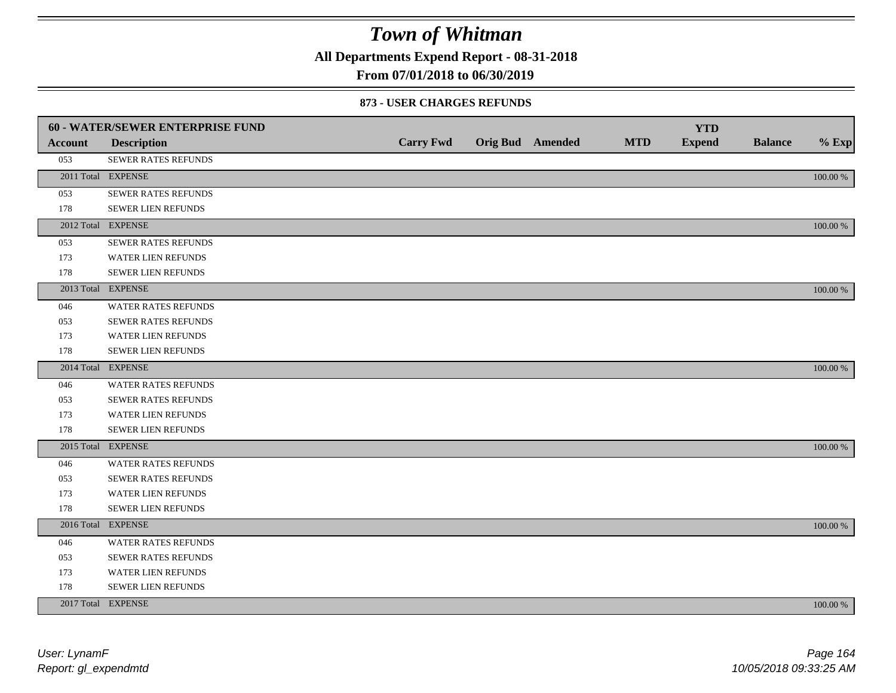# Town of Whitman

**All Departments Expend Report - 08-31-2018**

**From 07/01/2018 to 06/30/2019**

### 873 - USER CHARGES REFUNDS

| **60 - WATER/SEWER ENTERPRISE FUND** | | | | | | | | |
|---|---|---|---|---|---|---|---|---|
| **Account** | **Description** | **Carry Fwd** | **Orig Bud** | **Amended** | **MTD** | **YTD Expend** | **Balance** | **% Exp** |
| 053 | SEWER RATES REFUNDS | | | | | | | |
| 2011 Total | EXPENSE | | | | | | | 100.00 % |
| 053 | SEWER RATES REFUNDS | | | | | | | |
| 178 | SEWER LIEN REFUNDS | | | | | | | |
| 2012 Total | EXPENSE | | | | | | | 100.00 % |
| 053 | SEWER RATES REFUNDS | | | | | | | |
| 173 | WATER LIEN REFUNDS | | | | | | | |
| 178 | SEWER LIEN REFUNDS | | | | | | | |
| 2013 Total | EXPENSE | | | | | | | 100.00 % |
| 046 | WATER RATES REFUNDS | | | | | | | |
| 053 | SEWER RATES REFUNDS | | | | | | | |
| 173 | WATER LIEN REFUNDS | | | | | | | |
| 178 | SEWER LIEN REFUNDS | | | | | | | |
| 2014 Total | EXPENSE | | | | | | | 100.00 % |
| 046 | WATER RATES REFUNDS | | | | | | | |
| 053 | SEWER RATES REFUNDS | | | | | | | |
| 173 | WATER LIEN REFUNDS | | | | | | | |
| 178 | SEWER LIEN REFUNDS | | | | | | | |
| 2015 Total | EXPENSE | | | | | | | 100.00 % |
| 046 | WATER RATES REFUNDS | | | | | | | |
| 053 | SEWER RATES REFUNDS | | | | | | | |
| 173 | WATER LIEN REFUNDS | | | | | | | |
| 178 | SEWER LIEN REFUNDS | | | | | | | |
| 2016 Total | EXPENSE | | | | | | | 100.00 % |
| 046 | WATER RATES REFUNDS | | | | | | | |
| 053 | SEWER RATES REFUNDS | | | | | | | |
| 173 | WATER LIEN REFUNDS | | | | | | | |
| 178 | SEWER LIEN REFUNDS | | | | | | | |
| 2017 Total | EXPENSE | | | | | | | 100.00 % |

*User: LynamF*
*Report: gl_expendmtd*

*10/05/2018 09:33:25 AM*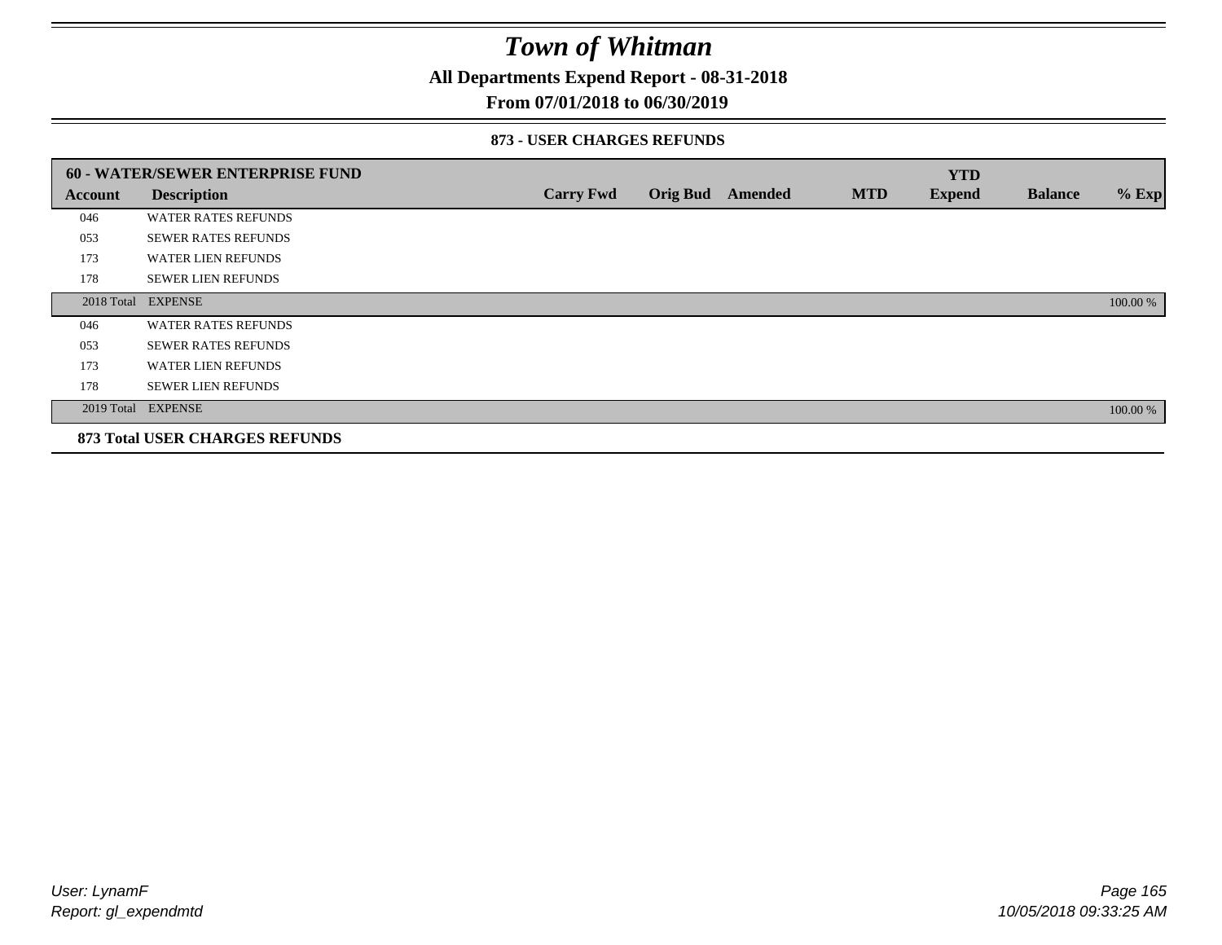# Town of Whitman

**All Departments Expend Report - 08-31-2018**

**From 07/01/2018 to 06/30/2019**

**873 - USER CHARGES REFUNDS**

| 60 - WATER/SEWER ENTERPRISE FUND | | | | | | YTD | | |
|---|---|---|---|---|---|---|---|---|
| **Account** | **Description** | **Carry Fwd** | **Orig Bud** | **Amended** | **MTD** | **Expend** | **Balance** | **% Exp** |
| 046 | WATER RATES REFUNDS | | | | | | | |
| 053 | SEWER RATES REFUNDS | | | | | | | |
| 173 | WATER LIEN REFUNDS | | | | | | | |
| 178 | SEWER LIEN REFUNDS | | | | | | | |
| 2018 Total | EXPENSE | | | | | | | 100.00 % |
| 046 | WATER RATES REFUNDS | | | | | | | |
| 053 | SEWER RATES REFUNDS | | | | | | | |
| 173 | WATER LIEN REFUNDS | | | | | | | |
| 178 | SEWER LIEN REFUNDS | | | | | | | |
| 2019 Total | EXPENSE | | | | | | | 100.00 % |
| **873 Total USER CHARGES REFUNDS** | | | | | | | | |

*User: LynamF*
*Report: gl_expendmtd*

*10/05/2018 09:33:25 AM*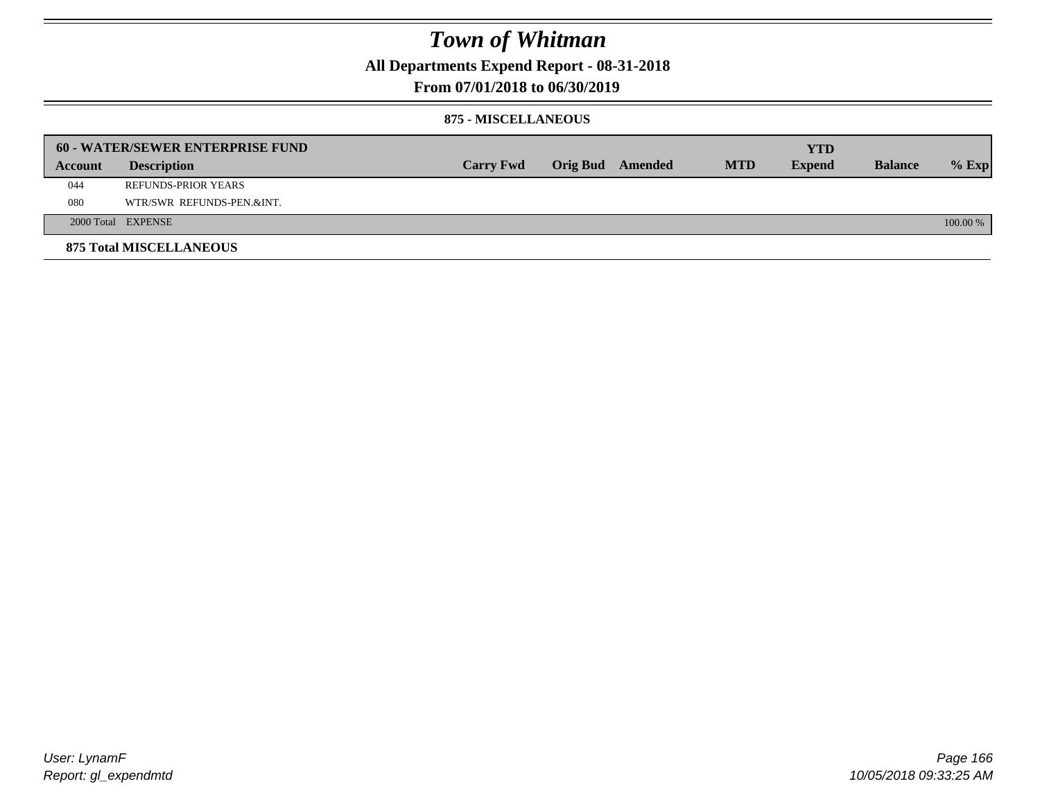# Town of Whitman

**All Departments Expend Report - 08-31-2018**

**From 07/01/2018 to 06/30/2019**

**875 - MISCELLANEOUS**

| **60 - WATER/SEWER ENTERPRISE FUND** | | | | | | | | |
|---|---|---|---|---|---|---|---|---|
| **Account** | **Description** | **Carry Fwd** | **Orig Bud** | **Amended** | **MTD** | **YTD Expend** | **Balance** | **% Exp** |
| 044 | REFUNDS-PRIOR YEARS | | | | | | | |
| 080 | WTR/SWR REFUNDS-PEN.&INT. | | | | | | | |
| 2000 Total | EXPENSE | | | | | | | 100.00 % |
| **875 Total MISCELLANEOUS** | | | | | | | | |

User: LynamF
Report: gl_expendmtd

10/05/2018 09:33:25 AM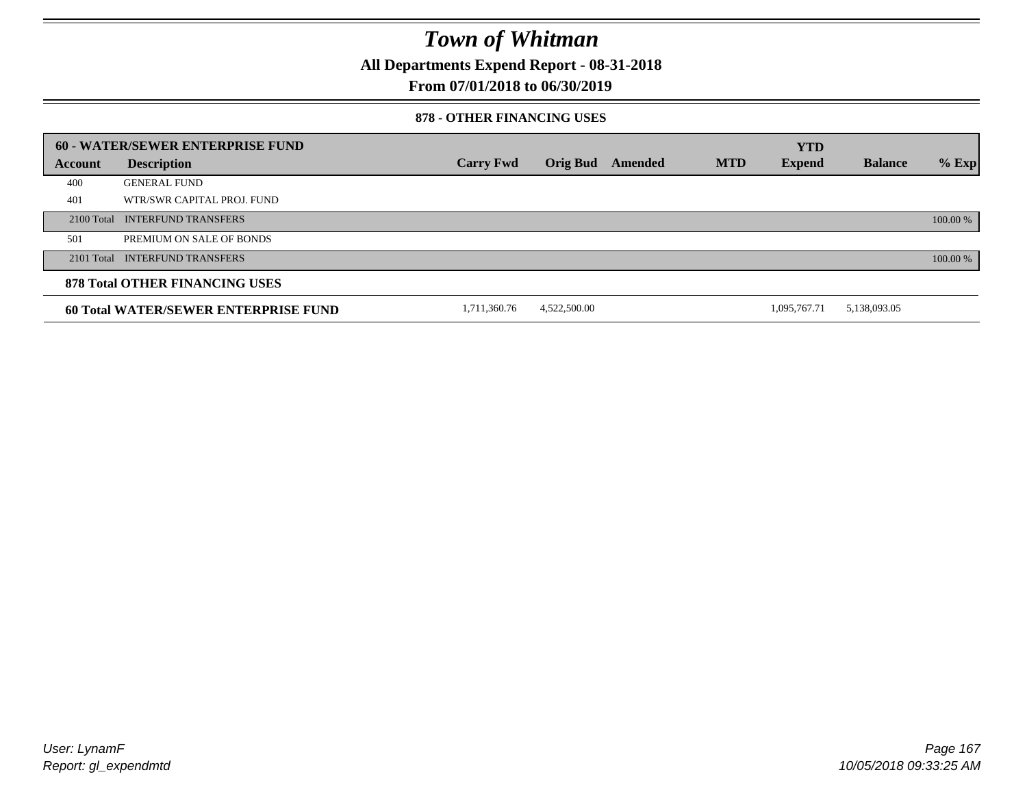# Town of Whitman

**All Departments Expend Report - 08-31-2018**

**From 07/01/2018 to 06/30/2019**

### 878 - OTHER FINANCING USES

| **60 - WATER/SEWER ENTERPRISE FUND** | | | | | | | | |
|---|---|---|---|---|---|---|---|---|
| **Account** | **Description** | **Carry Fwd** | **Orig Bud** | **Amended** | **MTD** | **YTD Expend** | **Balance** | **% Exp** |
| 400 | GENERAL FUND | | | | | | | |
| 401 | WTR/SWR CAPITAL PROJ. FUND | | | | | | | |
| 2100 Total | INTERFUND TRANSFERS | | | | | | | 100.00 % |
| 501 | PREMIUM ON SALE OF BONDS | | | | | | | |
| 2101 Total | INTERFUND TRANSFERS | | | | | | | 100.00 % |
| **878 Total OTHER FINANCING USES** | | | | | | | | |
| **60 Total WATER/SEWER ENTERPRISE FUND** | | 1,711,360.76 | 4,522,500.00 | | | 1,095,767.71 | 5,138,093.05 | |

User: LynamF
Report: gl_expendmtd

10/05/2018 09:33:25 AM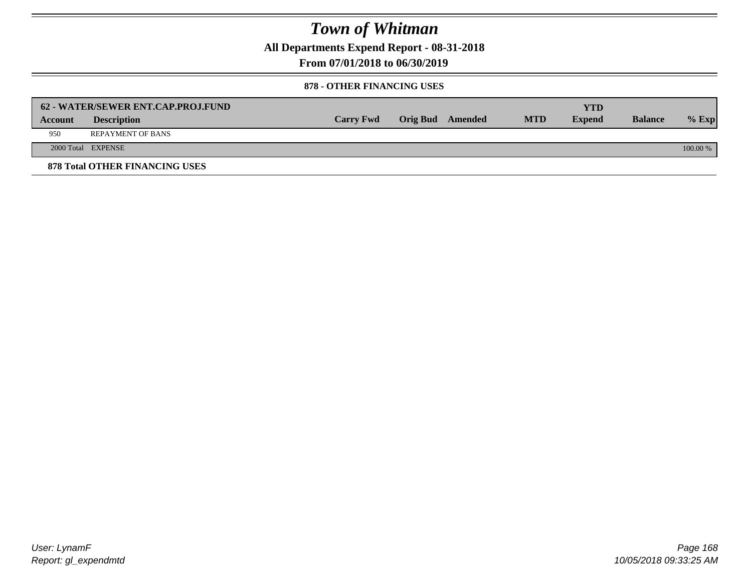# Town of Whitman

**All Departments Expend Report - 08-31-2018**

**From 07/01/2018 to 06/30/2019**

**878 - OTHER FINANCING USES**

| 62 - WATER/SEWER ENT.CAP.PROJ.FUND | | | | | | YTD | | |
|---|---|---|---|---|---|---|---|---|
| **Account** | **Description** | **Carry Fwd** | **Orig Bud** | **Amended** | **MTD** | **Expend** | **Balance** | **% Exp** |
| 950 | REPAYMENT OF BANS | | | | | | | |
| 2000 Total | EXPENSE | | | | | | | 100.00 % |

**878 Total OTHER FINANCING USES**

User: LynamF
Report: gl_expendmtd

10/05/2018 09:33:25 AM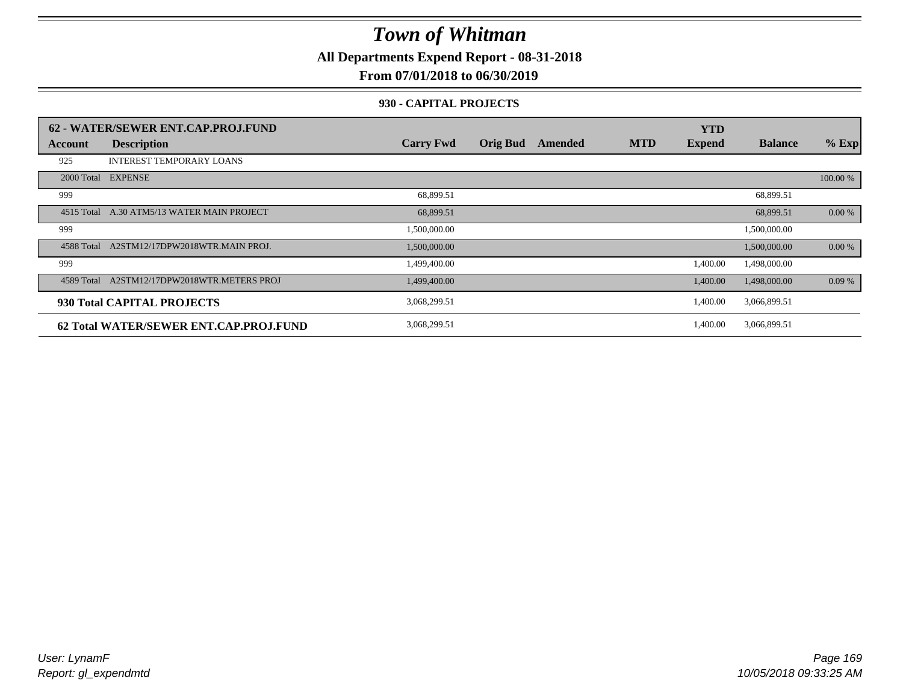# Town of Whitman

**All Departments Expend Report - 08-31-2018**

**From 07/01/2018 to 06/30/2019**

**930 - CAPITAL PROJECTS**

| 62 - WATER/SEWER ENT.CAP.PROJ.FUND | | | | | | YTD | | |
|---|---|---|---|---|---|---|---|---|
| **Account** | **Description** | **Carry Fwd** | **Orig Bud** | **Amended** | **MTD** | **Expend** | **Balance** | **% Exp** |
| 925 | INTEREST TEMPORARY LOANS | | | | | | | |
| 2000 Total | EXPENSE | | | | | | | 100.00 % |
| 999 | | 68,899.51 | | | | | 68,899.51 | |
| 4515 Total | A.30 ATM5/13 WATER MAIN PROJECT | 68,899.51 | | | | | 68,899.51 | 0.00 % |
| 999 | | 1,500,000.00 | | | | | 1,500,000.00 | |
| 4588 Total | A2STM12/17DPW2018WTR.MAIN PROJ. | 1,500,000.00 | | | | | 1,500,000.00 | 0.00 % |
| 999 | | 1,499,400.00 | | | | 1,400.00 | 1,498,000.00 | |
| 4589 Total | A2STM12/17DPW2018WTR.METERS PROJ | 1,499,400.00 | | | | 1,400.00 | 1,498,000.00 | 0.09 % |
| **930 Total CAPITAL PROJECTS** | | 3,068,299.51 | | | | 1,400.00 | 3,066,899.51 | |
| **62 Total WATER/SEWER ENT.CAP.PROJ.FUND** | | 3,068,299.51 | | | | 1,400.00 | 3,066,899.51 | |

*User: LynamF*
*Report: gl_expendmtd*

*10/05/2018 09:33:25 AM*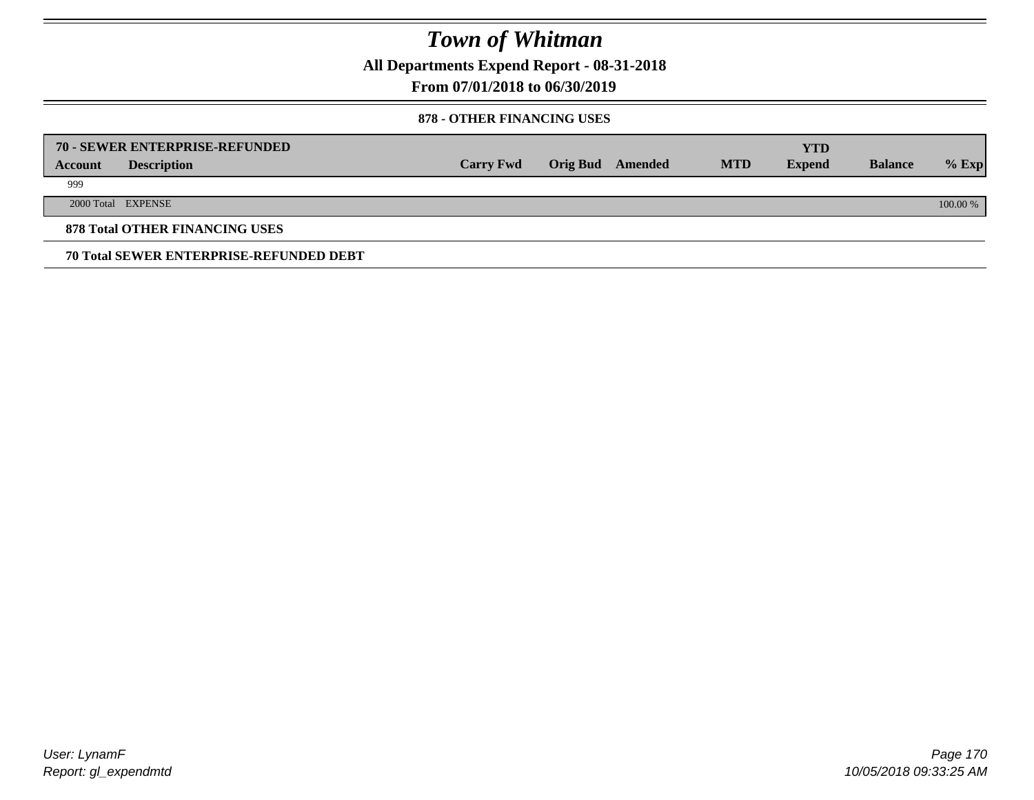# Town of Whitman

**All Departments Expend Report - 08-31-2018**

**From 07/01/2018 to 06/30/2019**

**878 - OTHER FINANCING USES**

| **70 - SEWER ENTERPRISE-REFUNDED** | | | | | | | | |
|---|---|---|---|---|---|---|---|---|
| **Account** | **Description** | **Carry Fwd** | **Orig Bud** | **Amended** | **MTD** | **YTD Expend** | **Balance** | **% Exp** |
| 999 | | | | | | | | |
| 2000 Total | EXPENSE | | | | | | | 100.00 % |

**878 Total OTHER FINANCING USES**

**70 Total SEWER ENTERPRISE-REFUNDED DEBT**

*User: LynamF*

*Report: gl_expendmtd*

*10/05/2018 09:33:25 AM*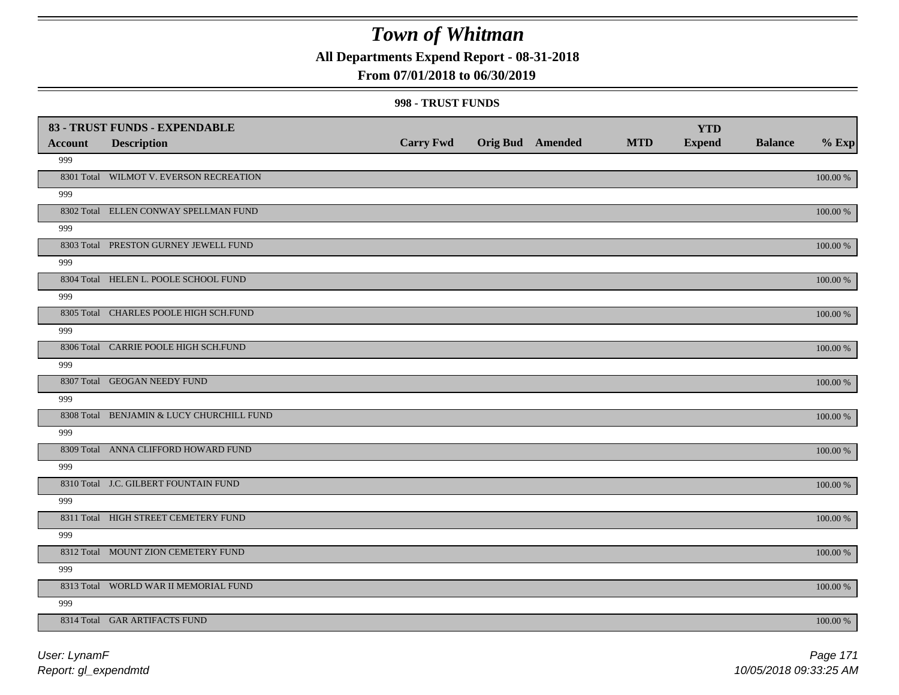# Town of Whitman

**All Departments Expend Report - 08-31-2018**

**From 07/01/2018 to 06/30/2019**

**998 - TRUST FUNDS**

| 83 - TRUST FUNDS - EXPENDABLE | | | | | | | | |
|---|---|---|---|---|---|---|---|---|
| **Account** | **Description** | **Carry Fwd** | **Orig Bud** | **Amended** | **MTD** | **YTD Expend** | **Balance** | **% Exp** |
| 999 | | | | | | | | |
| 8301 Total | WILMOT V. EVERSON RECREATION | | | | | | | 100.00 % |
| 999 | | | | | | | | |
| 8302 Total | ELLEN CONWAY SPELLMAN FUND | | | | | | | 100.00 % |
| 999 | | | | | | | | |
| 8303 Total | PRESTON GURNEY JEWELL FUND | | | | | | | 100.00 % |
| 999 | | | | | | | | |
| 8304 Total | HELEN L. POOLE SCHOOL FUND | | | | | | | 100.00 % |
| 999 | | | | | | | | |
| 8305 Total | CHARLES POOLE HIGH SCH.FUND | | | | | | | 100.00 % |
| 999 | | | | | | | | |
| 8306 Total | CARRIE POOLE HIGH SCH.FUND | | | | | | | 100.00 % |
| 999 | | | | | | | | |
| 8307 Total | GEOGAN NEEDY FUND | | | | | | | 100.00 % |
| 999 | | | | | | | | |
| 8308 Total | BENJAMIN & LUCY CHURCHILL FUND | | | | | | | 100.00 % |
| 999 | | | | | | | | |
| 8309 Total | ANNA CLIFFORD HOWARD FUND | | | | | | | 100.00 % |
| 999 | | | | | | | | |
| 8310 Total | J.C. GILBERT FOUNTAIN FUND | | | | | | | 100.00 % |
| 999 | | | | | | | | |
| 8311 Total | HIGH STREET CEMETERY FUND | | | | | | | 100.00 % |
| 999 | | | | | | | | |
| 8312 Total | MOUNT ZION CEMETERY FUND | | | | | | | 100.00 % |
| 999 | | | | | | | | |
| 8313 Total | WORLD WAR II MEMORIAL FUND | | | | | | | 100.00 % |
| 999 | | | | | | | | |
| 8314 Total | GAR ARTIFACTS FUND | | | | | | | 100.00 % |

*User: LynamF*
*Report: gl_expendmtd*
*10/05/2018 09:33:25 AM*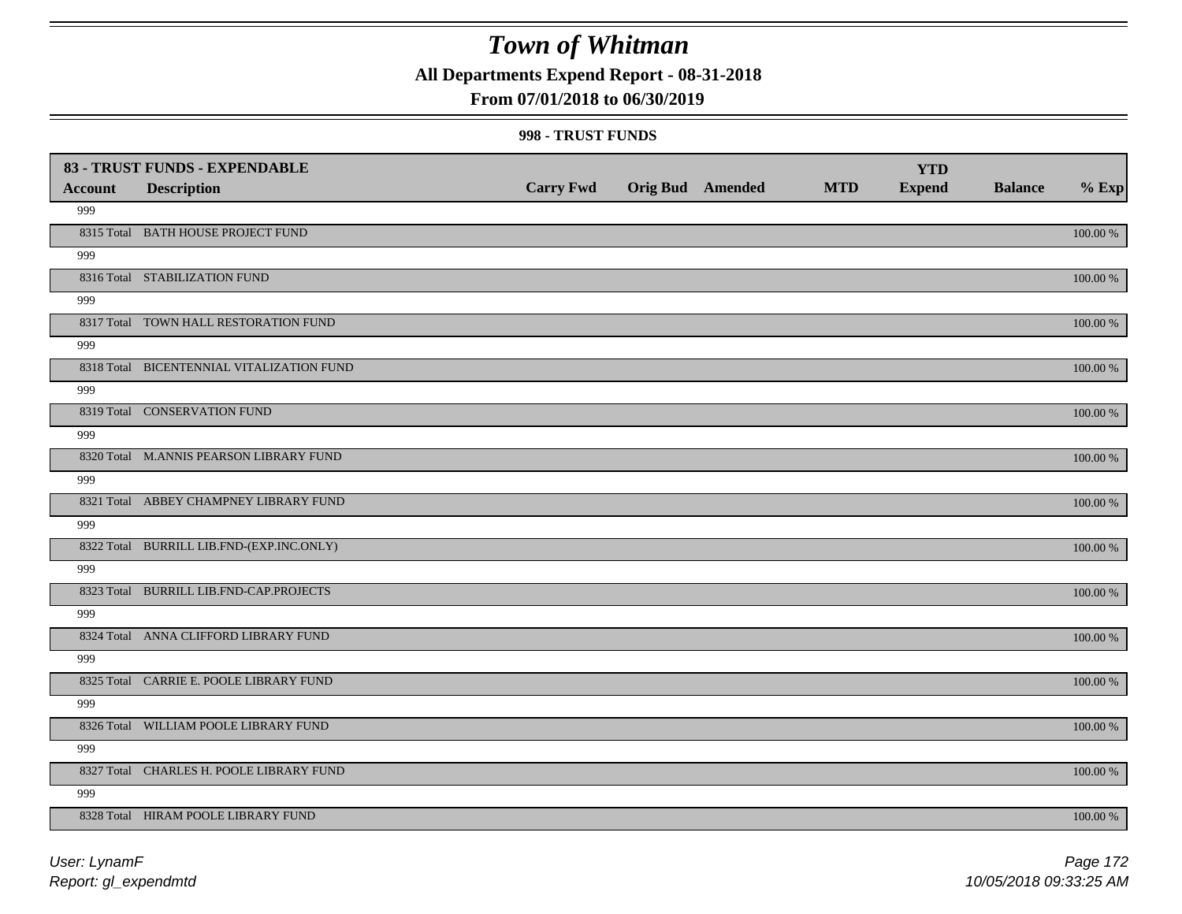# Town of Whitman

**All Departments Expend Report - 08-31-2018**

**From 07/01/2018 to 06/30/2019**

**998 - TRUST FUNDS**

| **83 - TRUST FUNDS - EXPENDABLE** | | | | | | | | |
|---|---|---|---|---|---|---|---|---|
| **Account** | **Description** | **Carry Fwd** | **Orig Bud** | **Amended** | **MTD** | **YTD Expend** | **Balance** | **% Exp** |
| 999 | | | | | | | | |
| 8315 Total | BATH HOUSE PROJECT FUND | | | | | | | 100.00 % |
| 999 | | | | | | | | |
| 8316 Total | STABILIZATION FUND | | | | | | | 100.00 % |
| 999 | | | | | | | | |
| 8317 Total | TOWN HALL RESTORATION FUND | | | | | | | 100.00 % |
| 999 | | | | | | | | |
| 8318 Total | BICENTENNIAL VITALIZATION FUND | | | | | | | 100.00 % |
| 999 | | | | | | | | |
| 8319 Total | CONSERVATION FUND | | | | | | | 100.00 % |
| 999 | | | | | | | | |
| 8320 Total | M.ANNIS PEARSON LIBRARY FUND | | | | | | | 100.00 % |
| 999 | | | | | | | | |
| 8321 Total | ABBEY CHAMPNEY LIBRARY FUND | | | | | | | 100.00 % |
| 999 | | | | | | | | |
| 8322 Total | BURRILL LIB.FND-(EXP.INC.ONLY) | | | | | | | 100.00 % |
| 999 | | | | | | | | |
| 8323 Total | BURRILL LIB.FND-CAP.PROJECTS | | | | | | | 100.00 % |
| 999 | | | | | | | | |
| 8324 Total | ANNA CLIFFORD LIBRARY FUND | | | | | | | 100.00 % |
| 999 | | | | | | | | |
| 8325 Total | CARRIE E. POOLE LIBRARY FUND | | | | | | | 100.00 % |
| 999 | | | | | | | | |
| 8326 Total | WILLIAM POOLE LIBRARY FUND | | | | | | | 100.00 % |
| 999 | | | | | | | | |
| 8327 Total | CHARLES H. POOLE LIBRARY FUND | | | | | | | 100.00 % |
| 999 | | | | | | | | |
| 8328 Total | HIRAM POOLE LIBRARY FUND | | | | | | | 100.00 % |

User: LynamF
Report: gl_expendmtd

10/05/2018 09:33:25 AM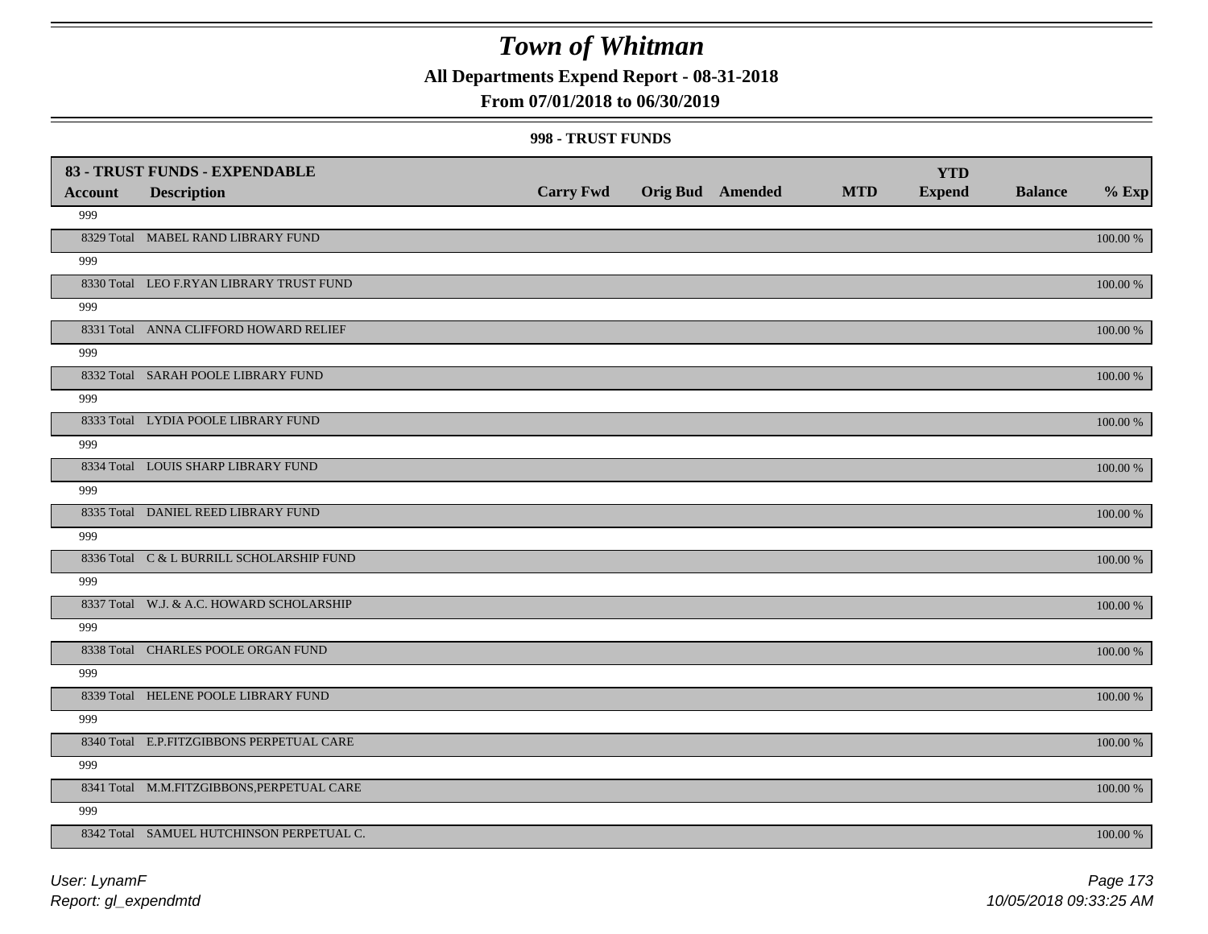# Town of Whitman

**All Departments Expend Report - 08-31-2018**

**From 07/01/2018 to 06/30/2019**

**998 - TRUST FUNDS**

| 83 - TRUST FUNDS - EXPENDABLE | | | | | | | | |
|---|---|---|---|---|---|---|---|---|
| **Account** | **Description** | **Carry Fwd** | **Orig Bud** | **Amended** | **MTD** | **YTD Expend** | **Balance** | **% Exp** |
| 999 | | | | | | | | |
| 8329 Total | MABEL RAND LIBRARY FUND | | | | | | | 100.00 % |
| 999 | | | | | | | | |
| 8330 Total | LEO F.RYAN LIBRARY TRUST FUND | | | | | | | 100.00 % |
| 999 | | | | | | | | |
| 8331 Total | ANNA CLIFFORD HOWARD RELIEF | | | | | | | 100.00 % |
| 999 | | | | | | | | |
| 8332 Total | SARAH POOLE LIBRARY FUND | | | | | | | 100.00 % |
| 999 | | | | | | | | |
| 8333 Total | LYDIA POOLE LIBRARY FUND | | | | | | | 100.00 % |
| 999 | | | | | | | | |
| 8334 Total | LOUIS SHARP LIBRARY FUND | | | | | | | 100.00 % |
| 999 | | | | | | | | |
| 8335 Total | DANIEL REED LIBRARY FUND | | | | | | | 100.00 % |
| 999 | | | | | | | | |
| 8336 Total | C & L BURRILL SCHOLARSHIP FUND | | | | | | | 100.00 % |
| 999 | | | | | | | | |
| 8337 Total | W.J. & A.C. HOWARD SCHOLARSHIP | | | | | | | 100.00 % |
| 999 | | | | | | | | |
| 8338 Total | CHARLES POOLE ORGAN FUND | | | | | | | 100.00 % |
| 999 | | | | | | | | |
| 8339 Total | HELENE POOLE LIBRARY FUND | | | | | | | 100.00 % |
| 999 | | | | | | | | |
| 8340 Total | E.P.FITZGIBBONS PERPETUAL CARE | | | | | | | 100.00 % |
| 999 | | | | | | | | |
| 8341 Total | M.M.FITZGIBBONS,PERPETUAL CARE | | | | | | | 100.00 % |
| 999 | | | | | | | | |
| 8342 Total | SAMUEL HUTCHINSON PERPETUAL C. | | | | | | | 100.00 % |

*User: LynamF*
*Report: gl_expendmtd*
*10/05/2018 09:33:25 AM*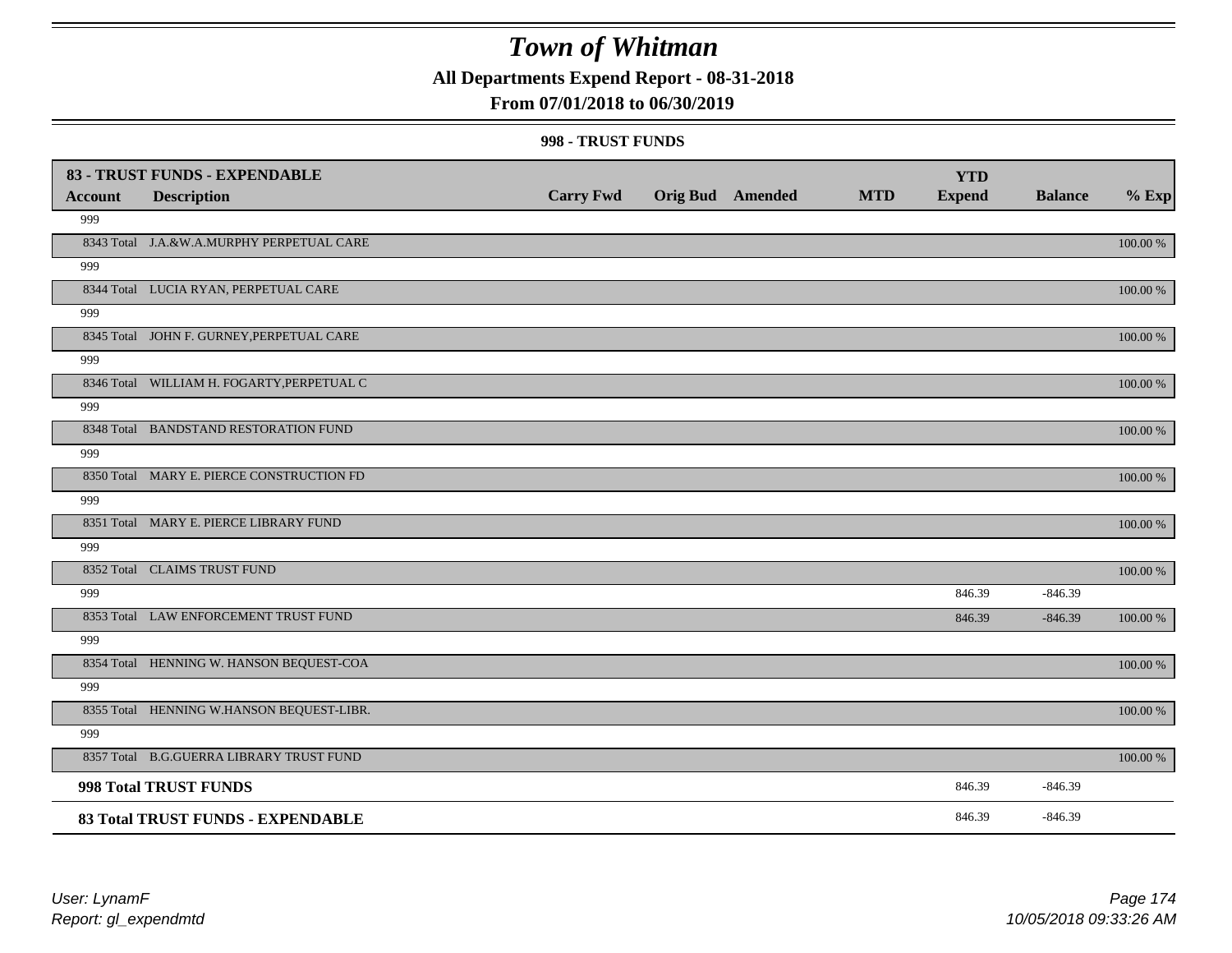# Town of Whitman

**All Departments Expend Report - 08-31-2018**

**From 07/01/2018 to 06/30/2019**

**998 - TRUST FUNDS**

| **83 - TRUST FUNDS - EXPENDABLE** | | | | | | | | |
|---|---|---|---|---|---|---|---|---|
| **Account** | **Description** | **Carry Fwd** | **Orig Bud** | **Amended** | **MTD** | **YTD Expend** | **Balance** | **% Exp** |
| 999 | | | | | | | | |
| 8343 Total | J.A.&W.A.MURPHY PERPETUAL CARE | | | | | | | 100.00 % |
| 999 | | | | | | | | |
| 8344 Total | LUCIA RYAN, PERPETUAL CARE | | | | | | | 100.00 % |
| 999 | | | | | | | | |
| 8345 Total | JOHN F. GURNEY,PERPETUAL CARE | | | | | | | 100.00 % |
| 999 | | | | | | | | |
| 8346 Total | WILLIAM H. FOGARTY,PERPETUAL C | | | | | | | 100.00 % |
| 999 | | | | | | | | |
| 8348 Total | BANDSTAND RESTORATION FUND | | | | | | | 100.00 % |
| 999 | | | | | | | | |
| 8350 Total | MARY E. PIERCE CONSTRUCTION FD | | | | | | | 100.00 % |
| 999 | | | | | | | | |
| 8351 Total | MARY E. PIERCE LIBRARY FUND | | | | | | | 100.00 % |
| 999 | | | | | | | | |
| 8352 Total | CLAIMS TRUST FUND | | | | | | | 100.00 % |
| 999 | | | | | | 846.39 | -846.39 | |
| 8353 Total | LAW ENFORCEMENT TRUST FUND | | | | | 846.39 | -846.39 | 100.00 % |
| 999 | | | | | | | | |
| 8354 Total | HENNING W. HANSON BEQUEST-COA | | | | | | | 100.00 % |
| 999 | | | | | | | | |
| 8355 Total | HENNING W.HANSON BEQUEST-LIBR. | | | | | | | 100.00 % |
| 999 | | | | | | | | |
| 8357 Total | B.G.GUERRA LIBRARY TRUST FUND | | | | | | | 100.00 % |
| **998 Total TRUST FUNDS** | | | | | | 846.39 | -846.39 | |
| **83 Total TRUST FUNDS - EXPENDABLE** | | | | | | 846.39 | -846.39 | |

*User: LynamF*
*Report: gl_expendmtd*

*10/05/2018 09:33:26 AM*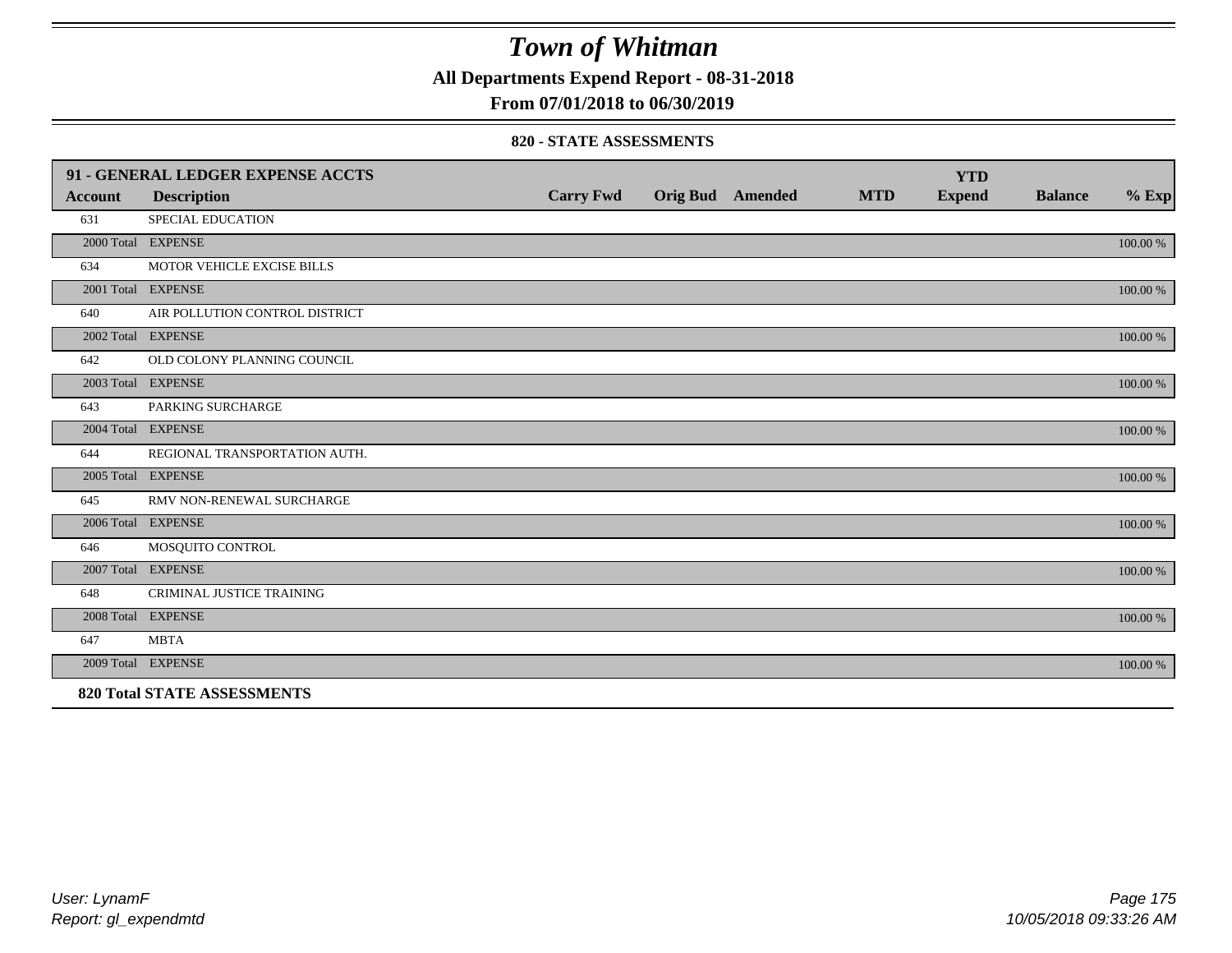# Town of Whitman

**All Departments Expend Report - 08-31-2018**

**From 07/01/2018 to 06/30/2019**

**820 - STATE ASSESSMENTS**

| 91 - GENERAL LEDGER EXPENSE ACCTS | | | | | | YTD | | |
|---|---|---|---|---|---|---|---|---|
| **Account** | **Description** | **Carry Fwd** | **Orig Bud** | **Amended** | **MTD** | **Expend** | **Balance** | **% Exp** |
| 631 | SPECIAL EDUCATION | | | | | | | |
| 2000 Total | EXPENSE | | | | | | | 100.00 % |
| 634 | MOTOR VEHICLE EXCISE BILLS | | | | | | | |
| 2001 Total | EXPENSE | | | | | | | 100.00 % |
| 640 | AIR POLLUTION CONTROL DISTRICT | | | | | | | |
| 2002 Total | EXPENSE | | | | | | | 100.00 % |
| 642 | OLD COLONY PLANNING COUNCIL | | | | | | | |
| 2003 Total | EXPENSE | | | | | | | 100.00 % |
| 643 | PARKING SURCHARGE | | | | | | | |
| 2004 Total | EXPENSE | | | | | | | 100.00 % |
| 644 | REGIONAL TRANSPORTATION AUTH. | | | | | | | |
| 2005 Total | EXPENSE | | | | | | | 100.00 % |
| 645 | RMV NON-RENEWAL SURCHARGE | | | | | | | |
| 2006 Total | EXPENSE | | | | | | | 100.00 % |
| 646 | MOSQUITO CONTROL | | | | | | | |
| 2007 Total | EXPENSE | | | | | | | 100.00 % |
| 648 | CRIMINAL JUSTICE TRAINING | | | | | | | |
| 2008 Total | EXPENSE | | | | | | | 100.00 % |
| 647 | MBTA | | | | | | | |
| 2009 Total | EXPENSE | | | | | | | 100.00 % |
| **820 Total STATE ASSESSMENTS** | | | | | | | | |

*User: LynamF*
*Report: gl_expendmtd*

*10/05/2018 09:33:26 AM*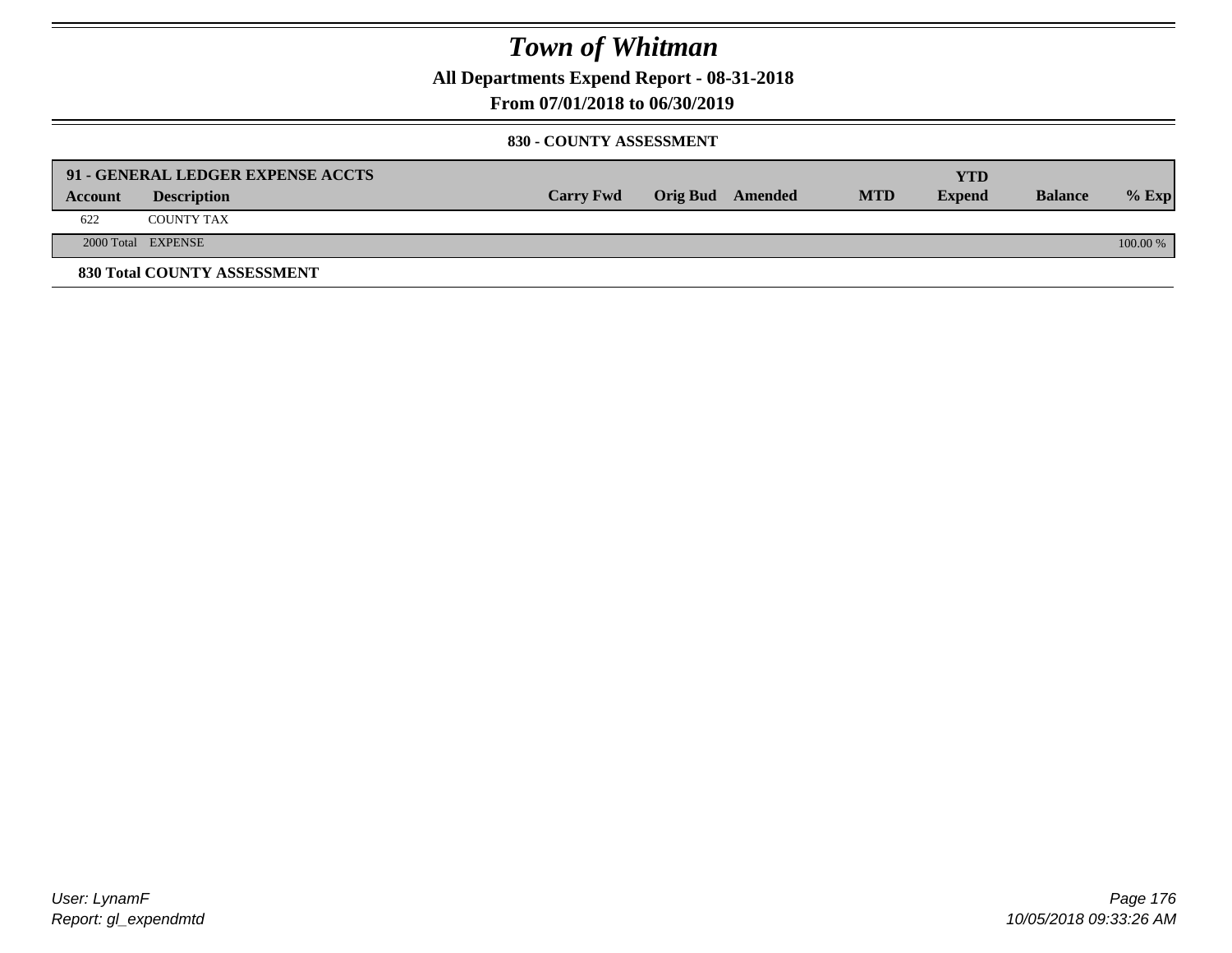# Town of Whitman

**All Departments Expend Report - 08-31-2018**

**From 07/01/2018 to 06/30/2019**

**830 - COUNTY ASSESSMENT**

| 91 - GENERAL LEDGER EXPENSE ACCTS | | | | | | | | |
|---|---|---|---|---|---|---|---|---|
| **Account** | **Description** | **Carry Fwd** | **Orig Bud** | **Amended** | **MTD** | **YTD Expend** | **Balance** | **% Exp** |
| 622 | COUNTY TAX | | | | | | | |
| 2000 Total | EXPENSE | | | | | | | 100.00 % |

**830 Total COUNTY ASSESSMENT**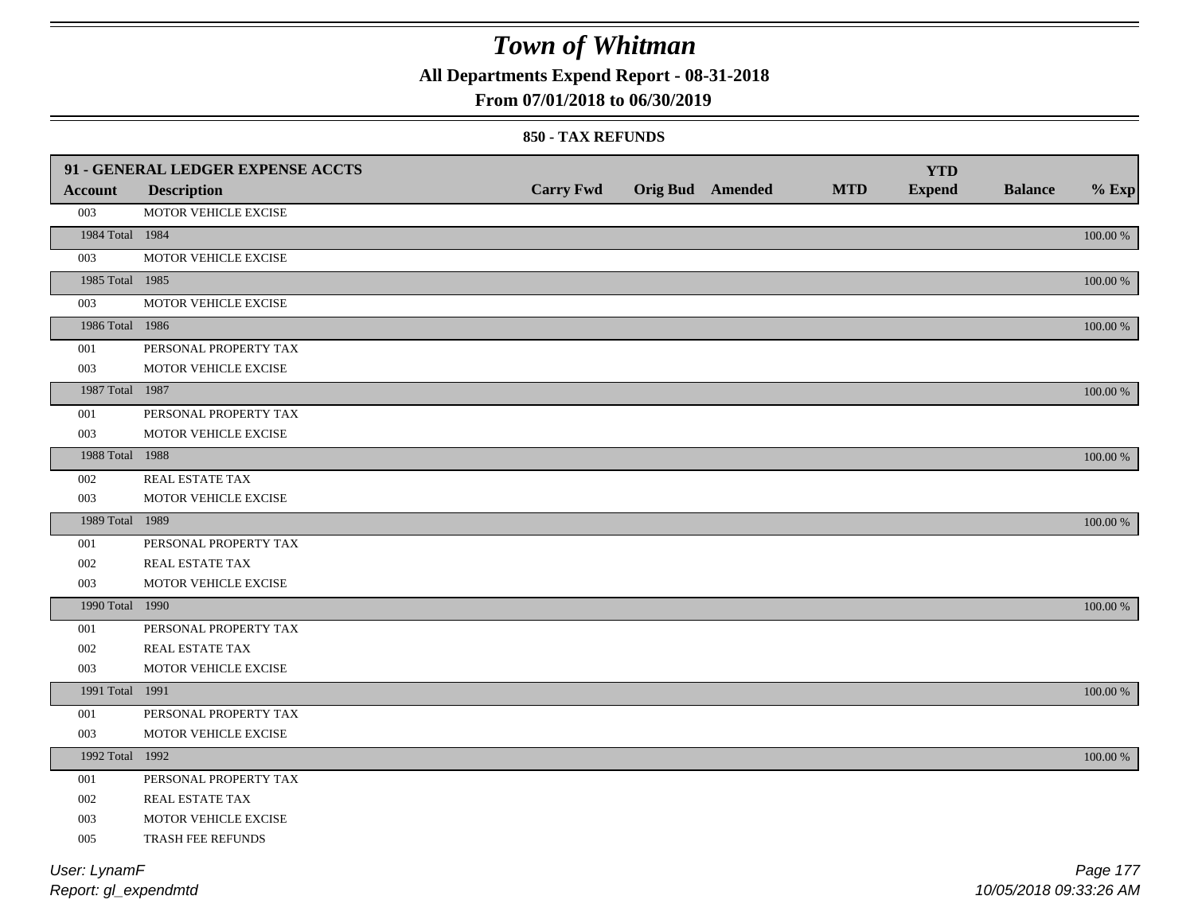# Town of Whitman

**All Departments Expend Report - 08-31-2018**

**From 07/01/2018 to 06/30/2019**

**850 - TAX REFUNDS**

| 91 - GENERAL LEDGER EXPENSE ACCTS | | | | | | YTD | | |
|---|---|---|---|---|---|---|---|---|
| **Account** | **Description** | **Carry Fwd** | **Orig Bud** | **Amended** | **MTD** | **Expend** | **Balance** | **% Exp** |
| 003 | MOTOR VEHICLE EXCISE | | | | | | | |
| 1984 Total | 1984 | | | | | | | 100.00 % |
| 003 | MOTOR VEHICLE EXCISE | | | | | | | |
| 1985 Total | 1985 | | | | | | | 100.00 % |
| 003 | MOTOR VEHICLE EXCISE | | | | | | | |
| 1986 Total | 1986 | | | | | | | 100.00 % |
| 001 | PERSONAL PROPERTY TAX | | | | | | | |
| 003 | MOTOR VEHICLE EXCISE | | | | | | | |
| 1987 Total | 1987 | | | | | | | 100.00 % |
| 001 | PERSONAL PROPERTY TAX | | | | | | | |
| 003 | MOTOR VEHICLE EXCISE | | | | | | | |
| 1988 Total | 1988 | | | | | | | 100.00 % |
| 002 | REAL ESTATE TAX | | | | | | | |
| 003 | MOTOR VEHICLE EXCISE | | | | | | | |
| 1989 Total | 1989 | | | | | | | 100.00 % |
| 001 | PERSONAL PROPERTY TAX | | | | | | | |
| 002 | REAL ESTATE TAX | | | | | | | |
| 003 | MOTOR VEHICLE EXCISE | | | | | | | |
| 1990 Total | 1990 | | | | | | | 100.00 % |
| 001 | PERSONAL PROPERTY TAX | | | | | | | |
| 002 | REAL ESTATE TAX | | | | | | | |
| 003 | MOTOR VEHICLE EXCISE | | | | | | | |
| 1991 Total | 1991 | | | | | | | 100.00 % |
| 001 | PERSONAL PROPERTY TAX | | | | | | | |
| 003 | MOTOR VEHICLE EXCISE | | | | | | | |
| 1992 Total | 1992 | | | | | | | 100.00 % |
| 001 | PERSONAL PROPERTY TAX | | | | | | | |
| 002 | REAL ESTATE TAX | | | | | | | |
| 003 | MOTOR VEHICLE EXCISE | | | | | | | |
| 005 | TRASH FEE REFUNDS | | | | | | | |

User: LynamF
Report: gl_expendmtd

10/05/2018 09:33:26 AM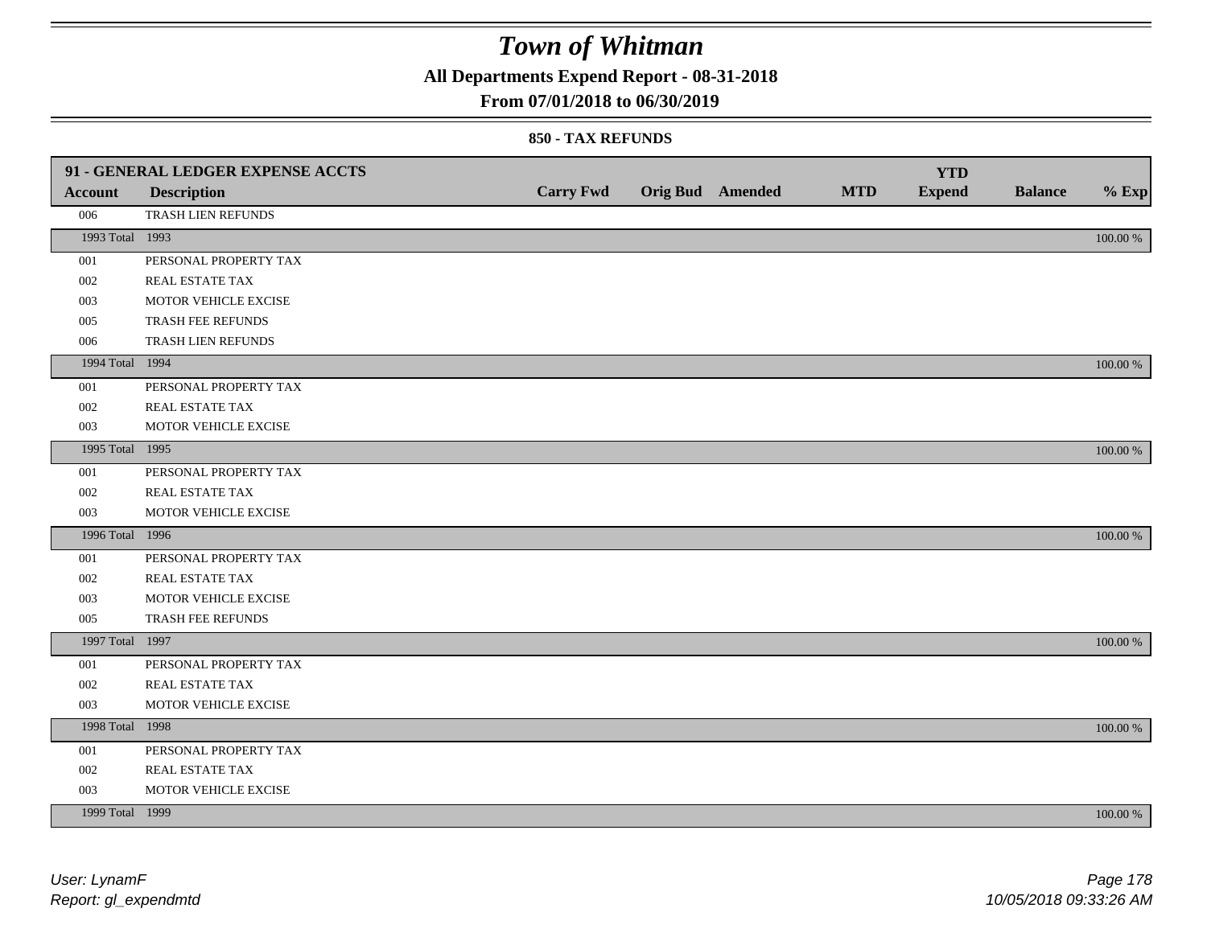# *Town of Whitman*

**All Departments Expend Report - 08-31-2018**

**From 07/01/2018 to 06/30/2019**

**850 - TAX REFUNDS**

| 91 - GENERAL LEDGER EXPENSE ACCTS | | | | | | | | |
|---|---|---|---|---|---|---|---|---|
| **Account** | **Description** | **Carry Fwd** | **Orig Bud** | **Amended** | **MTD** | **YTD Expend** | **Balance** | **% Exp** |
| 006 | TRASH LIEN REFUNDS | | | | | | | |
| 1993 Total | 1993 | | | | | | | 100.00 % |
| 001 | PERSONAL PROPERTY TAX | | | | | | | |
| 002 | REAL ESTATE TAX | | | | | | | |
| 003 | MOTOR VEHICLE EXCISE | | | | | | | |
| 005 | TRASH FEE REFUNDS | | | | | | | |
| 006 | TRASH LIEN REFUNDS | | | | | | | |
| 1994 Total | 1994 | | | | | | | 100.00 % |
| 001 | PERSONAL PROPERTY TAX | | | | | | | |
| 002 | REAL ESTATE TAX | | | | | | | |
| 003 | MOTOR VEHICLE EXCISE | | | | | | | |
| 1995 Total | 1995 | | | | | | | 100.00 % |
| 001 | PERSONAL PROPERTY TAX | | | | | | | |
| 002 | REAL ESTATE TAX | | | | | | | |
| 003 | MOTOR VEHICLE EXCISE | | | | | | | |
| 1996 Total | 1996 | | | | | | | 100.00 % |
| 001 | PERSONAL PROPERTY TAX | | | | | | | |
| 002 | REAL ESTATE TAX | | | | | | | |
| 003 | MOTOR VEHICLE EXCISE | | | | | | | |
| 005 | TRASH FEE REFUNDS | | | | | | | |
| 1997 Total | 1997 | | | | | | | 100.00 % |
| 001 | PERSONAL PROPERTY TAX | | | | | | | |
| 002 | REAL ESTATE TAX | | | | | | | |
| 003 | MOTOR VEHICLE EXCISE | | | | | | | |
| 1998 Total | 1998 | | | | | | | 100.00 % |
| 001 | PERSONAL PROPERTY TAX | | | | | | | |
| 002 | REAL ESTATE TAX | | | | | | | |
| 003 | MOTOR VEHICLE EXCISE | | | | | | | |
| 1999 Total | 1999 | | | | | | | 100.00 % |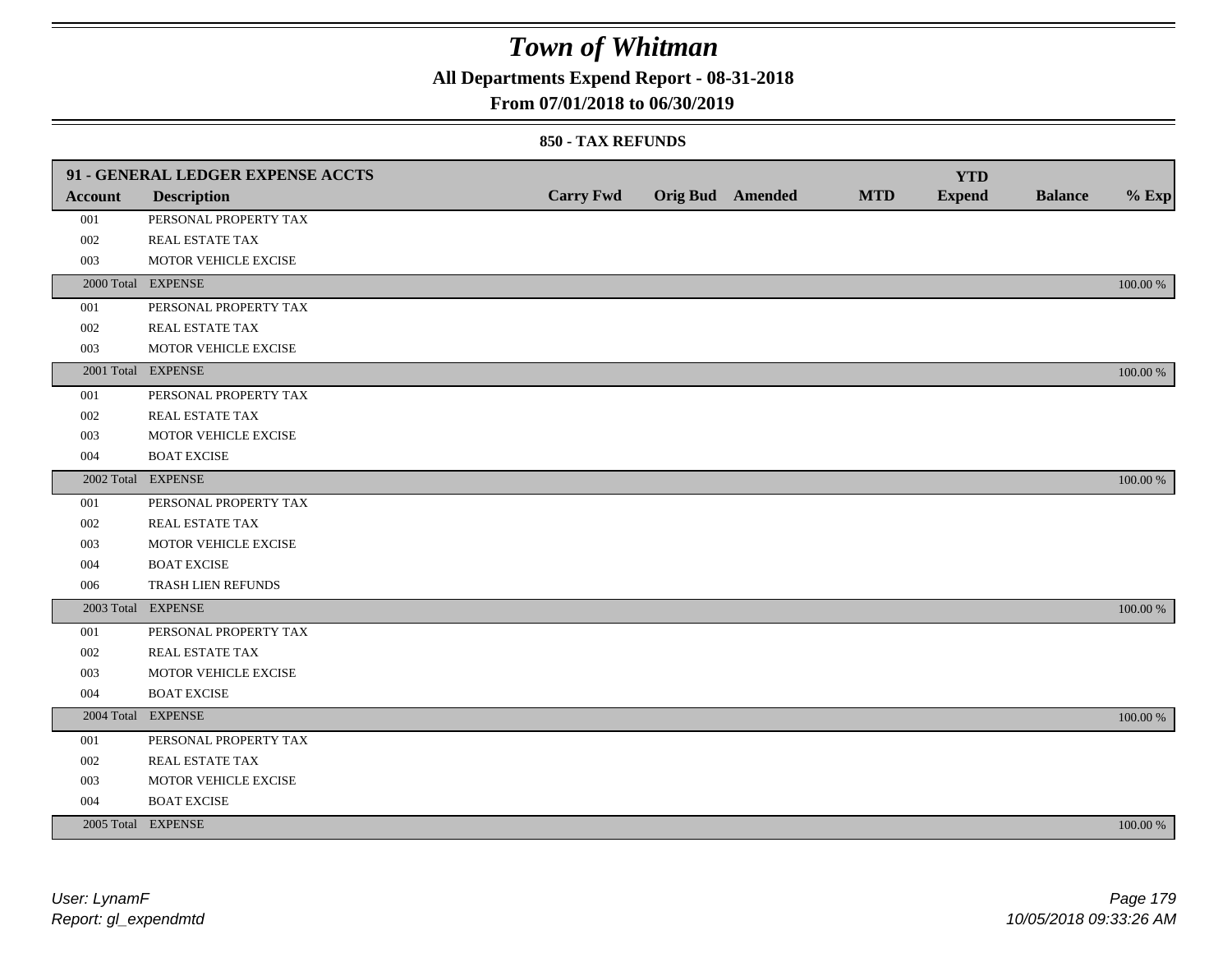# Town of Whitman

**All Departments Expend Report - 08-31-2018**

**From 07/01/2018 to 06/30/2019**

**850 - TAX REFUNDS**

| 91 - GENERAL LEDGER EXPENSE ACCTS | | | | | | | | |
|---|---|---|---|---|---|---|---|---|
| **Account** | **Description** | **Carry Fwd** | **Orig Bud** | **Amended** | **MTD** | **YTD Expend** | **Balance** | **% Exp** |
| 001 | PERSONAL PROPERTY TAX | | | | | | | |
| 002 | REAL ESTATE TAX | | | | | | | |
| 003 | MOTOR VEHICLE EXCISE | | | | | | | |
| 2000 Total | EXPENSE | | | | | | | 100.00 % |
| 001 | PERSONAL PROPERTY TAX | | | | | | | |
| 002 | REAL ESTATE TAX | | | | | | | |
| 003 | MOTOR VEHICLE EXCISE | | | | | | | |
| 2001 Total | EXPENSE | | | | | | | 100.00 % |
| 001 | PERSONAL PROPERTY TAX | | | | | | | |
| 002 | REAL ESTATE TAX | | | | | | | |
| 003 | MOTOR VEHICLE EXCISE | | | | | | | |
| 004 | BOAT EXCISE | | | | | | | |
| 2002 Total | EXPENSE | | | | | | | 100.00 % |
| 001 | PERSONAL PROPERTY TAX | | | | | | | |
| 002 | REAL ESTATE TAX | | | | | | | |
| 003 | MOTOR VEHICLE EXCISE | | | | | | | |
| 004 | BOAT EXCISE | | | | | | | |
| 006 | TRASH LIEN REFUNDS | | | | | | | |
| 2003 Total | EXPENSE | | | | | | | 100.00 % |
| 001 | PERSONAL PROPERTY TAX | | | | | | | |
| 002 | REAL ESTATE TAX | | | | | | | |
| 003 | MOTOR VEHICLE EXCISE | | | | | | | |
| 004 | BOAT EXCISE | | | | | | | |
| 2004 Total | EXPENSE | | | | | | | 100.00 % |
| 001 | PERSONAL PROPERTY TAX | | | | | | | |
| 002 | REAL ESTATE TAX | | | | | | | |
| 003 | MOTOR VEHICLE EXCISE | | | | | | | |
| 004 | BOAT EXCISE | | | | | | | |
| 2005 Total | EXPENSE | | | | | | | 100.00 % |

*User: LynamF*
*Report: gl_expendmtd*
*10/05/2018 09:33:26 AM*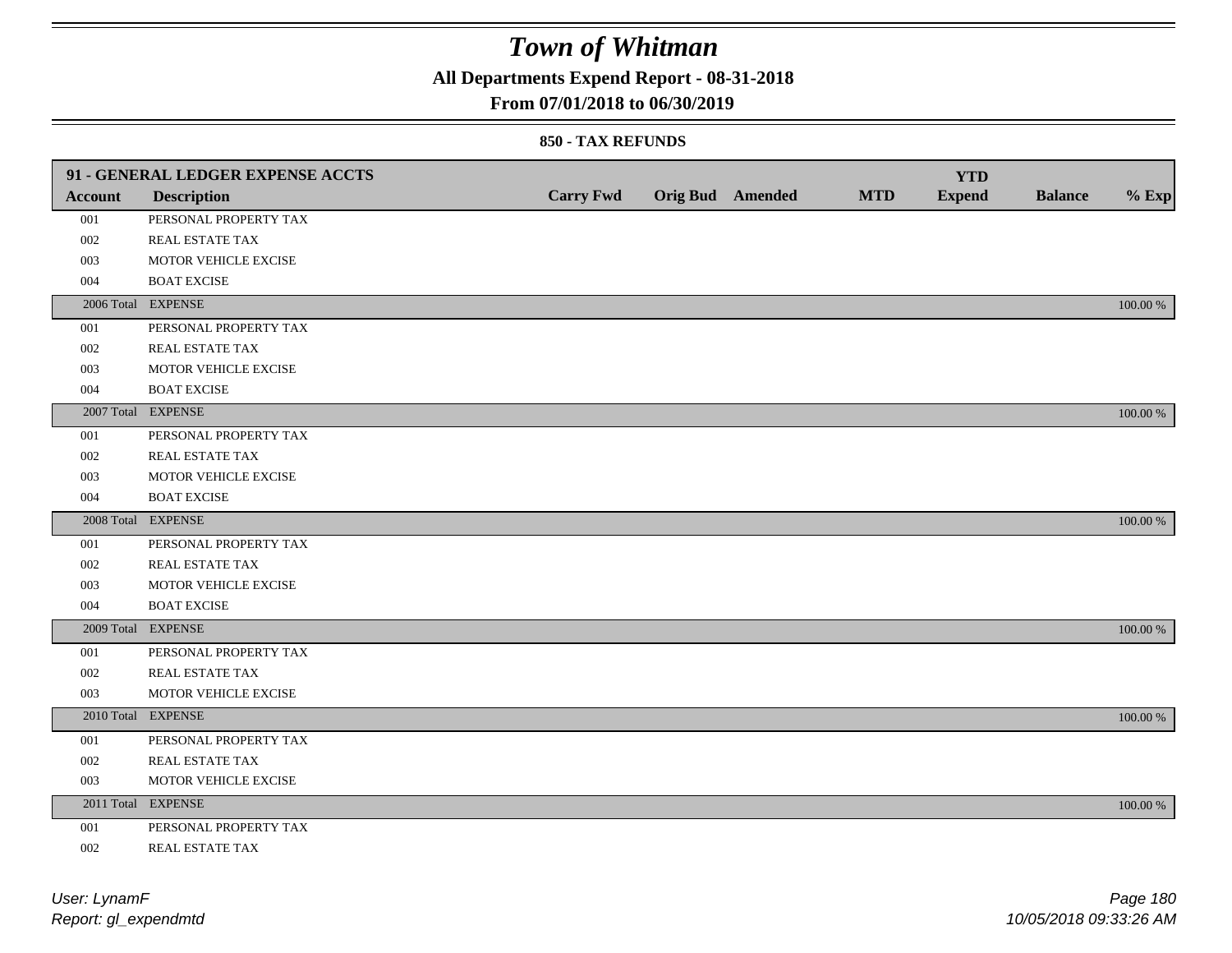# Town of Whitman

## All Departments Expend Report - 08-31-2018

## From 07/01/2018 to 06/30/2019

### 850 - TAX REFUNDS

| 91 - GENERAL LEDGER EXPENSE ACCTS | | | | | | | | |
|---|---|---|---|---|---|---|---|---|
| **Account** | **Description** | **Carry Fwd** | **Orig Bud** | **Amended** | **MTD** | **YTD Expend** | **Balance** | **% Exp** |
| 001 | PERSONAL PROPERTY TAX | | | | | | | |
| 002 | REAL ESTATE TAX | | | | | | | |
| 003 | MOTOR VEHICLE EXCISE | | | | | | | |
| 004 | BOAT EXCISE | | | | | | | |
| 2006 Total | EXPENSE | | | | | | | 100.00 % |
| 001 | PERSONAL PROPERTY TAX | | | | | | | |
| 002 | REAL ESTATE TAX | | | | | | | |
| 003 | MOTOR VEHICLE EXCISE | | | | | | | |
| 004 | BOAT EXCISE | | | | | | | |
| 2007 Total | EXPENSE | | | | | | | 100.00 % |
| 001 | PERSONAL PROPERTY TAX | | | | | | | |
| 002 | REAL ESTATE TAX | | | | | | | |
| 003 | MOTOR VEHICLE EXCISE | | | | | | | |
| 004 | BOAT EXCISE | | | | | | | |
| 2008 Total | EXPENSE | | | | | | | 100.00 % |
| 001 | PERSONAL PROPERTY TAX | | | | | | | |
| 002 | REAL ESTATE TAX | | | | | | | |
| 003 | MOTOR VEHICLE EXCISE | | | | | | | |
| 004 | BOAT EXCISE | | | | | | | |
| 2009 Total | EXPENSE | | | | | | | 100.00 % |
| 001 | PERSONAL PROPERTY TAX | | | | | | | |
| 002 | REAL ESTATE TAX | | | | | | | |
| 003 | MOTOR VEHICLE EXCISE | | | | | | | |
| 2010 Total | EXPENSE | | | | | | | 100.00 % |
| 001 | PERSONAL PROPERTY TAX | | | | | | | |
| 002 | REAL ESTATE TAX | | | | | | | |
| 003 | MOTOR VEHICLE EXCISE | | | | | | | |
| 2011 Total | EXPENSE | | | | | | | 100.00 % |
| 001 | PERSONAL PROPERTY TAX | | | | | | | |
| 002 | REAL ESTATE TAX | | | | | | | |

User: LynamF
Report: gl_expendmtd

10/05/2018 09:33:26 AM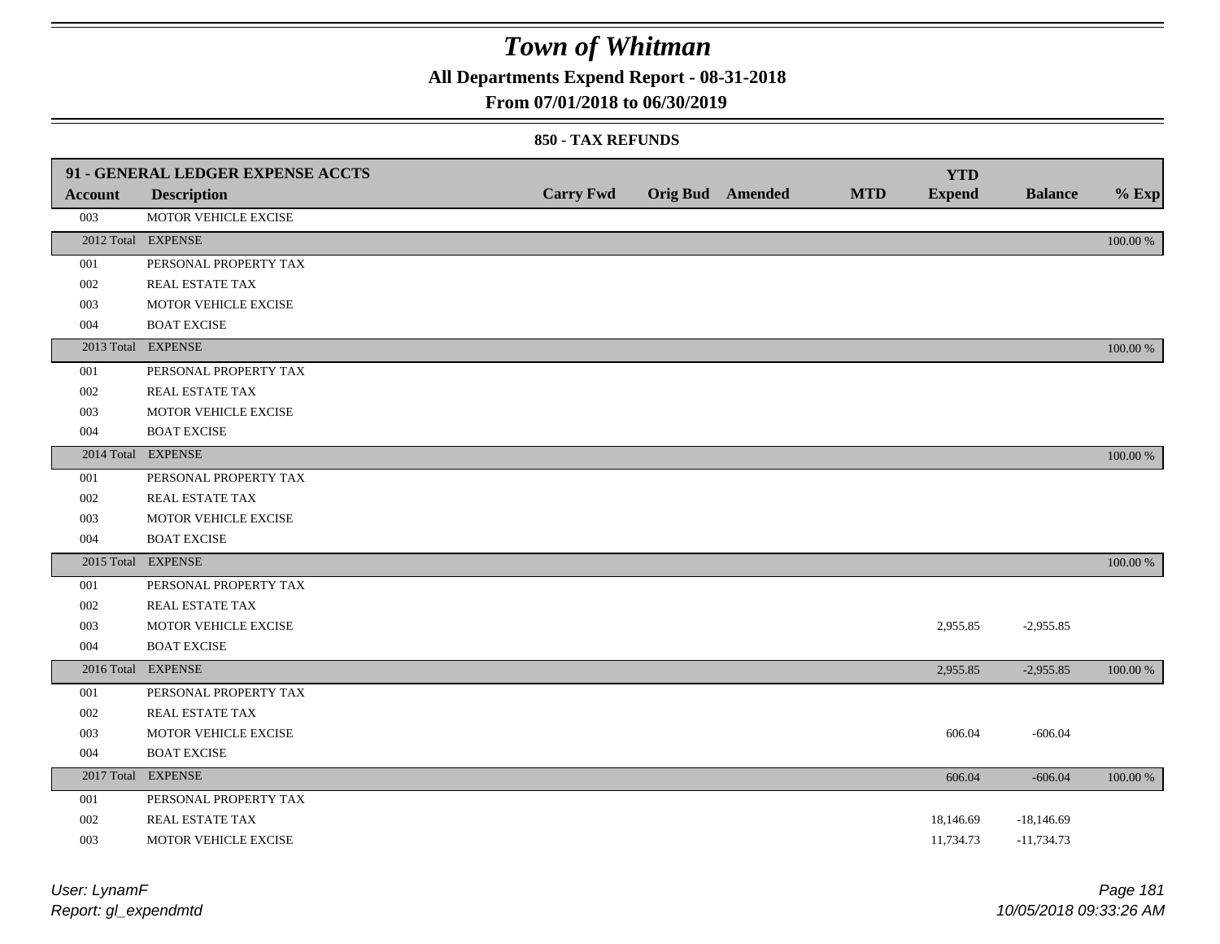# Town of Whitman

## All Departments Expend Report - 08-31-2018

## From 07/01/2018 to 06/30/2019

### 850 - TAX REFUNDS

| 91 - GENERAL LEDGER EXPENSE ACCTS | | | | | | YTD | | |
|---|---|---|---|---|---|---|---|---|
| **Account** | **Description** | **Carry Fwd** | **Orig Bud** | **Amended** | **MTD** | **Expend** | **Balance** | **% Exp** |
| 003 | MOTOR VEHICLE EXCISE | | | | | | | |
| 2012 Total | EXPENSE | | | | | | | 100.00 % |
| 001 | PERSONAL PROPERTY TAX | | | | | | | |
| 002 | REAL ESTATE TAX | | | | | | | |
| 003 | MOTOR VEHICLE EXCISE | | | | | | | |
| 004 | BOAT EXCISE | | | | | | | |
| 2013 Total | EXPENSE | | | | | | | 100.00 % |
| 001 | PERSONAL PROPERTY TAX | | | | | | | |
| 002 | REAL ESTATE TAX | | | | | | | |
| 003 | MOTOR VEHICLE EXCISE | | | | | | | |
| 004 | BOAT EXCISE | | | | | | | |
| 2014 Total | EXPENSE | | | | | | | 100.00 % |
| 001 | PERSONAL PROPERTY TAX | | | | | | | |
| 002 | REAL ESTATE TAX | | | | | | | |
| 003 | MOTOR VEHICLE EXCISE | | | | | | | |
| 004 | BOAT EXCISE | | | | | | | |
| 2015 Total | EXPENSE | | | | | | | 100.00 % |
| 001 | PERSONAL PROPERTY TAX | | | | | | | |
| 002 | REAL ESTATE TAX | | | | | | | |
| 003 | MOTOR VEHICLE EXCISE | | | | | 2,955.85 | -2,955.85 | |
| 004 | BOAT EXCISE | | | | | | | |
| 2016 Total | EXPENSE | | | | | 2,955.85 | -2,955.85 | 100.00 % |
| 001 | PERSONAL PROPERTY TAX | | | | | | | |
| 002 | REAL ESTATE TAX | | | | | | | |
| 003 | MOTOR VEHICLE EXCISE | | | | | 606.04 | -606.04 | |
| 004 | BOAT EXCISE | | | | | | | |
| 2017 Total | EXPENSE | | | | | 606.04 | -606.04 | 100.00 % |
| 001 | PERSONAL PROPERTY TAX | | | | | | | |
| 002 | REAL ESTATE TAX | | | | | 18,146.69 | -18,146.69 | |
| 003 | MOTOR VEHICLE EXCISE | | | | | 11,734.73 | -11,734.73 | |

*User: LynamF*
*Report: gl_expendmtd*

*10/05/2018 09:33:26 AM*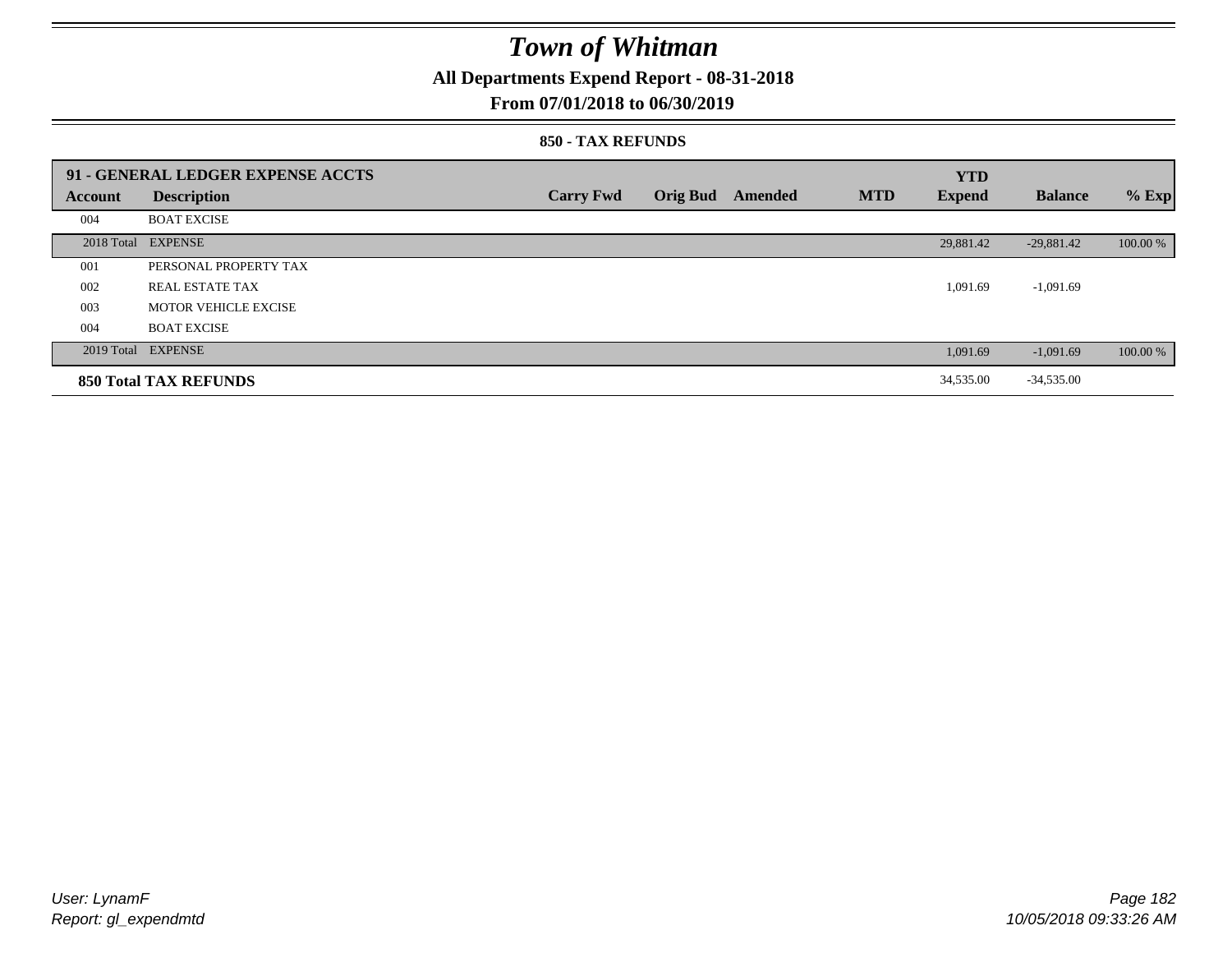# Town of Whitman

**All Departments Expend Report - 08-31-2018**

**From 07/01/2018 to 06/30/2019**

**850 - TAX REFUNDS**

| 91 - GENERAL LEDGER EXPENSE ACCTS | | | | | | YTD | | |
|---|---|---|---|---|---|---|---|---|
| **Account** | **Description** | **Carry Fwd** | **Orig Bud** | **Amended** | **MTD** | **Expend** | **Balance** | **% Exp** |
| 004 | BOAT EXCISE | | | | | | | |
| 2018 Total | EXPENSE | | | | | 29,881.42 | -29,881.42 | 100.00 % |
| 001 | PERSONAL PROPERTY TAX | | | | | | | |
| 002 | REAL ESTATE TAX | | | | | 1,091.69 | -1,091.69 | |
| 003 | MOTOR VEHICLE EXCISE | | | | | | | |
| 004 | BOAT EXCISE | | | | | | | |
| 2019 Total | EXPENSE | | | | | 1,091.69 | -1,091.69 | 100.00 % |
| **850 Total TAX REFUNDS** | | | | | | 34,535.00 | -34,535.00 | |

*User: LynamF*
*Report: gl_expendmtd*

*10/05/2018 09:33:26 AM*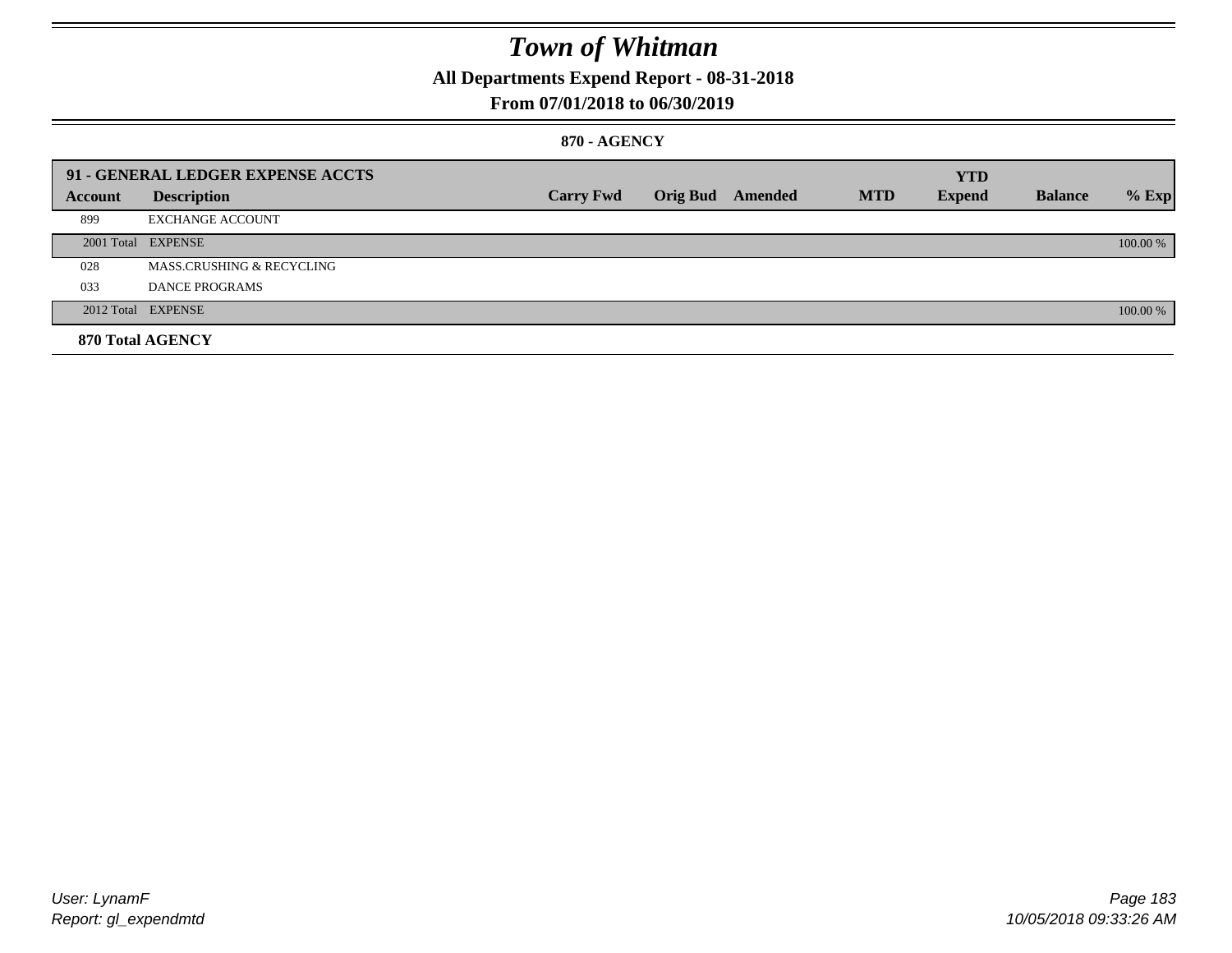# Town of Whitman

**All Departments Expend Report - 08-31-2018**

**From 07/01/2018 to 06/30/2019**

**870 - AGENCY**

| 91 - GENERAL LEDGER EXPENSE ACCTS | | | | | | YTD | | |
|---|---|---|---|---|---|---|---|---|
| **Account** | **Description** | **Carry Fwd** | **Orig Bud** | **Amended** | **MTD** | **Expend** | **Balance** | **% Exp** |
| 899 | EXCHANGE ACCOUNT | | | | | | | |
| 2001 Total | EXPENSE | | | | | | | 100.00 % |
| 028 | MASS.CRUSHING & RECYCLING | | | | | | | |
| 033 | DANCE PROGRAMS | | | | | | | |
| 2012 Total | EXPENSE | | | | | | | 100.00 % |
| **870 Total AGENCY** | | | | | | | | |

User: LynamF
Report: gl_expendmtd

10/05/2018 09:33:26 AM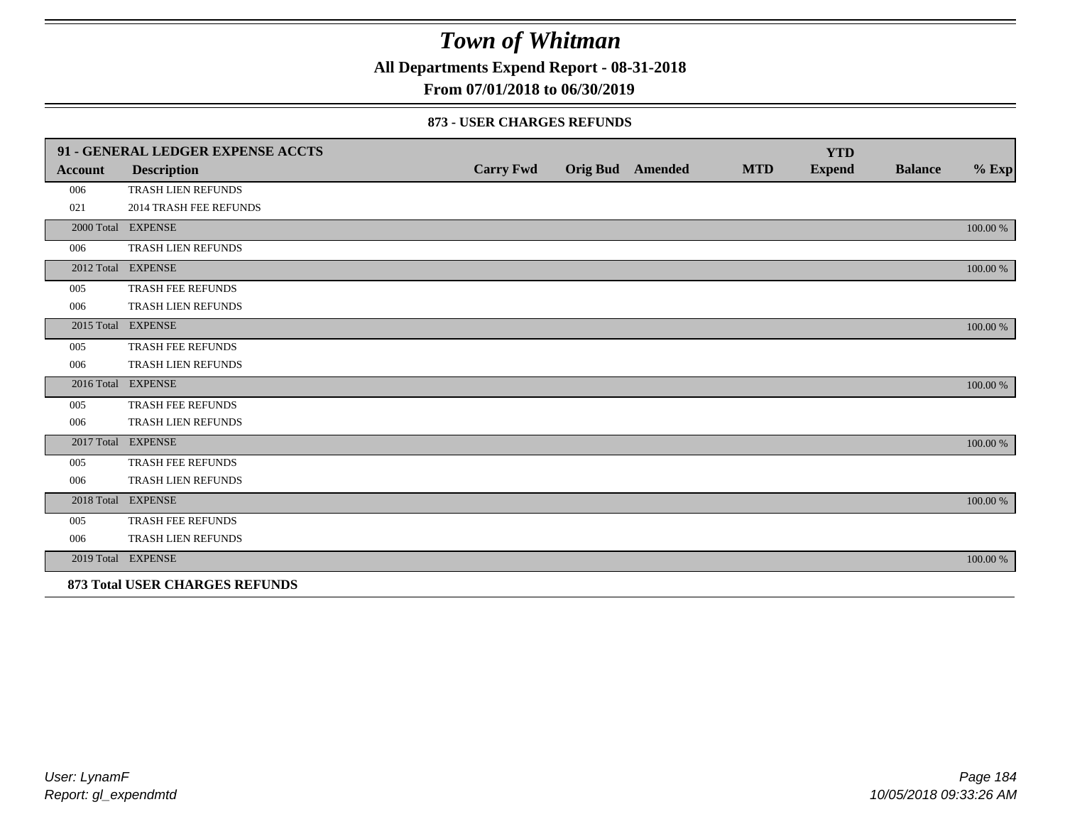# Town of Whitman

**All Departments Expend Report - 08-31-2018**

**From 07/01/2018 to 06/30/2019**

**873 - USER CHARGES REFUNDS**

| 91 - GENERAL LEDGER EXPENSE ACCTS | | | | | | | | | |
|---|---|---|---|---|---|---|---|---|---|
| **Account** | **Description** | **Carry Fwd** | **Orig Bud** | **Amended** | **MTD** | **YTD Expend** | **Balance** | **% Exp** |
| 006 | TRASH LIEN REFUNDS | | | | | | | |
| 021 | 2014 TRASH FEE REFUNDS | | | | | | | |
| 2000 Total | EXPENSE | | | | | | | 100.00 % |
| 006 | TRASH LIEN REFUNDS | | | | | | | |
| 2012 Total | EXPENSE | | | | | | | 100.00 % |
| 005 | TRASH FEE REFUNDS | | | | | | | |
| 006 | TRASH LIEN REFUNDS | | | | | | | |
| 2015 Total | EXPENSE | | | | | | | 100.00 % |
| 005 | TRASH FEE REFUNDS | | | | | | | |
| 006 | TRASH LIEN REFUNDS | | | | | | | |
| 2016 Total | EXPENSE | | | | | | | 100.00 % |
| 005 | TRASH FEE REFUNDS | | | | | | | |
| 006 | TRASH LIEN REFUNDS | | | | | | | |
| 2017 Total | EXPENSE | | | | | | | 100.00 % |
| 005 | TRASH FEE REFUNDS | | | | | | | |
| 006 | TRASH LIEN REFUNDS | | | | | | | |
| 2018 Total | EXPENSE | | | | | | | 100.00 % |
| 005 | TRASH FEE REFUNDS | | | | | | | |
| 006 | TRASH LIEN REFUNDS | | | | | | | |
| 2019 Total | EXPENSE | | | | | | | 100.00 % |

**873 Total USER CHARGES REFUNDS**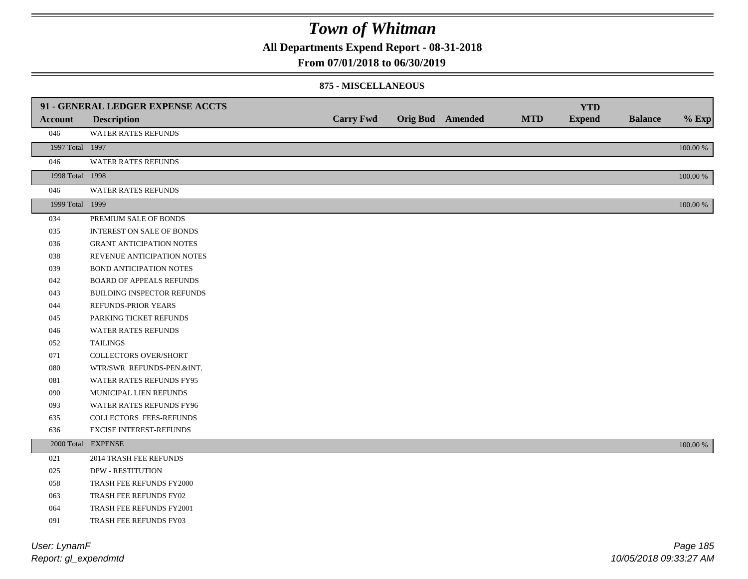# Town of Whitman

**All Departments Expend Report - 08-31-2018**

**From 07/01/2018 to 06/30/2019**

**875 - MISCELLANEOUS**

| 91 - GENERAL LEDGER EXPENSE ACCTS | | | | | | | | |
|---|---|---|---|---|---|---|---|---|
| **Account** | **Description** | **Carry Fwd** | **Orig Bud** | **Amended** | **MTD** | **YTD Expend** | **Balance** | **% Exp** |
| 046 | WATER RATES REFUNDS | | | | | | | |
| 1997 Total | 1997 | | | | | | | 100.00 % |
| 046 | WATER RATES REFUNDS | | | | | | | |
| 1998 Total | 1998 | | | | | | | 100.00 % |
| 046 | WATER RATES REFUNDS | | | | | | | |
| 1999 Total | 1999 | | | | | | | 100.00 % |
| 034 | PREMIUM SALE OF BONDS | | | | | | | |
| 035 | INTEREST ON SALE OF BONDS | | | | | | | |
| 036 | GRANT ANTICIPATION NOTES | | | | | | | |
| 038 | REVENUE ANTICIPATION NOTES | | | | | | | |
| 039 | BOND ANTICIPATION NOTES | | | | | | | |
| 042 | BOARD OF APPEALS REFUNDS | | | | | | | |
| 043 | BUILDING INSPECTOR REFUNDS | | | | | | | |
| 044 | REFUNDS-PRIOR YEARS | | | | | | | |
| 045 | PARKING TICKET REFUNDS | | | | | | | |
| 046 | WATER RATES REFUNDS | | | | | | | |
| 052 | TAILINGS | | | | | | | |
| 071 | COLLECTORS OVER/SHORT | | | | | | | |
| 080 | WTR/SWR REFUNDS-PEN.&INT. | | | | | | | |
| 081 | WATER RATES REFUNDS FY95 | | | | | | | |
| 090 | MUNICIPAL LIEN REFUNDS | | | | | | | |
| 093 | WATER RATES REFUNDS FY96 | | | | | | | |
| 635 | COLLECTORS FEES-REFUNDS | | | | | | | |
| 636 | EXCISE INTEREST-REFUNDS | | | | | | | |
| 2000 Total | EXPENSE | | | | | | | 100.00 % |
| 021 | 2014 TRASH FEE REFUNDS | | | | | | | |
| 025 | DPW - RESTITUTION | | | | | | | |
| 058 | TRASH FEE REFUNDS FY2000 | | | | | | | |
| 063 | TRASH FEE REFUNDS FY02 | | | | | | | |
| 064 | TRASH FEE REFUNDS FY2001 | | | | | | | |
| 091 | TRASH FEE REFUNDS FY03 | | | | | | | |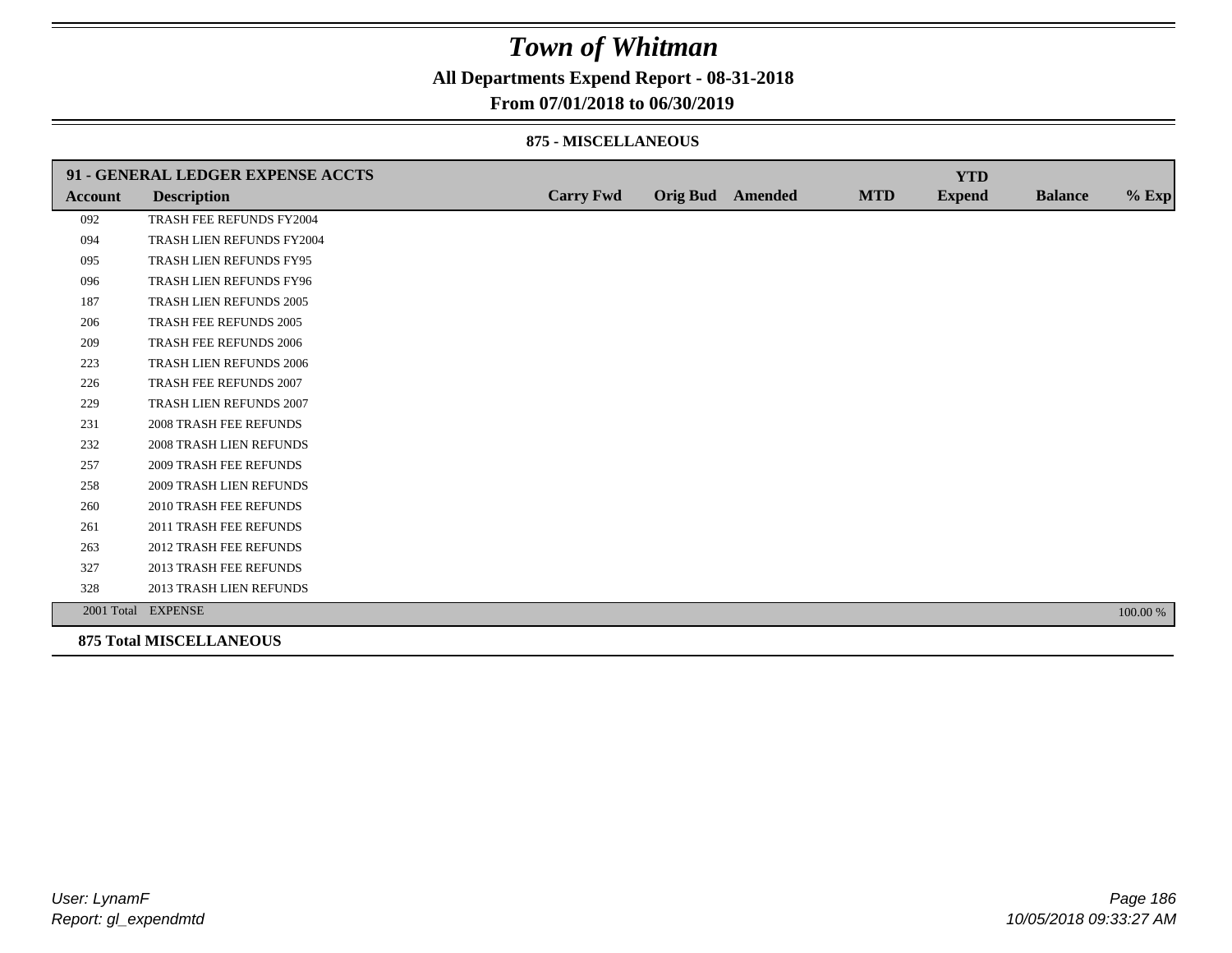# Town of Whitman

**All Departments Expend Report - 08-31-2018**

**From 07/01/2018 to 06/30/2019**

**875 - MISCELLANEOUS**

| 91 - GENERAL LEDGER EXPENSE ACCTS | | | | | | YTD | | |
|---|---|---|---|---|---|---|---|---|
| **Account** | **Description** | **Carry Fwd** | **Orig Bud** | **Amended** | **MTD** | **Expend** | **Balance** | **% Exp** |
| 092 | TRASH FEE REFUNDS FY2004 | | | | | | | |
| 094 | TRASH LIEN REFUNDS FY2004 | | | | | | | |
| 095 | TRASH LIEN REFUNDS FY95 | | | | | | | |
| 096 | TRASH LIEN REFUNDS FY96 | | | | | | | |
| 187 | TRASH LIEN REFUNDS 2005 | | | | | | | |
| 206 | TRASH FEE REFUNDS 2005 | | | | | | | |
| 209 | TRASH FEE REFUNDS 2006 | | | | | | | |
| 223 | TRASH LIEN REFUNDS 2006 | | | | | | | |
| 226 | TRASH FEE REFUNDS 2007 | | | | | | | |
| 229 | TRASH LIEN REFUNDS 2007 | | | | | | | |
| 231 | 2008 TRASH FEE REFUNDS | | | | | | | |
| 232 | 2008 TRASH LIEN REFUNDS | | | | | | | |
| 257 | 2009 TRASH FEE REFUNDS | | | | | | | |
| 258 | 2009 TRASH LIEN REFUNDS | | | | | | | |
| 260 | 2010 TRASH FEE REFUNDS | | | | | | | |
| 261 | 2011 TRASH FEE REFUNDS | | | | | | | |
| 263 | 2012 TRASH FEE REFUNDS | | | | | | | |
| 327 | 2013 TRASH FEE REFUNDS | | | | | | | |
| 328 | 2013 TRASH LIEN REFUNDS | | | | | | | |
| 2001 Total | EXPENSE | | | | | | | 100.00 % |

**875 Total MISCELLANEOUS**

*User: LynamF*
*Report: gl_expendmtd*

*10/05/2018 09:33:27 AM*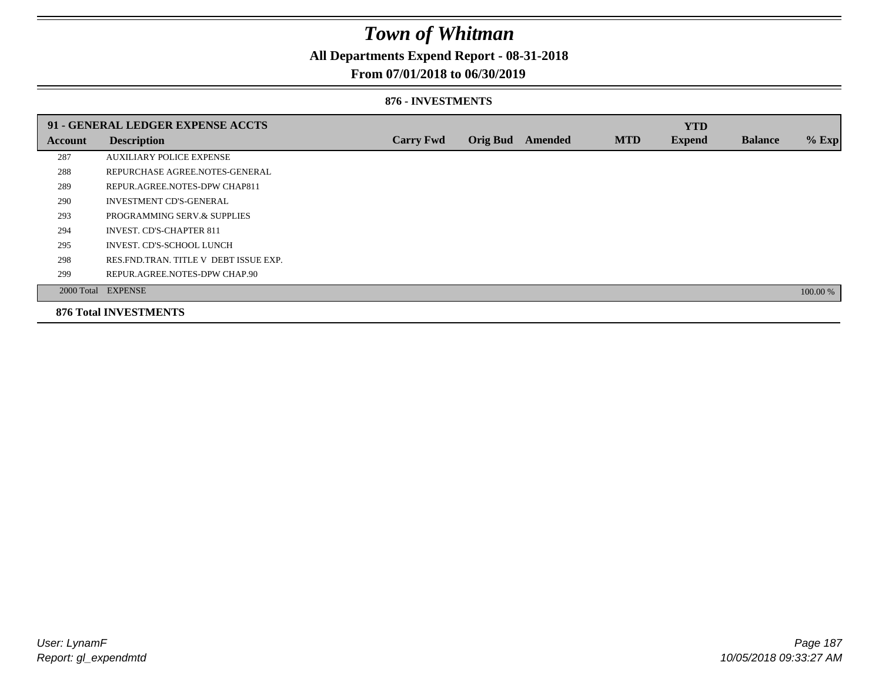# Town of Whitman

## All Departments Expend Report - 08-31-2018

### From 07/01/2018 to 06/30/2019

#### 876 - INVESTMENTS

| 91 - GENERAL LEDGER EXPENSE ACCTS | | | | | | | | |
|---|---|---|---|---|---|---|---|---|
| **Account** | **Description** | **Carry Fwd** | **Orig Bud** | **Amended** | **MTD** | **YTD Expend** | **Balance** | **% Exp** |
| 287 | AUXILIARY POLICE EXPENSE | | | | | | | |
| 288 | REPURCHASE AGREE.NOTES-GENERAL | | | | | | | |
| 289 | REPUR.AGREE.NOTES-DPW CHAP811 | | | | | | | |
| 290 | INVESTMENT CD'S-GENERAL | | | | | | | |
| 293 | PROGRAMMING SERV.& SUPPLIES | | | | | | | |
| 294 | INVEST. CD'S-CHAPTER 811 | | | | | | | |
| 295 | INVEST. CD'S-SCHOOL LUNCH | | | | | | | |
| 298 | RES.FND.TRAN. TITLE V DEBT ISSUE EXP. | | | | | | | |
| 299 | REPUR.AGREE.NOTES-DPW CHAP.90 | | | | | | | |
| 2000 Total | EXPENSE | | | | | | | 100.00 % |

**876 Total INVESTMENTS**

*User: LynamF*
*Report: gl_expendmtd*

*10/05/2018 09:33:27 AM*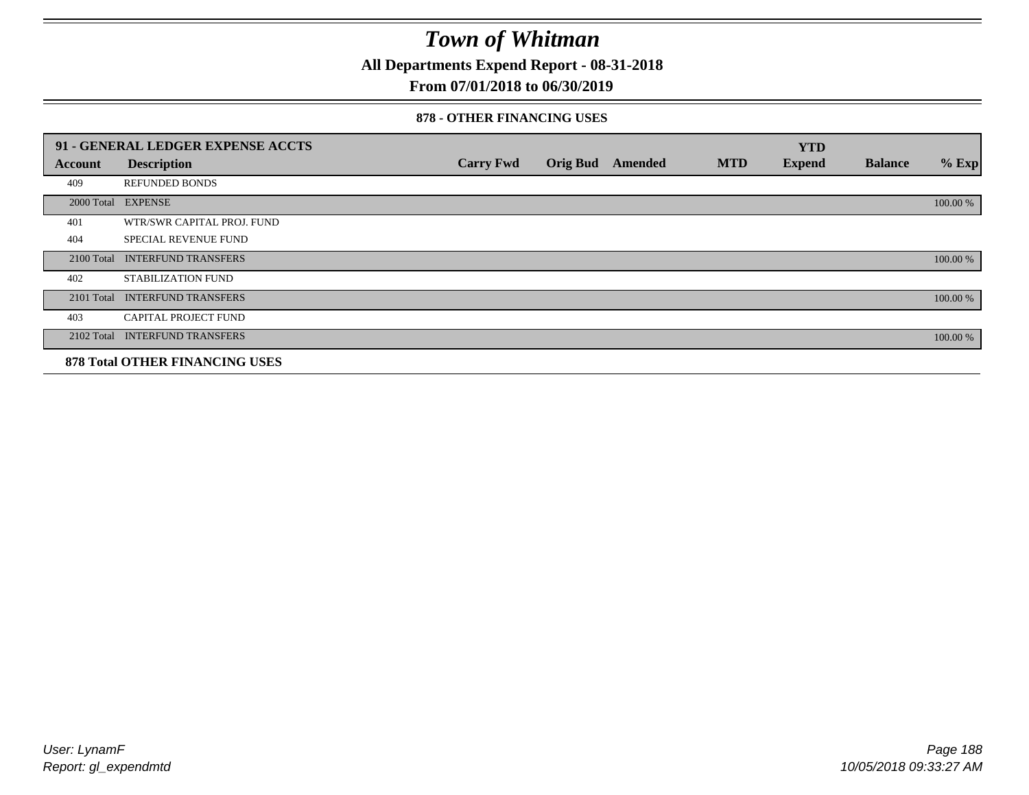# Town of Whitman

**All Departments Expend Report - 08-31-2018**

**From 07/01/2018 to 06/30/2019**

### 878 - OTHER FINANCING USES

| 91 - GENERAL LEDGER EXPENSE ACCTS | | | | | | YTD | | |
|---|---|---|---|---|---|---|---|---|
| **Account** | **Description** | **Carry Fwd** | **Orig Bud** | **Amended** | **MTD** | **Expend** | **Balance** | **% Exp** |
| 409 | REFUNDED BONDS | | | | | | | |
| 2000 Total | EXPENSE | | | | | | | 100.00 % |
| 401 | WTR/SWR CAPITAL PROJ. FUND | | | | | | | |
| 404 | SPECIAL REVENUE FUND | | | | | | | |
| 2100 Total | INTERFUND TRANSFERS | | | | | | | 100.00 % |
| 402 | STABILIZATION FUND | | | | | | | |
| 2101 Total | INTERFUND TRANSFERS | | | | | | | 100.00 % |
| 403 | CAPITAL PROJECT FUND | | | | | | | |
| 2102 Total | INTERFUND TRANSFERS | | | | | | | 100.00 % |

**878 Total OTHER FINANCING USES**

User: LynamF
Report: gl_expendmtd

10/05/2018 09:33:27 AM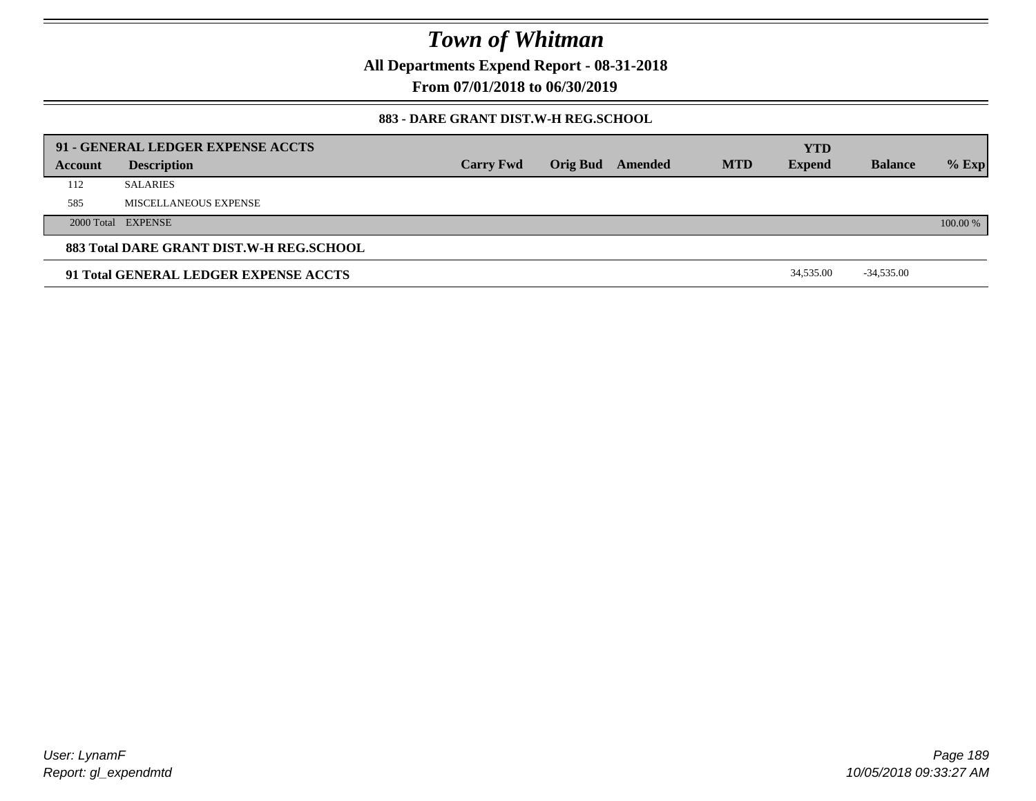# Town of Whitman

**All Departments Expend Report - 08-31-2018**

**From 07/01/2018 to 06/30/2019**

**883 - DARE GRANT DIST.W-H REG.SCHOOL**

| Account | Description | Carry Fwd | Orig Bud | Amended | MTD | YTD Expend | Balance | % Exp |
|---|---|---|---|---|---|---|---|---|
| **91 - GENERAL LEDGER EXPENSE ACCTS** | | | | | | | | |
| 112 | SALARIES | | | | | | | |
| 585 | MISCELLANEOUS EXPENSE | | | | | | | |
| 2000 Total | EXPENSE | | | | | | | 100.00 % |
| **883 Total DARE GRANT DIST.W-H REG.SCHOOL** | | | | | | | | |
| **91 Total GENERAL LEDGER EXPENSE ACCTS** | | | | | | 34,535.00 | -34,535.00 | |

User: LynamF
Report: gl_expendmtd

10/05/2018 09:33:27 AM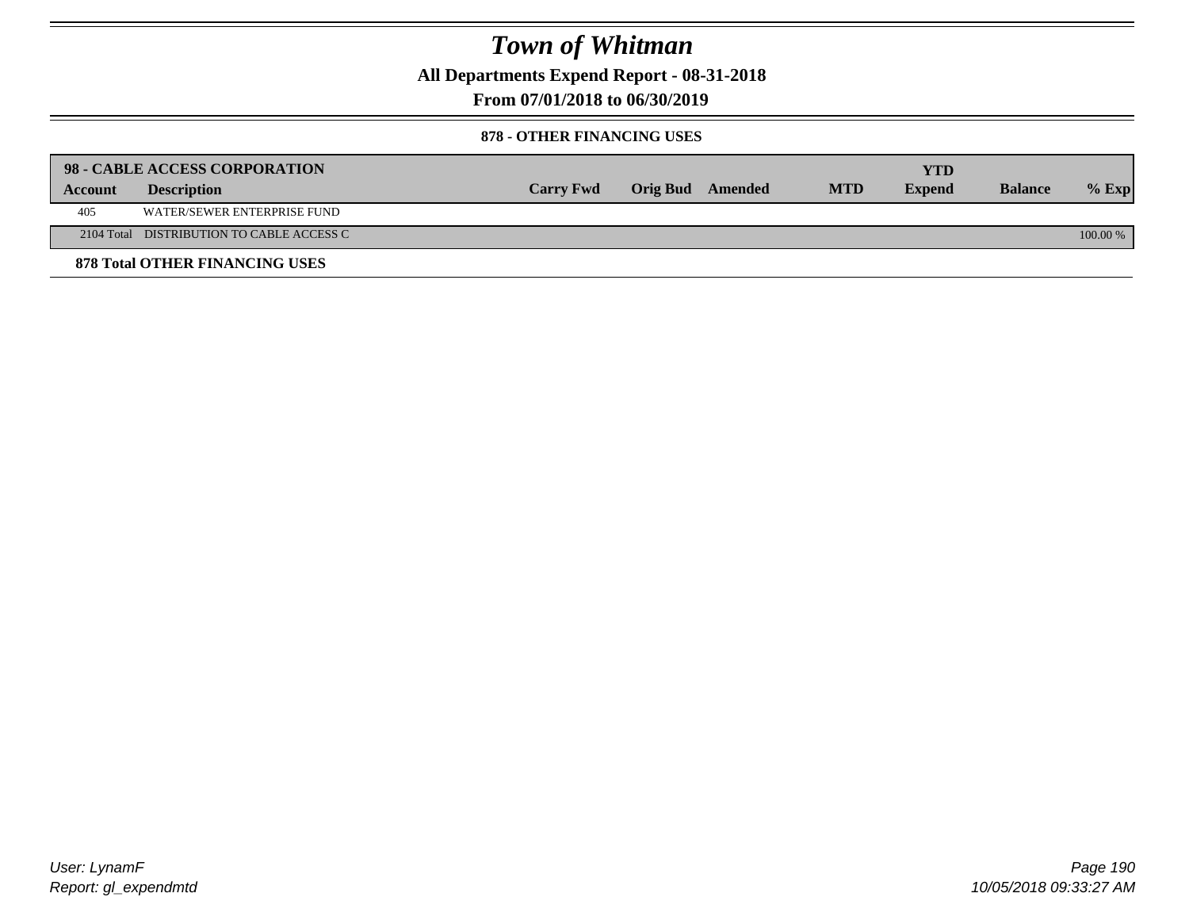# Town of Whitman

**All Departments Expend Report - 08-31-2018**

**From 07/01/2018 to 06/30/2019**

**878 - OTHER FINANCING USES**

| **98 - CABLE ACCESS CORPORATION** | | | | | | | | | |
|---|---|---|---|---|---|---|---|---|---|
| **Account** | **Description** | **Carry Fwd** | **Orig Bud** | **Amended** | **MTD** | **YTD Expend** | **Balance** | **% Exp** |
| 405 | WATER/SEWER ENTERPRISE FUND | | | | | | | |
| 2104 Total | DISTRIBUTION TO CABLE ACCESS C | | | | | | | 100.00 % |

**878 Total OTHER FINANCING USES**

*User: LynamF*
*Report: gl_expendmtd*

*10/05/2018 09:33:27 AM*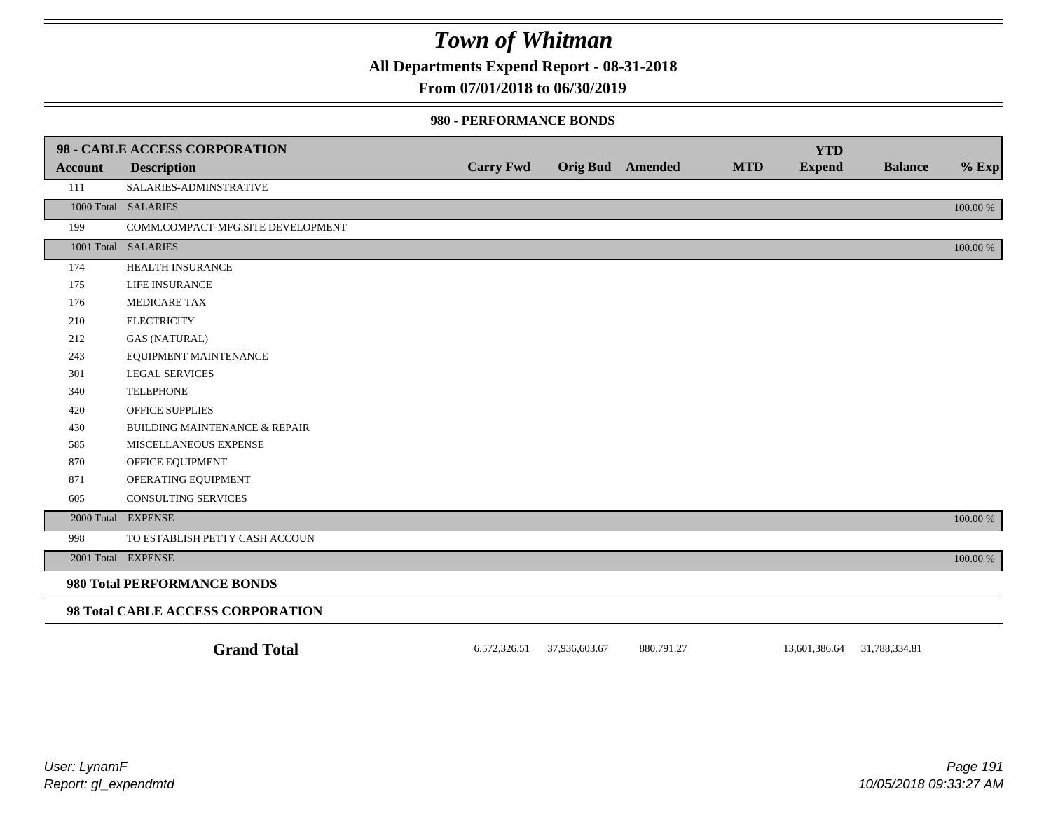# Town of Whitman

**All Departments Expend Report - 08-31-2018**

**From 07/01/2018 to 06/30/2019**

**980 - PERFORMANCE BONDS**

| 98 - CABLE ACCESS CORPORATION | | | | | | | | |
|---|---|---|---|---|---|---|---|---|
| **Account** | **Description** | **Carry Fwd** | **Orig Bud** | **Amended** | **MTD** | **YTD Expend** | **Balance** | **% Exp** |
| 111 | SALARIES-ADMINSTRATIVE | | | | | | | |
| 1000 Total | SALARIES | | | | | | | 100.00 % |
| 199 | COMM.COMPACT-MFG.SITE DEVELOPMENT | | | | | | | |
| 1001 Total | SALARIES | | | | | | | 100.00 % |
| 174 | HEALTH INSURANCE | | | | | | | |
| 175 | LIFE INSURANCE | | | | | | | |
| 176 | MEDICARE TAX | | | | | | | |
| 210 | ELECTRICITY | | | | | | | |
| 212 | GAS (NATURAL) | | | | | | | |
| 243 | EQUIPMENT MAINTENANCE | | | | | | | |
| 301 | LEGAL SERVICES | | | | | | | |
| 340 | TELEPHONE | | | | | | | |
| 420 | OFFICE SUPPLIES | | | | | | | |
| 430 | BUILDING MAINTENANCE & REPAIR | | | | | | | |
| 585 | MISCELLANEOUS EXPENSE | | | | | | | |
| 870 | OFFICE EQUIPMENT | | | | | | | |
| 871 | OPERATING EQUIPMENT | | | | | | | |
| 605 | CONSULTING SERVICES | | | | | | | |
| 2000 Total | EXPENSE | | | | | | | 100.00 % |
| 998 | TO ESTABLISH PETTY CASH ACCOUN | | | | | | | |
| 2001 Total | EXPENSE | | | | | | | 100.00 % |

**980 Total PERFORMANCE BONDS**

**98 Total CABLE ACCESS CORPORATION**

| | Carry Fwd | Orig Bud | Amended | MTD | YTD Expend | Balance | % Exp |
|---|---|---|---|---|---|---|---|
| **Grand Total** | 6,572,326.51 | 37,936,603.67 | 880,791.27 | | 13,601,386.64 | 31,788,334.81 | |

*User: LynamF*
*Report: gl_expendmtd*

*10/05/2018 09:33:27 AM*